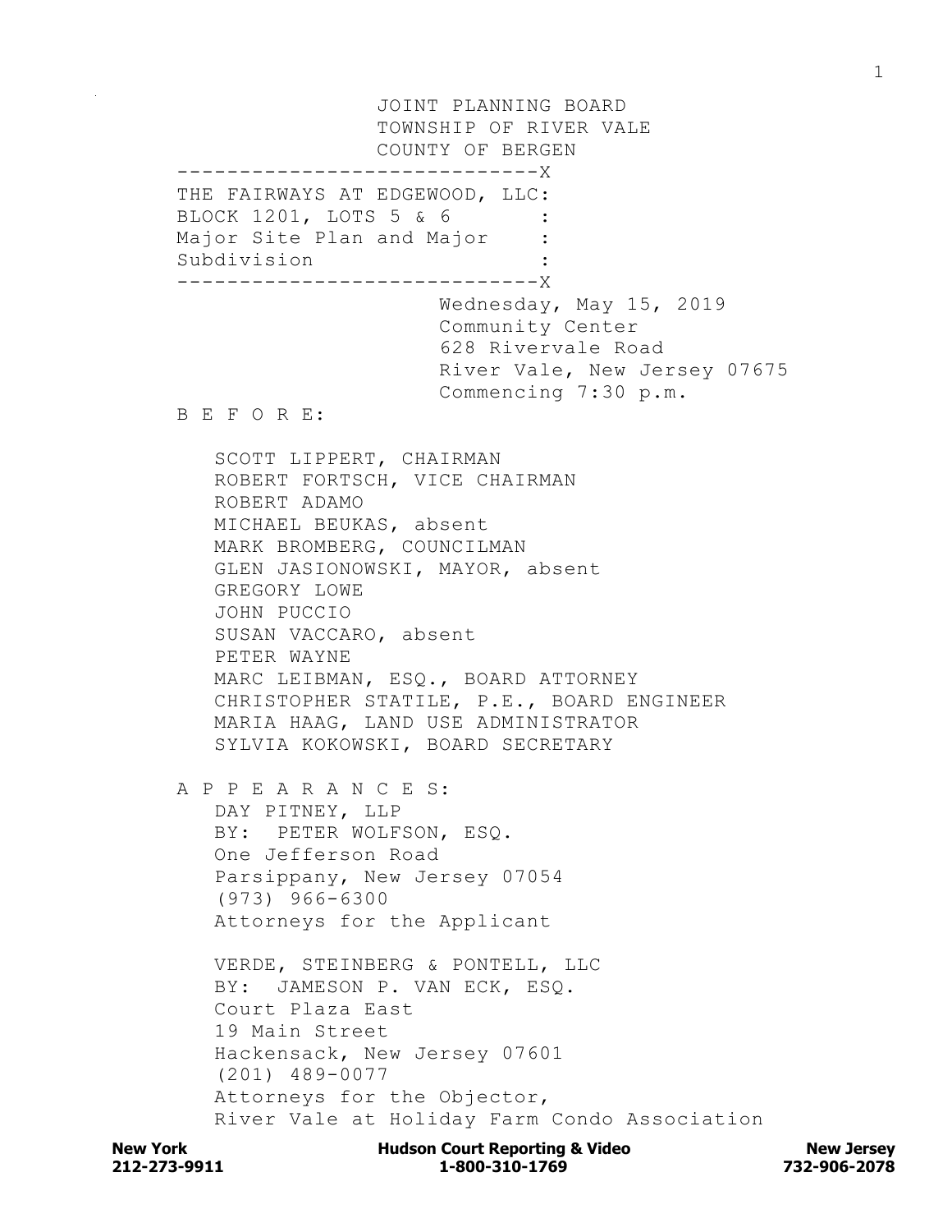JOINT PLANNING BOARD
TOWNSHIP OF RIVER VALE
COUNTY OF BERGEN

-----------------------------X
THE FAIRWAYS AT EDGEWOOD, LLC:
BLOCK 1201, LOTS 5 & 6 :
Major Site Plan and Major :
Subdivision :
-----------------------------X

Wednesday, May 15, 2019
Community Center
628 Rivervale Road
River Vale, New Jersey 07675
Commencing 7:30 p.m.

B E F O R E:

SCOTT LIPPERT, CHAIRMAN
ROBERT FORTSCH, VICE CHAIRMAN
ROBERT ADAMO
MICHAEL BEUKAS, absent
MARK BROMBERG, COUNCILMAN
GLEN JASIONOWSKI, MAYOR, absent
GREGORY LOWE
JOHN PUCCIO
SUSAN VACCARO, absent
PETER WAYNE
MARC LEIBMAN, ESQ., BOARD ATTORNEY
CHRISTOPHER STATILE, P.E., BOARD ENGINEER
MARIA HAAG, LAND USE ADMINISTRATOR
SYLVIA KOKOWSKI, BOARD SECRETARY

A P P E A R A N C E S:

DAY PITNEY, LLP
BY: PETER WOLFSON, ESQ.
One Jefferson Road
Parsippany, New Jersey 07054
(973) 966-6300
Attorneys for the Applicant

VERDE, STEINBERG & PONTELL, LLC
BY: JAMESON P. VAN ECK, ESQ.
Court Plaza East
19 Main Street
Hackensack, New Jersey 07601
(201) 489-0077
Attorneys for the Objector,
River Vale at Holiday Farm Condo Association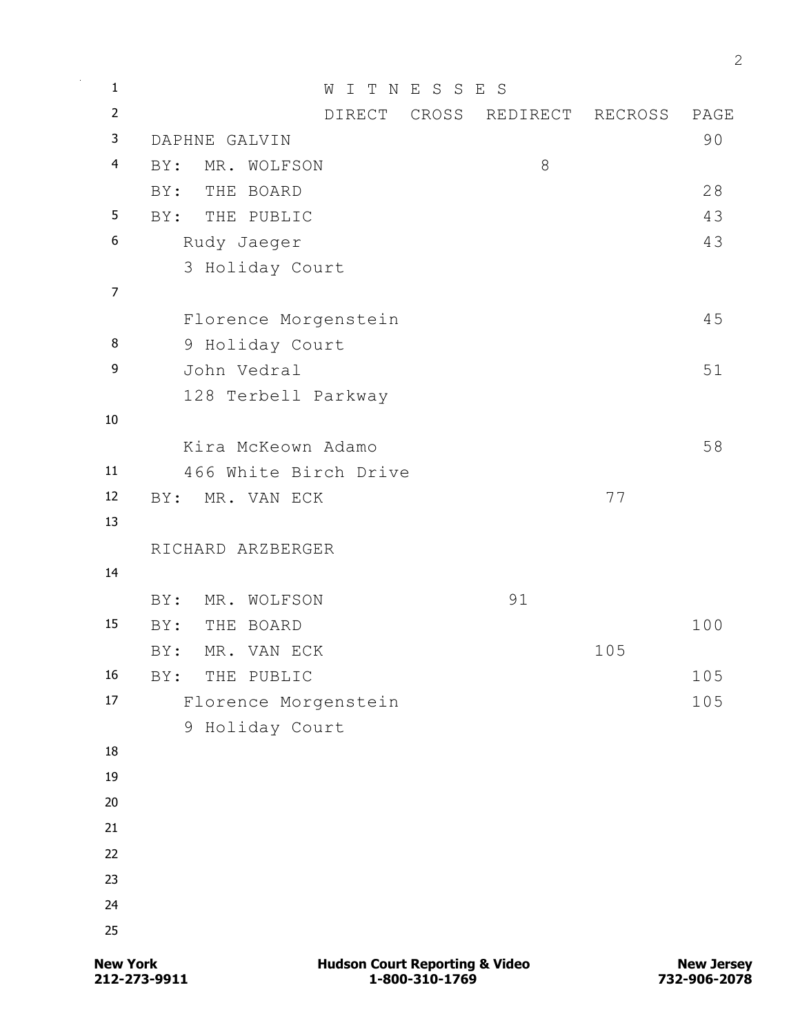# W I T N E S S E S

| | DIRECT | CROSS | REDIRECT | RECROSS | PAGE |
|---|---|---|---|---|---|
| DAPHNE GALVIN | | | | | 90 |
| BY: MR. WOLFSON | | | 8 | | |
| BY: THE BOARD | | | | | 28 |
| BY: THE PUBLIC | | | | | 43 |
| Rudy Jaeger<br>3 Holiday Court | | | | | 43 |
| Florence Morgenstein<br>9 Holiday Court | | | | | 45 |
| John Vedral<br>128 Terbell Parkway | | | | | 51 |
| Kira McKeown Adamo<br>466 White Birch Drive | | | | | 58 |
| BY: MR. VAN ECK | | | | 77 | |
| RICHARD ARZBERGER | | | | | |
| BY: MR. WOLFSON | | | 91 | | |
| BY: THE BOARD | | | | | 100 |
| BY: MR. VAN ECK | | | | 105 | |
| BY: THE PUBLIC | | | | | 105 |
| Florence Morgenstein<br>9 Holiday Court | | | | | 105 |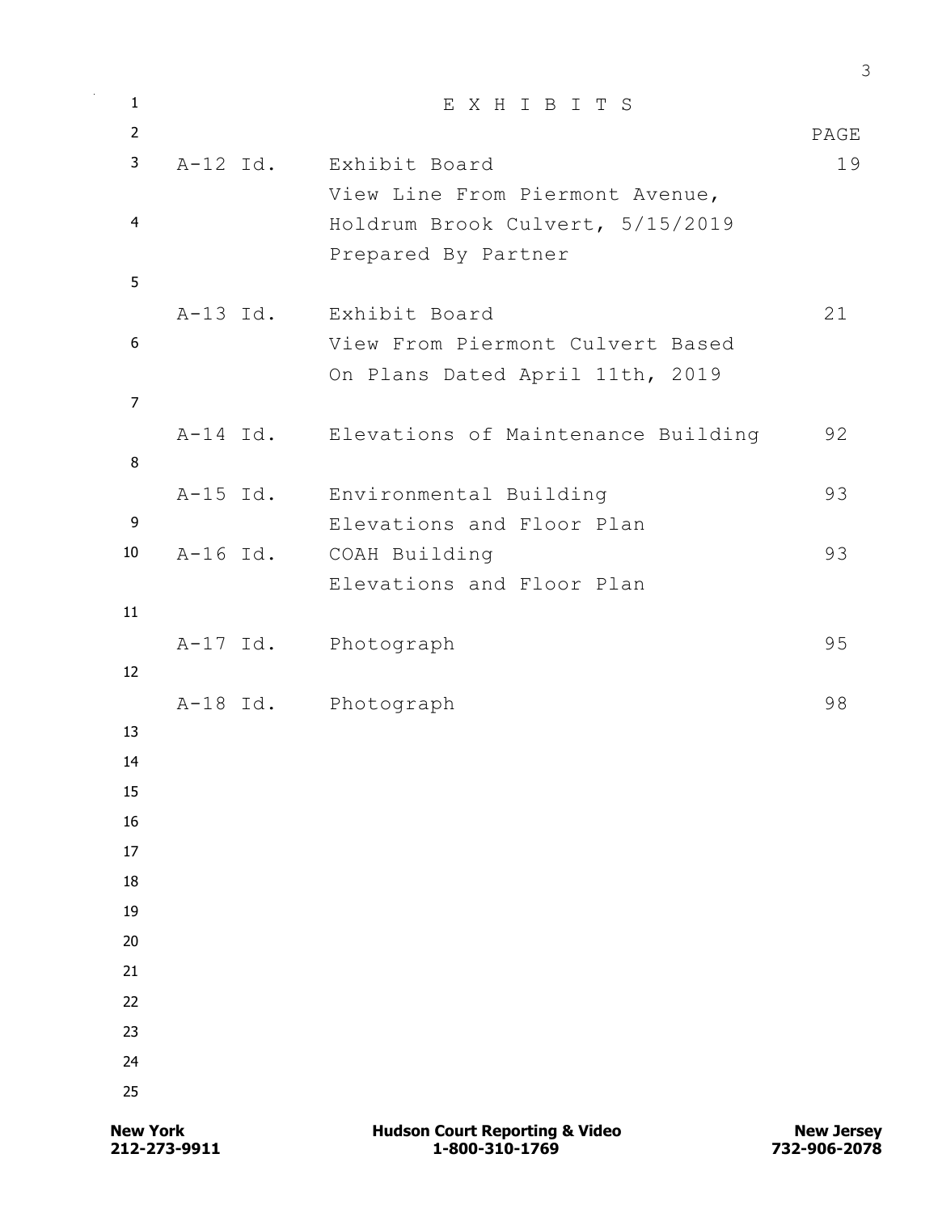# E X H I B I T S

| | | PAGE |
|---|---|---|
| A-12 Id. | Exhibit Board View Line From Piermont Avenue, Holdrum Brook Culvert, 5/15/2019 Prepared By Partner | 19 |
| A-13 Id. | Exhibit Board View From Piermont Culvert Based On Plans Dated April 11th, 2019 | 21 |
| A-14 Id. | Elevations of Maintenance Building | 92 |
| A-15 Id. | Environmental Building Elevations and Floor Plan | 93 |
| A-16 Id. | COAH Building Elevations and Floor Plan | 93 |
| A-17 Id. | Photograph | 95 |
| A-18 Id. | Photograph | 98 |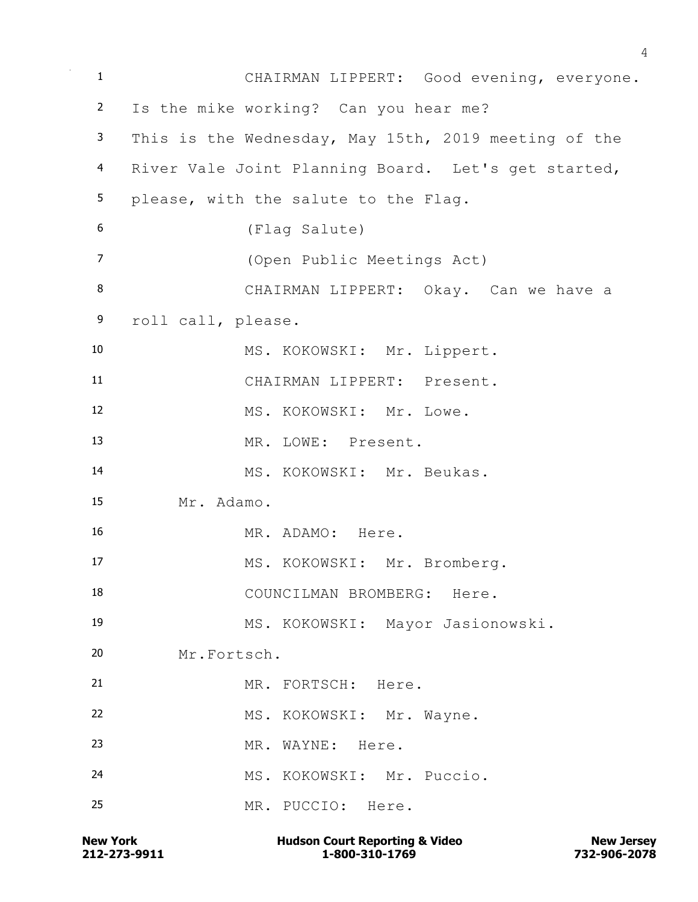CHAIRMAN LIPPERT: Good evening, everyone. Is the mike working? Can you hear me? This is the Wednesday, May 15th, 2019 meeting of the River Vale Joint Planning Board. Let's get started, please, with the salute to the Flag.

(Flag Salute)

(Open Public Meetings Act)

CHAIRMAN LIPPERT: Okay. Can we have a roll call, please.

MS. KOKOWSKI: Mr. Lippert.

CHAIRMAN LIPPERT: Present.

MS. KOKOWSKI: Mr. Lowe.

MR. LOWE: Present.

MS. KOKOWSKI: Mr. Beukas.

Mr. Adamo.

MR. ADAMO: Here.

MS. KOKOWSKI: Mr. Bromberg.

COUNCILMAN BROMBERG: Here.

MS. KOKOWSKI: Mayor Jasionowski.

Mr.Fortsch.

MR. FORTSCH: Here.

MS. KOKOWSKI: Mr. Wayne.

MR. WAYNE: Here.

MS. KOKOWSKI: Mr. Puccio.

MR. PUCCIO: Here.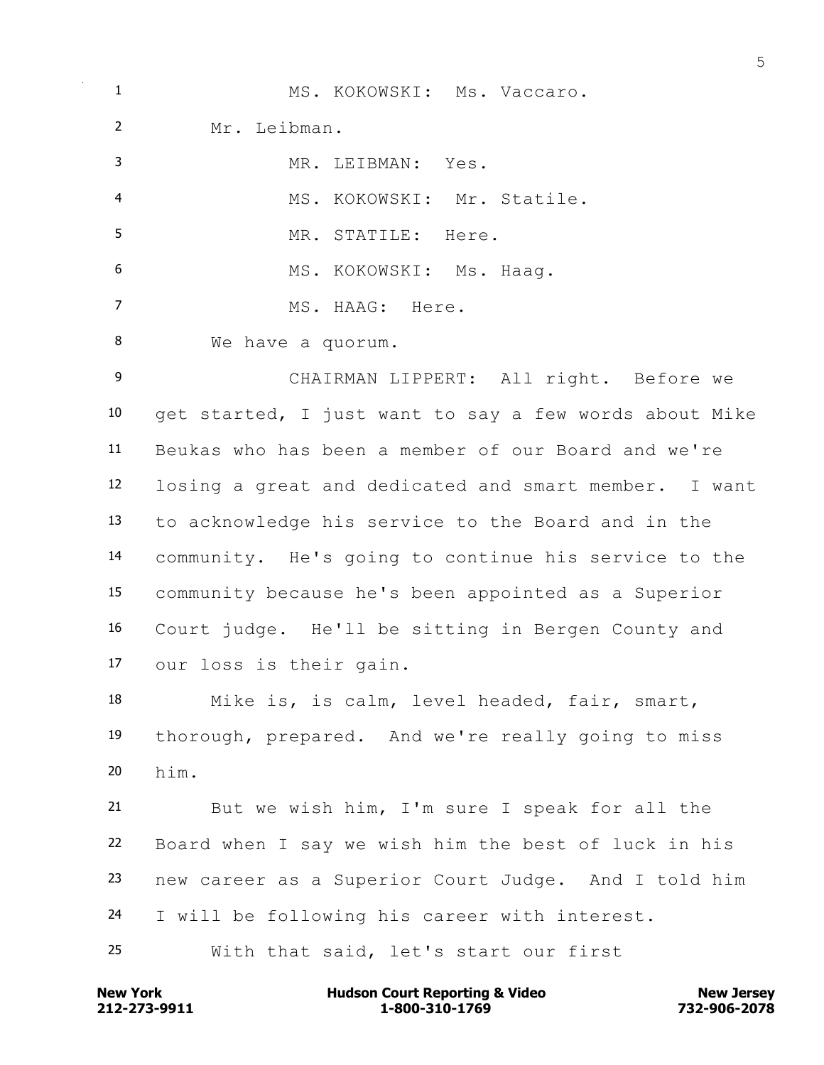MS. KOKOWSKI: Ms. Vaccaro.

Mr. Leibman.

MR. LEIBMAN: Yes.

MS. KOKOWSKI: Mr. Statile.

MR. STATILE: Here.

MS. KOKOWSKI: Ms. Haag.

MS. HAAG: Here.

We have a quorum.

CHAIRMAN LIPPERT: All right. Before we get started, I just want to say a few words about Mike Beukas who has been a member of our Board and we're losing a great and dedicated and smart member. I want to acknowledge his service to the Board and in the community. He's going to continue his service to the community because he's been appointed as a Superior Court judge. He'll be sitting in Bergen County and our loss is their gain.

Mike is, is calm, level headed, fair, smart, thorough, prepared. And we're really going to miss him.

But we wish him, I'm sure I speak for all the Board when I say we wish him the best of luck in his new career as a Superior Court Judge. And I told him I will be following his career with interest.

With that said, let's start our first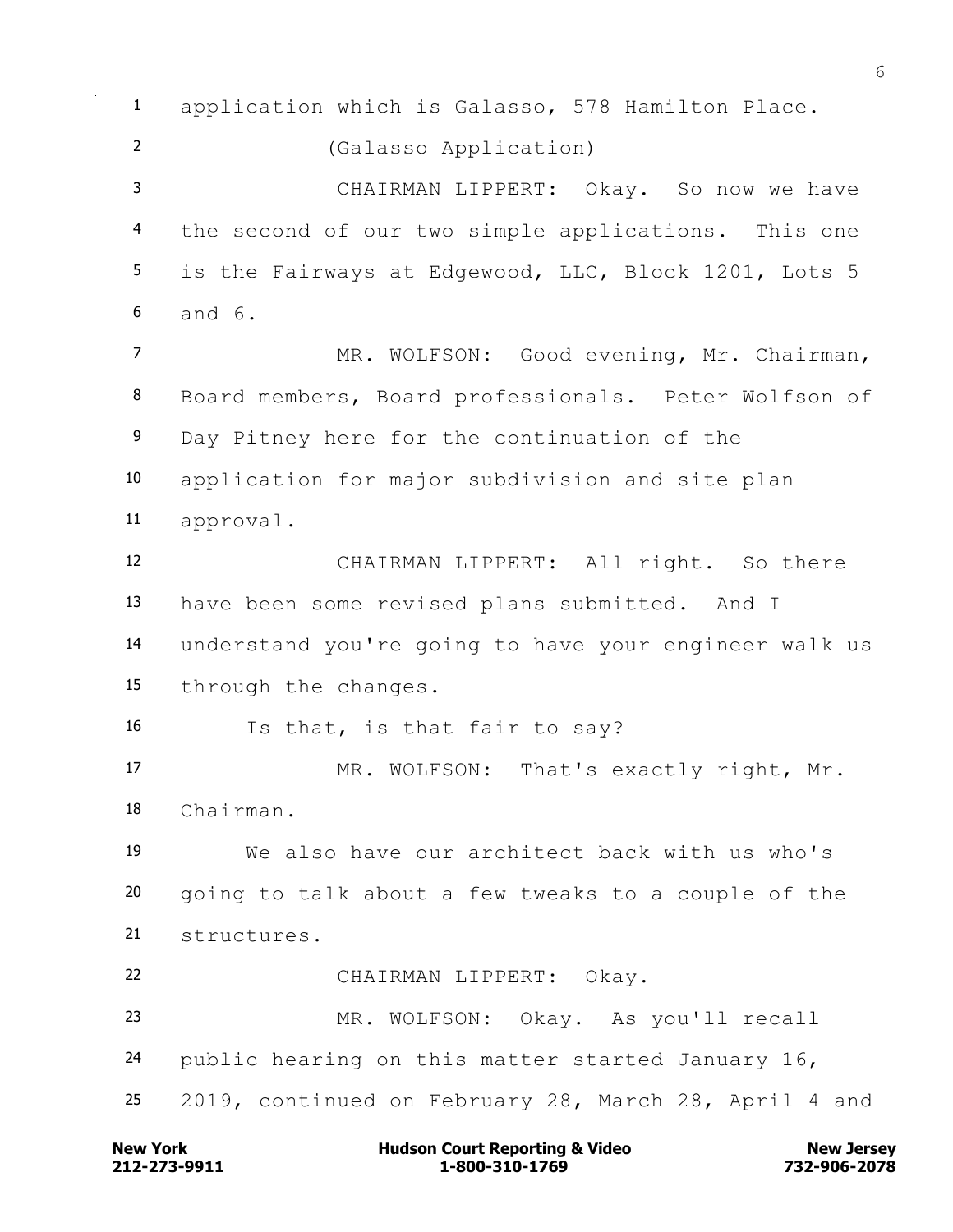application which is Galasso, 578 Hamilton Place.

(Galasso Application)

CHAIRMAN LIPPERT: Okay. So now we have the second of our two simple applications. This one is the Fairways at Edgewood, LLC, Block 1201, Lots 5 and 6.

MR. WOLFSON: Good evening, Mr. Chairman, Board members, Board professionals. Peter Wolfson of Day Pitney here for the continuation of the application for major subdivision and site plan approval.

CHAIRMAN LIPPERT: All right. So there have been some revised plans submitted. And I understand you're going to have your engineer walk us through the changes.

Is that, is that fair to say?

MR. WOLFSON: That's exactly right, Mr. Chairman.

We also have our architect back with us who's going to talk about a few tweaks to a couple of the structures.

CHAIRMAN LIPPERT: Okay.

MR. WOLFSON: Okay. As you'll recall public hearing on this matter started January 16, 2019, continued on February 28, March 28, April 4 and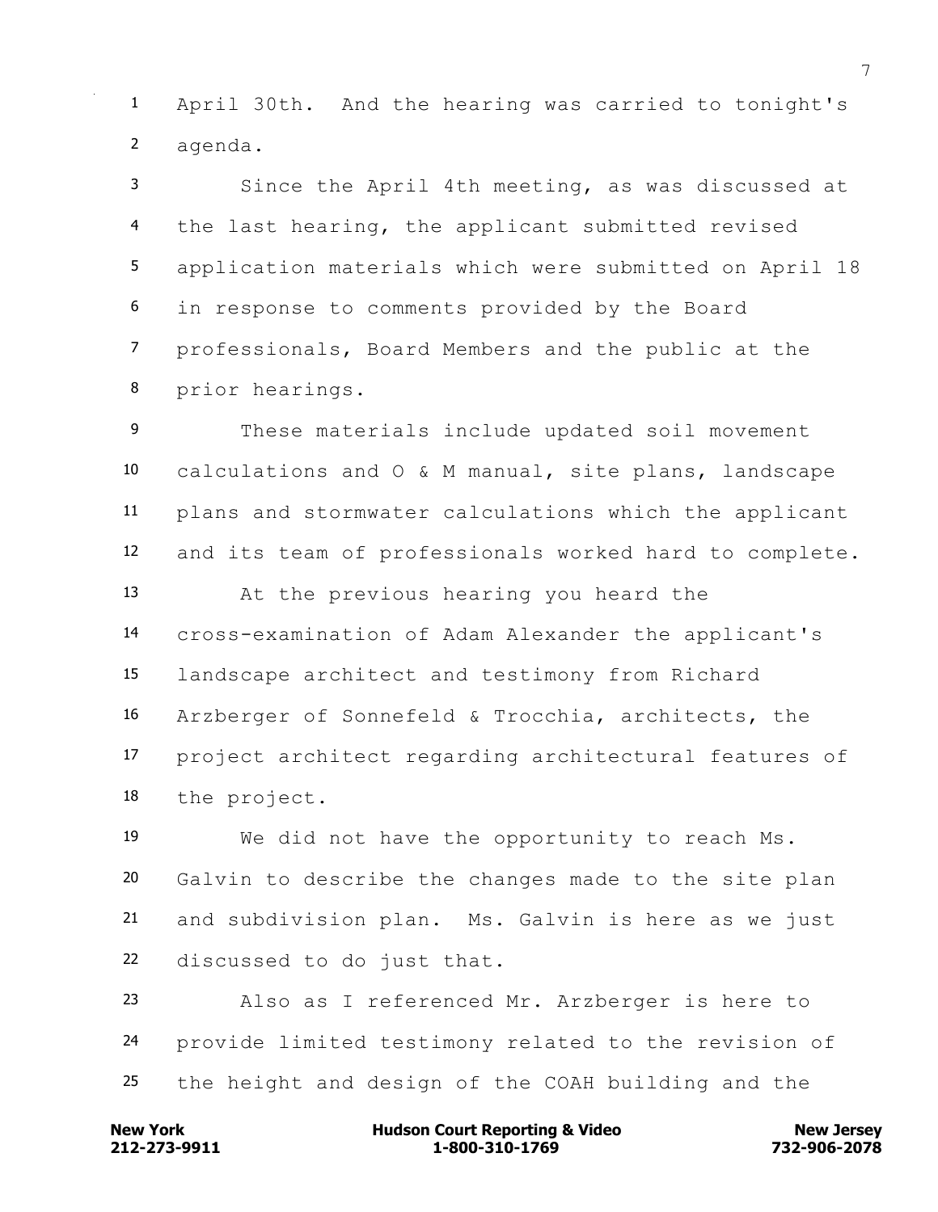April 30th. And the hearing was carried to tonight's agenda.

Since the April 4th meeting, as was discussed at the last hearing, the applicant submitted revised application materials which were submitted on April 18 in response to comments provided by the Board professionals, Board Members and the public at the prior hearings.

These materials include updated soil movement calculations and O & M manual, site plans, landscape plans and stormwater calculations which the applicant and its team of professionals worked hard to complete.

At the previous hearing you heard the cross-examination of Adam Alexander the applicant's landscape architect and testimony from Richard Arzberger of Sonnefeld & Trocchia, architects, the project architect regarding architectural features of the project.

We did not have the opportunity to reach Ms. Galvin to describe the changes made to the site plan and subdivision plan. Ms. Galvin is here as we just discussed to do just that.

Also as I referenced Mr. Arzberger is here to provide limited testimony related to the revision of the height and design of the COAH building and the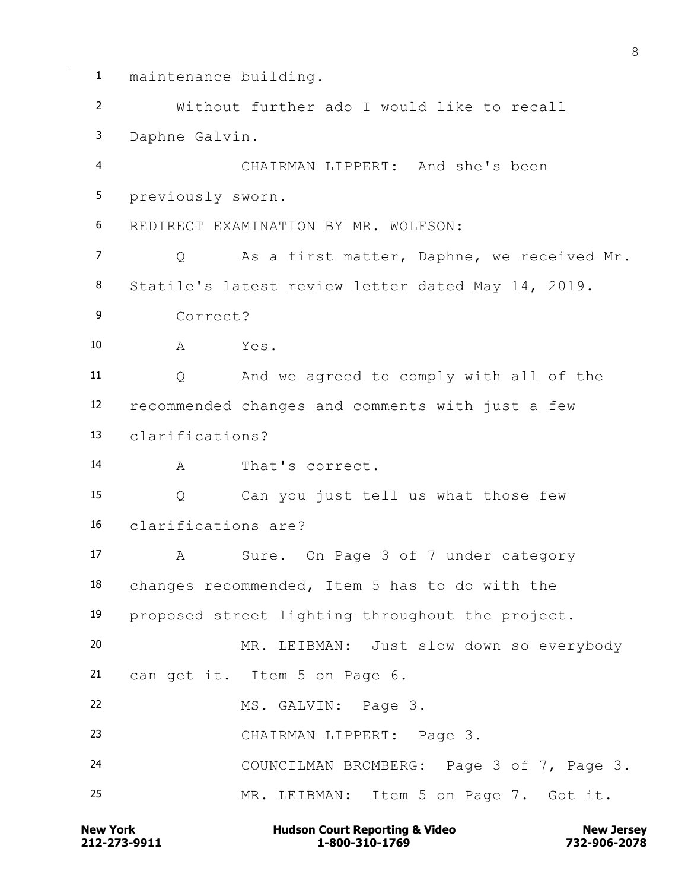maintenance building.

Without further ado I would like to recall Daphne Galvin.

CHAIRMAN LIPPERT: And she's been previously sworn.

REDIRECT EXAMINATION BY MR. WOLFSON:

Q As a first matter, Daphne, we received Mr. Statile's latest review letter dated May 14, 2019. Correct?

A Yes.

Q And we agreed to comply with all of the recommended changes and comments with just a few clarifications?

A That's correct.

Q Can you just tell us what those few clarifications are?

A Sure. On Page 3 of 7 under category changes recommended, Item 5 has to do with the proposed street lighting throughout the project.

MR. LEIBMAN: Just slow down so everybody can get it. Item 5 on Page 6.

MS. GALVIN: Page 3.

CHAIRMAN LIPPERT: Page 3.

COUNCILMAN BROMBERG: Page 3 of 7, Page 3.

MR. LEIBMAN: Item 5 on Page 7. Got it.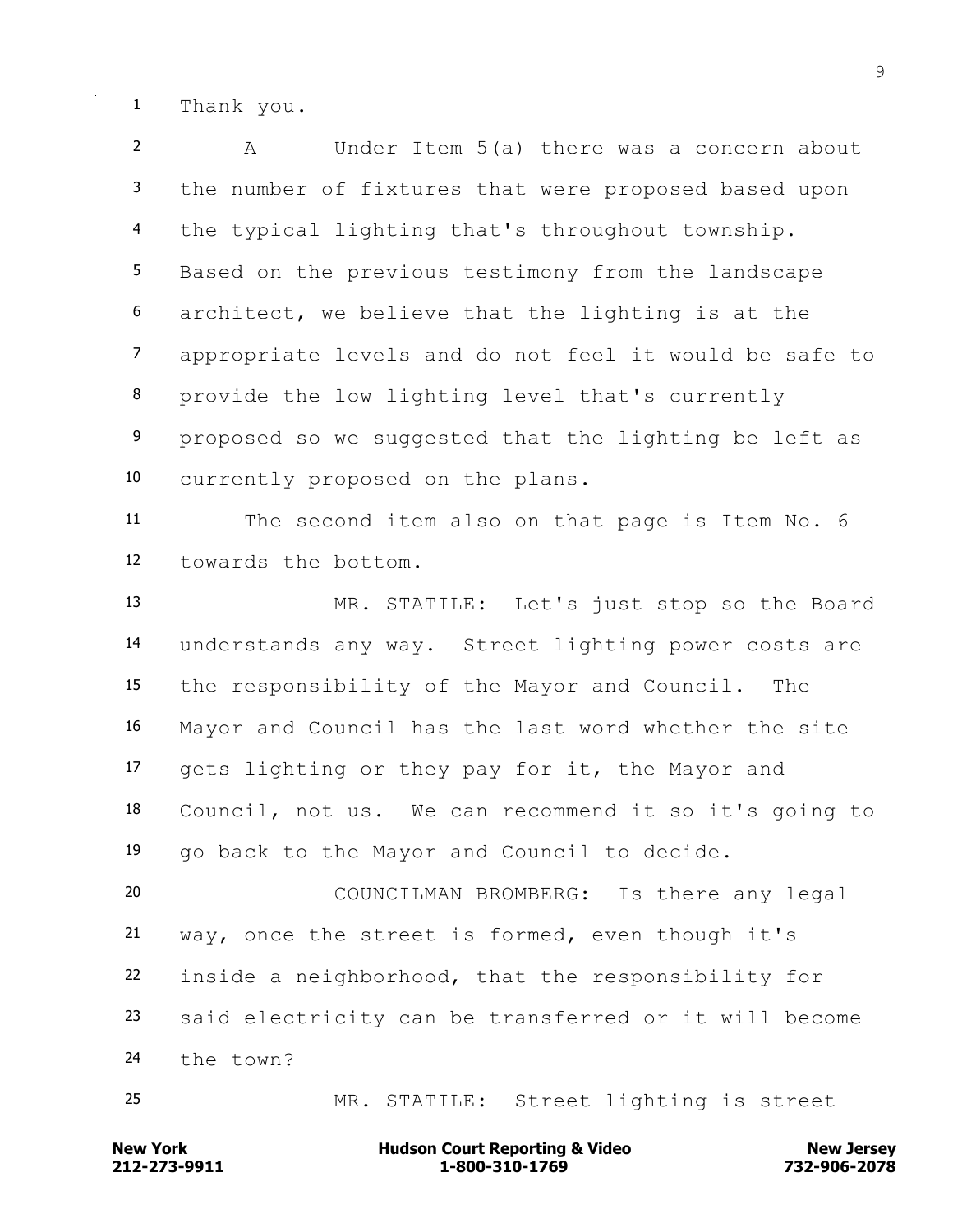Thank you.

A Under Item 5(a) there was a concern about the number of fixtures that were proposed based upon the typical lighting that's throughout township. Based on the previous testimony from the landscape architect, we believe that the lighting is at the appropriate levels and do not feel it would be safe to provide the low lighting level that's currently proposed so we suggested that the lighting be left as currently proposed on the plans.

The second item also on that page is Item No. 6 towards the bottom.

MR. STATILE: Let's just stop so the Board understands any way. Street lighting power costs are the responsibility of the Mayor and Council. The Mayor and Council has the last word whether the site gets lighting or they pay for it, the Mayor and Council, not us. We can recommend it so it's going to go back to the Mayor and Council to decide.

COUNCILMAN BROMBERG: Is there any legal way, once the street is formed, even though it's inside a neighborhood, that the responsibility for said electricity can be transferred or it will become the town?

MR. STATILE: Street lighting is street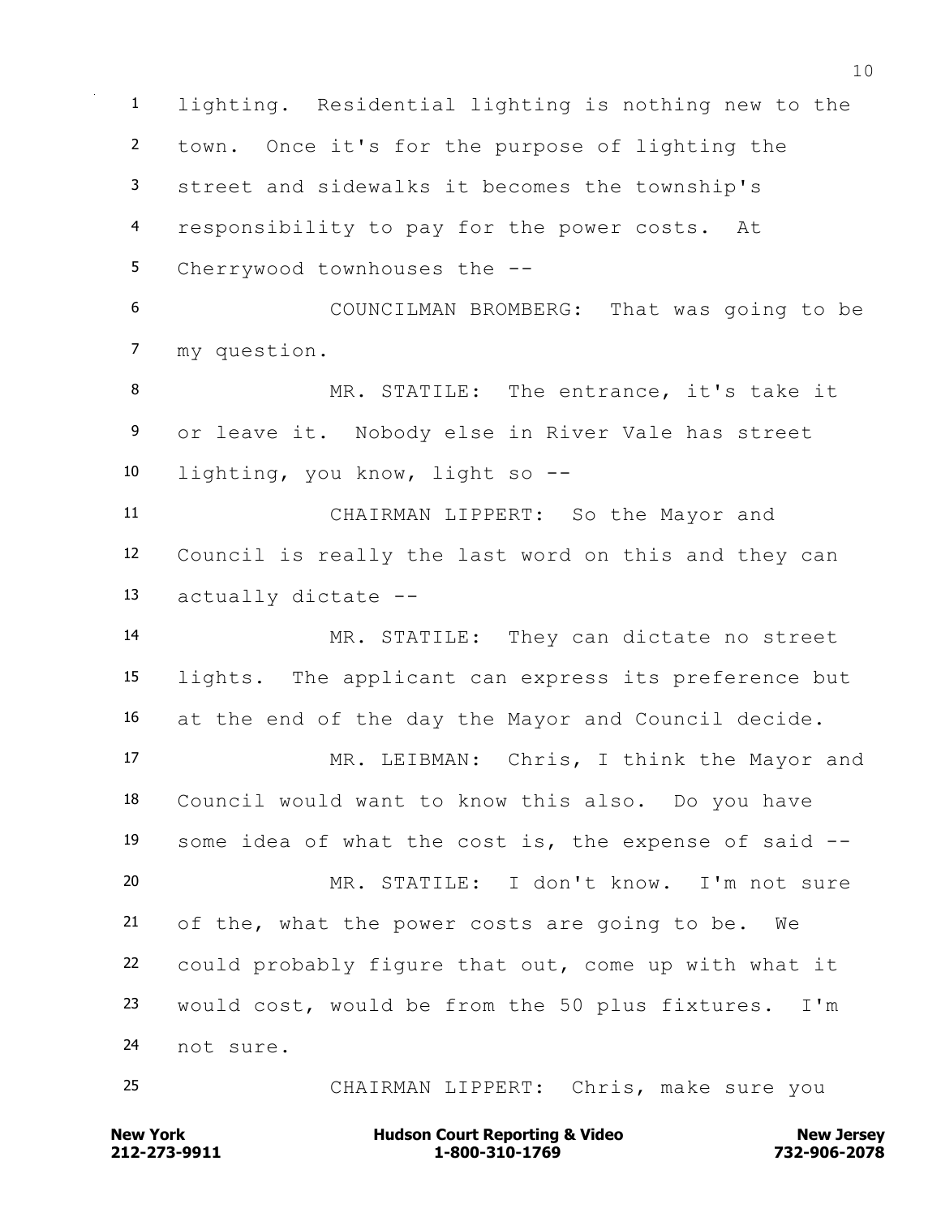lighting. Residential lighting is nothing new to the town. Once it's for the purpose of lighting the street and sidewalks it becomes the township's responsibility to pay for the power costs. At Cherrywood townhouses the --

COUNCILMAN BROMBERG: That was going to be my question.

MR. STATILE: The entrance, it's take it or leave it. Nobody else in River Vale has street lighting, you know, light so --

CHAIRMAN LIPPERT: So the Mayor and Council is really the last word on this and they can actually dictate --

MR. STATILE: They can dictate no street lights. The applicant can express its preference but at the end of the day the Mayor and Council decide.

MR. LEIBMAN: Chris, I think the Mayor and Council would want to know this also. Do you have some idea of what the cost is, the expense of said --

MR. STATILE: I don't know. I'm not sure of the, what the power costs are going to be. We could probably figure that out, come up with what it would cost, would be from the 50 plus fixtures. I'm not sure.

CHAIRMAN LIPPERT: Chris, make sure you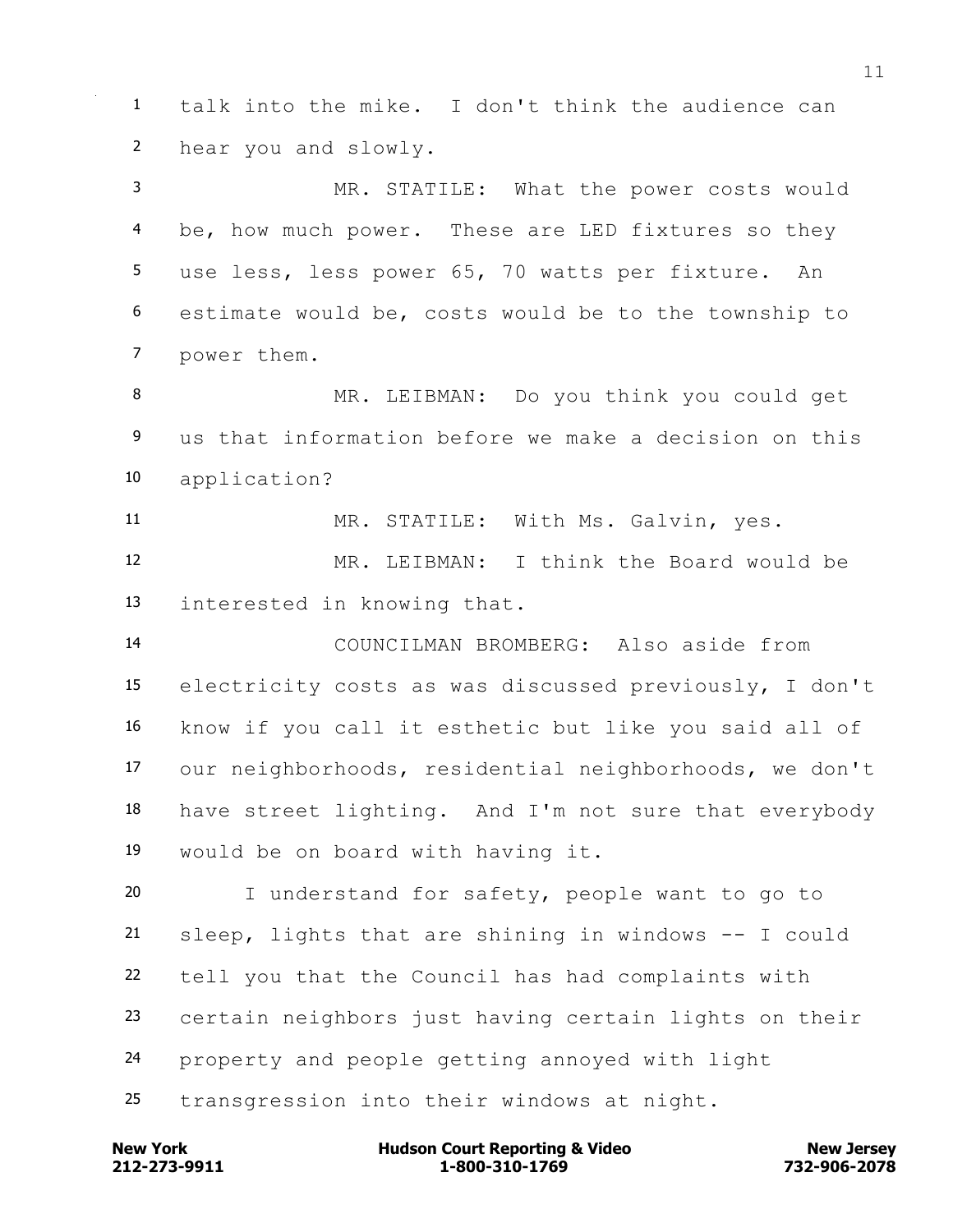talk into the mike. I don't think the audience can hear you and slowly.

MR. STATILE: What the power costs would be, how much power. These are LED fixtures so they use less, less power 65, 70 watts per fixture. An estimate would be, costs would be to the township to power them.

MR. LEIBMAN: Do you think you could get us that information before we make a decision on this application?

MR. STATILE: With Ms. Galvin, yes.

MR. LEIBMAN: I think the Board would be interested in knowing that.

COUNCILMAN BROMBERG: Also aside from electricity costs as was discussed previously, I don't know if you call it esthetic but like you said all of our neighborhoods, residential neighborhoods, we don't have street lighting. And I'm not sure that everybody would be on board with having it.

I understand for safety, people want to go to sleep, lights that are shining in windows -- I could tell you that the Council has had complaints with certain neighbors just having certain lights on their property and people getting annoyed with light transgression into their windows at night.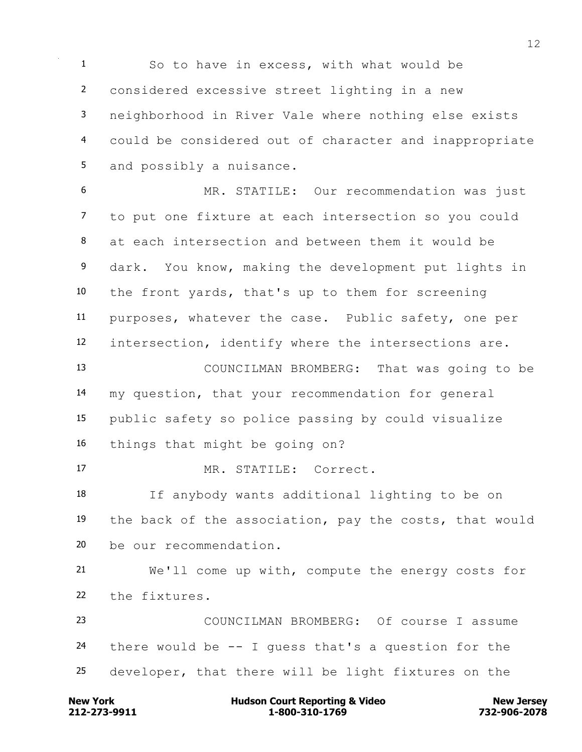So to have in excess, with what would be considered excessive street lighting in a new neighborhood in River Vale where nothing else exists could be considered out of character and inappropriate and possibly a nuisance.

MR. STATILE: Our recommendation was just to put one fixture at each intersection so you could at each intersection and between them it would be dark. You know, making the development put lights in the front yards, that's up to them for screening purposes, whatever the case. Public safety, one per intersection, identify where the intersections are.

COUNCILMAN BROMBERG: That was going to be my question, that your recommendation for general public safety so police passing by could visualize things that might be going on?

MR. STATILE: Correct.

If anybody wants additional lighting to be on the back of the association, pay the costs, that would be our recommendation.

We'll come up with, compute the energy costs for the fixtures.

COUNCILMAN BROMBERG: Of course I assume there would be -- I guess that's a question for the developer, that there will be light fixtures on the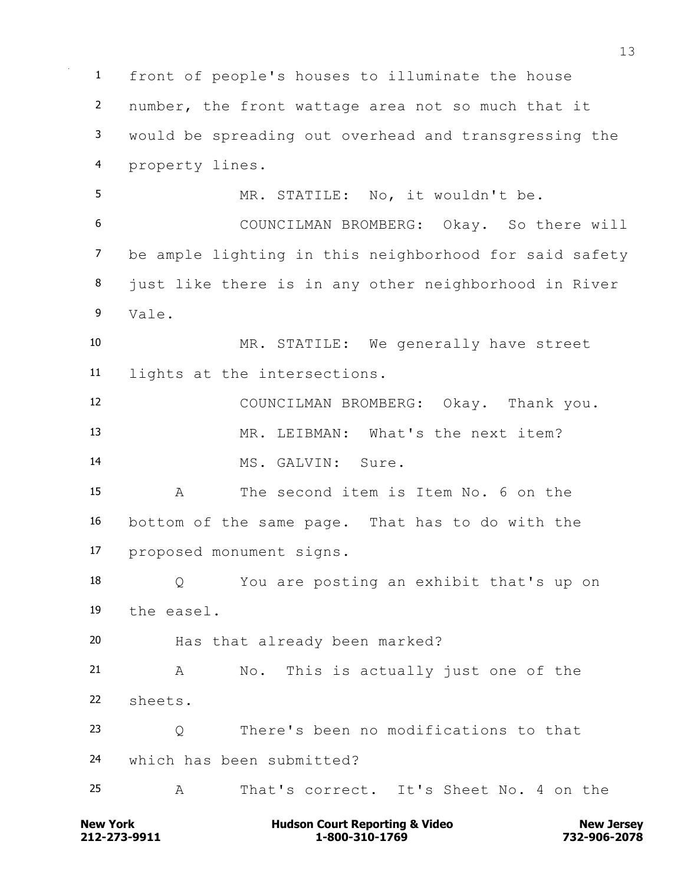front of people's houses to illuminate the house number, the front wattage area not so much that it would be spreading out overhead and transgressing the property lines.

MR. STATILE: No, it wouldn't be.

COUNCILMAN BROMBERG: Okay. So there will be ample lighting in this neighborhood for said safety just like there is in any other neighborhood in River Vale.

MR. STATILE: We generally have street lights at the intersections.

COUNCILMAN BROMBERG: Okay. Thank you.

MR. LEIBMAN: What's the next item?

MS. GALVIN: Sure.

A The second item is Item No. 6 on the bottom of the same page. That has to do with the proposed monument signs.

Q You are posting an exhibit that's up on the easel.

Has that already been marked?

A No. This is actually just one of the sheets.

Q There's been no modifications to that which has been submitted?

A That's correct. It's Sheet No. 4 on the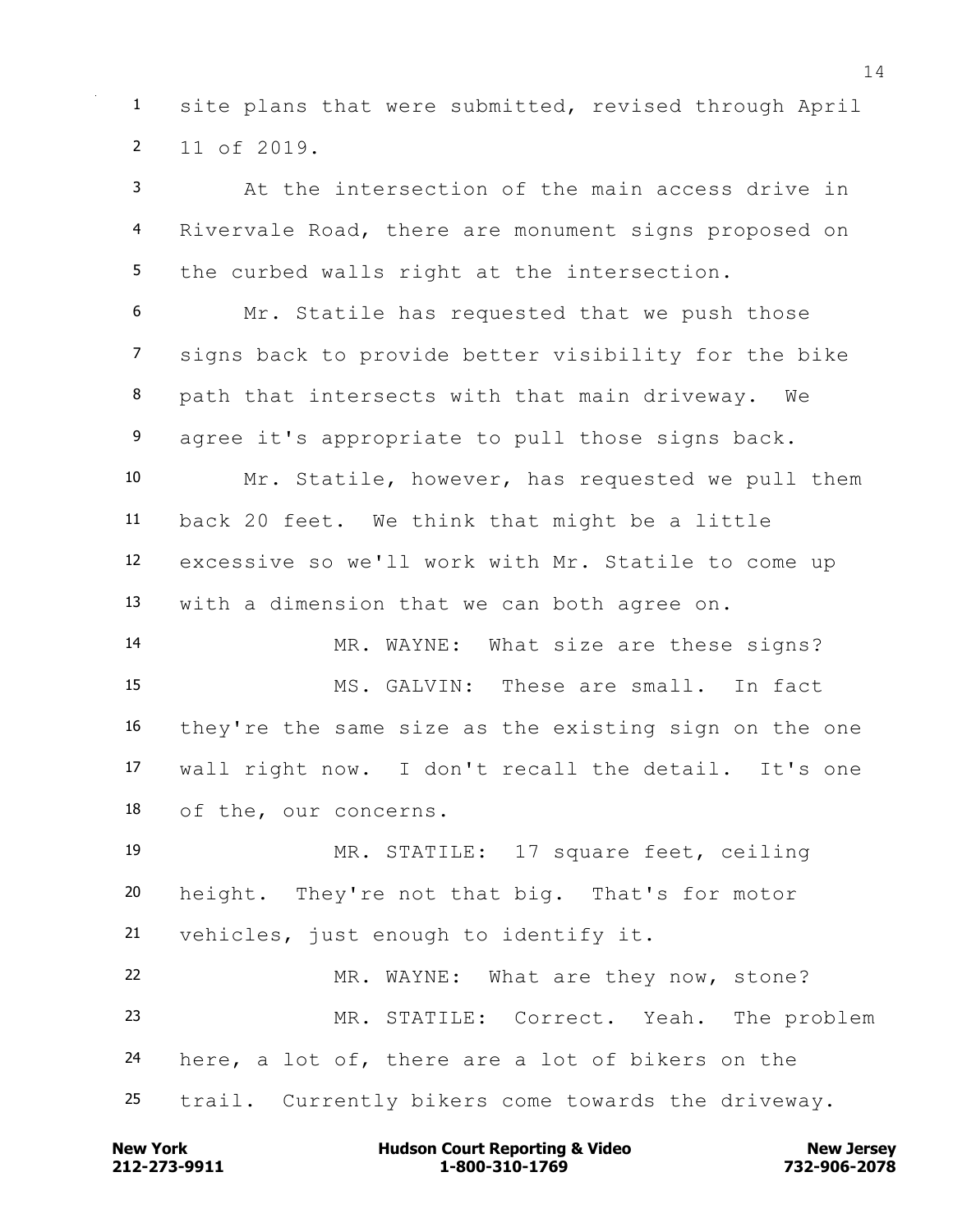site plans that were submitted, revised through April 11 of 2019.

At the intersection of the main access drive in Rivervale Road, there are monument signs proposed on the curbed walls right at the intersection.

Mr. Statile has requested that we push those signs back to provide better visibility for the bike path that intersects with that main driveway. We agree it's appropriate to pull those signs back.

Mr. Statile, however, has requested we pull them back 20 feet. We think that might be a little excessive so we'll work with Mr. Statile to come up with a dimension that we can both agree on.

MR. WAYNE: What size are these signs?

MS. GALVIN: These are small. In fact they're the same size as the existing sign on the one wall right now. I don't recall the detail. It's one of the, our concerns.

MR. STATILE: 17 square feet, ceiling height. They're not that big. That's for motor vehicles, just enough to identify it.

MR. WAYNE: What are they now, stone?

MR. STATILE: Correct. Yeah. The problem here, a lot of, there are a lot of bikers on the trail. Currently bikers come towards the driveway.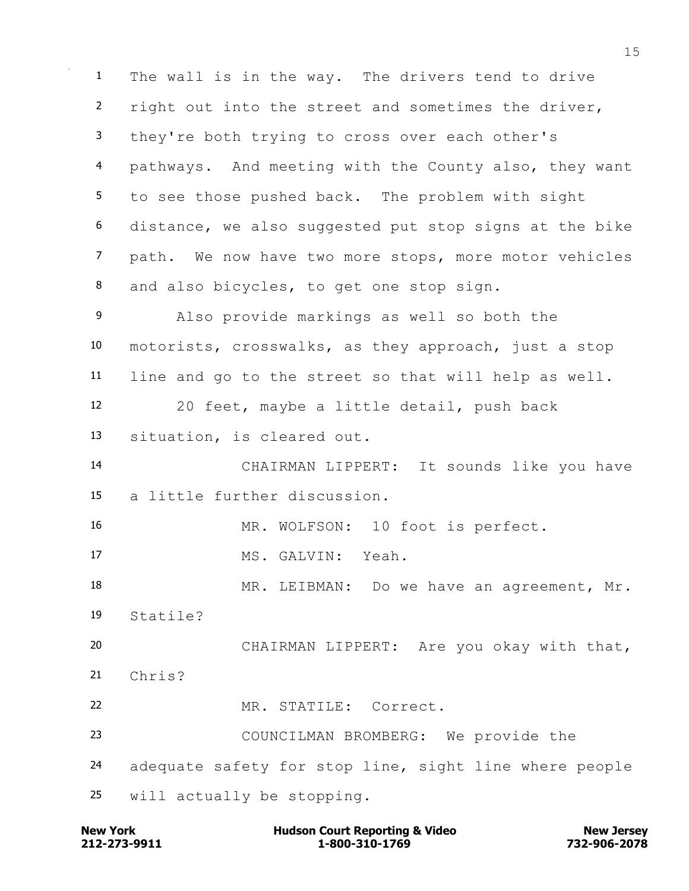1 The wall is in the way. The drivers tend to drive
2 right out into the street and sometimes the driver,
3 they're both trying to cross over each other's
4 pathways. And meeting with the County also, they want
5 to see those pushed back. The problem with sight
6 distance, we also suggested put stop signs at the bike
7 path. We now have two more stops, more motor vehicles
8 and also bicycles, to get one stop sign.
9 Also provide markings as well so both the
10 motorists, crosswalks, as they approach, just a stop
11 line and go to the street so that will help as well.
12 20 feet, maybe a little detail, push back
13 situation, is cleared out.
14 CHAIRMAN LIPPERT: It sounds like you have
15 a little further discussion.
16 MR. WOLFSON: 10 foot is perfect.
17 MS. GALVIN: Yeah.
18 MR. LEIBMAN: Do we have an agreement, Mr.
19 Statile?
20 CHAIRMAN LIPPERT: Are you okay with that,
21 Chris?
22 MR. STATILE: Correct.
23 COUNCILMAN BROMBERG: We provide the
24 adequate safety for stop line, sight line where people
25 will actually be stopping.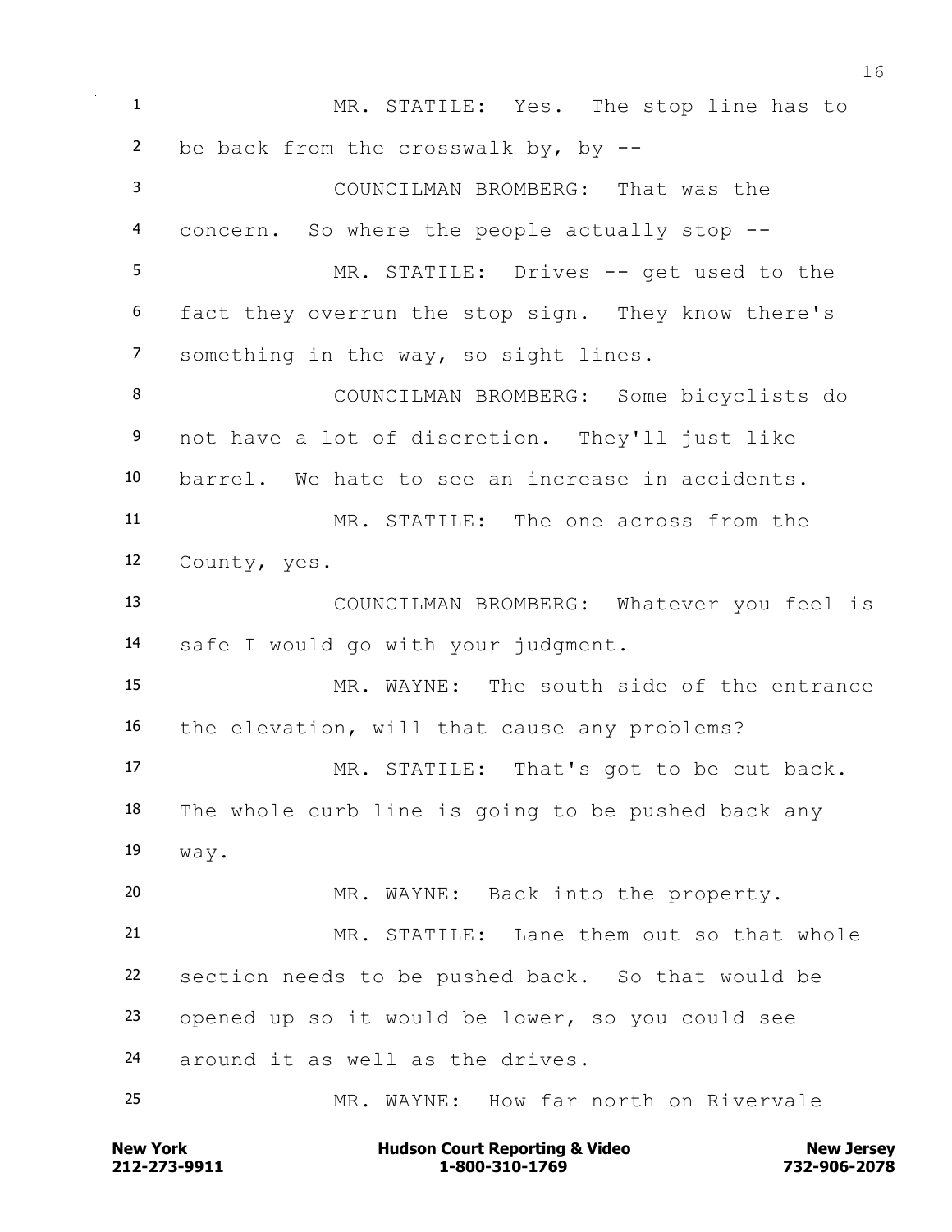MR. STATILE: Yes. The stop line has to be back from the crosswalk by, by --

COUNCILMAN BROMBERG: That was the concern. So where the people actually stop --

MR. STATILE: Drives -- get used to the fact they overrun the stop sign. They know there's something in the way, so sight lines.

COUNCILMAN BROMBERG: Some bicyclists do not have a lot of discretion. They'll just like barrel. We hate to see an increase in accidents.

MR. STATILE: The one across from the County, yes.

COUNCILMAN BROMBERG: Whatever you feel is safe I would go with your judgment.

MR. WAYNE: The south side of the entrance the elevation, will that cause any problems?

MR. STATILE: That's got to be cut back. The whole curb line is going to be pushed back any way.

MR. WAYNE: Back into the property.

MR. STATILE: Lane them out so that whole section needs to be pushed back. So that would be opened up so it would be lower, so you could see around it as well as the drives.

MR. WAYNE: How far north on Rivervale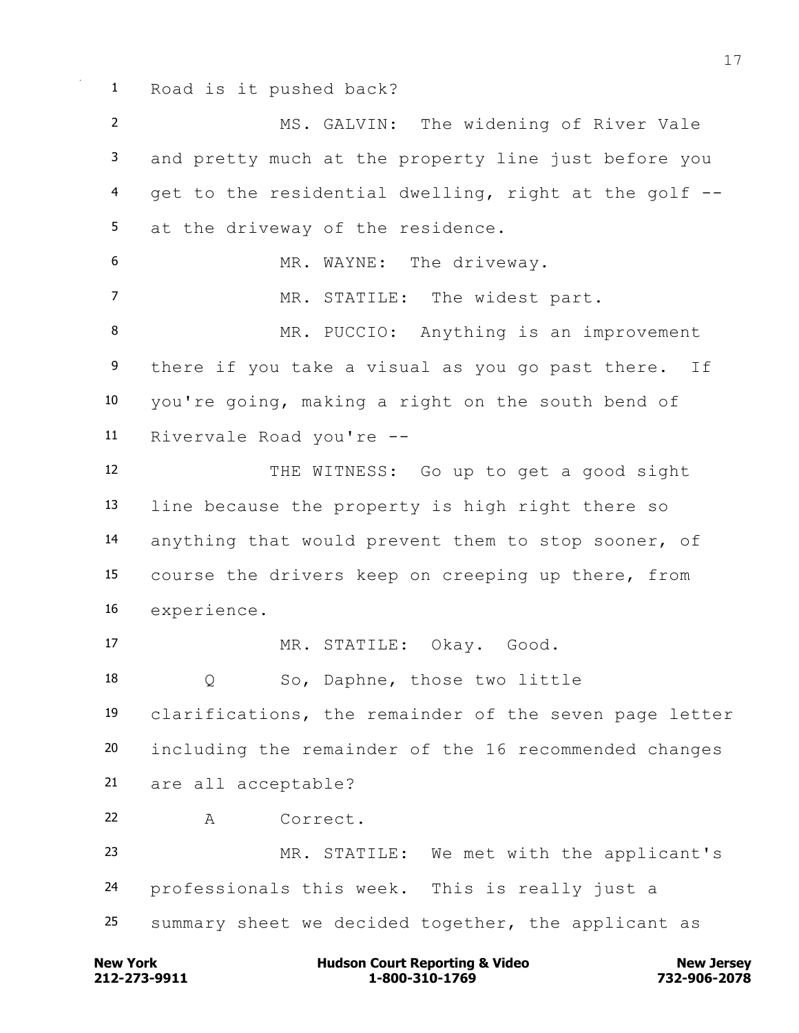1 Road is it pushed back?

2 MS. GALVIN: The widening of River Vale

3 and pretty much at the property line just before you

4 get to the residential dwelling, right at the golf --

5 at the driveway of the residence.

6 MR. WAYNE: The driveway.

7 MR. STATILE: The widest part.

8 MR. PUCCIO: Anything is an improvement

9 there if you take a visual as you go past there. If

10 you're going, making a right on the south bend of

11 Rivervale Road you're --

12 THE WITNESS: Go up to get a good sight

13 line because the property is high right there so

14 anything that would prevent them to stop sooner, of

15 course the drivers keep on creeping up there, from

16 experience.

17 MR. STATILE: Okay. Good.

18 Q So, Daphne, those two little

19 clarifications, the remainder of the seven page letter

20 including the remainder of the 16 recommended changes

21 are all acceptable?

22 A Correct.

23 MR. STATILE: We met with the applicant's

24 professionals this week. This is really just a

25 summary sheet we decided together, the applicant as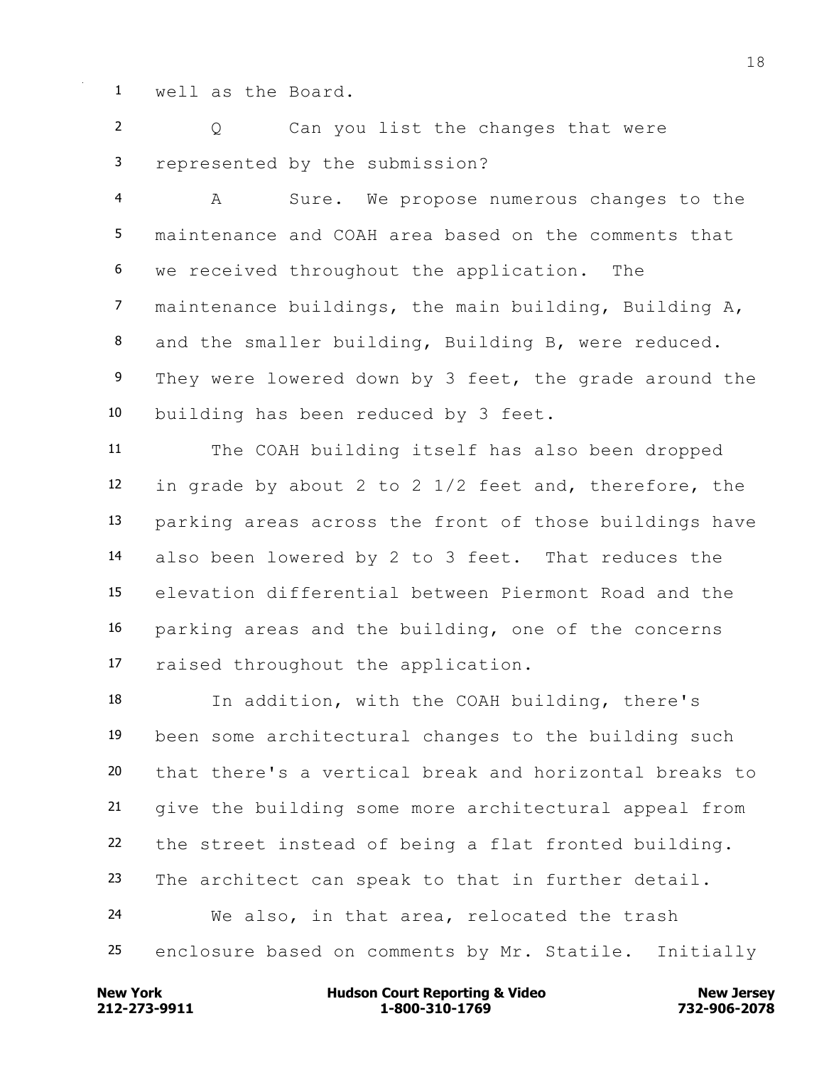well as the Board.

Q Can you list the changes that were represented by the submission?

A Sure. We propose numerous changes to the maintenance and COAH area based on the comments that we received throughout the application. The maintenance buildings, the main building, Building A, and the smaller building, Building B, were reduced. They were lowered down by 3 feet, the grade around the building has been reduced by 3 feet.

The COAH building itself has also been dropped in grade by about 2 to 2 1/2 feet and, therefore, the parking areas across the front of those buildings have also been lowered by 2 to 3 feet. That reduces the elevation differential between Piermont Road and the parking areas and the building, one of the concerns raised throughout the application.

In addition, with the COAH building, there's been some architectural changes to the building such that there's a vertical break and horizontal breaks to give the building some more architectural appeal from the street instead of being a flat fronted building. The architect can speak to that in further detail.

We also, in that area, relocated the trash enclosure based on comments by Mr. Statile. Initially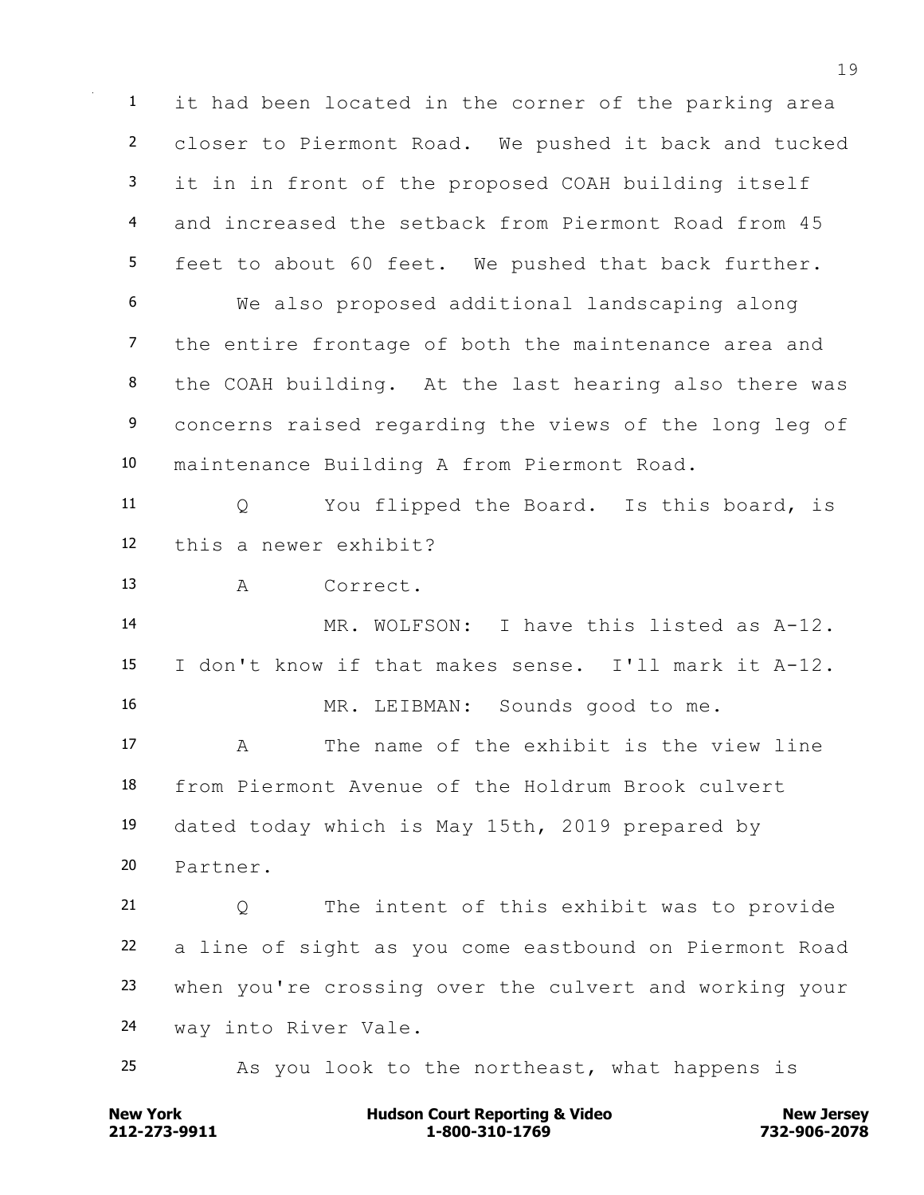it had been located in the corner of the parking area closer to Piermont Road. We pushed it back and tucked it in in front of the proposed COAH building itself and increased the setback from Piermont Road from 45 feet to about 60 feet. We pushed that back further.

We also proposed additional landscaping along the entire frontage of both the maintenance area and the COAH building. At the last hearing also there was concerns raised regarding the views of the long leg of maintenance Building A from Piermont Road.

Q You flipped the Board. Is this board, is this a newer exhibit?

A Correct.

MR. WOLFSON: I have this listed as A-12. I don't know if that makes sense. I'll mark it A-12.

MR. LEIBMAN: Sounds good to me.

A The name of the exhibit is the view line from Piermont Avenue of the Holdrum Brook culvert dated today which is May 15th, 2019 prepared by Partner.

Q The intent of this exhibit was to provide a line of sight as you come eastbound on Piermont Road when you're crossing over the culvert and working your way into River Vale.

As you look to the northeast, what happens is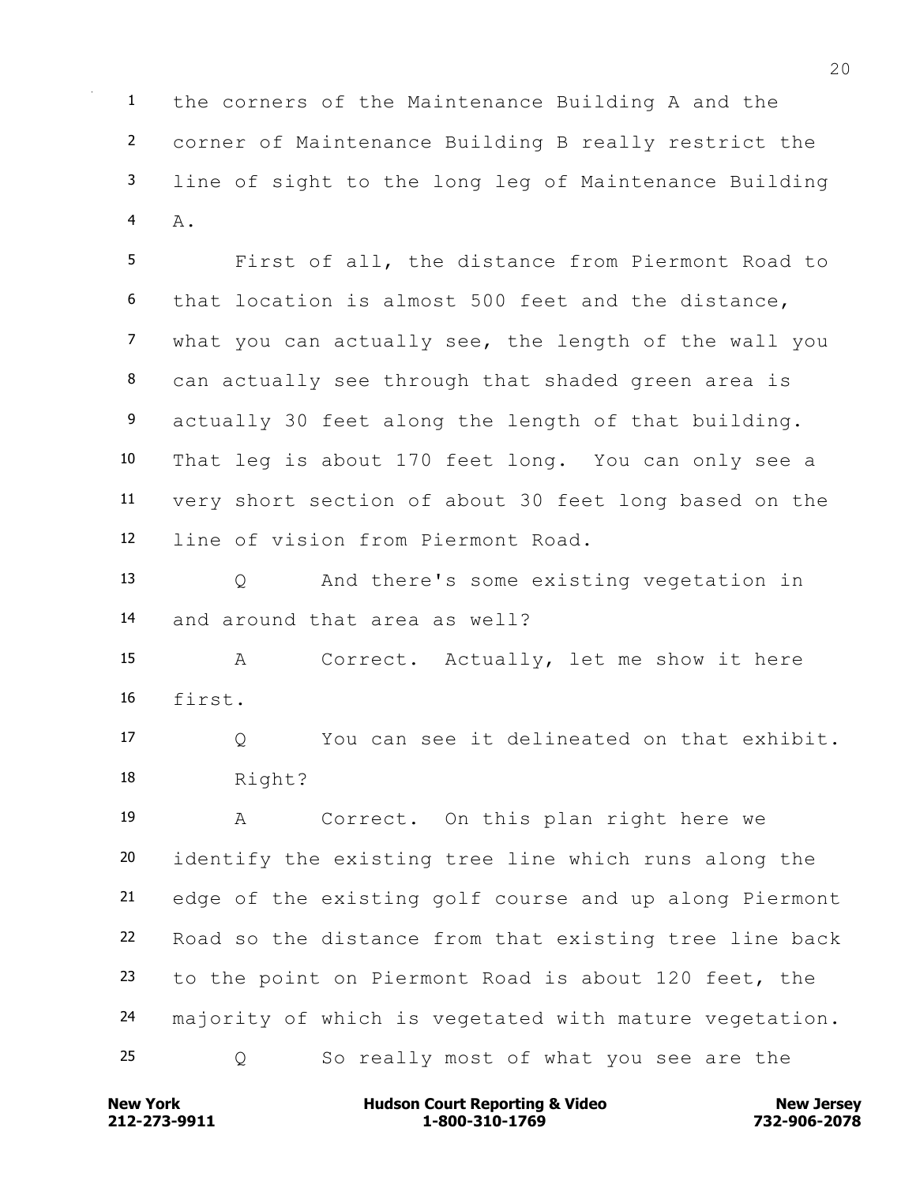the corners of the Maintenance Building A and the corner of Maintenance Building B really restrict the line of sight to the long leg of Maintenance Building A.

First of all, the distance from Piermont Road to that location is almost 500 feet and the distance, what you can actually see, the length of the wall you can actually see through that shaded green area is actually 30 feet along the length of that building. That leg is about 170 feet long. You can only see a very short section of about 30 feet long based on the line of vision from Piermont Road.

Q And there's some existing vegetation in and around that area as well?

A Correct. Actually, let me show it here first.

Q You can see it delineated on that exhibit. Right?

A Correct. On this plan right here we identify the existing tree line which runs along the edge of the existing golf course and up along Piermont Road so the distance from that existing tree line back to the point on Piermont Road is about 120 feet, the majority of which is vegetated with mature vegetation.

Q So really most of what you see are the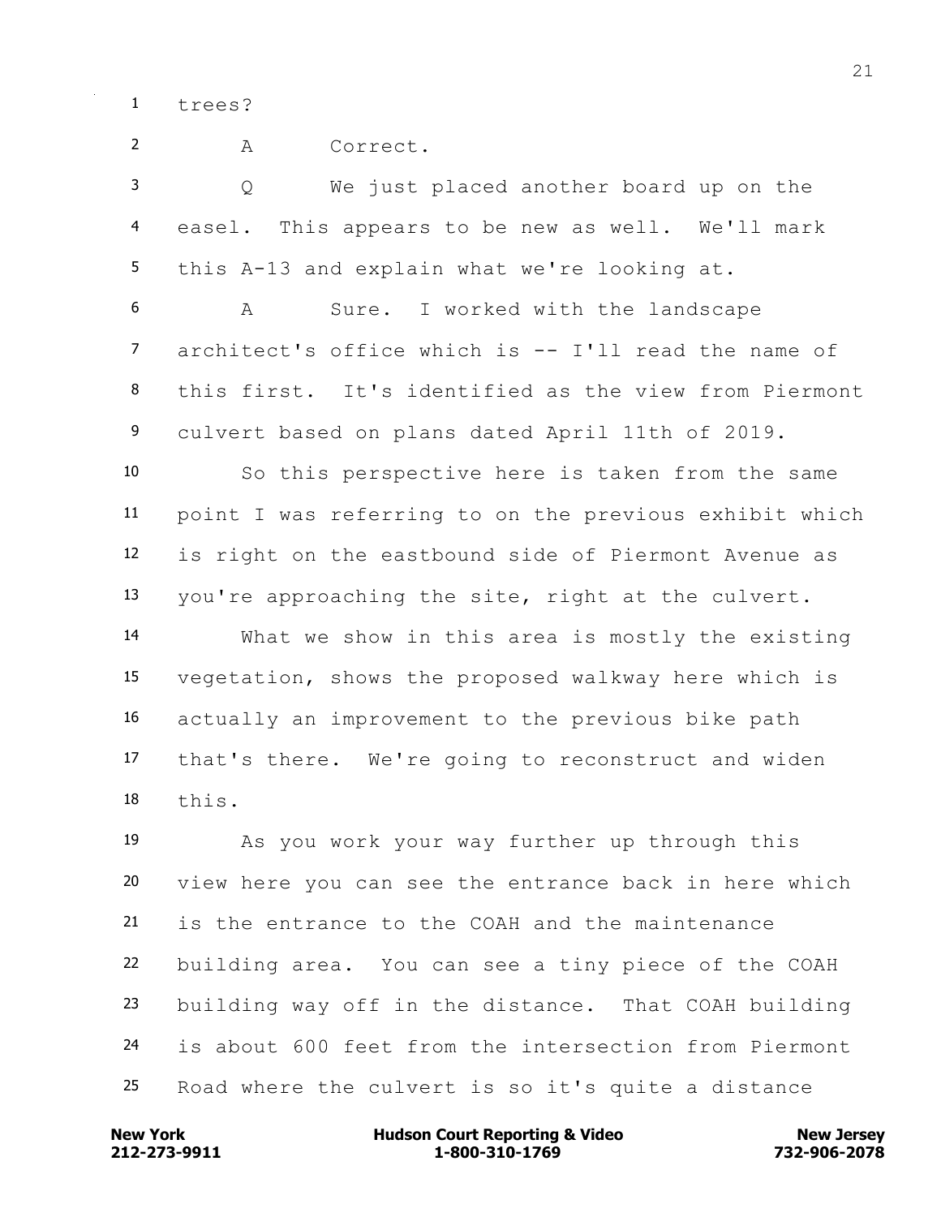1 trees?

2 A Correct.

3 Q We just placed another board up on the

4 easel. This appears to be new as well. We'll mark

5 this A-13 and explain what we're looking at.

6 A Sure. I worked with the landscape

7 architect's office which is -- I'll read the name of

8 this first. It's identified as the view from Piermont

9 culvert based on plans dated April 11th of 2019.

10 So this perspective here is taken from the same

11 point I was referring to on the previous exhibit which

12 is right on the eastbound side of Piermont Avenue as

13 you're approaching the site, right at the culvert.

14 What we show in this area is mostly the existing

15 vegetation, shows the proposed walkway here which is

16 actually an improvement to the previous bike path

17 that's there. We're going to reconstruct and widen

18 this.

19 As you work your way further up through this

20 view here you can see the entrance back in here which

21 is the entrance to the COAH and the maintenance

22 building area. You can see a tiny piece of the COAH

23 building way off in the distance. That COAH building

24 is about 600 feet from the intersection from Piermont

25 Road where the culvert is so it's quite a distance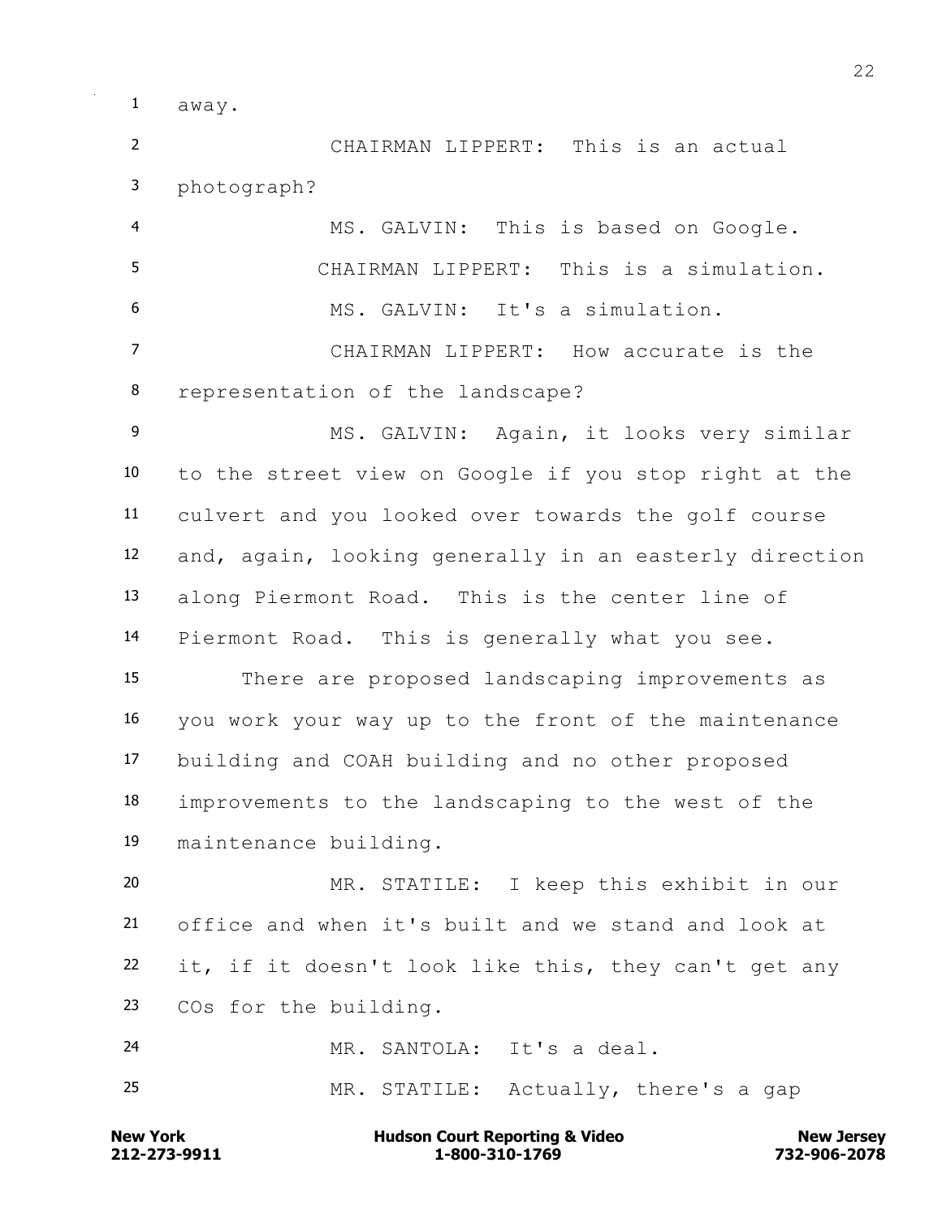away.

CHAIRMAN LIPPERT: This is an actual photograph?

MS. GALVIN: This is based on Google.

CHAIRMAN LIPPERT: This is a simulation.

MS. GALVIN: It's a simulation.

CHAIRMAN LIPPERT: How accurate is the representation of the landscape?

MS. GALVIN: Again, it looks very similar to the street view on Google if you stop right at the culvert and you looked over towards the golf course and, again, looking generally in an easterly direction along Piermont Road. This is the center line of Piermont Road. This is generally what you see.

There are proposed landscaping improvements as you work your way up to the front of the maintenance building and COAH building and no other proposed improvements to the landscaping to the west of the maintenance building.

MR. STATILE: I keep this exhibit in our office and when it's built and we stand and look at it, if it doesn't look like this, they can't get any COs for the building.

MR. SANTOLA: It's a deal.

MR. STATILE: Actually, there's a gap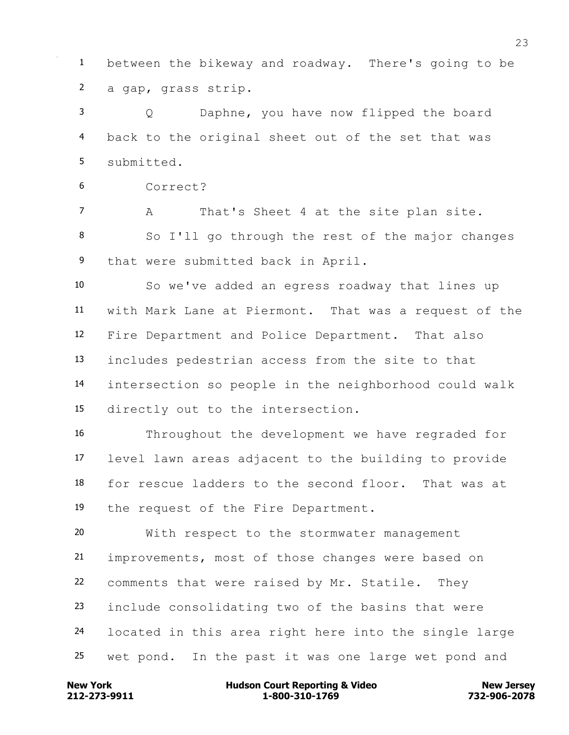between the bikeway and roadway. There's going to be a gap, grass strip.

Q Daphne, you have now flipped the board back to the original sheet out of the set that was submitted.

Correct?

A That's Sheet 4 at the site plan site.

So I'll go through the rest of the major changes that were submitted back in April.

So we've added an egress roadway that lines up with Mark Lane at Piermont. That was a request of the Fire Department and Police Department. That also includes pedestrian access from the site to that intersection so people in the neighborhood could walk directly out to the intersection.

Throughout the development we have regraded for level lawn areas adjacent to the building to provide for rescue ladders to the second floor. That was at the request of the Fire Department.

With respect to the stormwater management improvements, most of those changes were based on comments that were raised by Mr. Statile. They include consolidating two of the basins that were located in this area right here into the single large wet pond. In the past it was one large wet pond and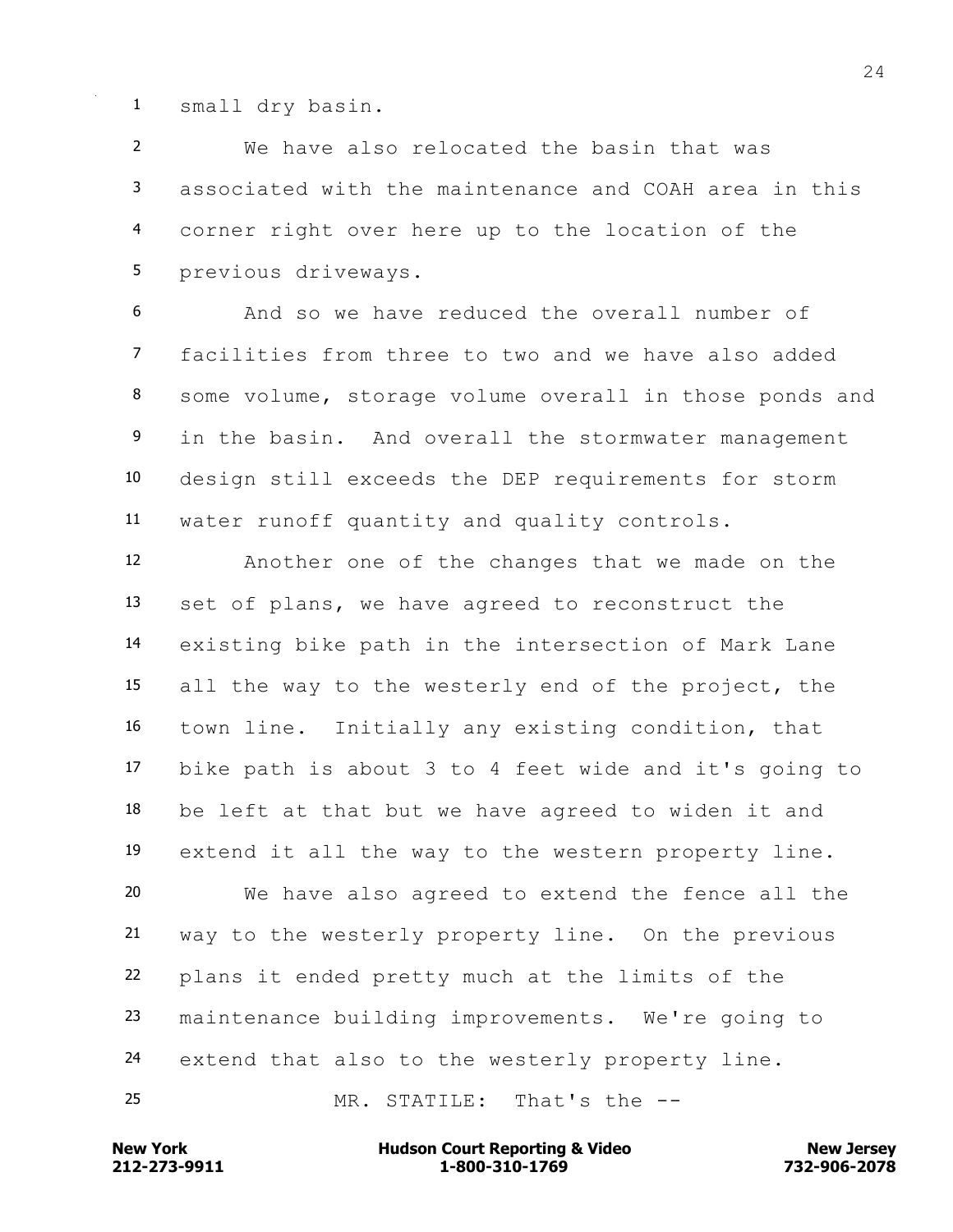small dry basin.

We have also relocated the basin that was associated with the maintenance and COAH area in this corner right over here up to the location of the previous driveways.

And so we have reduced the overall number of facilities from three to two and we have also added some volume, storage volume overall in those ponds and in the basin. And overall the stormwater management design still exceeds the DEP requirements for storm water runoff quantity and quality controls.

Another one of the changes that we made on the set of plans, we have agreed to reconstruct the existing bike path in the intersection of Mark Lane all the way to the westerly end of the project, the town line. Initially any existing condition, that bike path is about 3 to 4 feet wide and it's going to be left at that but we have agreed to widen it and extend it all the way to the western property line.

We have also agreed to extend the fence all the way to the westerly property line. On the previous plans it ended pretty much at the limits of the maintenance building improvements. We're going to extend that also to the westerly property line.

MR. STATILE: That's the --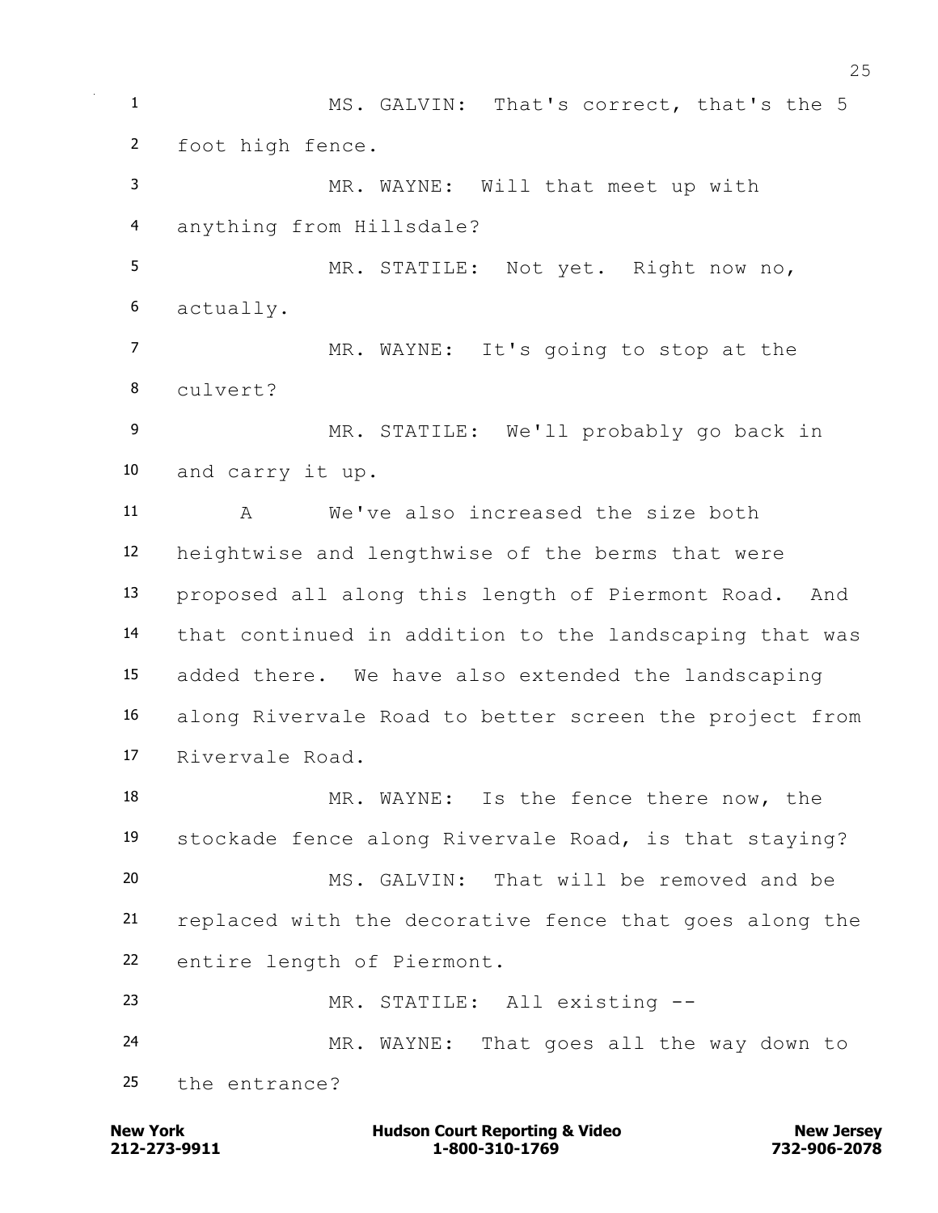MS. GALVIN: That's correct, that's the 5 foot high fence.

MR. WAYNE: Will that meet up with anything from Hillsdale?

MR. STATILE: Not yet. Right now no, actually.

MR. WAYNE: It's going to stop at the culvert?

MR. STATILE: We'll probably go back in and carry it up.

A We've also increased the size both heightwise and lengthwise of the berms that were proposed all along this length of Piermont Road. And that continued in addition to the landscaping that was added there. We have also extended the landscaping along Rivervale Road to better screen the project from Rivervale Road.

MR. WAYNE: Is the fence there now, the stockade fence along Rivervale Road, is that staying?

MS. GALVIN: That will be removed and be replaced with the decorative fence that goes along the entire length of Piermont.

MR. STATILE: All existing --

MR. WAYNE: That goes all the way down to the entrance?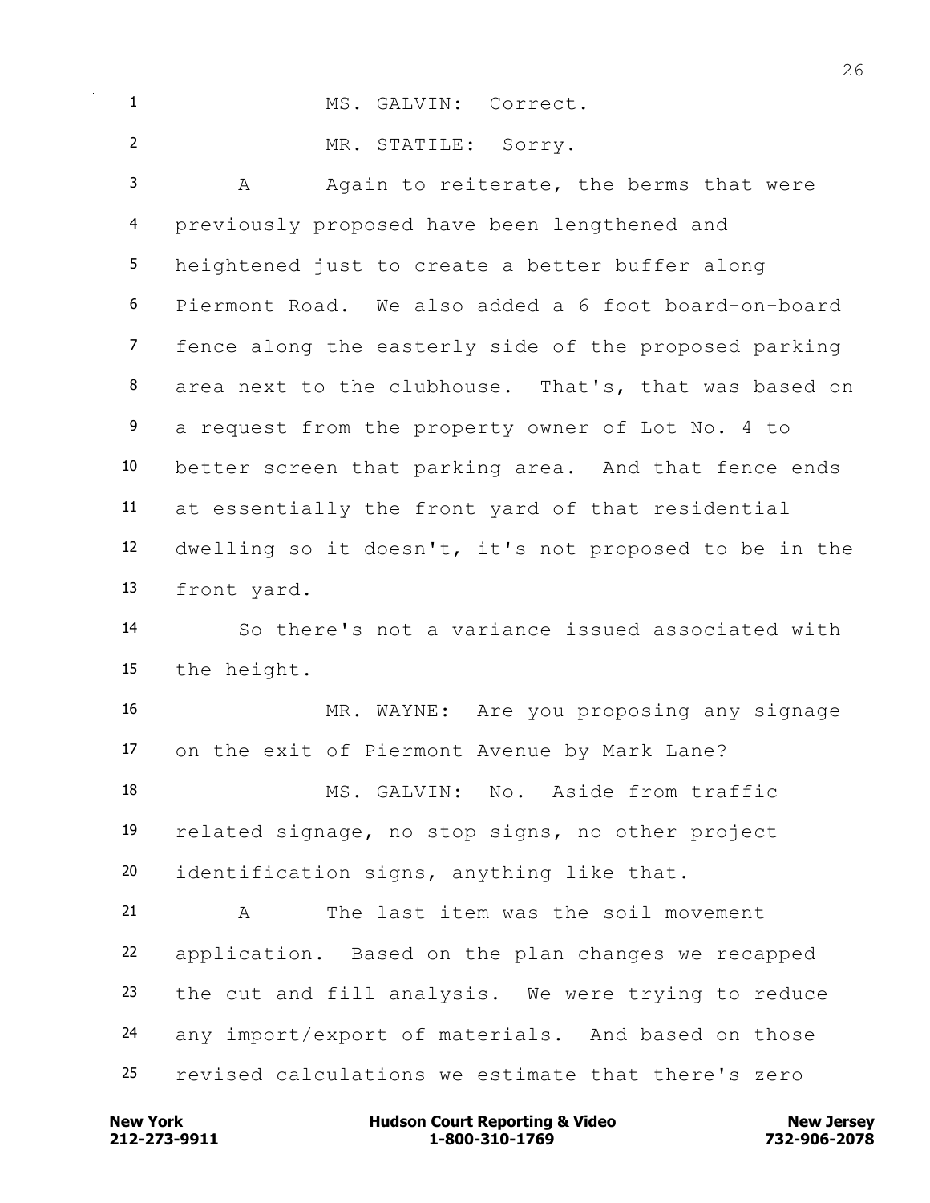MS. GALVIN: Correct.

MR. STATILE: Sorry.

A Again to reiterate, the berms that were previously proposed have been lengthened and heightened just to create a better buffer along Piermont Road. We also added a 6 foot board-on-board fence along the easterly side of the proposed parking area next to the clubhouse. That's, that was based on a request from the property owner of Lot No. 4 to better screen that parking area. And that fence ends at essentially the front yard of that residential dwelling so it doesn't, it's not proposed to be in the front yard.

So there's not a variance issued associated with the height.

MR. WAYNE: Are you proposing any signage on the exit of Piermont Avenue by Mark Lane?

MS. GALVIN: No. Aside from traffic related signage, no stop signs, no other project identification signs, anything like that.

A The last item was the soil movement application. Based on the plan changes we recapped the cut and fill analysis. We were trying to reduce any import/export of materials. And based on those revised calculations we estimate that there's zero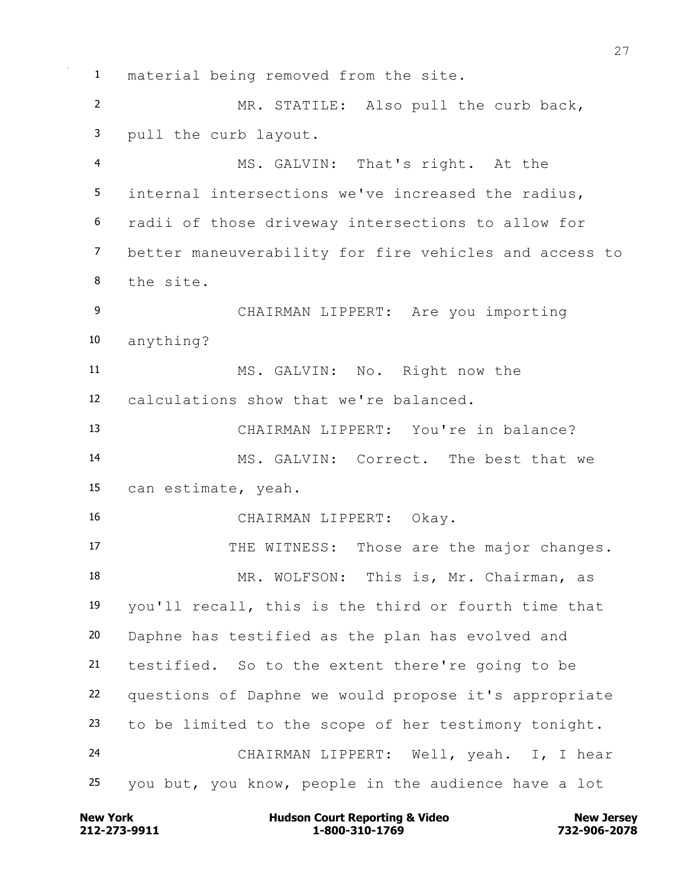material being removed from the site.

MR. STATILE: Also pull the curb back, pull the curb layout.

MS. GALVIN: That's right. At the internal intersections we've increased the radius, radii of those driveway intersections to allow for better maneuverability for fire vehicles and access to the site.

CHAIRMAN LIPPERT: Are you importing anything?

MS. GALVIN: No. Right now the calculations show that we're balanced.

CHAIRMAN LIPPERT: You're in balance?

MS. GALVIN: Correct. The best that we can estimate, yeah.

CHAIRMAN LIPPERT: Okay.

THE WITNESS: Those are the major changes.

MR. WOLFSON: This is, Mr. Chairman, as you'll recall, this is the third or fourth time that Daphne has testified as the plan has evolved and testified. So to the extent there're going to be questions of Daphne we would propose it's appropriate to be limited to the scope of her testimony tonight.

CHAIRMAN LIPPERT: Well, yeah. I, I hear you but, you know, people in the audience have a lot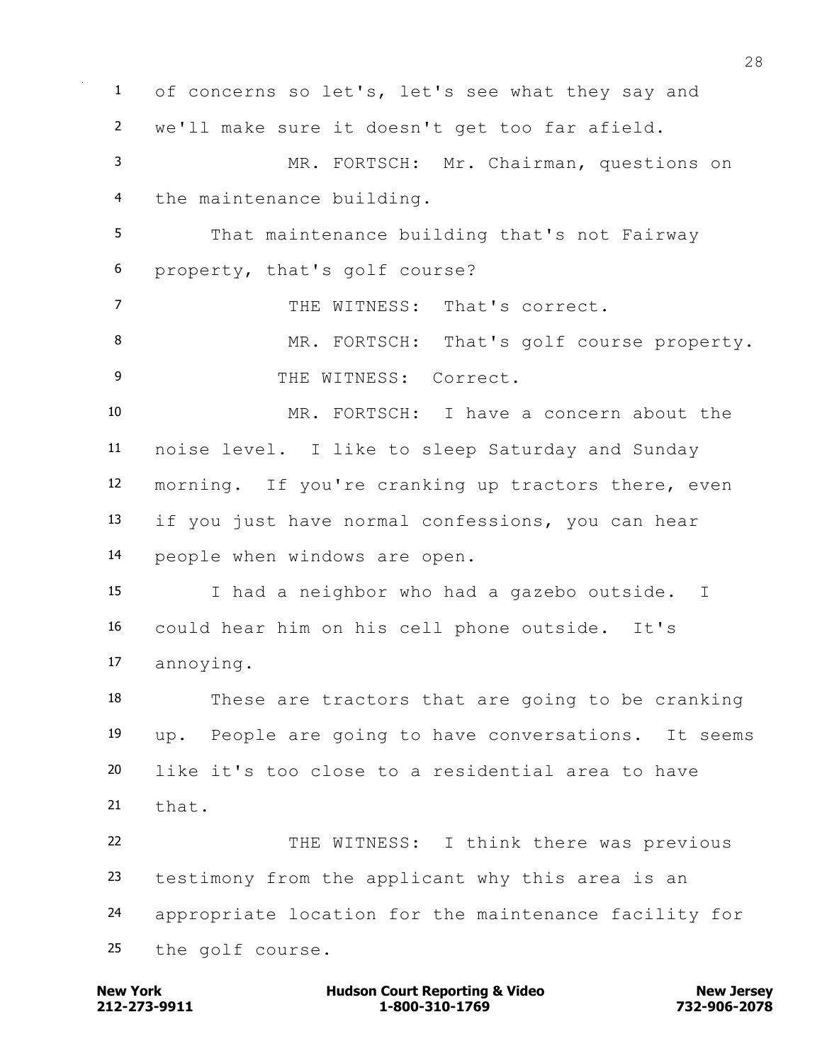of concerns so let's, let's see what they say and we'll make sure it doesn't get too far afield.

MR. FORTSCH: Mr. Chairman, questions on the maintenance building.

That maintenance building that's not Fairway property, that's golf course?

THE WITNESS: That's correct.

MR. FORTSCH: That's golf course property.

THE WITNESS: Correct.

MR. FORTSCH: I have a concern about the noise level. I like to sleep Saturday and Sunday morning. If you're cranking up tractors there, even if you just have normal confessions, you can hear people when windows are open.

I had a neighbor who had a gazebo outside. I could hear him on his cell phone outside. It's annoying.

These are tractors that are going to be cranking up. People are going to have conversations. It seems like it's too close to a residential area to have that.

THE WITNESS: I think there was previous testimony from the applicant why this area is an appropriate location for the maintenance facility for the golf course.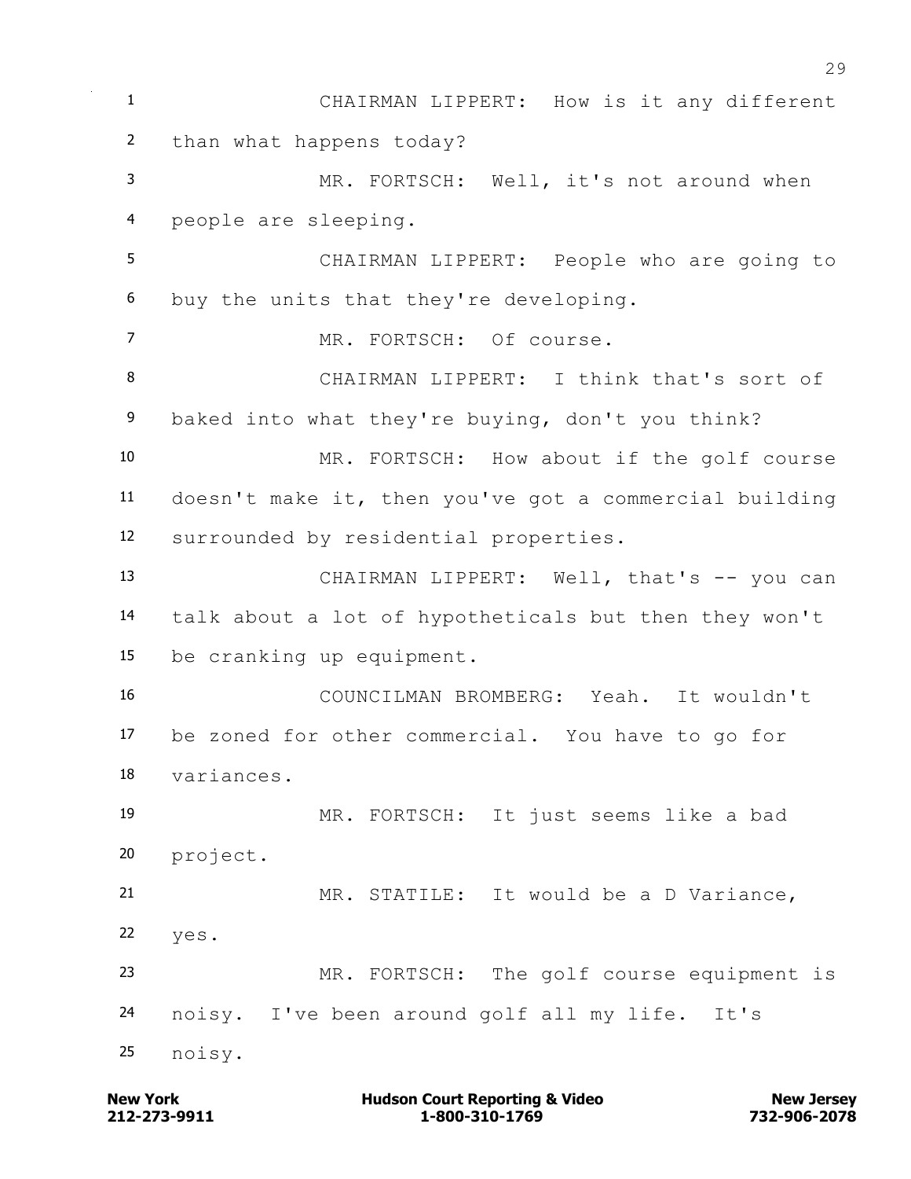CHAIRMAN LIPPERT: How is it any different than what happens today?

MR. FORTSCH: Well, it's not around when people are sleeping.

CHAIRMAN LIPPERT: People who are going to buy the units that they're developing.

MR. FORTSCH: Of course.

CHAIRMAN LIPPERT: I think that's sort of baked into what they're buying, don't you think?

MR. FORTSCH: How about if the golf course doesn't make it, then you've got a commercial building surrounded by residential properties.

CHAIRMAN LIPPERT: Well, that's -- you can talk about a lot of hypotheticals but then they won't be cranking up equipment.

COUNCILMAN BROMBERG: Yeah. It wouldn't be zoned for other commercial. You have to go for variances.

MR. FORTSCH: It just seems like a bad project.

MR. STATILE: It would be a D Variance, yes.

MR. FORTSCH: The golf course equipment is noisy. I've been around golf all my life. It's noisy.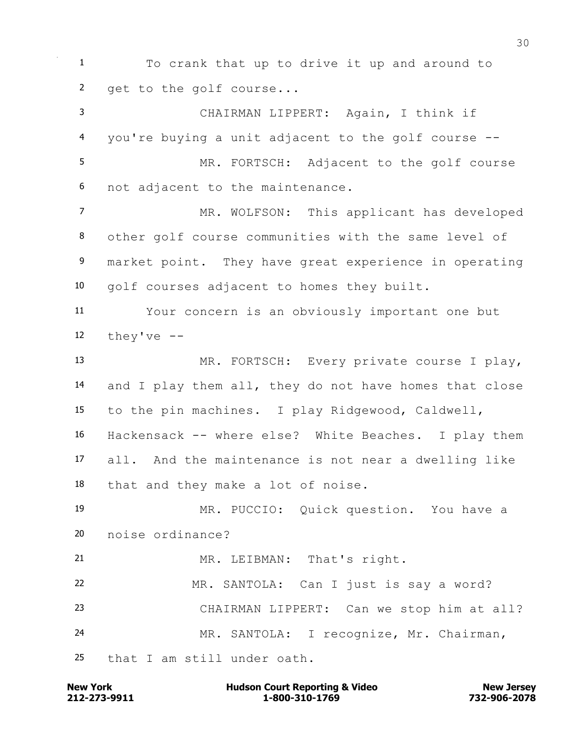1 To crank that up to drive it up and around to
2 get to the golf course...
3 CHAIRMAN LIPPERT: Again, I think if
4 you're buying a unit adjacent to the golf course --
5 MR. FORTSCH: Adjacent to the golf course
6 not adjacent to the maintenance.
7 MR. WOLFSON: This applicant has developed
8 other golf course communities with the same level of
9 market point. They have great experience in operating
10 golf courses adjacent to homes they built.
11 Your concern is an obviously important one but
12 they've --
13 MR. FORTSCH: Every private course I play,
14 and I play them all, they do not have homes that close
15 to the pin machines. I play Ridgewood, Caldwell,
16 Hackensack -- where else? White Beaches. I play them
17 all. And the maintenance is not near a dwelling like
18 that and they make a lot of noise.
19 MR. PUCCIO: Quick question. You have a
20 noise ordinance?
21 MR. LEIBMAN: That's right.
22 MR. SANTOLA: Can I just is say a word?
23 CHAIRMAN LIPPERT: Can we stop him at all?
24 MR. SANTOLA: I recognize, Mr. Chairman,
25 that I am still under oath.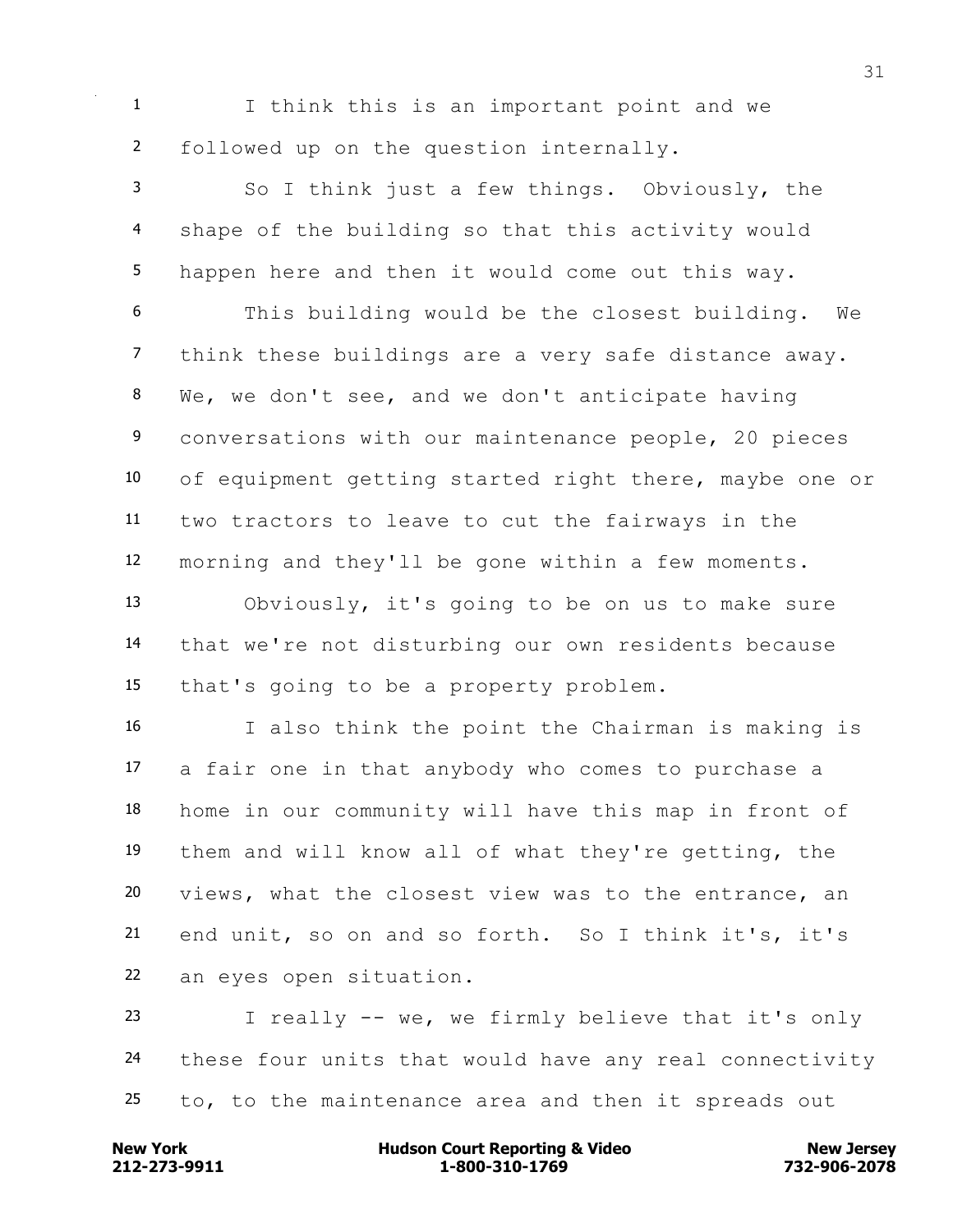I think this is an important point and we followed up on the question internally.

So I think just a few things. Obviously, the shape of the building so that this activity would happen here and then it would come out this way.

This building would be the closest building. We think these buildings are a very safe distance away. We, we don't see, and we don't anticipate having conversations with our maintenance people, 20 pieces of equipment getting started right there, maybe one or two tractors to leave to cut the fairways in the morning and they'll be gone within a few moments.

Obviously, it's going to be on us to make sure that we're not disturbing our own residents because that's going to be a property problem.

I also think the point the Chairman is making is a fair one in that anybody who comes to purchase a home in our community will have this map in front of them and will know all of what they're getting, the views, what the closest view was to the entrance, an end unit, so on and so forth. So I think it's, it's an eyes open situation.

I really -- we, we firmly believe that it's only these four units that would have any real connectivity to, to the maintenance area and then it spreads out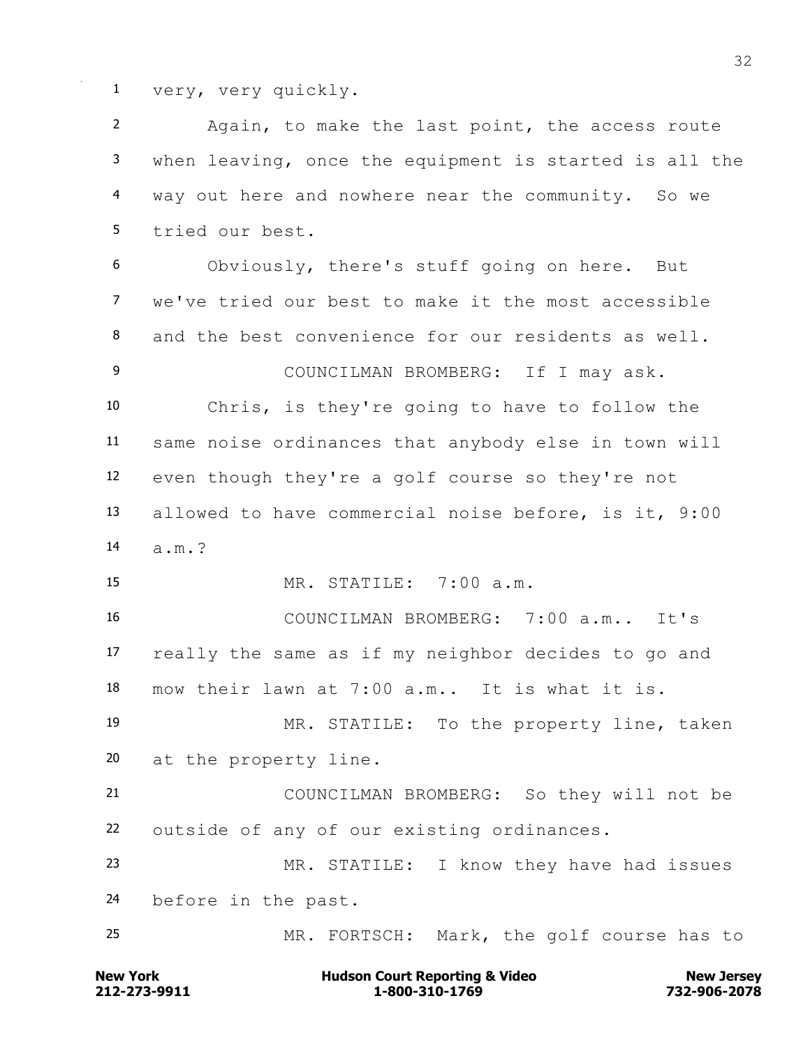very, very quickly.

Again, to make the last point, the access route when leaving, once the equipment is started is all the way out here and nowhere near the community. So we tried our best.

Obviously, there's stuff going on here. But we've tried our best to make it the most accessible and the best convenience for our residents as well.

COUNCILMAN BROMBERG: If I may ask.

Chris, is they're going to have to follow the same noise ordinances that anybody else in town will even though they're a golf course so they're not allowed to have commercial noise before, is it, 9:00 a.m.?

MR. STATILE: 7:00 a.m.

COUNCILMAN BROMBERG: 7:00 a.m.. It's really the same as if my neighbor decides to go and mow their lawn at 7:00 a.m.. It is what it is.

MR. STATILE: To the property line, taken at the property line.

COUNCILMAN BROMBERG: So they will not be outside of any of our existing ordinances.

MR. STATILE: I know they have had issues before in the past.

MR. FORTSCH: Mark, the golf course has to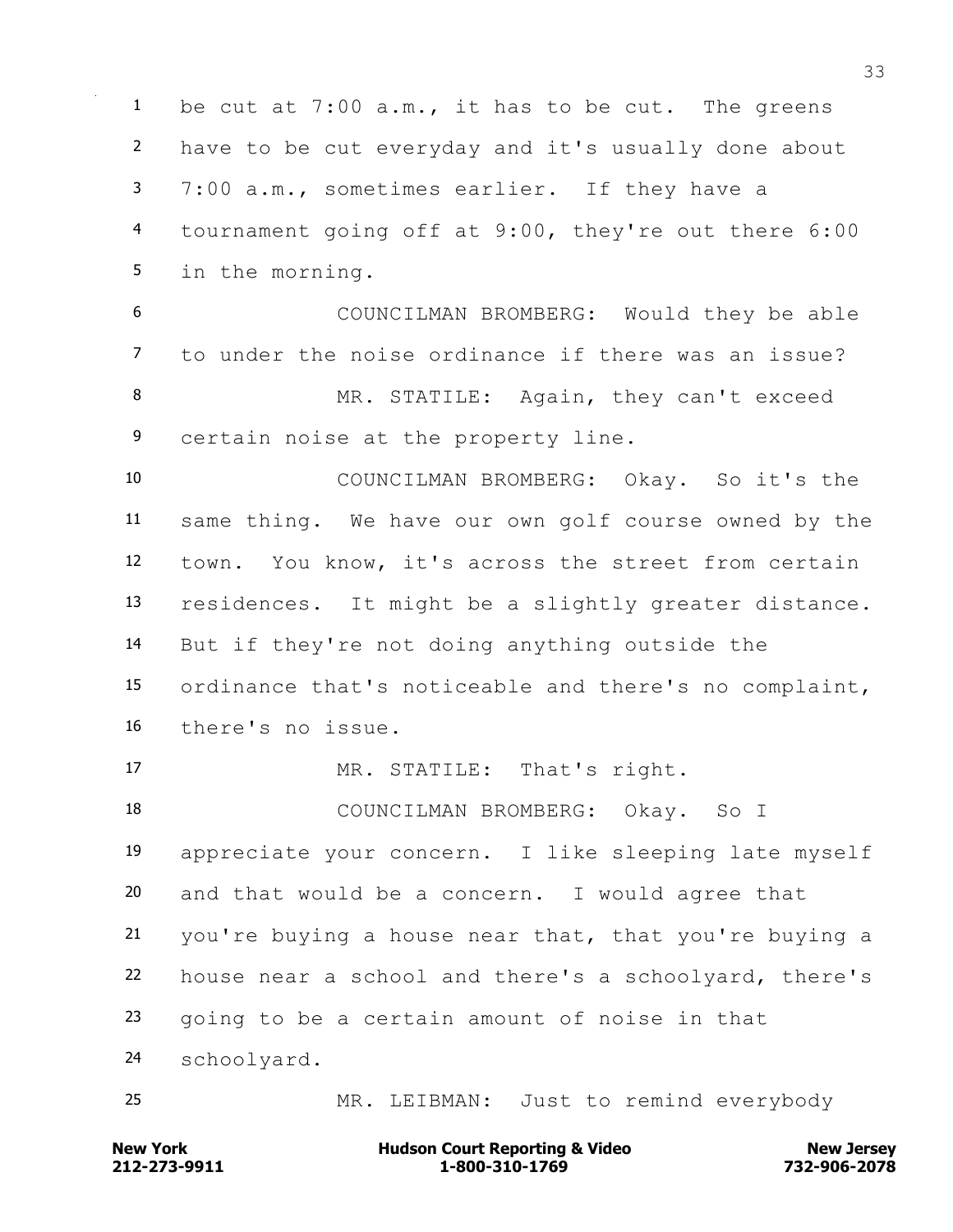be cut at 7:00 a.m., it has to be cut. The greens have to be cut everyday and it's usually done about 7:00 a.m., sometimes earlier. If they have a tournament going off at 9:00, they're out there 6:00 in the morning.

COUNCILMAN BROMBERG: Would they be able to under the noise ordinance if there was an issue?

MR. STATILE: Again, they can't exceed certain noise at the property line.

COUNCILMAN BROMBERG: Okay. So it's the same thing. We have our own golf course owned by the town. You know, it's across the street from certain residences. It might be a slightly greater distance. But if they're not doing anything outside the ordinance that's noticeable and there's no complaint, there's no issue.

MR. STATILE: That's right.

COUNCILMAN BROMBERG: Okay. So I appreciate your concern. I like sleeping late myself and that would be a concern. I would agree that you're buying a house near that, that you're buying a house near a school and there's a schoolyard, there's going to be a certain amount of noise in that schoolyard.

MR. LEIBMAN: Just to remind everybody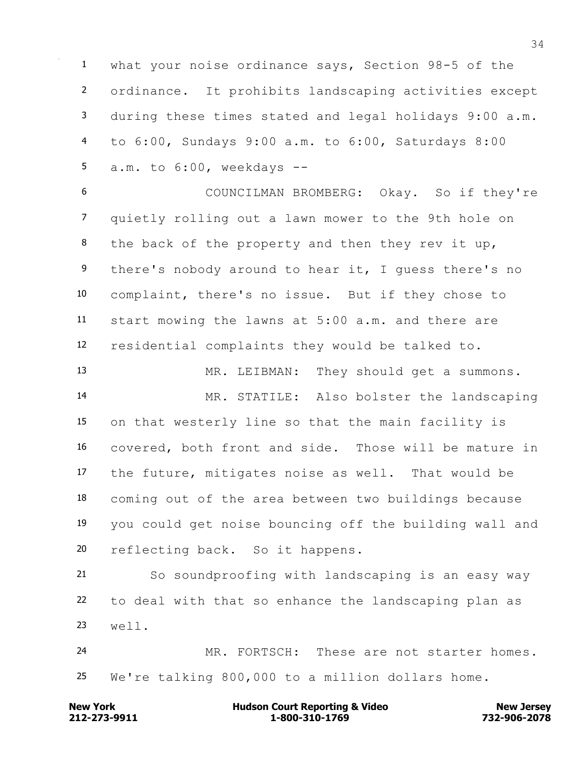what your noise ordinance says, Section 98-5 of the ordinance. It prohibits landscaping activities except during these times stated and legal holidays 9:00 a.m. to 6:00, Sundays 9:00 a.m. to 6:00, Saturdays 8:00 a.m. to 6:00, weekdays --

COUNCILMAN BROMBERG: Okay. So if they're quietly rolling out a lawn mower to the 9th hole on the back of the property and then they rev it up, there's nobody around to hear it, I guess there's no complaint, there's no issue. But if they chose to start mowing the lawns at 5:00 a.m. and there are residential complaints they would be talked to.

MR. LEIBMAN: They should get a summons.

MR. STATILE: Also bolster the landscaping on that westerly line so that the main facility is covered, both front and side. Those will be mature in the future, mitigates noise as well. That would be coming out of the area between two buildings because you could get noise bouncing off the building wall and reflecting back. So it happens.

So soundproofing with landscaping is an easy way to deal with that so enhance the landscaping plan as well.

MR. FORTSCH: These are not starter homes. We're talking 800,000 to a million dollars home.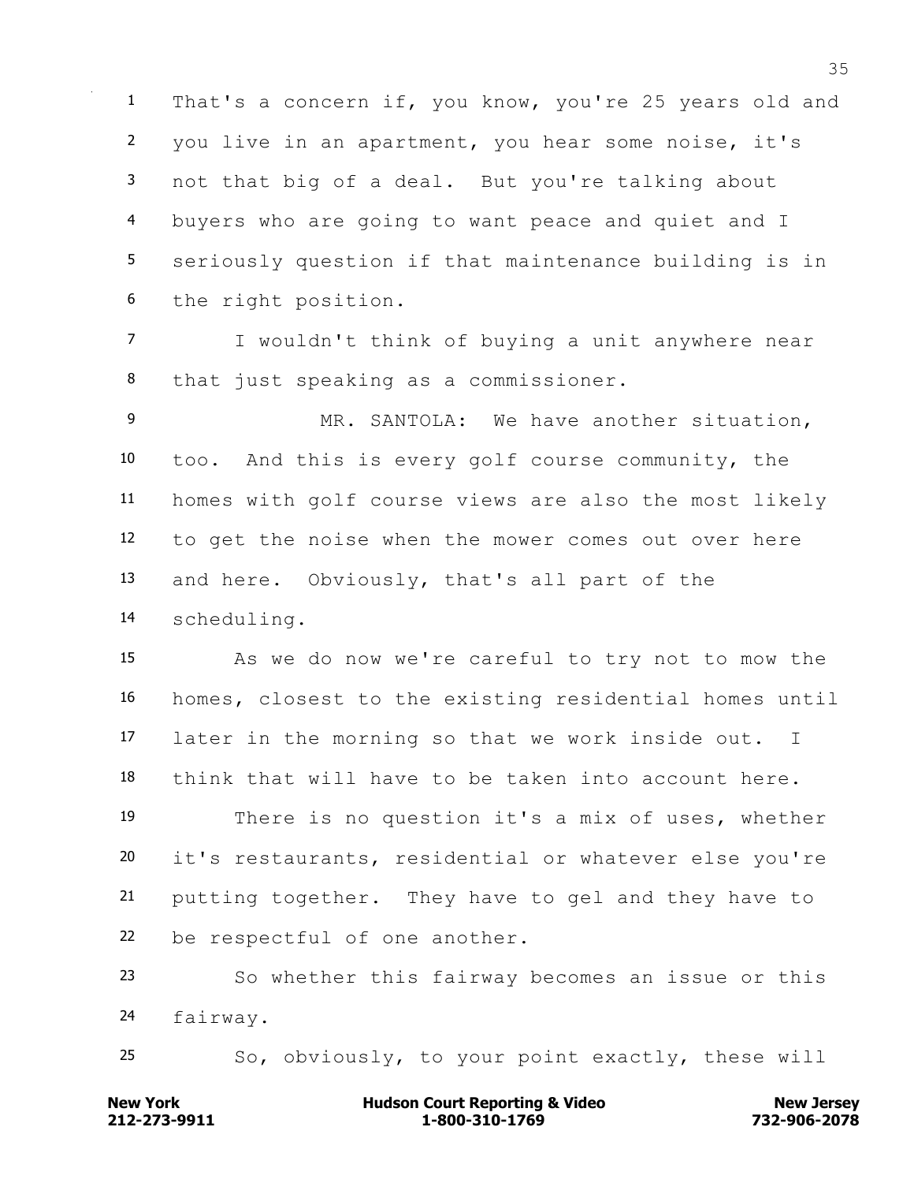That's a concern if, you know, you're 25 years old and you live in an apartment, you hear some noise, it's not that big of a deal. But you're talking about buyers who are going to want peace and quiet and I seriously question if that maintenance building is in the right position.

I wouldn't think of buying a unit anywhere near that just speaking as a commissioner.

MR. SANTOLA: We have another situation, too. And this is every golf course community, the homes with golf course views are also the most likely to get the noise when the mower comes out over here and here. Obviously, that's all part of the scheduling.

As we do now we're careful to try not to mow the homes, closest to the existing residential homes until later in the morning so that we work inside out. I think that will have to be taken into account here.

There is no question it's a mix of uses, whether it's restaurants, residential or whatever else you're putting together. They have to gel and they have to be respectful of one another.

So whether this fairway becomes an issue or this fairway.

So, obviously, to your point exactly, these will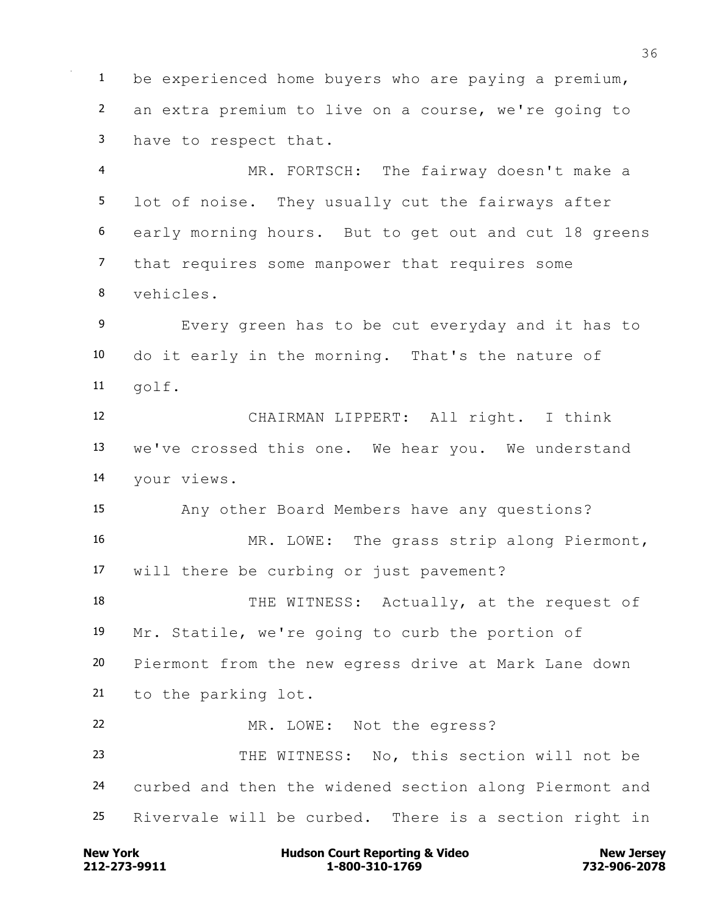be experienced home buyers who are paying a premium, an extra premium to live on a course, we're going to have to respect that.

MR. FORTSCH: The fairway doesn't make a lot of noise. They usually cut the fairways after early morning hours. But to get out and cut 18 greens that requires some manpower that requires some vehicles.

Every green has to be cut everyday and it has to do it early in the morning. That's the nature of golf.

CHAIRMAN LIPPERT: All right. I think we've crossed this one. We hear you. We understand your views.

Any other Board Members have any questions?

MR. LOWE: The grass strip along Piermont, will there be curbing or just pavement?

THE WITNESS: Actually, at the request of Mr. Statile, we're going to curb the portion of Piermont from the new egress drive at Mark Lane down to the parking lot.

MR. LOWE: Not the egress?

THE WITNESS: No, this section will not be curbed and then the widened section along Piermont and Rivervale will be curbed. There is a section right in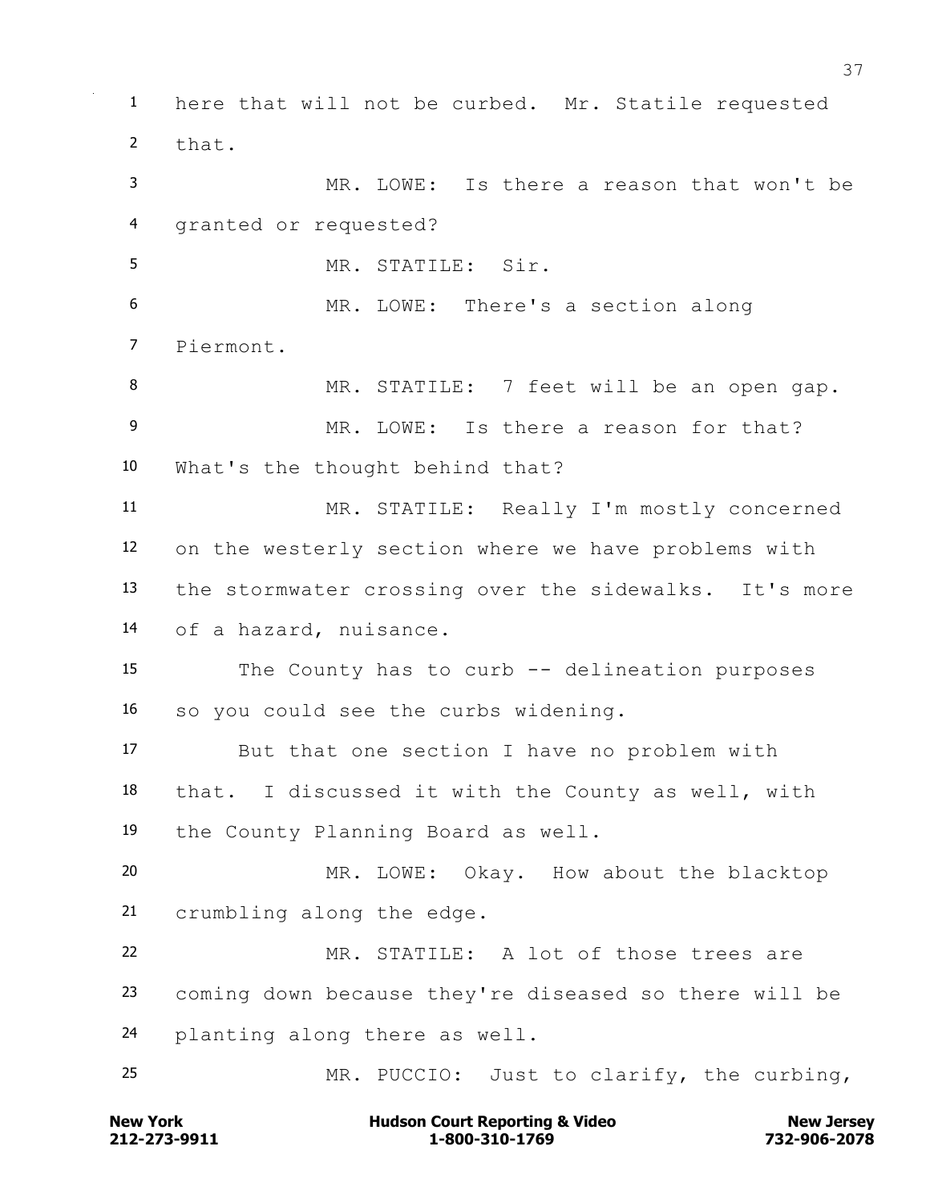here that will not be curbed. Mr. Statile requested that.

MR. LOWE: Is there a reason that won't be granted or requested?

MR. STATILE: Sir.

MR. LOWE: There's a section along Piermont.

MR. STATILE: 7 feet will be an open gap.

MR. LOWE: Is there a reason for that? What's the thought behind that?

MR. STATILE: Really I'm mostly concerned on the westerly section where we have problems with the stormwater crossing over the sidewalks. It's more of a hazard, nuisance.

The County has to curb -- delineation purposes so you could see the curbs widening.

But that one section I have no problem with that. I discussed it with the County as well, with the County Planning Board as well.

MR. LOWE: Okay. How about the blacktop crumbling along the edge.

MR. STATILE: A lot of those trees are coming down because they're diseased so there will be planting along there as well.

MR. PUCCIO: Just to clarify, the curbing,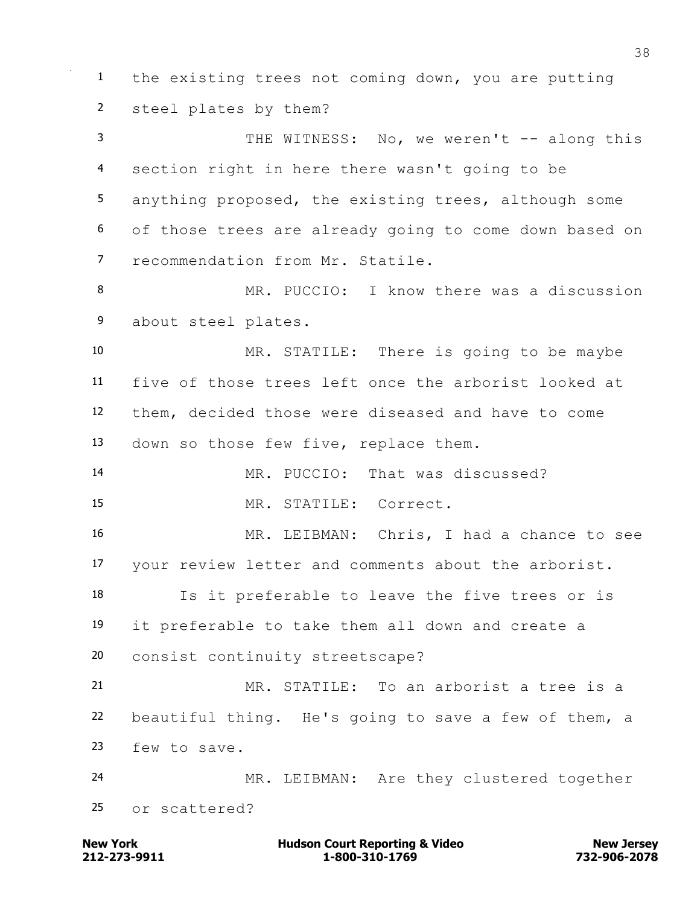the existing trees not coming down, you are putting steel plates by them?

THE WITNESS: No, we weren't -- along this section right in here there wasn't going to be anything proposed, the existing trees, although some of those trees are already going to come down based on recommendation from Mr. Statile.

MR. PUCCIO: I know there was a discussion about steel plates.

MR. STATILE: There is going to be maybe five of those trees left once the arborist looked at them, decided those were diseased and have to come down so those few five, replace them.

MR. PUCCIO: That was discussed?

MR. STATILE: Correct.

MR. LEIBMAN: Chris, I had a chance to see your review letter and comments about the arborist.

Is it preferable to leave the five trees or is it preferable to take them all down and create a consist continuity streetscape?

MR. STATILE: To an arborist a tree is a beautiful thing. He's going to save a few of them, a few to save.

MR. LEIBMAN: Are they clustered together or scattered?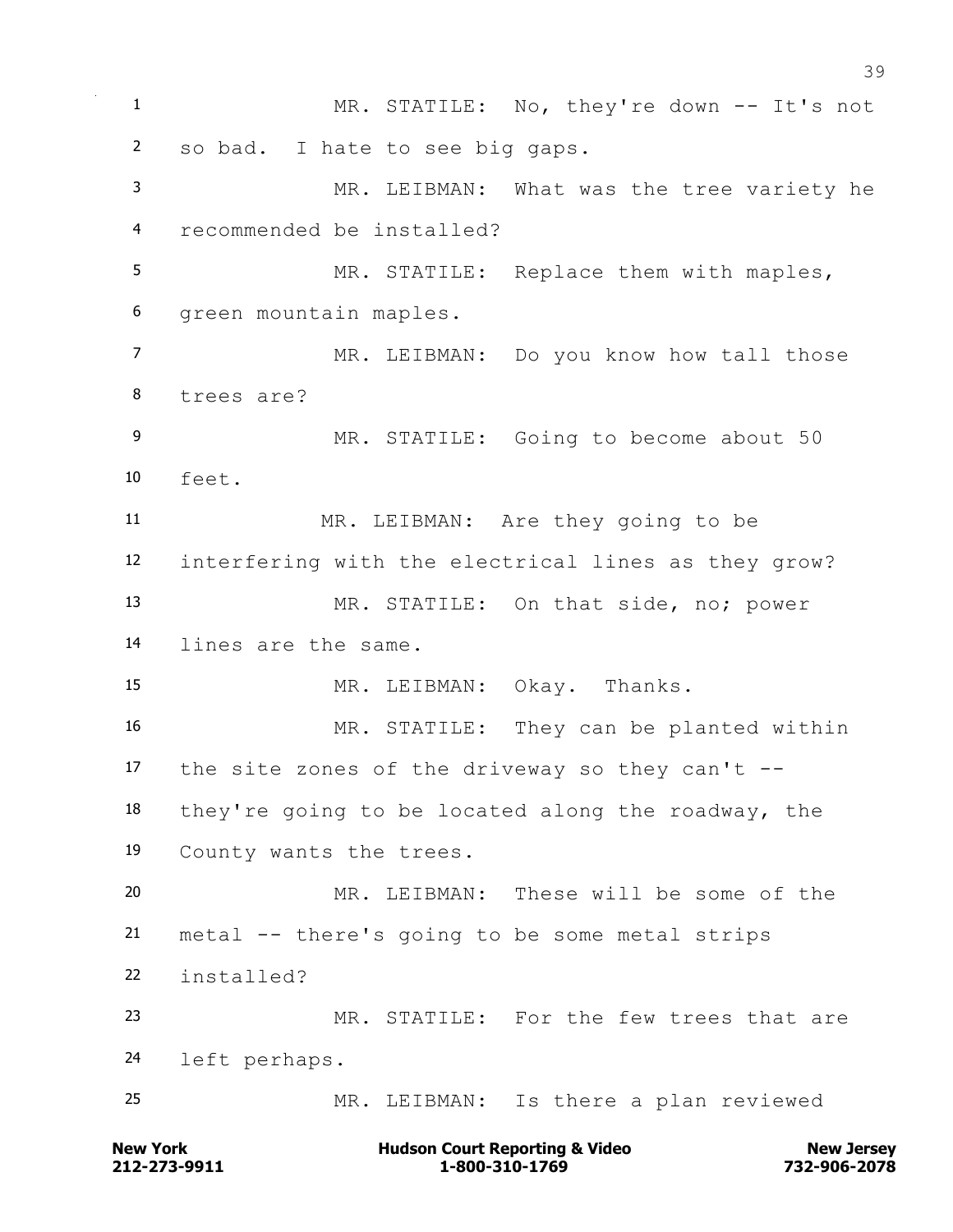MR. STATILE: No, they're down -- It's not so bad. I hate to see big gaps.

MR. LEIBMAN: What was the tree variety he recommended be installed?

MR. STATILE: Replace them with maples, green mountain maples.

MR. LEIBMAN: Do you know how tall those trees are?

MR. STATILE: Going to become about 50 feet.

MR. LEIBMAN: Are they going to be interfering with the electrical lines as they grow?

MR. STATILE: On that side, no; power lines are the same.

MR. LEIBMAN: Okay. Thanks.

MR. STATILE: They can be planted within the site zones of the driveway so they can't -- they're going to be located along the roadway, the County wants the trees.

MR. LEIBMAN: These will be some of the metal -- there's going to be some metal strips installed?

MR. STATILE: For the few trees that are left perhaps.

MR. LEIBMAN: Is there a plan reviewed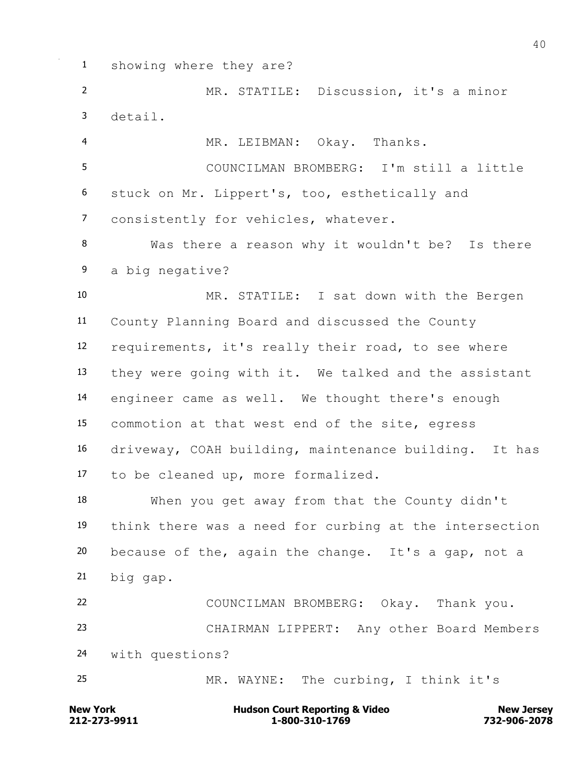showing where they are?

MR. STATILE: Discussion, it's a minor detail.

MR. LEIBMAN: Okay. Thanks.

COUNCILMAN BROMBERG: I'm still a little stuck on Mr. Lippert's, too, esthetically and consistently for vehicles, whatever.

Was there a reason why it wouldn't be? Is there a big negative?

MR. STATILE: I sat down with the Bergen County Planning Board and discussed the County requirements, it's really their road, to see where they were going with it. We talked and the assistant engineer came as well. We thought there's enough commotion at that west end of the site, egress driveway, COAH building, maintenance building. It has to be cleaned up, more formalized.

When you get away from that the County didn't think there was a need for curbing at the intersection because of the, again the change. It's a gap, not a big gap.

COUNCILMAN BROMBERG: Okay. Thank you.

CHAIRMAN LIPPERT: Any other Board Members with questions?

MR. WAYNE: The curbing, I think it's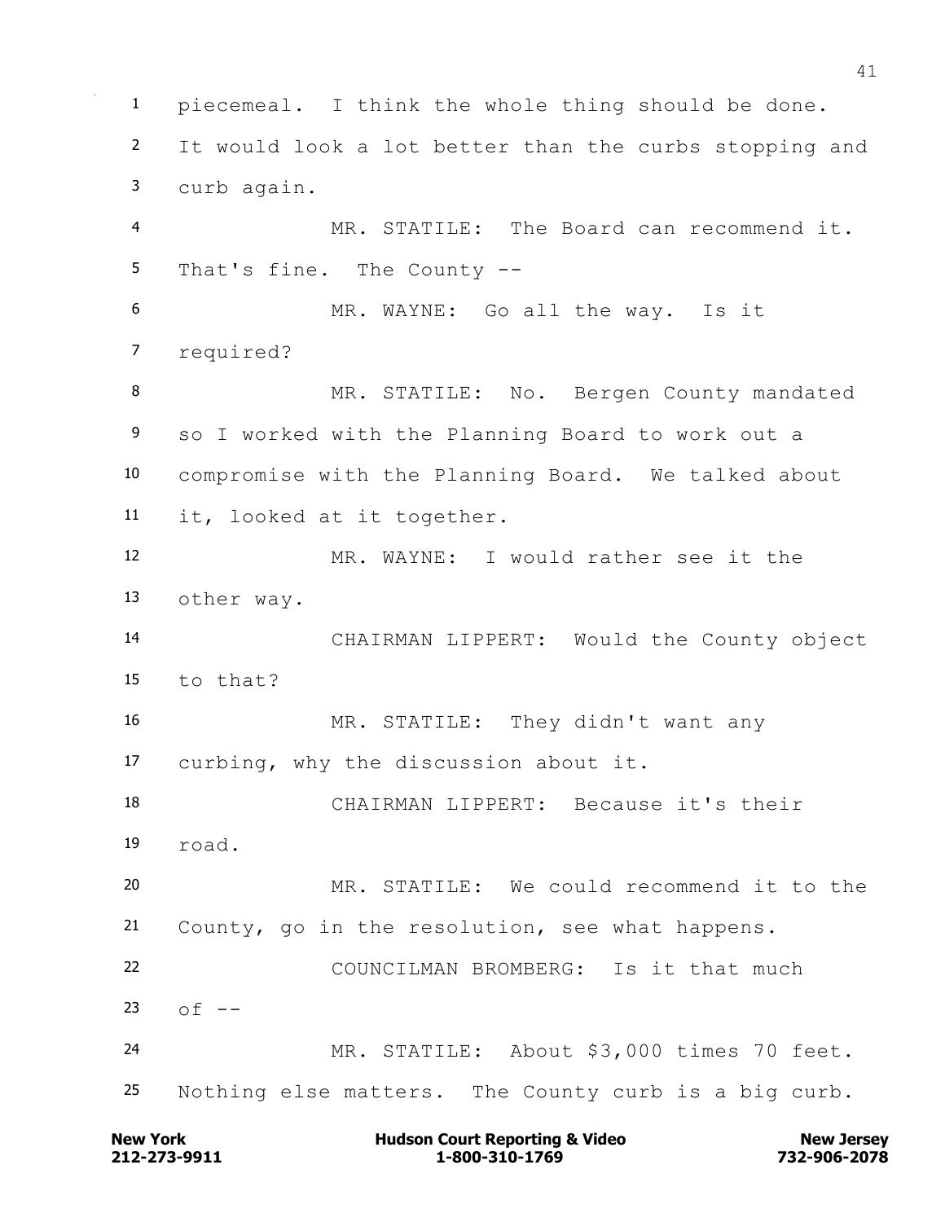piecemeal. I think the whole thing should be done. It would look a lot better than the curbs stopping and curb again.

MR. STATILE: The Board can recommend it. That's fine. The County --

MR. WAYNE: Go all the way. Is it required?

MR. STATILE: No. Bergen County mandated so I worked with the Planning Board to work out a compromise with the Planning Board. We talked about it, looked at it together.

MR. WAYNE: I would rather see it the other way.

CHAIRMAN LIPPERT: Would the County object to that?

MR. STATILE: They didn't want any curbing, why the discussion about it.

CHAIRMAN LIPPERT: Because it's their road.

MR. STATILE: We could recommend it to the County, go in the resolution, see what happens.

COUNCILMAN BROMBERG: Is it that much of --

MR. STATILE: About $3,000 times 70 feet. Nothing else matters. The County curb is a big curb.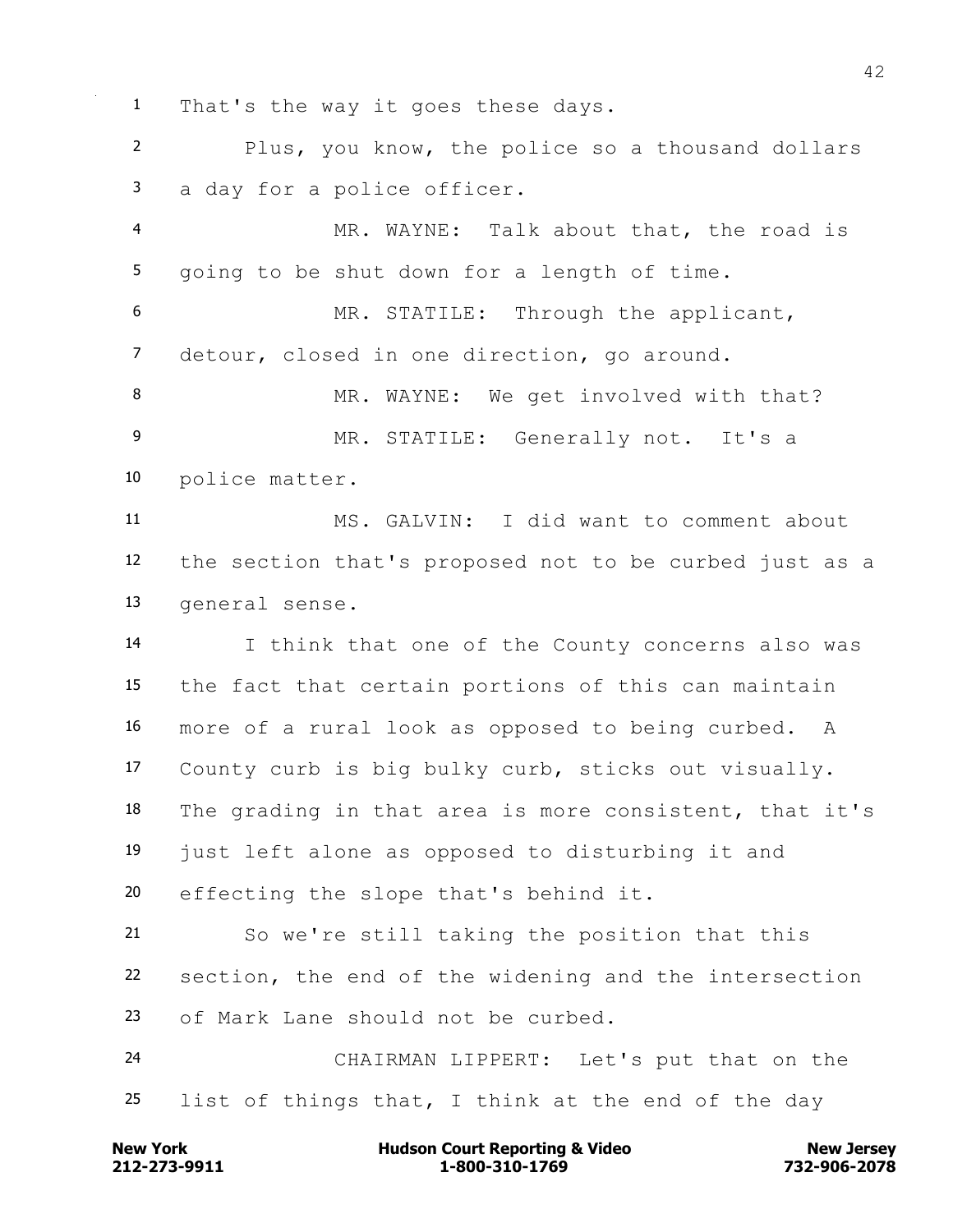That's the way it goes these days.

Plus, you know, the police so a thousand dollars a day for a police officer.

MR. WAYNE: Talk about that, the road is going to be shut down for a length of time.

MR. STATILE: Through the applicant, detour, closed in one direction, go around.

MR. WAYNE: We get involved with that?

MR. STATILE: Generally not. It's a police matter.

MS. GALVIN: I did want to comment about the section that's proposed not to be curbed just as a general sense.

I think that one of the County concerns also was the fact that certain portions of this can maintain more of a rural look as opposed to being curbed. A County curb is big bulky curb, sticks out visually. The grading in that area is more consistent, that it's just left alone as opposed to disturbing it and effecting the slope that's behind it.

So we're still taking the position that this section, the end of the widening and the intersection of Mark Lane should not be curbed.

CHAIRMAN LIPPERT: Let's put that on the list of things that, I think at the end of the day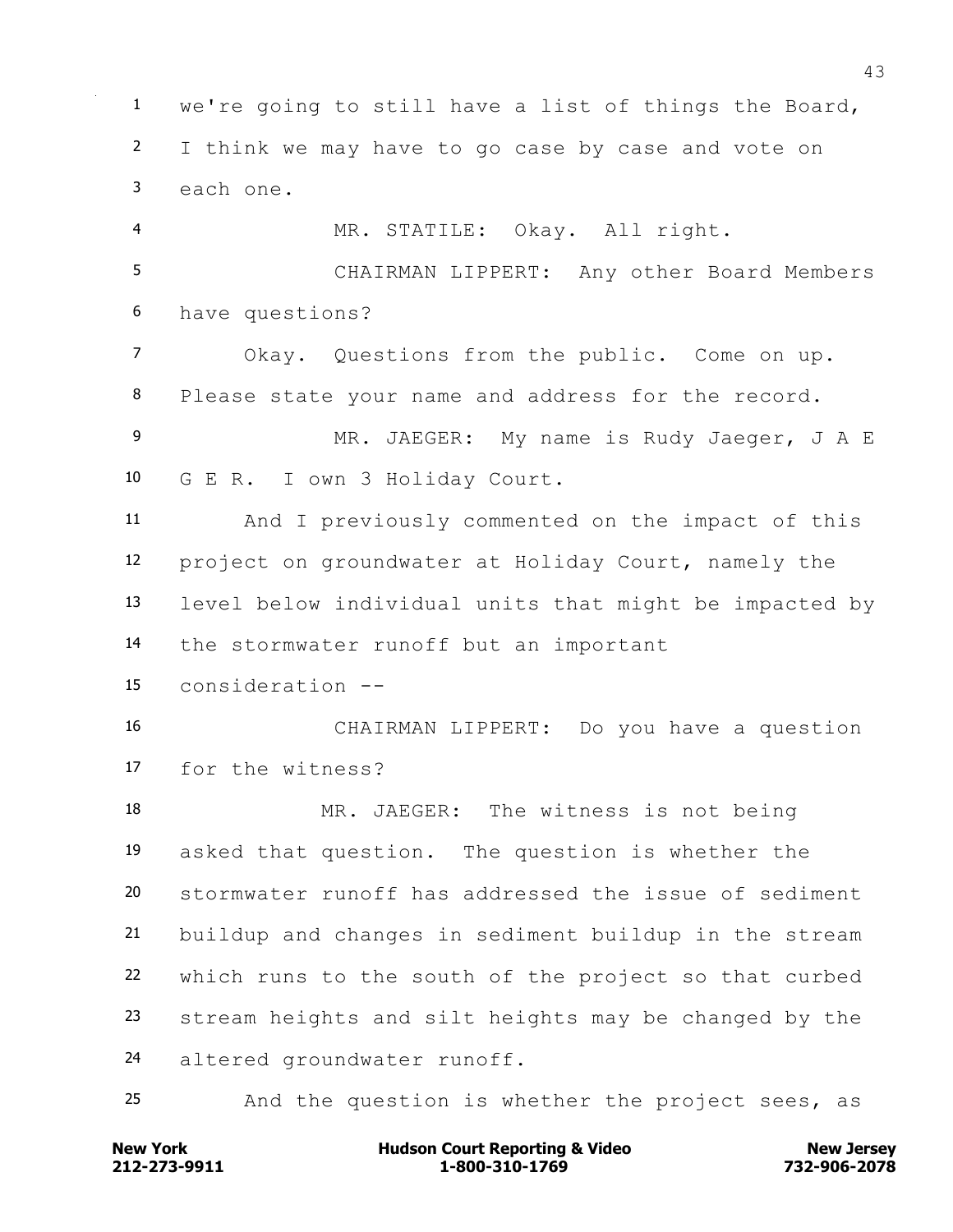we're going to still have a list of things the Board, I think we may have to go case by case and vote on each one.

MR. STATILE: Okay. All right.

CHAIRMAN LIPPERT: Any other Board Members have questions?

Okay. Questions from the public. Come on up. Please state your name and address for the record.

MR. JAEGER: My name is Rudy Jaeger, J A E G E R. I own 3 Holiday Court.

And I previously commented on the impact of this project on groundwater at Holiday Court, namely the level below individual units that might be impacted by the stormwater runoff but an important consideration --

CHAIRMAN LIPPERT: Do you have a question for the witness?

MR. JAEGER: The witness is not being asked that question. The question is whether the stormwater runoff has addressed the issue of sediment buildup and changes in sediment buildup in the stream which runs to the south of the project so that curbed stream heights and silt heights may be changed by the altered groundwater runoff.

And the question is whether the project sees, as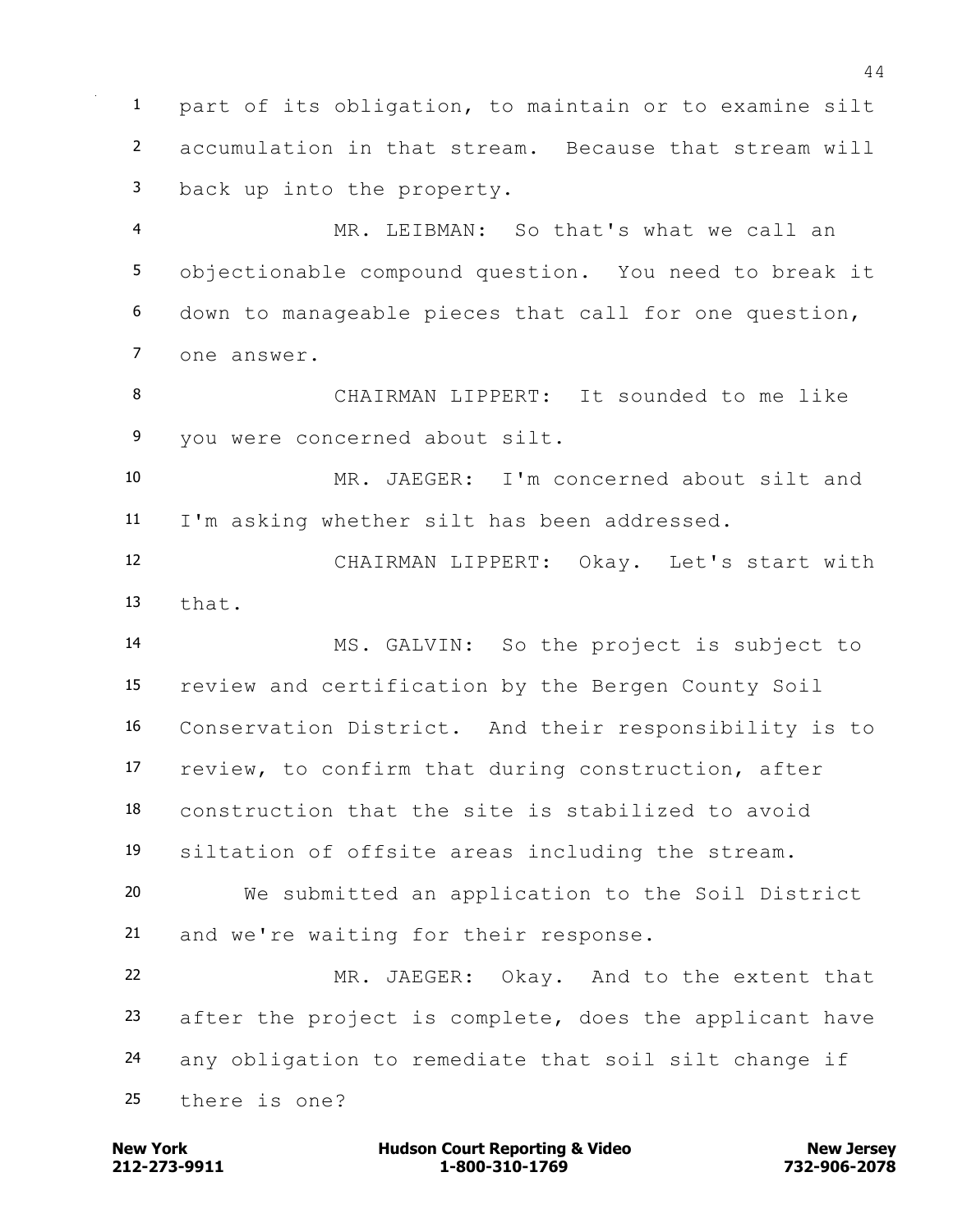part of its obligation, to maintain or to examine silt accumulation in that stream. Because that stream will back up into the property.

MR. LEIBMAN: So that's what we call an objectionable compound question. You need to break it down to manageable pieces that call for one question, one answer.

CHAIRMAN LIPPERT: It sounded to me like you were concerned about silt.

MR. JAEGER: I'm concerned about silt and I'm asking whether silt has been addressed.

CHAIRMAN LIPPERT: Okay. Let's start with that.

MS. GALVIN: So the project is subject to review and certification by the Bergen County Soil Conservation District. And their responsibility is to review, to confirm that during construction, after construction that the site is stabilized to avoid siltation of offsite areas including the stream.

We submitted an application to the Soil District and we're waiting for their response.

MR. JAEGER: Okay. And to the extent that after the project is complete, does the applicant have any obligation to remediate that soil silt change if there is one?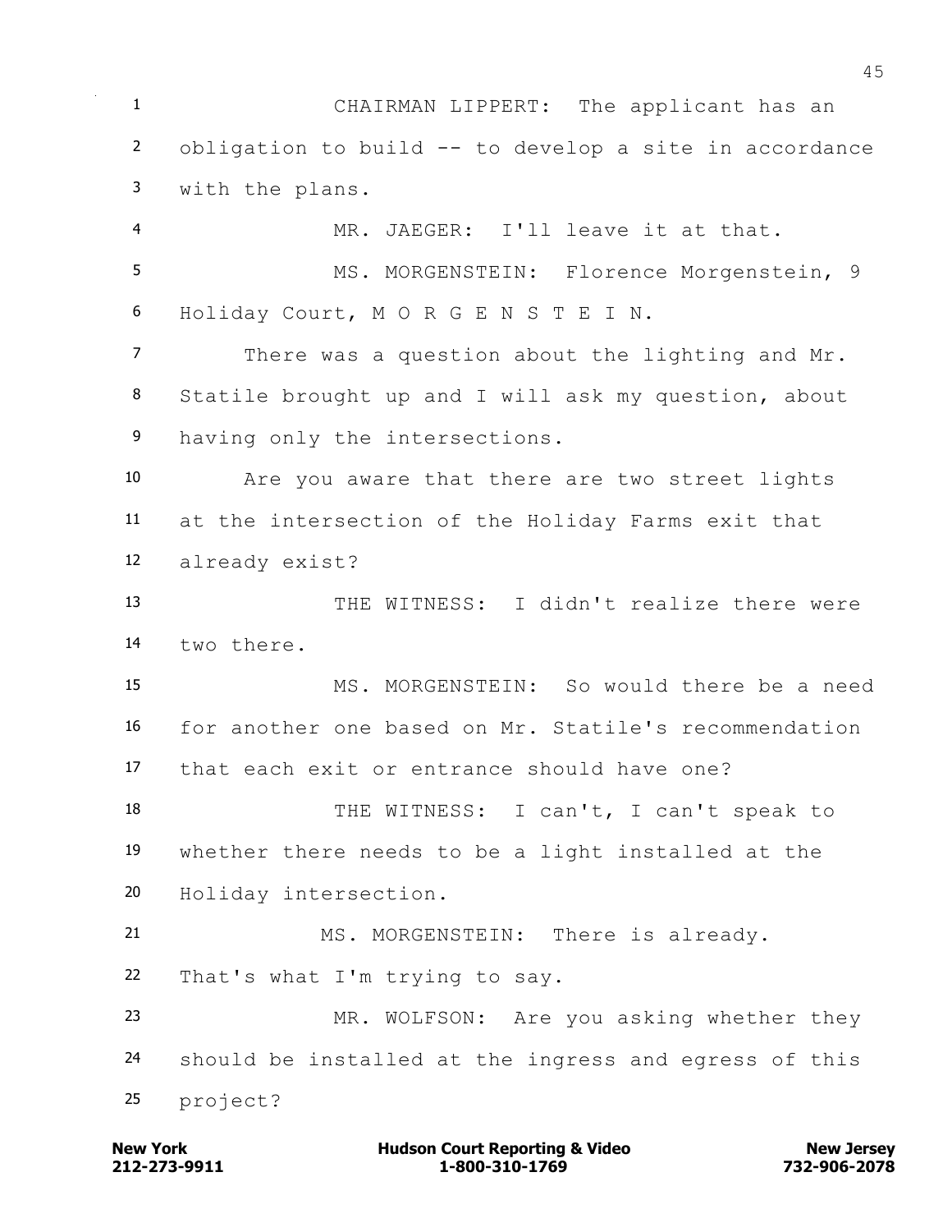CHAIRMAN LIPPERT: The applicant has an obligation to build -- to develop a site in accordance with the plans.

MR. JAEGER: I'll leave it at that.

MS. MORGENSTEIN: Florence Morgenstein, 9 Holiday Court, M O R G E N S T E I N.

There was a question about the lighting and Mr. Statile brought up and I will ask my question, about having only the intersections.

Are you aware that there are two street lights at the intersection of the Holiday Farms exit that already exist?

THE WITNESS: I didn't realize there were two there.

MS. MORGENSTEIN: So would there be a need for another one based on Mr. Statile's recommendation that each exit or entrance should have one?

THE WITNESS: I can't, I can't speak to whether there needs to be a light installed at the Holiday intersection.

MS. MORGENSTEIN: There is already. That's what I'm trying to say.

MR. WOLFSON: Are you asking whether they should be installed at the ingress and egress of this project?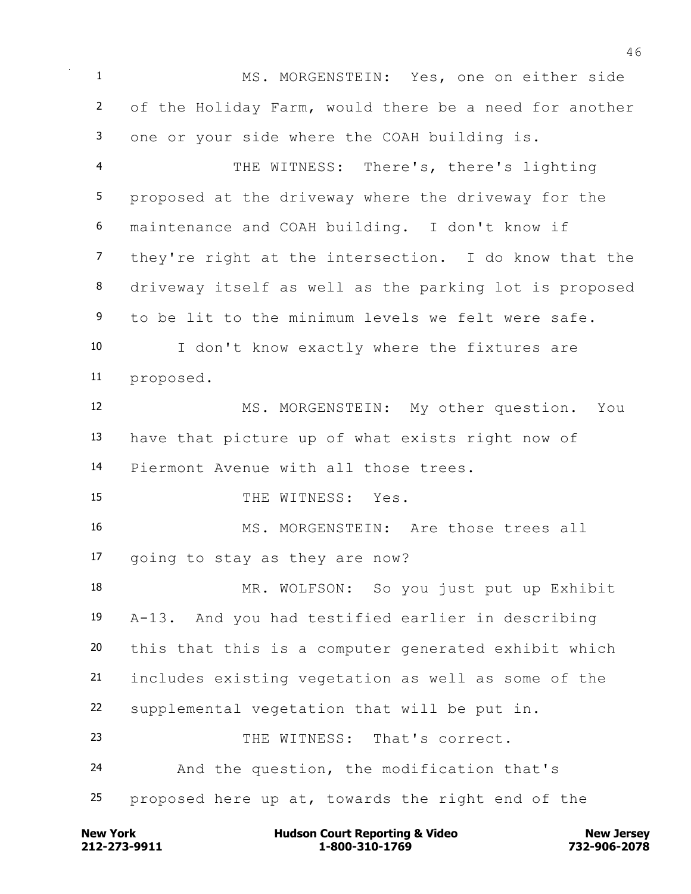MS. MORGENSTEIN: Yes, one on either side of the Holiday Farm, would there be a need for another one or your side where the COAH building is.

THE WITNESS: There's, there's lighting proposed at the driveway where the driveway for the maintenance and COAH building. I don't know if they're right at the intersection. I do know that the driveway itself as well as the parking lot is proposed to be lit to the minimum levels we felt were safe.

I don't know exactly where the fixtures are proposed.

MS. MORGENSTEIN: My other question. You have that picture up of what exists right now of Piermont Avenue with all those trees.

THE WITNESS: Yes.

MS. MORGENSTEIN: Are those trees all going to stay as they are now?

MR. WOLFSON: So you just put up Exhibit A-13. And you had testified earlier in describing this that this is a computer generated exhibit which includes existing vegetation as well as some of the supplemental vegetation that will be put in.

THE WITNESS: That's correct.

And the question, the modification that's proposed here up at, towards the right end of the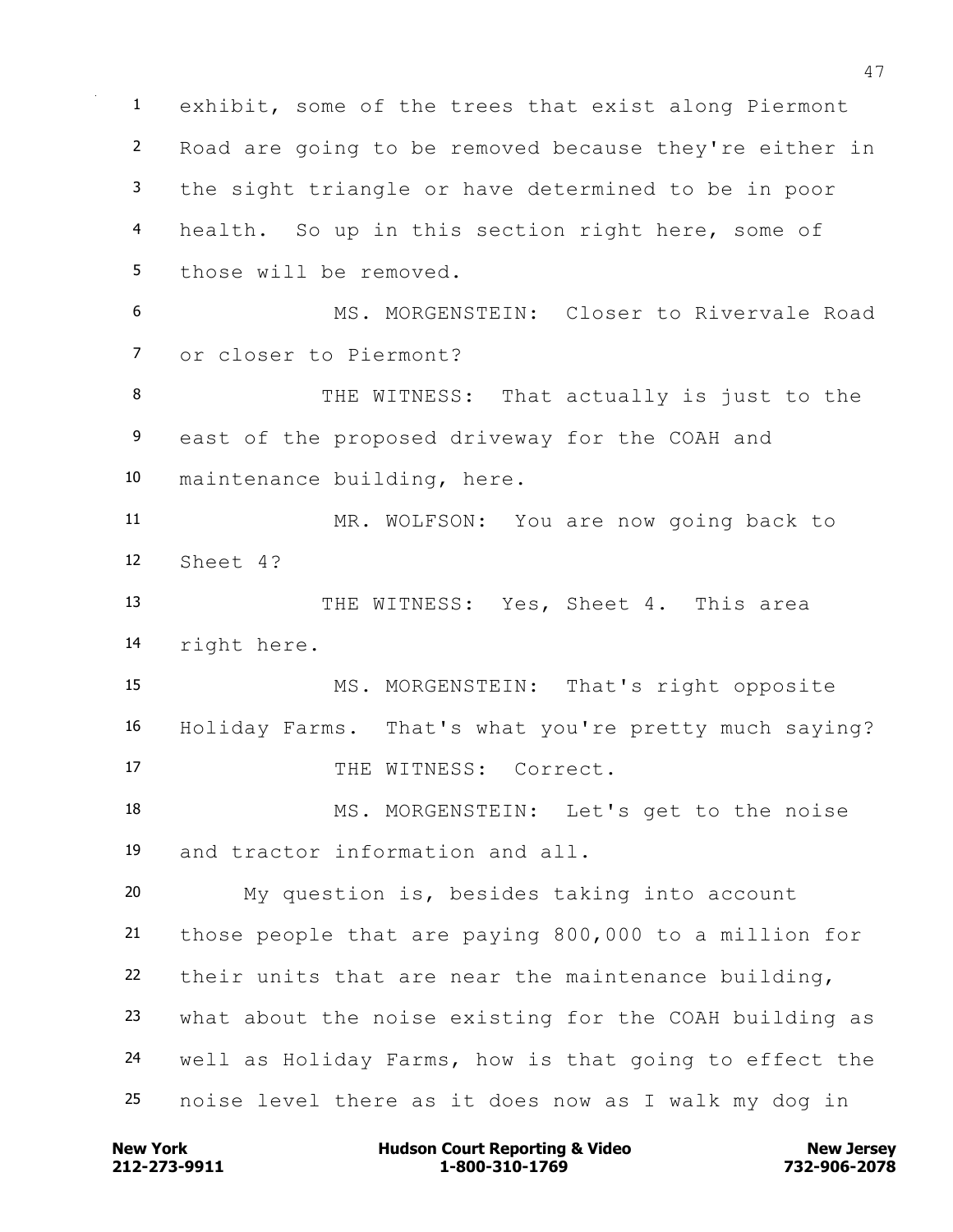exhibit, some of the trees that exist along Piermont Road are going to be removed because they're either in the sight triangle or have determined to be in poor health. So up in this section right here, some of those will be removed.

MS. MORGENSTEIN: Closer to Rivervale Road or closer to Piermont?

THE WITNESS: That actually is just to the east of the proposed driveway for the COAH and maintenance building, here.

MR. WOLFSON: You are now going back to Sheet 4?

THE WITNESS: Yes, Sheet 4. This area right here.

MS. MORGENSTEIN: That's right opposite Holiday Farms. That's what you're pretty much saying?

THE WITNESS: Correct.

MS. MORGENSTEIN: Let's get to the noise and tractor information and all.

My question is, besides taking into account those people that are paying 800,000 to a million for their units that are near the maintenance building, what about the noise existing for the COAH building as well as Holiday Farms, how is that going to effect the noise level there as it does now as I walk my dog in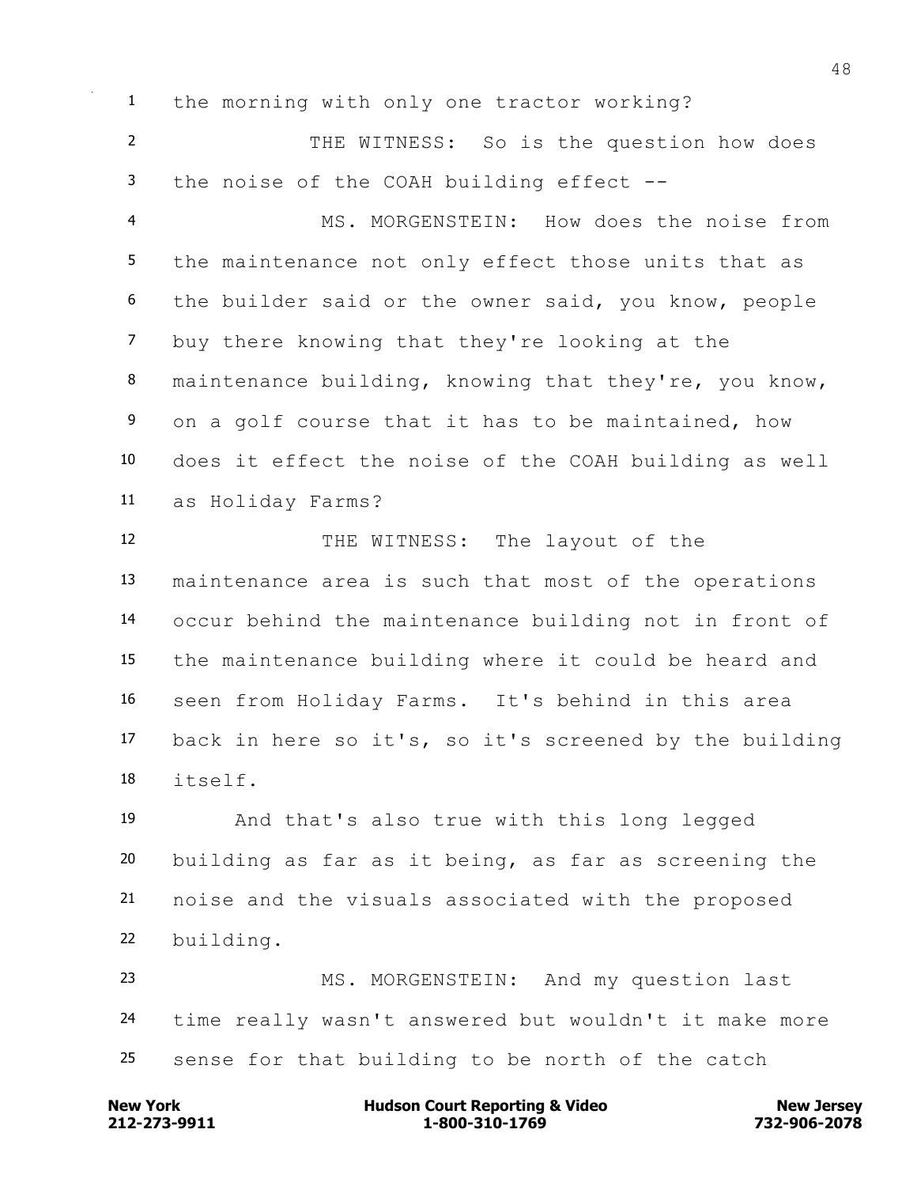the morning with only one tractor working?

THE WITNESS: So is the question how does the noise of the COAH building effect --

MS. MORGENSTEIN: How does the noise from the maintenance not only effect those units that as the builder said or the owner said, you know, people buy there knowing that they're looking at the maintenance building, knowing that they're, you know, on a golf course that it has to be maintained, how does it effect the noise of the COAH building as well as Holiday Farms?

THE WITNESS: The layout of the maintenance area is such that most of the operations occur behind the maintenance building not in front of the maintenance building where it could be heard and seen from Holiday Farms. It's behind in this area back in here so it's, so it's screened by the building itself.

And that's also true with this long legged building as far as it being, as far as screening the noise and the visuals associated with the proposed building.

MS. MORGENSTEIN: And my question last time really wasn't answered but wouldn't it make more sense for that building to be north of the catch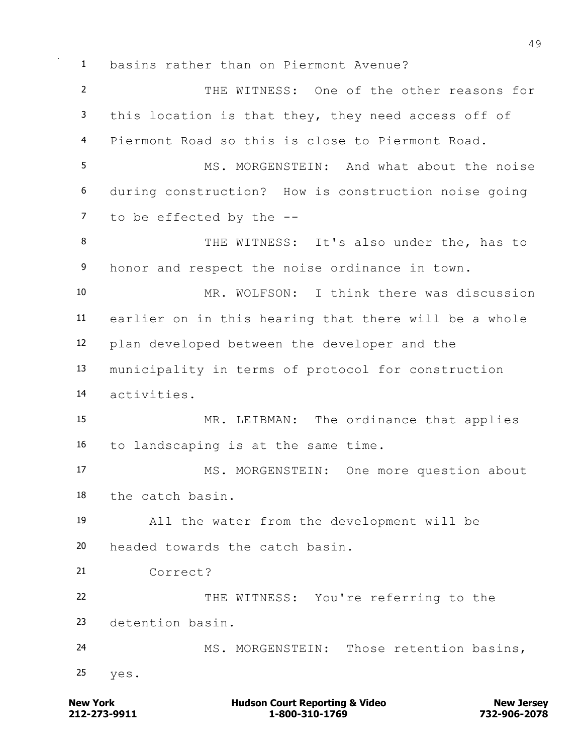basins rather than on Piermont Avenue?

THE WITNESS: One of the other reasons for this location is that they, they need access off of Piermont Road so this is close to Piermont Road.

MS. MORGENSTEIN: And what about the noise during construction? How is construction noise going to be effected by the --

THE WITNESS: It's also under the, has to honor and respect the noise ordinance in town.

MR. WOLFSON: I think there was discussion earlier on in this hearing that there will be a whole plan developed between the developer and the municipality in terms of protocol for construction activities.

MR. LEIBMAN: The ordinance that applies to landscaping is at the same time.

MS. MORGENSTEIN: One more question about the catch basin.

All the water from the development will be headed towards the catch basin.

Correct?

THE WITNESS: You're referring to the detention basin.

MS. MORGENSTEIN: Those retention basins, yes.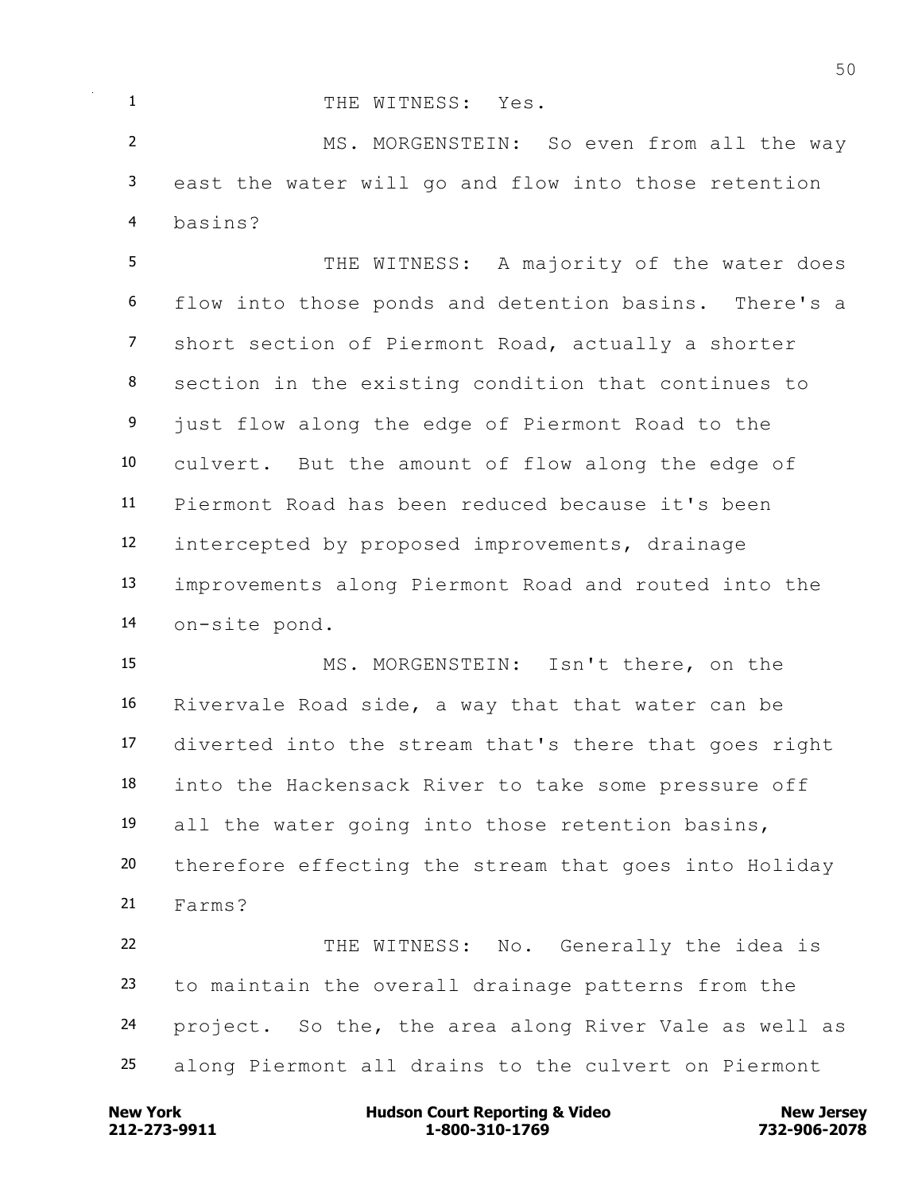THE WITNESS: Yes.

MS. MORGENSTEIN: So even from all the way east the water will go and flow into those retention basins?

THE WITNESS: A majority of the water does flow into those ponds and detention basins. There's a short section of Piermont Road, actually a shorter section in the existing condition that continues to just flow along the edge of Piermont Road to the culvert. But the amount of flow along the edge of Piermont Road has been reduced because it's been intercepted by proposed improvements, drainage improvements along Piermont Road and routed into the on-site pond.

MS. MORGENSTEIN: Isn't there, on the Rivervale Road side, a way that that water can be diverted into the stream that's there that goes right into the Hackensack River to take some pressure off all the water going into those retention basins, therefore effecting the stream that goes into Holiday Farms?

THE WITNESS: No. Generally the idea is to maintain the overall drainage patterns from the project. So the, the area along River Vale as well as along Piermont all drains to the culvert on Piermont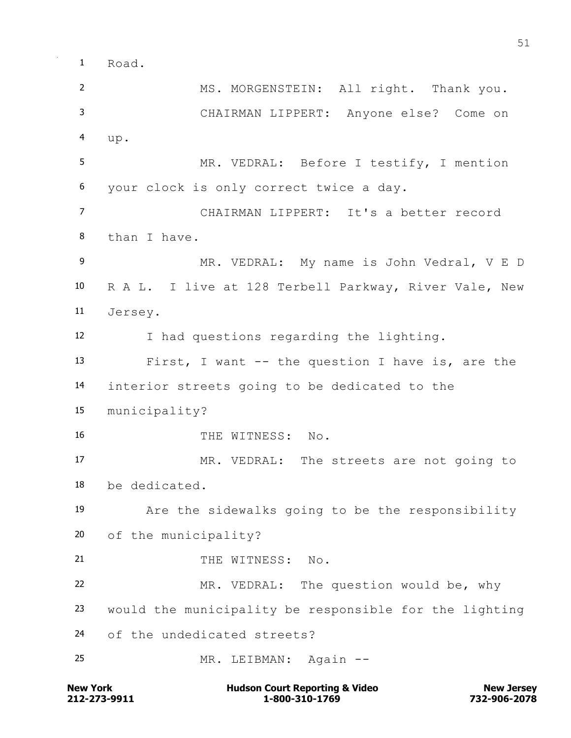Road.

MS. MORGENSTEIN: All right. Thank you.

CHAIRMAN LIPPERT: Anyone else? Come on up.

MR. VEDRAL: Before I testify, I mention your clock is only correct twice a day.

CHAIRMAN LIPPERT: It's a better record than I have.

MR. VEDRAL: My name is John Vedral, V E D R A L. I live at 128 Terbell Parkway, River Vale, New Jersey.

I had questions regarding the lighting.

First, I want -- the question I have is, are the interior streets going to be dedicated to the municipality?

THE WITNESS: No.

MR. VEDRAL: The streets are not going to be dedicated.

Are the sidewalks going to be the responsibility of the municipality?

THE WITNESS: No.

MR. VEDRAL: The question would be, why would the municipality be responsible for the lighting of the undedicated streets?

MR. LEIBMAN: Again --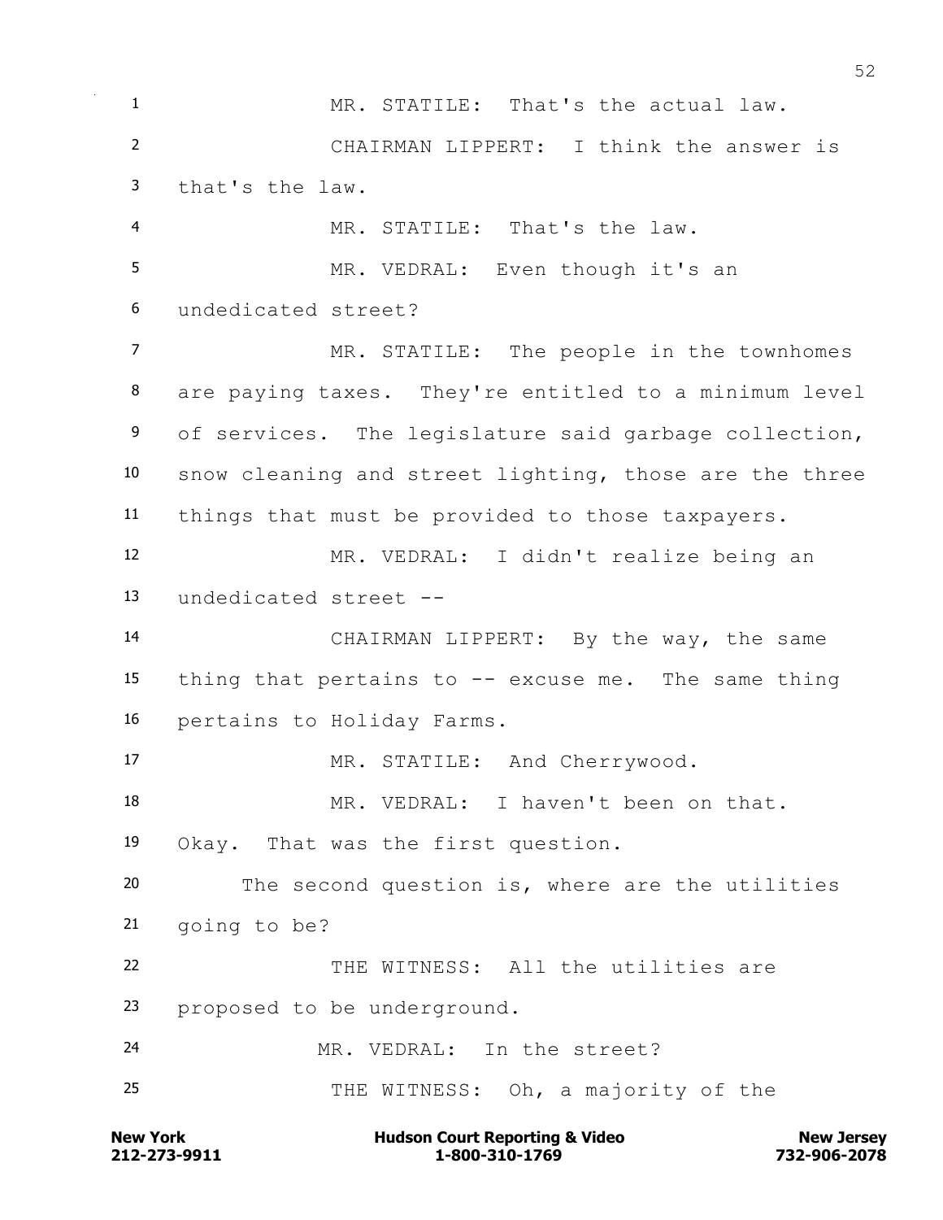MR. STATILE: That's the actual law.

CHAIRMAN LIPPERT: I think the answer is that's the law.

MR. STATILE: That's the law.

MR. VEDRAL: Even though it's an undedicated street?

MR. STATILE: The people in the townhomes are paying taxes. They're entitled to a minimum level of services. The legislature said garbage collection, snow cleaning and street lighting, those are the three things that must be provided to those taxpayers.

MR. VEDRAL: I didn't realize being an undedicated street --

CHAIRMAN LIPPERT: By the way, the same thing that pertains to -- excuse me. The same thing pertains to Holiday Farms.

MR. STATILE: And Cherrywood.

MR. VEDRAL: I haven't been on that. Okay. That was the first question.

The second question is, where are the utilities going to be?

THE WITNESS: All the utilities are proposed to be underground.

MR. VEDRAL: In the street?

THE WITNESS: Oh, a majority of the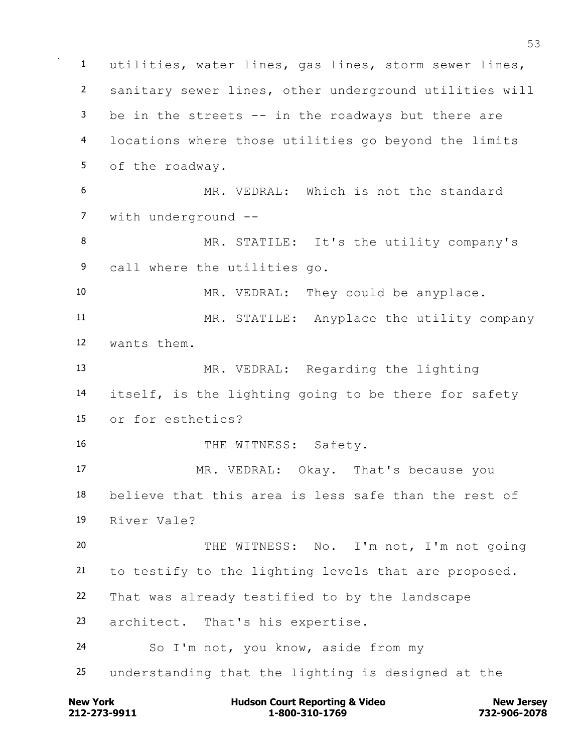utilities, water lines, gas lines, storm sewer lines, sanitary sewer lines, other underground utilities will be in the streets -- in the roadways but there are locations where those utilities go beyond the limits of the roadway.

MR. VEDRAL: Which is not the standard with underground --

MR. STATILE: It's the utility company's call where the utilities go.

MR. VEDRAL: They could be anyplace.

MR. STATILE: Anyplace the utility company wants them.

MR. VEDRAL: Regarding the lighting itself, is the lighting going to be there for safety or for esthetics?

THE WITNESS: Safety.

MR. VEDRAL: Okay. That's because you believe that this area is less safe than the rest of River Vale?

THE WITNESS: No. I'm not, I'm not going to testify to the lighting levels that are proposed. That was already testified to by the landscape architect. That's his expertise.

So I'm not, you know, aside from my understanding that the lighting is designed at the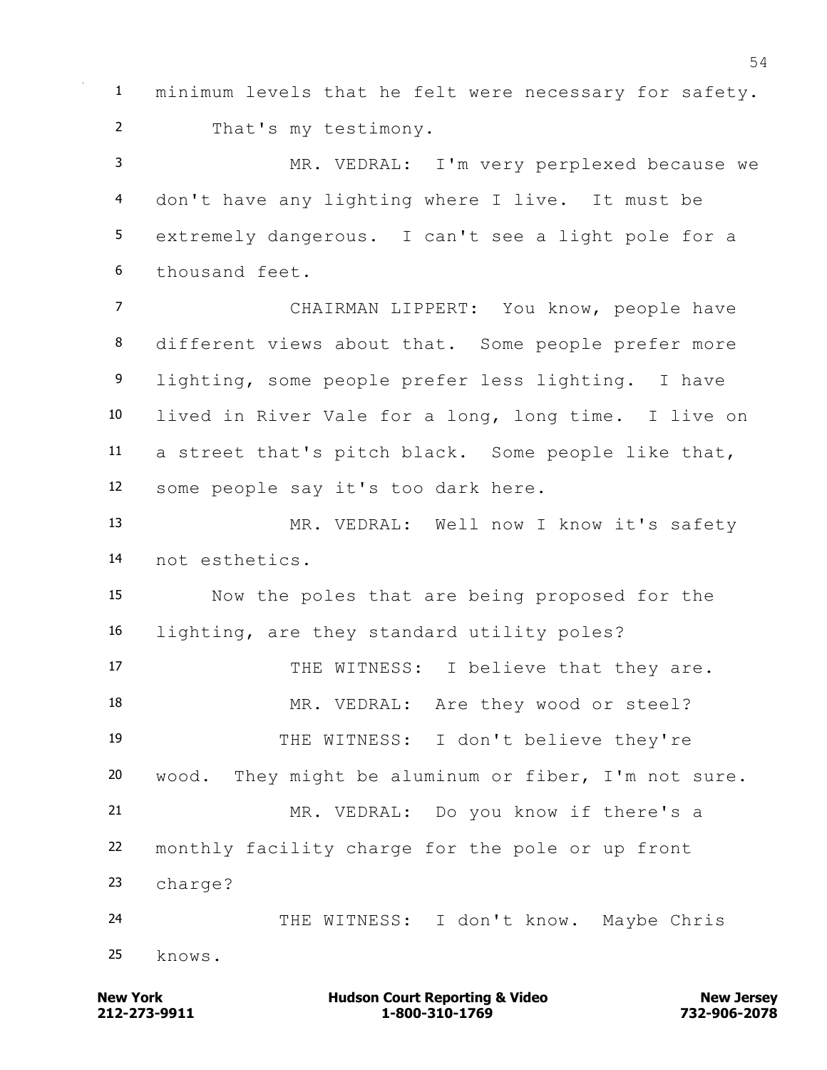minimum levels that he felt were necessary for safety.

That's my testimony.

MR. VEDRAL: I'm very perplexed because we don't have any lighting where I live. It must be extremely dangerous. I can't see a light pole for a thousand feet.

CHAIRMAN LIPPERT: You know, people have different views about that. Some people prefer more lighting, some people prefer less lighting. I have lived in River Vale for a long, long time. I live on a street that's pitch black. Some people like that, some people say it's too dark here.

MR. VEDRAL: Well now I know it's safety not esthetics.

Now the poles that are being proposed for the lighting, are they standard utility poles?

THE WITNESS: I believe that they are.

MR. VEDRAL: Are they wood or steel?

THE WITNESS: I don't believe they're wood. They might be aluminum or fiber, I'm not sure.

MR. VEDRAL: Do you know if there's a monthly facility charge for the pole or up front charge?

THE WITNESS: I don't know. Maybe Chris knows.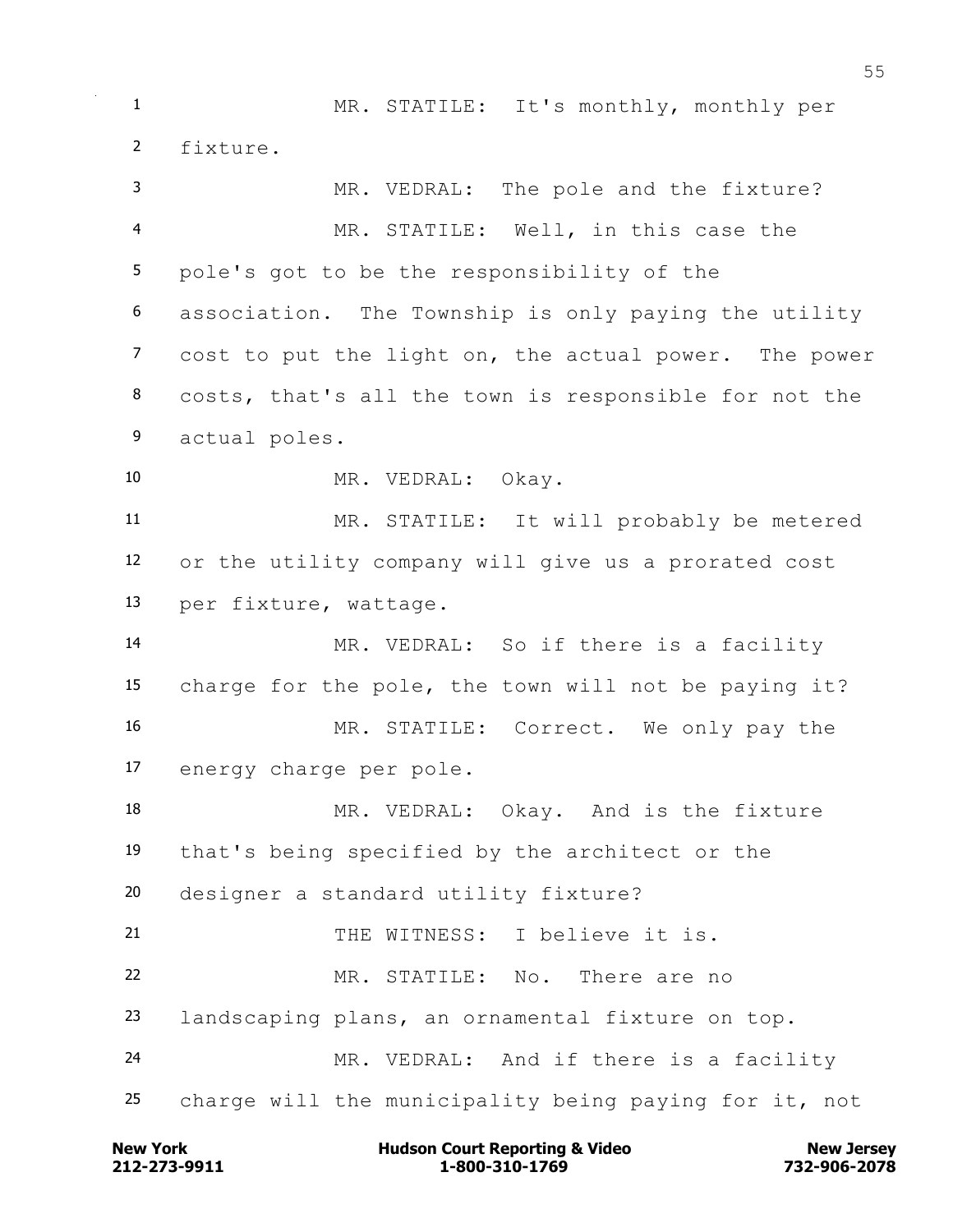1 MR. STATILE: It's monthly, monthly per
2 fixture.
3 MR. VEDRAL: The pole and the fixture?
4 MR. STATILE: Well, in this case the
5 pole's got to be the responsibility of the
6 association. The Township is only paying the utility
7 cost to put the light on, the actual power. The power
8 costs, that's all the town is responsible for not the
9 actual poles.
10 MR. VEDRAL: Okay.
11 MR. STATILE: It will probably be metered
12 or the utility company will give us a prorated cost
13 per fixture, wattage.
14 MR. VEDRAL: So if there is a facility
15 charge for the pole, the town will not be paying it?
16 MR. STATILE: Correct. We only pay the
17 energy charge per pole.
18 MR. VEDRAL: Okay. And is the fixture
19 that's being specified by the architect or the
20 designer a standard utility fixture?
21 THE WITNESS: I believe it is.
22 MR. STATILE: No. There are no
23 landscaping plans, an ornamental fixture on top.
24 MR. VEDRAL: And if there is a facility
25 charge will the municipality being paying for it, not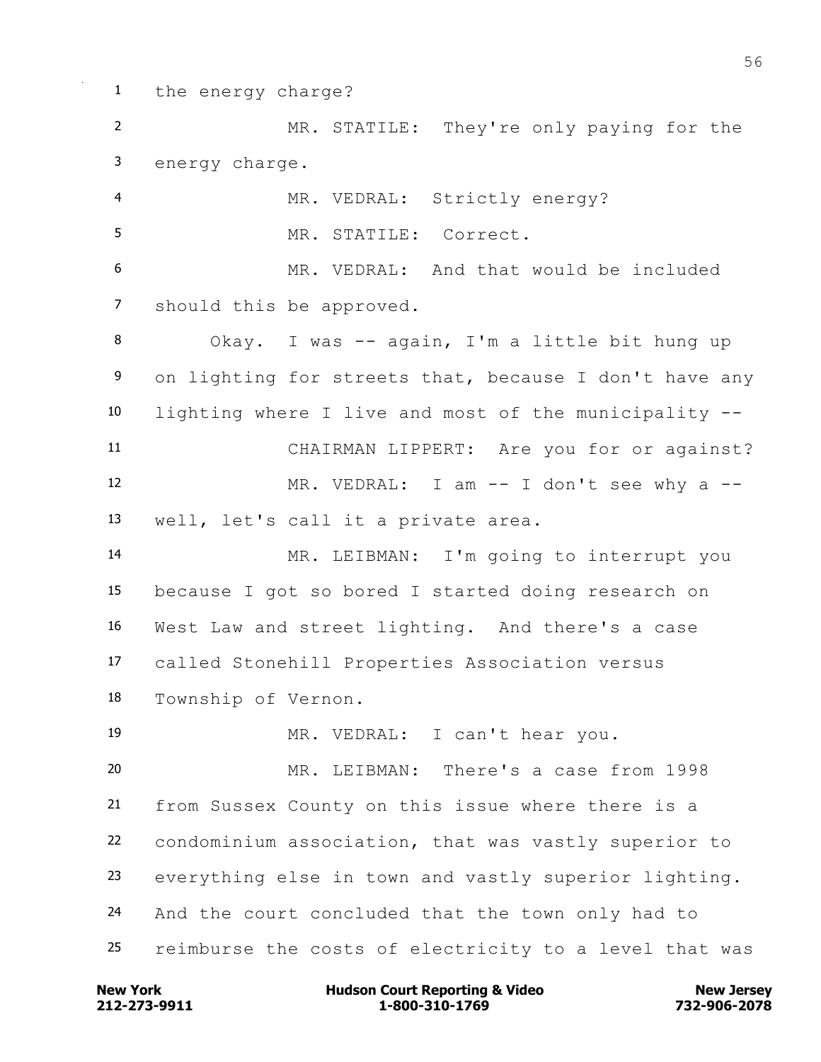1 the energy charge?

2 MR. STATILE: They're only paying for the

3 energy charge.

4 MR. VEDRAL: Strictly energy?

5 MR. STATILE: Correct.

6 MR. VEDRAL: And that would be included

7 should this be approved.

8 Okay. I was -- again, I'm a little bit hung up

9 on lighting for streets that, because I don't have any

10 lighting where I live and most of the municipality --

11 CHAIRMAN LIPPERT: Are you for or against?

12 MR. VEDRAL: I am -- I don't see why a --

13 well, let's call it a private area.

14 MR. LEIBMAN: I'm going to interrupt you

15 because I got so bored I started doing research on

16 West Law and street lighting. And there's a case

17 called Stonehill Properties Association versus

18 Township of Vernon.

19 MR. VEDRAL: I can't hear you.

20 MR. LEIBMAN: There's a case from 1998

21 from Sussex County on this issue where there is a

22 condominium association, that was vastly superior to

23 everything else in town and vastly superior lighting.

24 And the court concluded that the town only had to

25 reimburse the costs of electricity to a level that was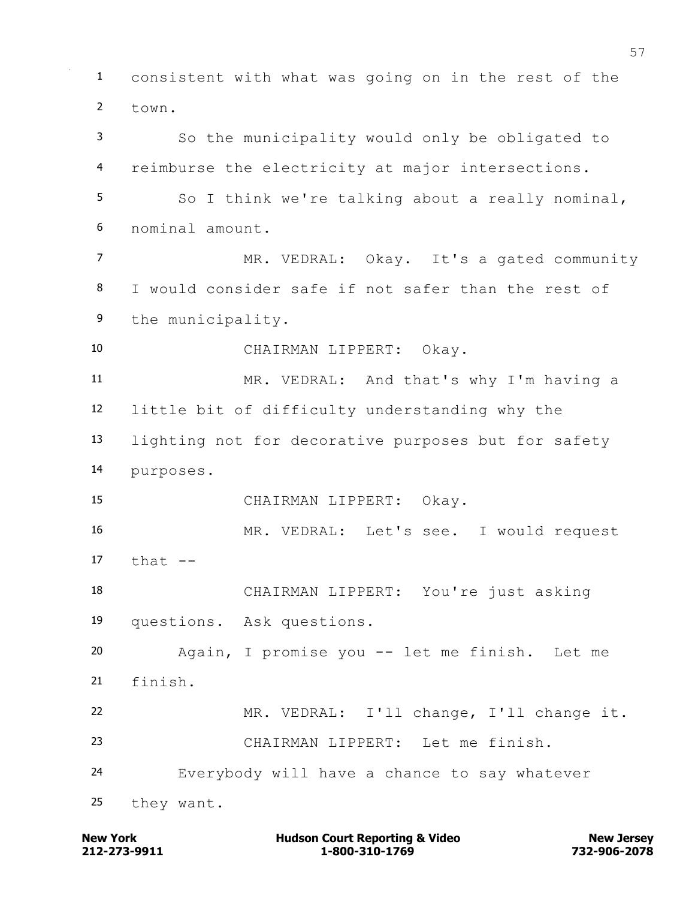consistent with what was going on in the rest of the town.

So the municipality would only be obligated to reimburse the electricity at major intersections.

So I think we're talking about a really nominal, nominal amount.

MR. VEDRAL: Okay. It's a gated community I would consider safe if not safer than the rest of the municipality.

CHAIRMAN LIPPERT: Okay.

MR. VEDRAL: And that's why I'm having a little bit of difficulty understanding why the lighting not for decorative purposes but for safety purposes.

CHAIRMAN LIPPERT: Okay.

MR. VEDRAL: Let's see. I would request that --

CHAIRMAN LIPPERT: You're just asking questions. Ask questions.

Again, I promise you -- let me finish. Let me finish.

MR. VEDRAL: I'll change, I'll change it.

CHAIRMAN LIPPERT: Let me finish.

Everybody will have a chance to say whatever they want.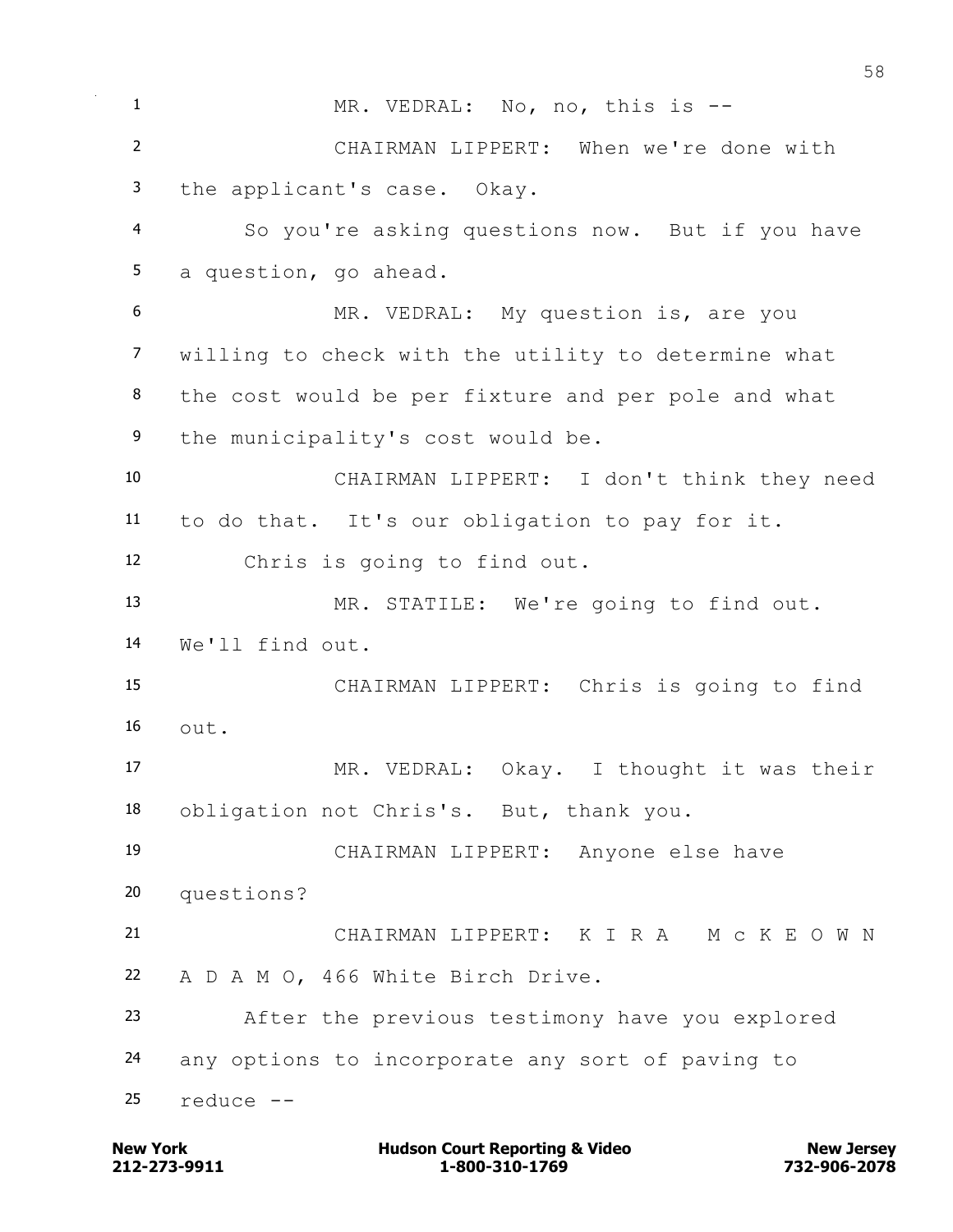MR. VEDRAL: No, no, this is --

CHAIRMAN LIPPERT: When we're done with the applicant's case. Okay.

So you're asking questions now. But if you have a question, go ahead.

MR. VEDRAL: My question is, are you willing to check with the utility to determine what the cost would be per fixture and per pole and what the municipality's cost would be.

CHAIRMAN LIPPERT: I don't think they need to do that. It's our obligation to pay for it.

Chris is going to find out.

MR. STATILE: We're going to find out. We'll find out.

CHAIRMAN LIPPERT: Chris is going to find out.

MR. VEDRAL: Okay. I thought it was their obligation not Chris's. But, thank you.

CHAIRMAN LIPPERT: Anyone else have questions?

CHAIRMAN LIPPERT: K I R A M c K E O W N A D A M O, 466 White Birch Drive.

After the previous testimony have you explored any options to incorporate any sort of paving to reduce --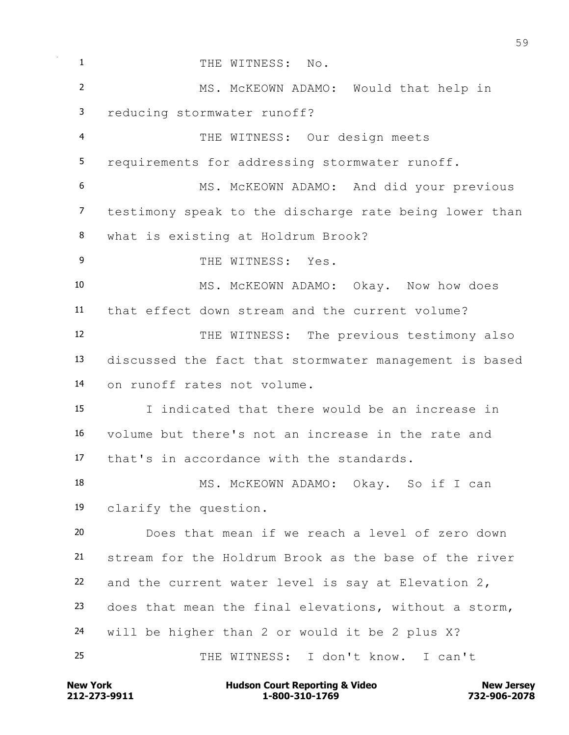THE WITNESS: No.

MS. McKEOWN ADAMO: Would that help in reducing stormwater runoff?

THE WITNESS: Our design meets requirements for addressing stormwater runoff.

MS. McKEOWN ADAMO: And did your previous testimony speak to the discharge rate being lower than what is existing at Holdrum Brook?

THE WITNESS: Yes.

MS. McKEOWN ADAMO: Okay. Now how does that effect down stream and the current volume?

THE WITNESS: The previous testimony also discussed the fact that stormwater management is based on runoff rates not volume.

I indicated that there would be an increase in volume but there's not an increase in the rate and that's in accordance with the standards.

MS. McKEOWN ADAMO: Okay. So if I can clarify the question.

Does that mean if we reach a level of zero down stream for the Holdrum Brook as the base of the river and the current water level is say at Elevation 2, does that mean the final elevations, without a storm, will be higher than 2 or would it be 2 plus X?

THE WITNESS: I don't know. I can't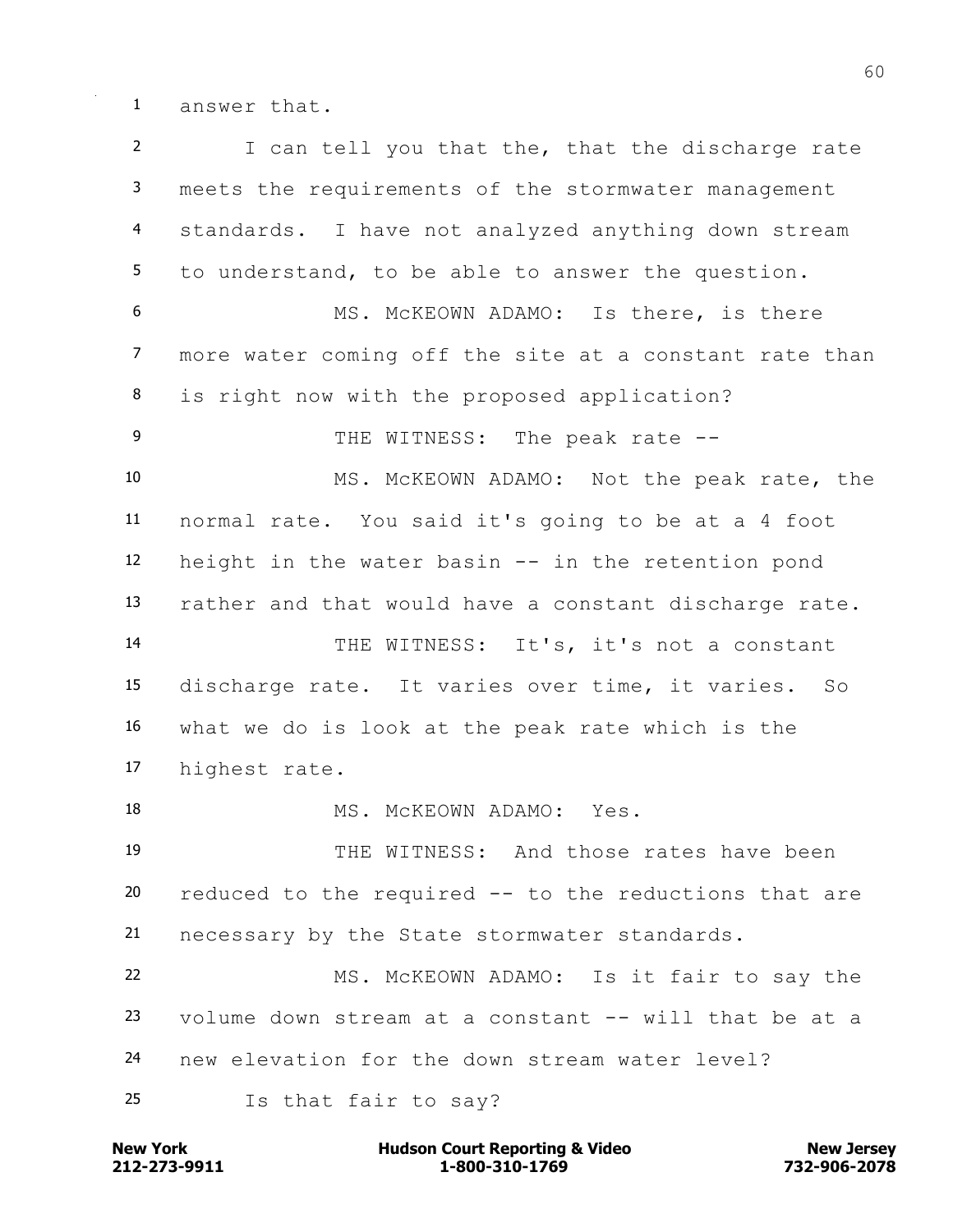answer that.

I can tell you that the, that the discharge rate meets the requirements of the stormwater management standards. I have not analyzed anything down stream to understand, to be able to answer the question.

MS. McKEOWN ADAMO: Is there, is there more water coming off the site at a constant rate than is right now with the proposed application?

THE WITNESS: The peak rate --

MS. McKEOWN ADAMO: Not the peak rate, the normal rate. You said it's going to be at a 4 foot height in the water basin -- in the retention pond rather and that would have a constant discharge rate.

THE WITNESS: It's, it's not a constant discharge rate. It varies over time, it varies. So what we do is look at the peak rate which is the highest rate.

MS. McKEOWN ADAMO: Yes.

THE WITNESS: And those rates have been reduced to the required -- to the reductions that are necessary by the State stormwater standards.

MS. McKEOWN ADAMO: Is it fair to say the volume down stream at a constant -- will that be at a new elevation for the down stream water level?

Is that fair to say?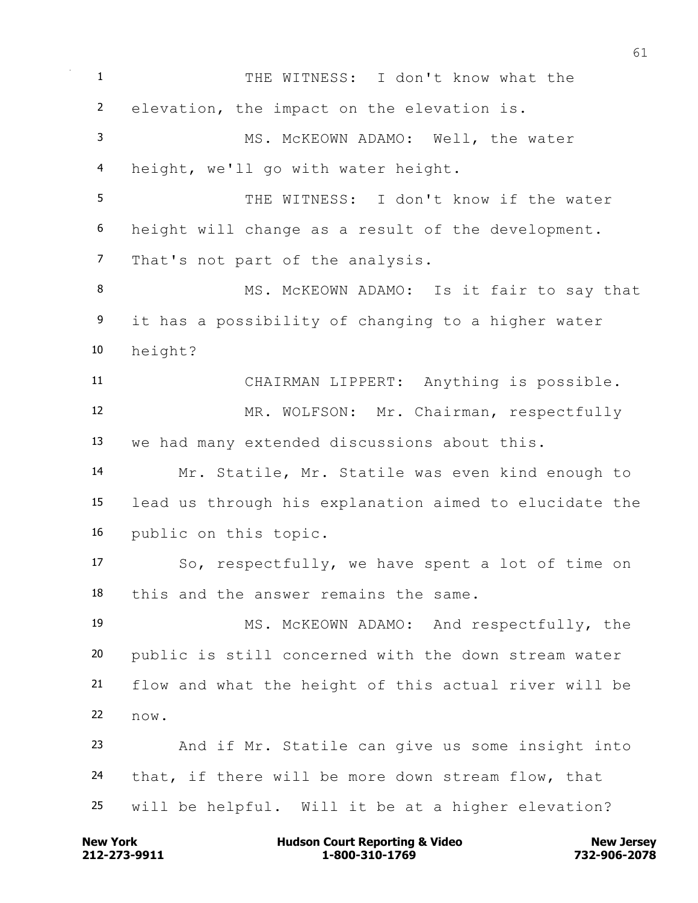THE WITNESS: I don't know what the elevation, the impact on the elevation is.

MS. McKEOWN ADAMO: Well, the water height, we'll go with water height.

THE WITNESS: I don't know if the water height will change as a result of the development. That's not part of the analysis.

MS. McKEOWN ADAMO: Is it fair to say that it has a possibility of changing to a higher water height?

CHAIRMAN LIPPERT: Anything is possible.

MR. WOLFSON: Mr. Chairman, respectfully we had many extended discussions about this.

Mr. Statile, Mr. Statile was even kind enough to lead us through his explanation aimed to elucidate the public on this topic.

So, respectfully, we have spent a lot of time on this and the answer remains the same.

MS. McKEOWN ADAMO: And respectfully, the public is still concerned with the down stream water flow and what the height of this actual river will be now.

And if Mr. Statile can give us some insight into that, if there will be more down stream flow, that will be helpful. Will it be at a higher elevation?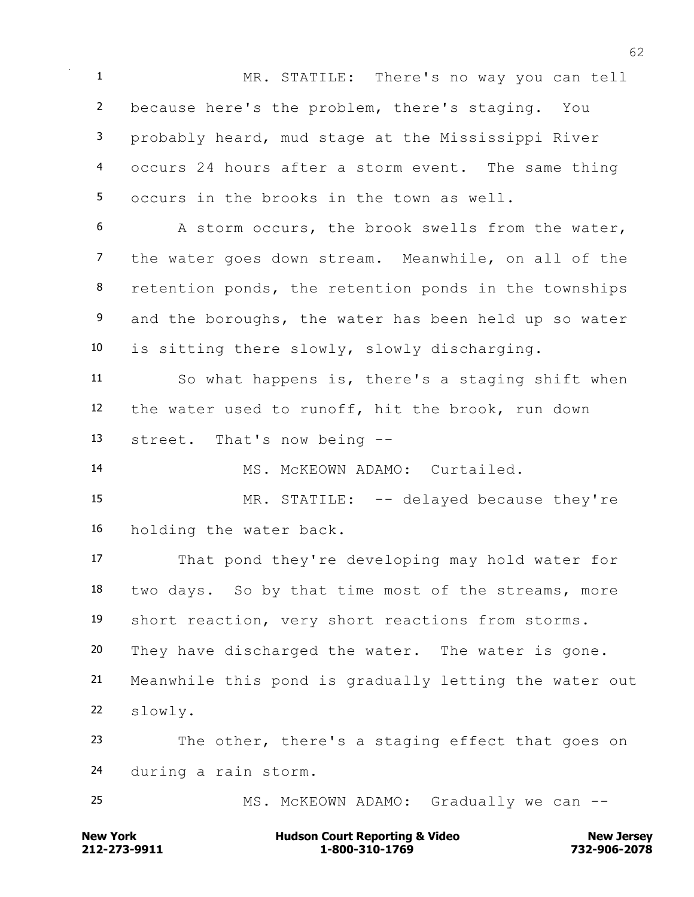MR. STATILE: There's no way you can tell because here's the problem, there's staging. You probably heard, mud stage at the Mississippi River occurs 24 hours after a storm event. The same thing occurs in the brooks in the town as well.

A storm occurs, the brook swells from the water, the water goes down stream. Meanwhile, on all of the retention ponds, the retention ponds in the townships and the boroughs, the water has been held up so water is sitting there slowly, slowly discharging.

So what happens is, there's a staging shift when the water used to runoff, hit the brook, run down street. That's now being --

MS. McKEOWN ADAMO: Curtailed.

MR. STATILE: -- delayed because they're holding the water back.

That pond they're developing may hold water for two days. So by that time most of the streams, more short reaction, very short reactions from storms. They have discharged the water. The water is gone. Meanwhile this pond is gradually letting the water out slowly.

The other, there's a staging effect that goes on during a rain storm.

MS. McKEOWN ADAMO: Gradually we can --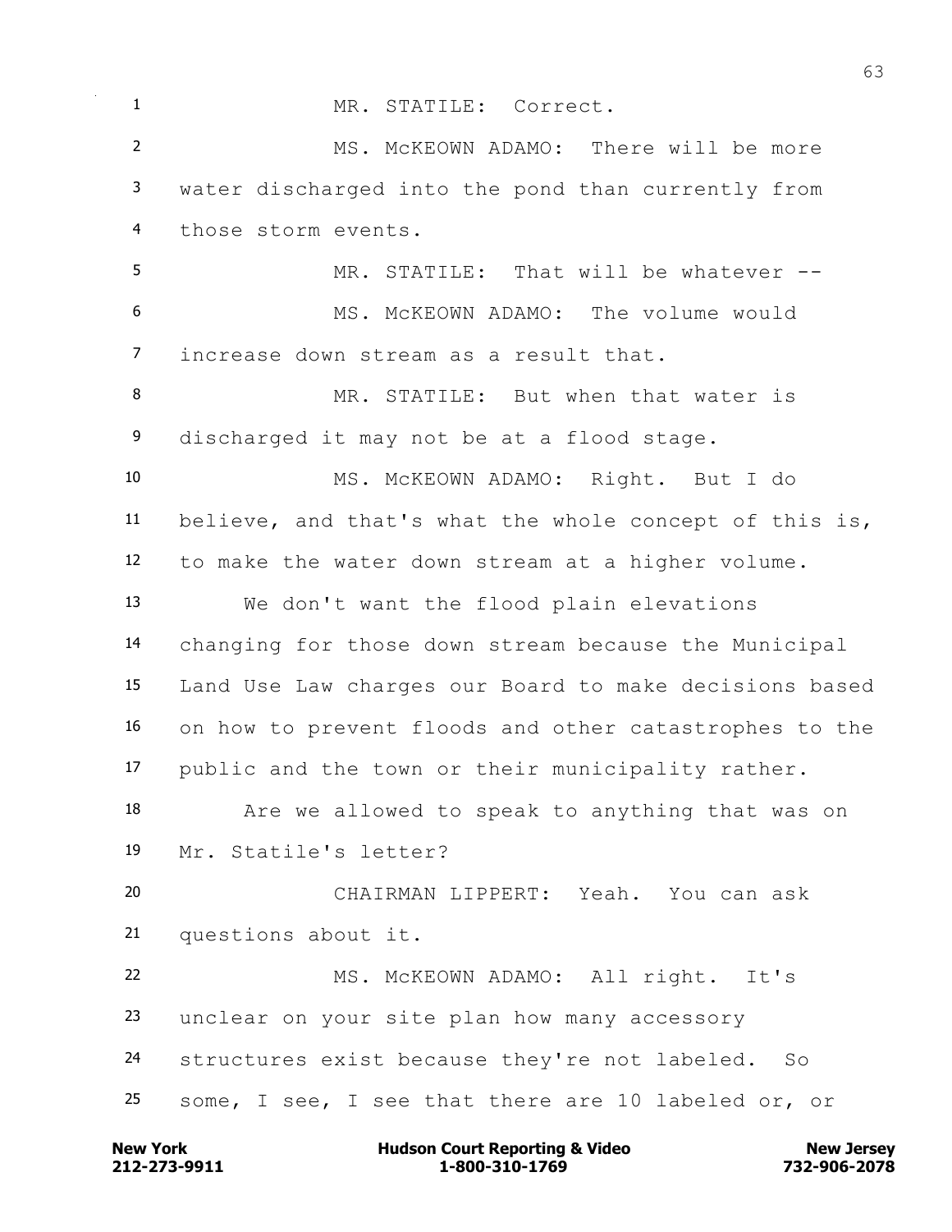MR. STATILE: Correct.

MS. McKEOWN ADAMO: There will be more water discharged into the pond than currently from those storm events.

MR. STATILE: That will be whatever --

MS. McKEOWN ADAMO: The volume would increase down stream as a result that.

MR. STATILE: But when that water is discharged it may not be at a flood stage.

MS. McKEOWN ADAMO: Right. But I do believe, and that's what the whole concept of this is, to make the water down stream at a higher volume.

We don't want the flood plain elevations changing for those down stream because the Municipal Land Use Law charges our Board to make decisions based on how to prevent floods and other catastrophes to the public and the town or their municipality rather.

Are we allowed to speak to anything that was on Mr. Statile's letter?

CHAIRMAN LIPPERT: Yeah. You can ask questions about it.

MS. McKEOWN ADAMO: All right. It's unclear on your site plan how many accessory structures exist because they're not labeled. So some, I see, I see that there are 10 labeled or, or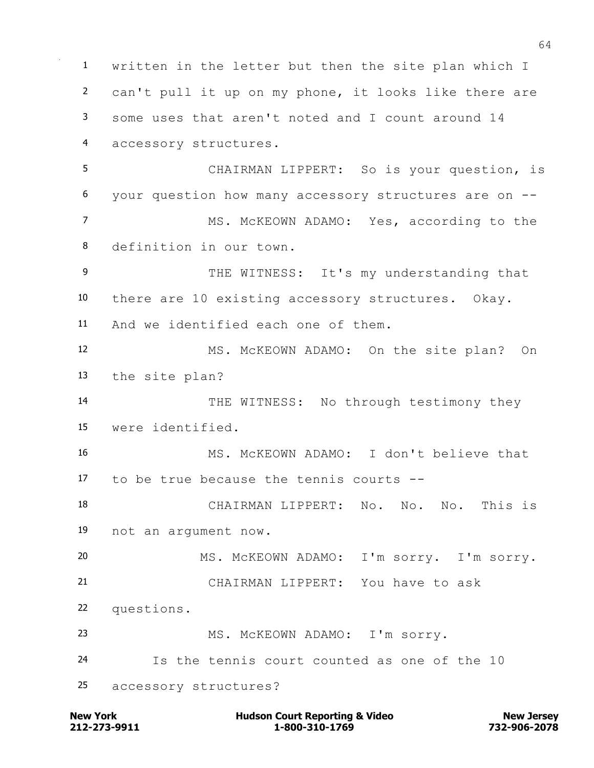written in the letter but then the site plan which I can't pull it up on my phone, it looks like there are some uses that aren't noted and I count around 14 accessory structures.

CHAIRMAN LIPPERT: So is your question, is your question how many accessory structures are on --

MS. McKEOWN ADAMO: Yes, according to the definition in our town.

THE WITNESS: It's my understanding that there are 10 existing accessory structures. Okay. And we identified each one of them.

MS. McKEOWN ADAMO: On the site plan? On the site plan?

THE WITNESS: No through testimony they were identified.

MS. McKEOWN ADAMO: I don't believe that to be true because the tennis courts --

CHAIRMAN LIPPERT: No. No. No. This is not an argument now.

MS. McKEOWN ADAMO: I'm sorry. I'm sorry.

CHAIRMAN LIPPERT: You have to ask questions.

MS. McKEOWN ADAMO: I'm sorry.

Is the tennis court counted as one of the 10 accessory structures?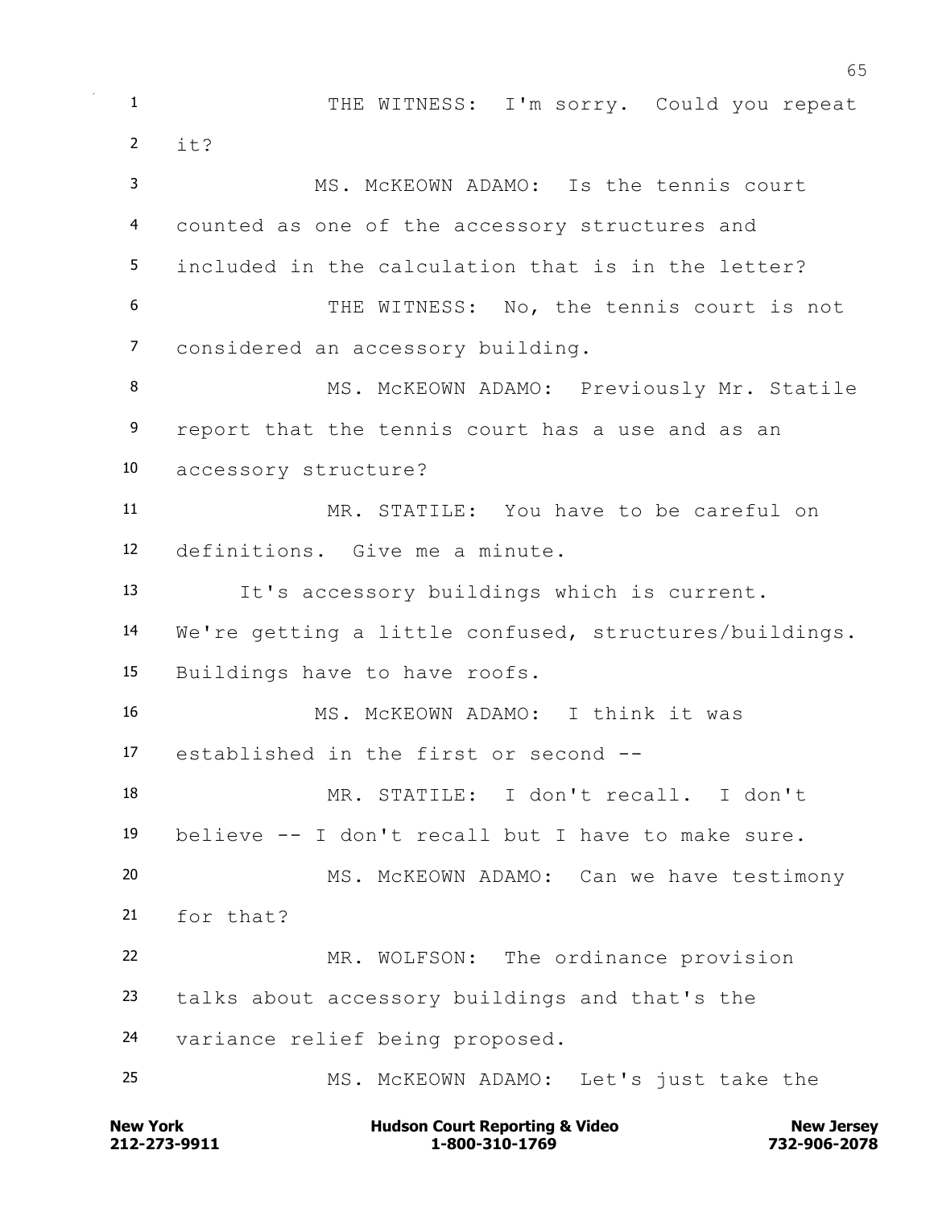THE WITNESS: I'm sorry. Could you repeat it?

MS. McKEOWN ADAMO: Is the tennis court counted as one of the accessory structures and included in the calculation that is in the letter?

THE WITNESS: No, the tennis court is not considered an accessory building.

MS. McKEOWN ADAMO: Previously Mr. Statile report that the tennis court has a use and as an accessory structure?

MR. STATILE: You have to be careful on definitions. Give me a minute.

It's accessory buildings which is current. We're getting a little confused, structures/buildings. Buildings have to have roofs.

MS. McKEOWN ADAMO: I think it was established in the first or second --

MR. STATILE: I don't recall. I don't believe -- I don't recall but I have to make sure.

MS. McKEOWN ADAMO: Can we have testimony for that?

MR. WOLFSON: The ordinance provision talks about accessory buildings and that's the variance relief being proposed.

MS. McKEOWN ADAMO: Let's just take the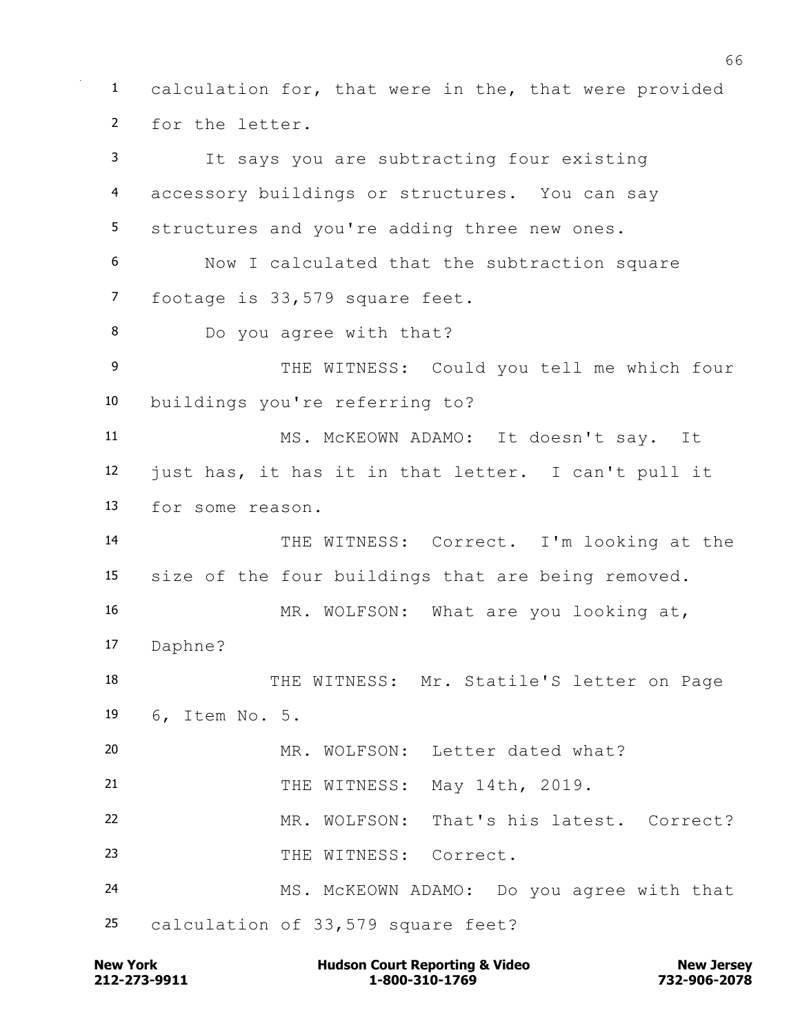calculation for, that were in the, that were provided for the letter.

It says you are subtracting four existing accessory buildings or structures. You can say structures and you're adding three new ones.

Now I calculated that the subtraction square footage is 33,579 square feet.

Do you agree with that?

THE WITNESS: Could you tell me which four buildings you're referring to?

MS. McKEOWN ADAMO: It doesn't say. It just has, it has it in that letter. I can't pull it for some reason.

THE WITNESS: Correct. I'm looking at the size of the four buildings that are being removed.

MR. WOLFSON: What are you looking at, Daphne?

THE WITNESS: Mr. Statile'S letter on Page 6, Item No. 5.

MR. WOLFSON: Letter dated what?

THE WITNESS: May 14th, 2019.

MR. WOLFSON: That's his latest. Correct?

THE WITNESS: Correct.

MS. McKEOWN ADAMO: Do you agree with that calculation of 33,579 square feet?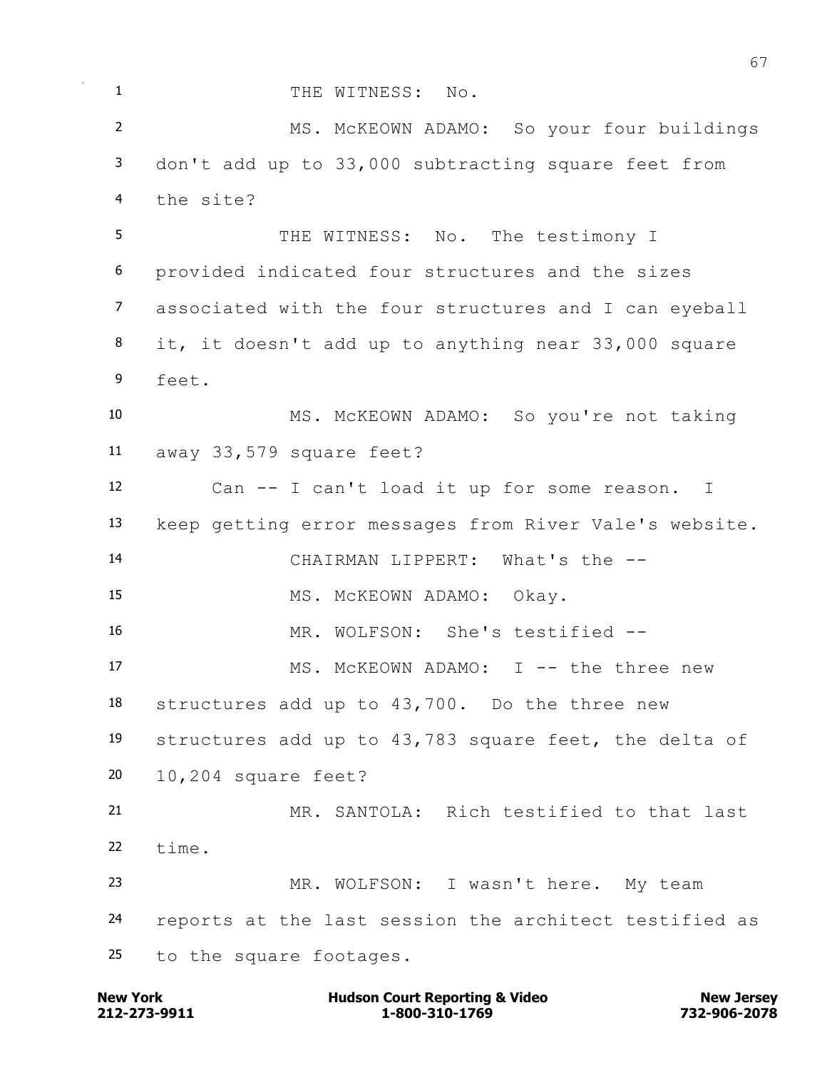THE WITNESS: No.

MS. McKEOWN ADAMO: So your four buildings don't add up to 33,000 subtracting square feet from the site?

THE WITNESS: No. The testimony I provided indicated four structures and the sizes associated with the four structures and I can eyeball it, it doesn't add up to anything near 33,000 square feet.

MS. McKEOWN ADAMO: So you're not taking away 33,579 square feet?

Can -- I can't load it up for some reason. I keep getting error messages from River Vale's website.

CHAIRMAN LIPPERT: What's the --

MS. McKEOWN ADAMO: Okay.

MR. WOLFSON: She's testified --

MS. McKEOWN ADAMO: I -- the three new structures add up to 43,700. Do the three new structures add up to 43,783 square feet, the delta of 10,204 square feet?

MR. SANTOLA: Rich testified to that last time.

MR. WOLFSON: I wasn't here. My team reports at the last session the architect testified as to the square footages.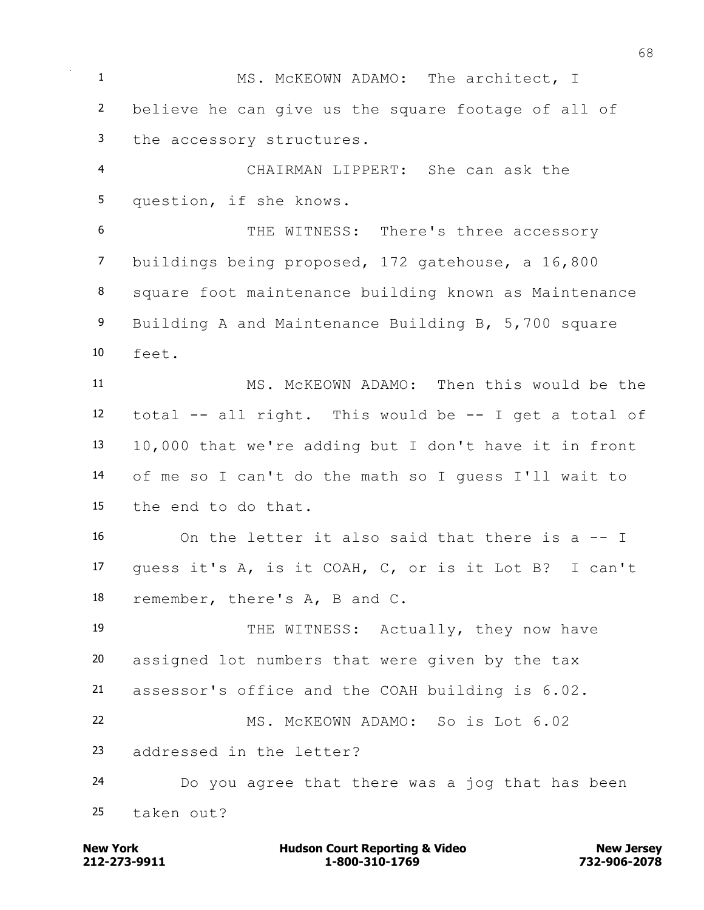1 MS. McKEOWN ADAMO: The architect, I
2 believe he can give us the square footage of all of
3 the accessory structures.
4 CHAIRMAN LIPPERT: She can ask the
5 question, if she knows.
6 THE WITNESS: There's three accessory
7 buildings being proposed, 172 gatehouse, a 16,800
8 square foot maintenance building known as Maintenance
9 Building A and Maintenance Building B, 5,700 square
10 feet.
11 MS. McKEOWN ADAMO: Then this would be the
12 total -- all right. This would be -- I get a total of
13 10,000 that we're adding but I don't have it in front
14 of me so I can't do the math so I guess I'll wait to
15 the end to do that.
16 On the letter it also said that there is a -- I
17 guess it's A, is it COAH, C, or is it Lot B? I can't
18 remember, there's A, B and C.
19 THE WITNESS: Actually, they now have
20 assigned lot numbers that were given by the tax
21 assessor's office and the COAH building is 6.02.
22 MS. McKEOWN ADAMO: So is Lot 6.02
23 addressed in the letter?
24 Do you agree that there was a jog that has been
25 taken out?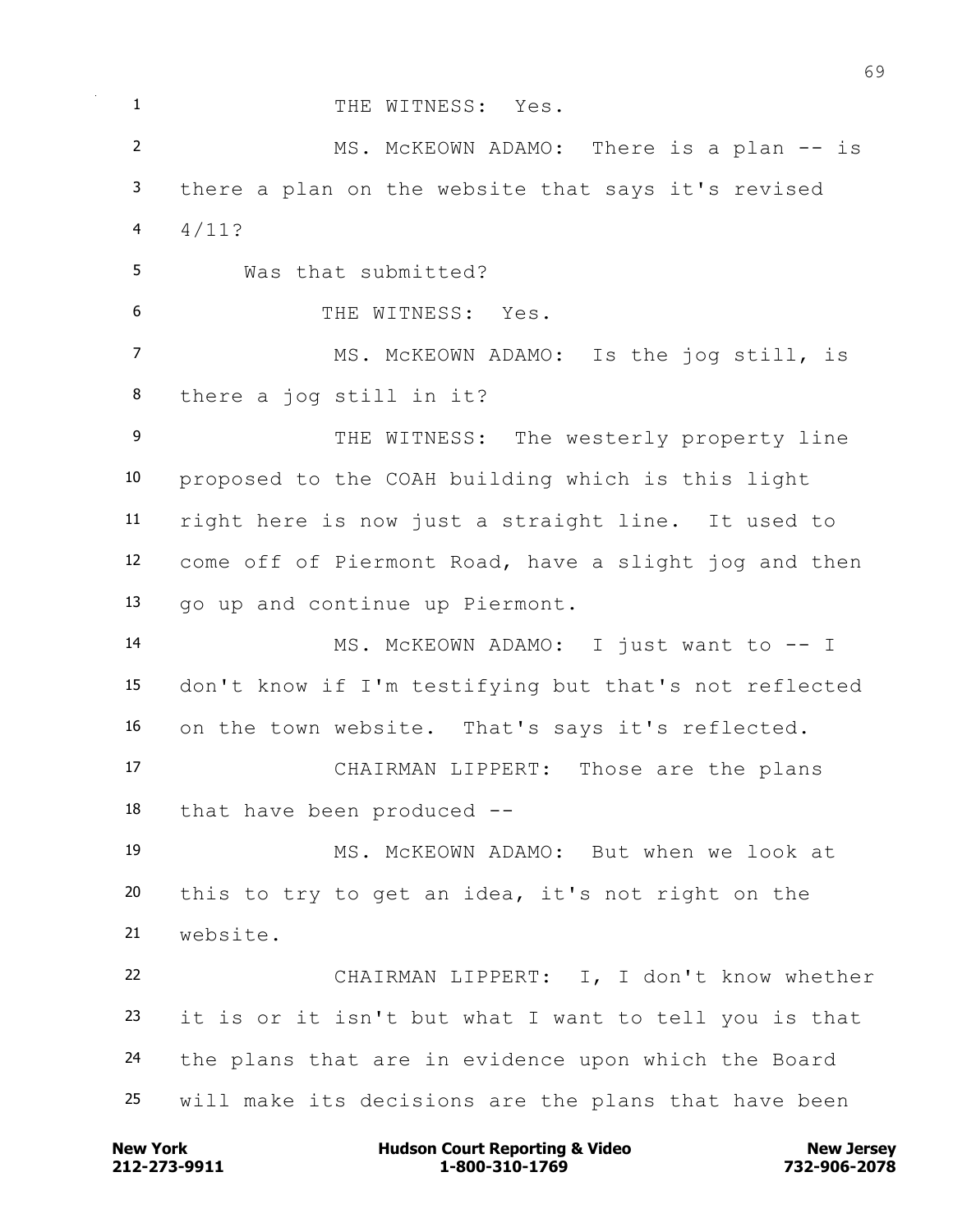THE WITNESS: Yes.

MS. McKEOWN ADAMO: There is a plan -- is there a plan on the website that says it's revised 4/11?

Was that submitted?

THE WITNESS: Yes.

MS. McKEOWN ADAMO: Is the jog still, is there a jog still in it?

THE WITNESS: The westerly property line proposed to the COAH building which is this light right here is now just a straight line. It used to come off of Piermont Road, have a slight jog and then go up and continue up Piermont.

MS. McKEOWN ADAMO: I just want to -- I don't know if I'm testifying but that's not reflected on the town website. That's says it's reflected.

CHAIRMAN LIPPERT: Those are the plans that have been produced --

MS. McKEOWN ADAMO: But when we look at this to try to get an idea, it's not right on the website.

CHAIRMAN LIPPERT: I, I don't know whether it is or it isn't but what I want to tell you is that the plans that are in evidence upon which the Board will make its decisions are the plans that have been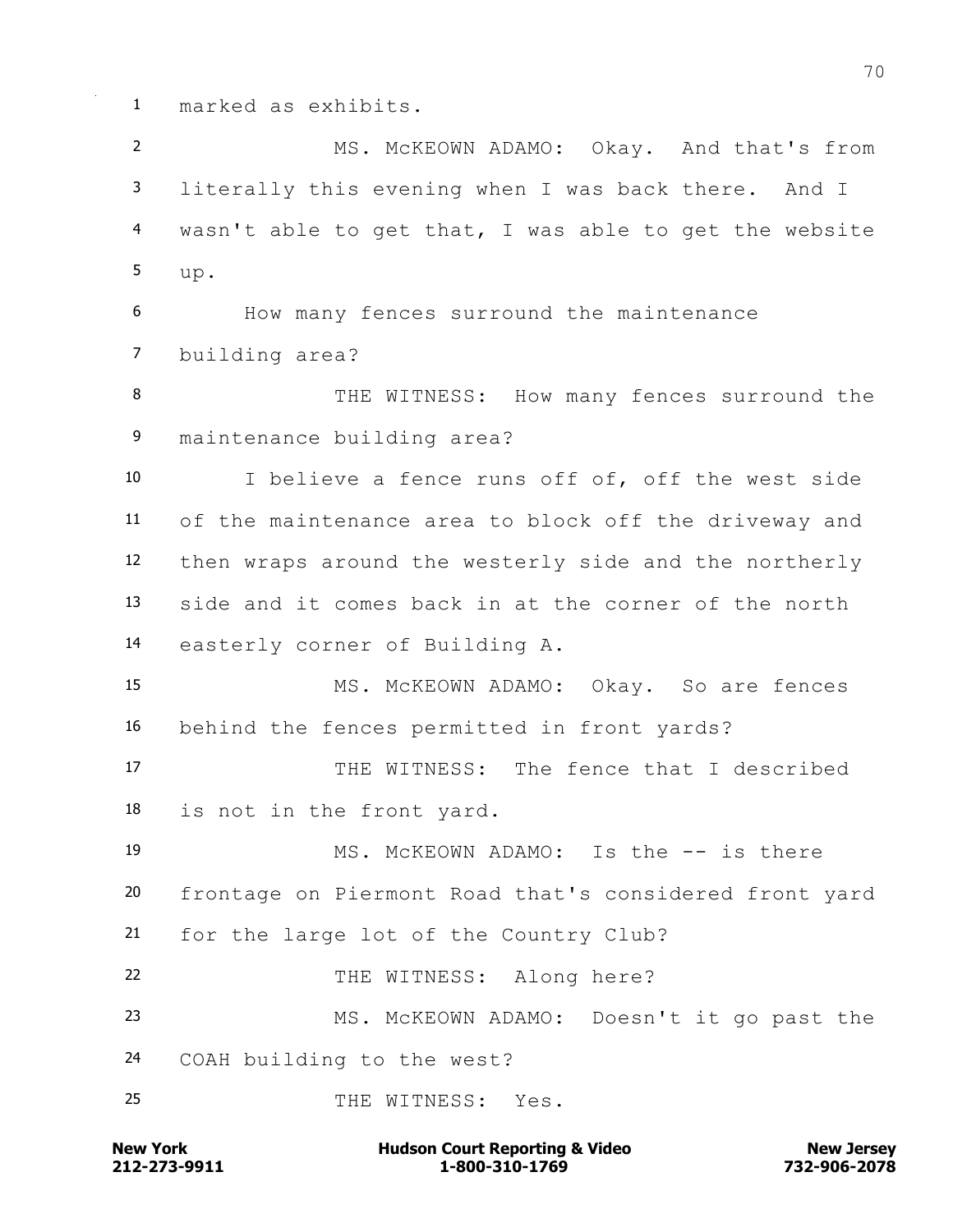marked as exhibits.

MS. McKEOWN ADAMO: Okay. And that's from literally this evening when I was back there. And I wasn't able to get that, I was able to get the website up.

How many fences surround the maintenance building area?

THE WITNESS: How many fences surround the maintenance building area?

I believe a fence runs off of, off the west side of the maintenance area to block off the driveway and then wraps around the westerly side and the northerly side and it comes back in at the corner of the north easterly corner of Building A.

MS. McKEOWN ADAMO: Okay. So are fences behind the fences permitted in front yards?

THE WITNESS: The fence that I described is not in the front yard.

MS. McKEOWN ADAMO: Is the -- is there frontage on Piermont Road that's considered front yard for the large lot of the Country Club?

THE WITNESS: Along here?

MS. McKEOWN ADAMO: Doesn't it go past the COAH building to the west?

THE WITNESS: Yes.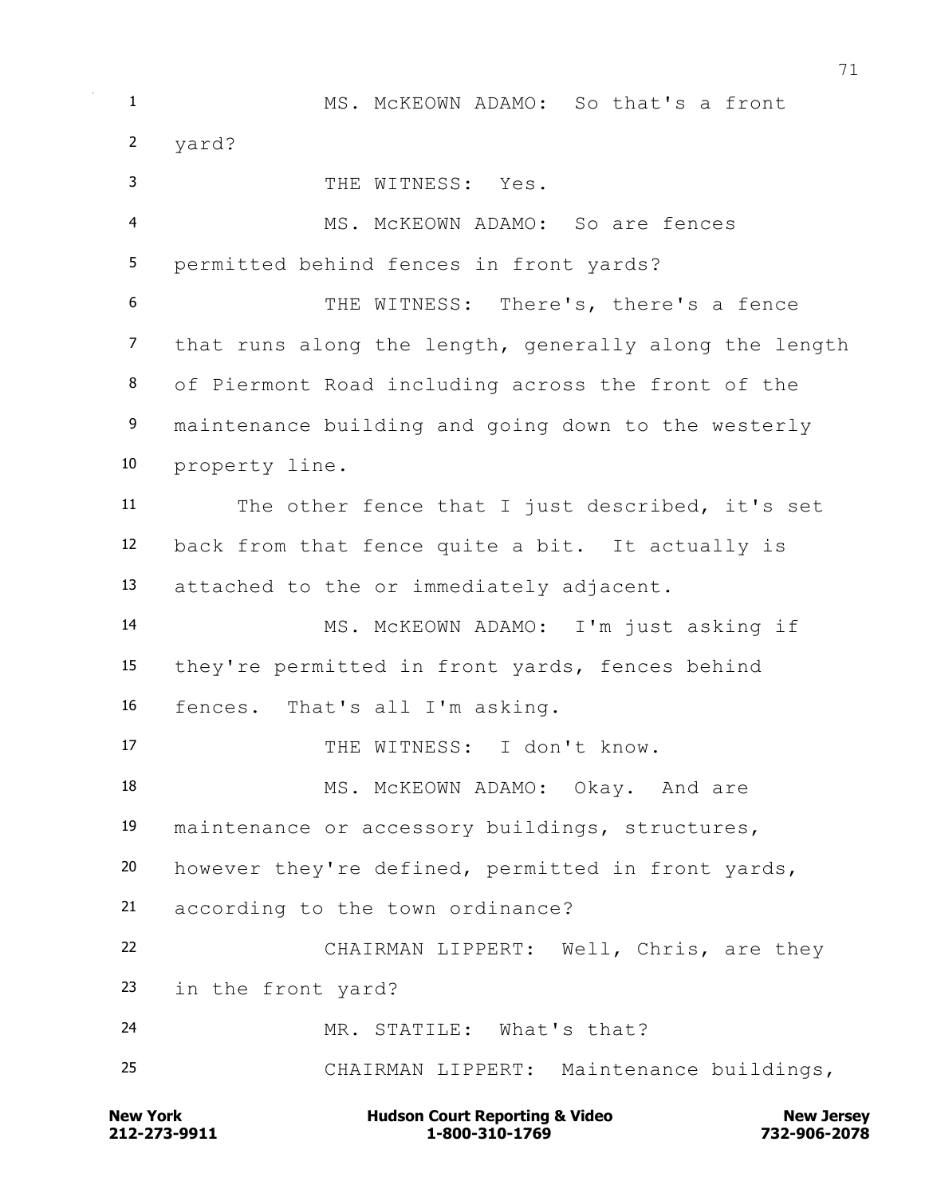MS. McKEOWN ADAMO: So that's a front yard?

THE WITNESS: Yes.

MS. McKEOWN ADAMO: So are fences permitted behind fences in front yards?

THE WITNESS: There's, there's a fence that runs along the length, generally along the length of Piermont Road including across the front of the maintenance building and going down to the westerly property line.

The other fence that I just described, it's set back from that fence quite a bit. It actually is attached to the or immediately adjacent.

MS. McKEOWN ADAMO: I'm just asking if they're permitted in front yards, fences behind fences. That's all I'm asking.

THE WITNESS: I don't know.

MS. McKEOWN ADAMO: Okay. And are maintenance or accessory buildings, structures, however they're defined, permitted in front yards, according to the town ordinance?

CHAIRMAN LIPPERT: Well, Chris, are they in the front yard?

MR. STATILE: What's that?

CHAIRMAN LIPPERT: Maintenance buildings,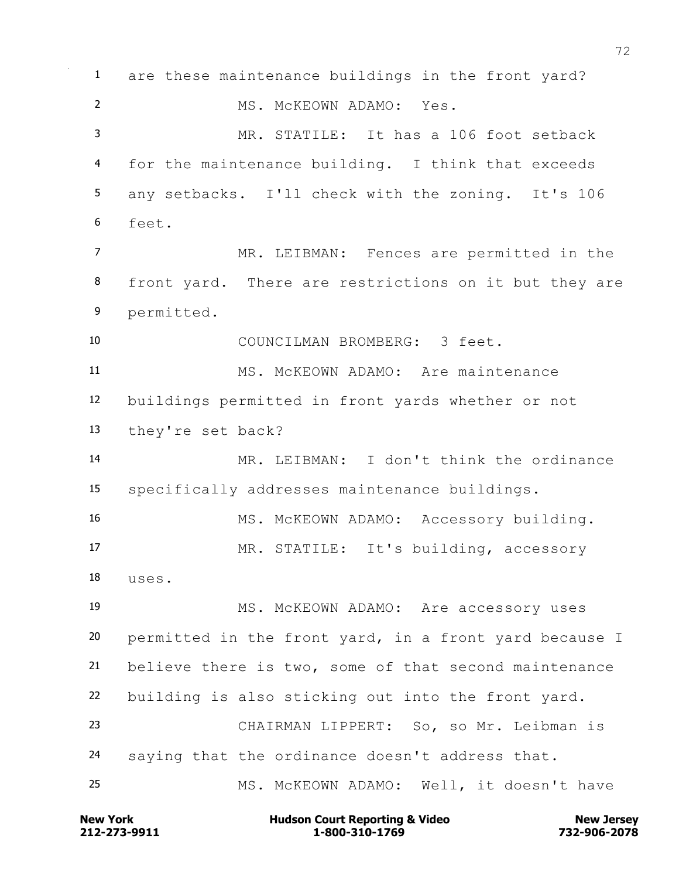1 are these maintenance buildings in the front yard?

2 MS. McKEOWN ADAMO: Yes.

3 MR. STATILE: It has a 106 foot setback

4 for the maintenance building. I think that exceeds

5 any setbacks. I'll check with the zoning. It's 106

6 feet.

7 MR. LEIBMAN: Fences are permitted in the

8 front yard. There are restrictions on it but they are

9 permitted.

10 COUNCILMAN BROMBERG: 3 feet.

11 MS. McKEOWN ADAMO: Are maintenance

12 buildings permitted in front yards whether or not

13 they're set back?

14 MR. LEIBMAN: I don't think the ordinance

15 specifically addresses maintenance buildings.

16 MS. McKEOWN ADAMO: Accessory building.

17 MR. STATILE: It's building, accessory

18 uses.

19 MS. McKEOWN ADAMO: Are accessory uses

20 permitted in the front yard, in a front yard because I

21 believe there is two, some of that second maintenance

22 building is also sticking out into the front yard.

23 CHAIRMAN LIPPERT: So, so Mr. Leibman is

24 saying that the ordinance doesn't address that.

25 MS. McKEOWN ADAMO: Well, it doesn't have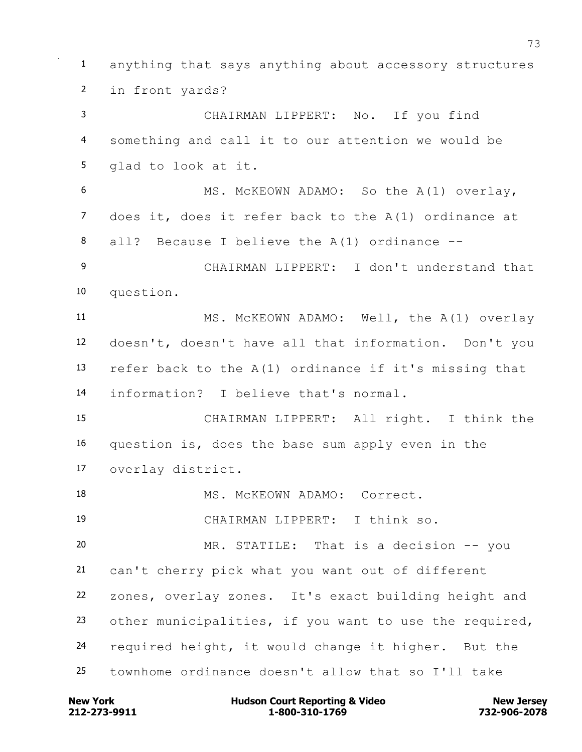1 anything that says anything about accessory structures
2 in front yards?
3 CHAIRMAN LIPPERT: No. If you find
4 something and call it to our attention we would be
5 glad to look at it.
6 MS. McKEOWN ADAMO: So the A(1) overlay,
7 does it, does it refer back to the A(1) ordinance at
8 all? Because I believe the A(1) ordinance --
9 CHAIRMAN LIPPERT: I don't understand that
10 question.
11 MS. McKEOWN ADAMO: Well, the A(1) overlay
12 doesn't, doesn't have all that information. Don't you
13 refer back to the A(1) ordinance if it's missing that
14 information? I believe that's normal.
15 CHAIRMAN LIPPERT: All right. I think the
16 question is, does the base sum apply even in the
17 overlay district.
18 MS. McKEOWN ADAMO: Correct.
19 CHAIRMAN LIPPERT: I think so.
20 MR. STATILE: That is a decision -- you
21 can't cherry pick what you want out of different
22 zones, overlay zones. It's exact building height and
23 other municipalities, if you want to use the required,
24 required height, it would change it higher. But the
25 townhome ordinance doesn't allow that so I'll take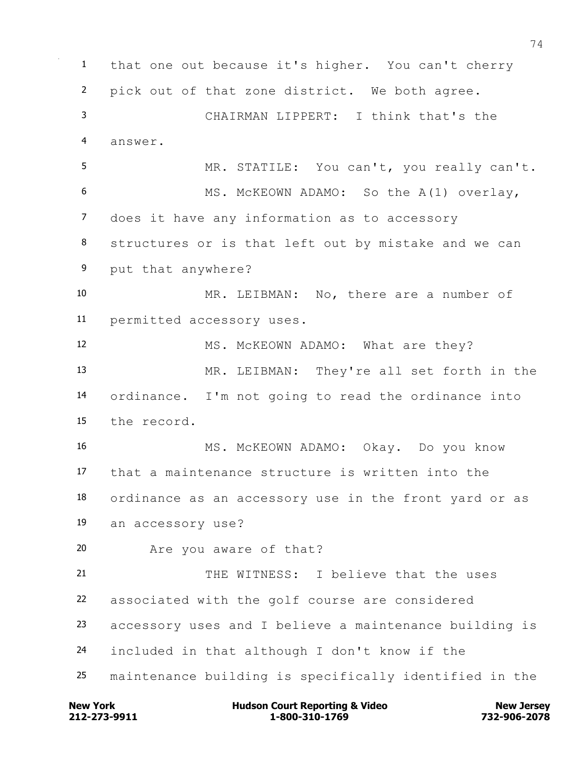that one out because it's higher. You can't cherry pick out of that zone district. We both agree.

CHAIRMAN LIPPERT: I think that's the answer.

MR. STATILE: You can't, you really can't.

MS. McKEOWN ADAMO: So the A(1) overlay, does it have any information as to accessory structures or is that left out by mistake and we can put that anywhere?

MR. LEIBMAN: No, there are a number of permitted accessory uses.

MS. McKEOWN ADAMO: What are they?

MR. LEIBMAN: They're all set forth in the ordinance. I'm not going to read the ordinance into the record.

MS. McKEOWN ADAMO: Okay. Do you know that a maintenance structure is written into the ordinance as an accessory use in the front yard or as an accessory use?

Are you aware of that?

THE WITNESS: I believe that the uses associated with the golf course are considered accessory uses and I believe a maintenance building is included in that although I don't know if the maintenance building is specifically identified in the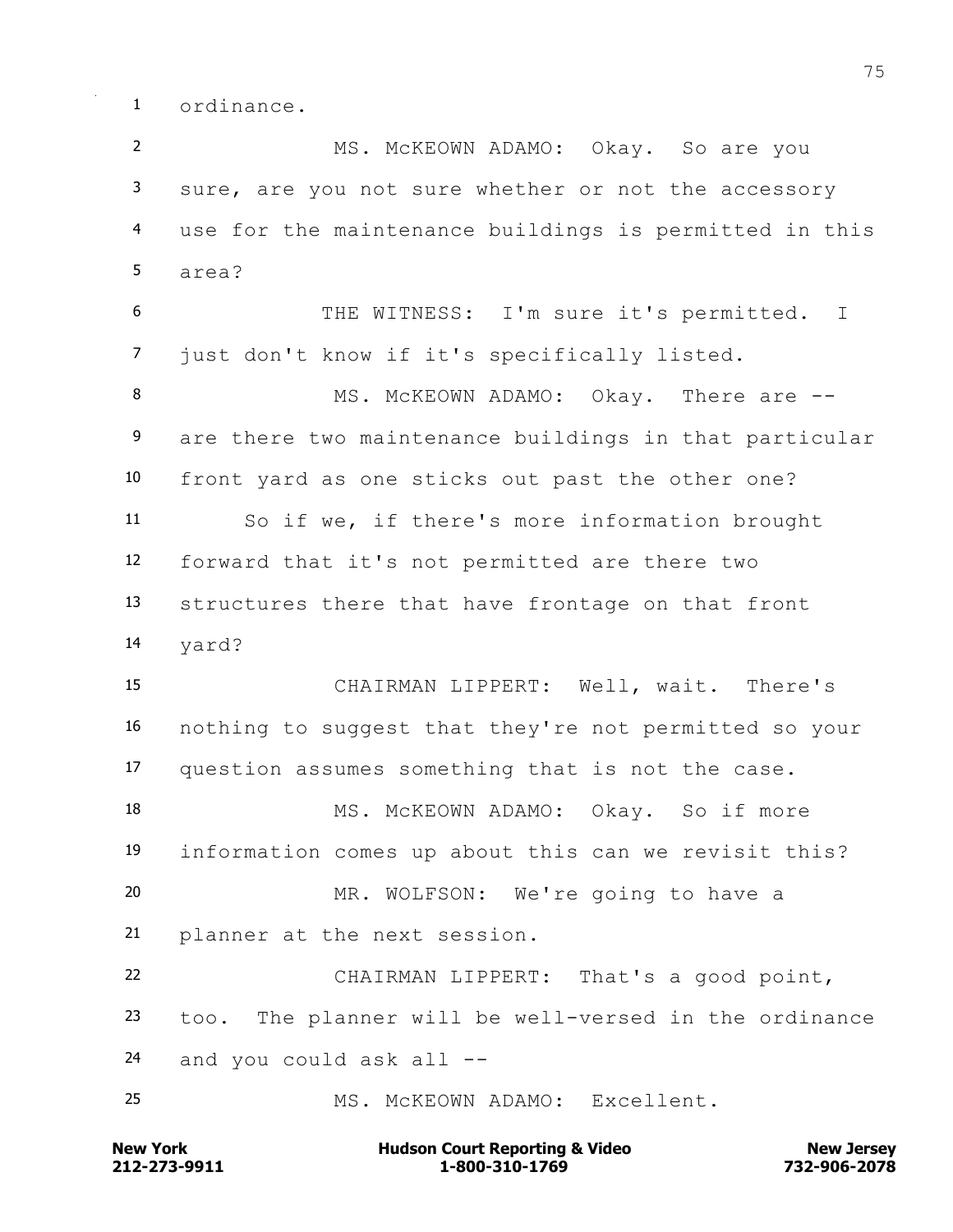ordinance.

MS. McKEOWN ADAMO: Okay. So are you sure, are you not sure whether or not the accessory use for the maintenance buildings is permitted in this area?

THE WITNESS: I'm sure it's permitted. I just don't know if it's specifically listed.

MS. McKEOWN ADAMO: Okay. There are -- are there two maintenance buildings in that particular front yard as one sticks out past the other one?

So if we, if there's more information brought forward that it's not permitted are there two structures there that have frontage on that front yard?

CHAIRMAN LIPPERT: Well, wait. There's nothing to suggest that they're not permitted so your question assumes something that is not the case.

MS. McKEOWN ADAMO: Okay. So if more information comes up about this can we revisit this?

MR. WOLFSON: We're going to have a planner at the next session.

CHAIRMAN LIPPERT: That's a good point, too. The planner will be well-versed in the ordinance and you could ask all --

MS. McKEOWN ADAMO: Excellent.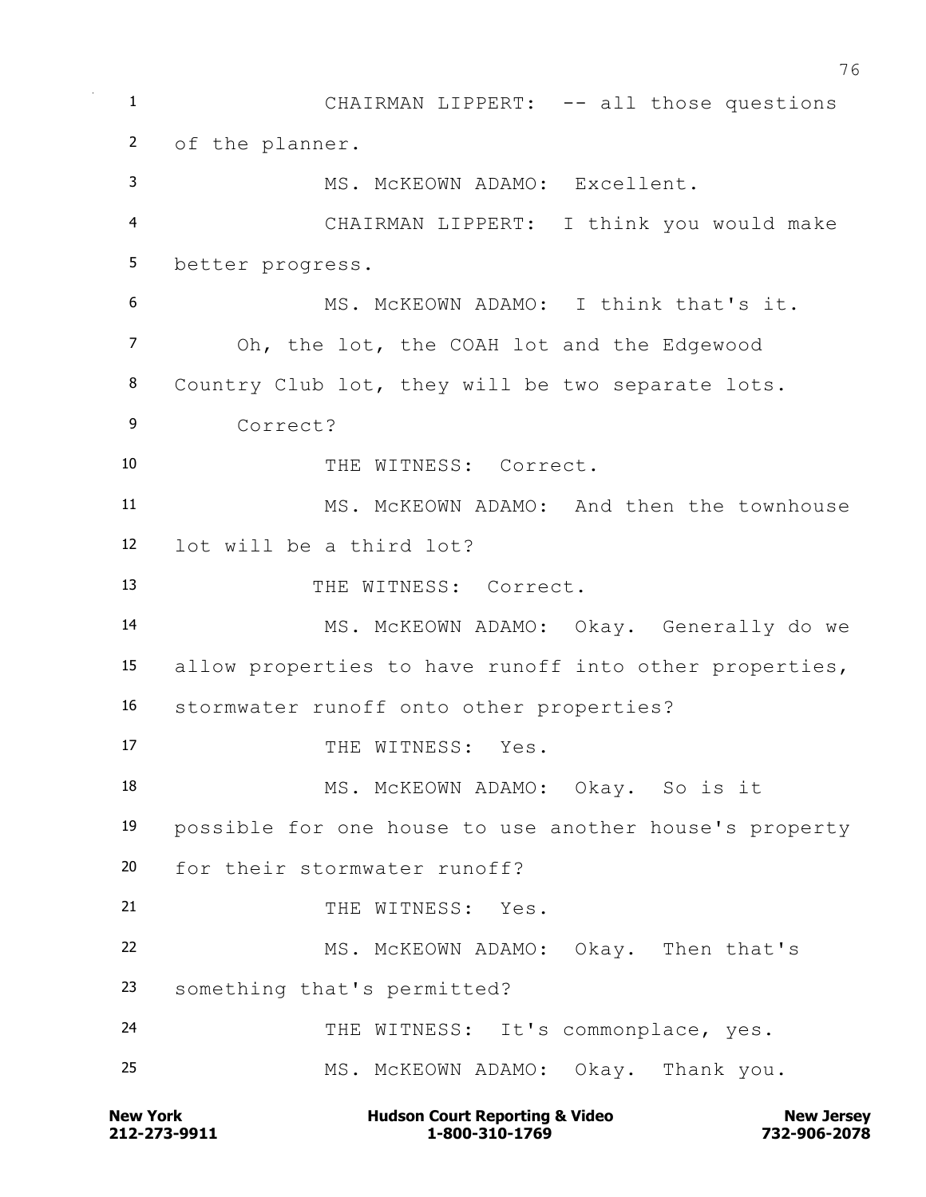CHAIRMAN LIPPERT: -- all those questions of the planner.

MS. McKEOWN ADAMO: Excellent.

CHAIRMAN LIPPERT: I think you would make better progress.

MS. McKEOWN ADAMO: I think that's it. Oh, the lot, the COAH lot and the Edgewood Country Club lot, they will be two separate lots. Correct?

THE WITNESS: Correct.

MS. McKEOWN ADAMO: And then the townhouse lot will be a third lot?

THE WITNESS: Correct.

MS. McKEOWN ADAMO: Okay. Generally do we allow properties to have runoff into other properties, stormwater runoff onto other properties?

THE WITNESS: Yes.

MS. McKEOWN ADAMO: Okay. So is it possible for one house to use another house's property for their stormwater runoff?

THE WITNESS: Yes.

MS. McKEOWN ADAMO: Okay. Then that's something that's permitted?

THE WITNESS: It's commonplace, yes.

MS. McKEOWN ADAMO: Okay. Thank you.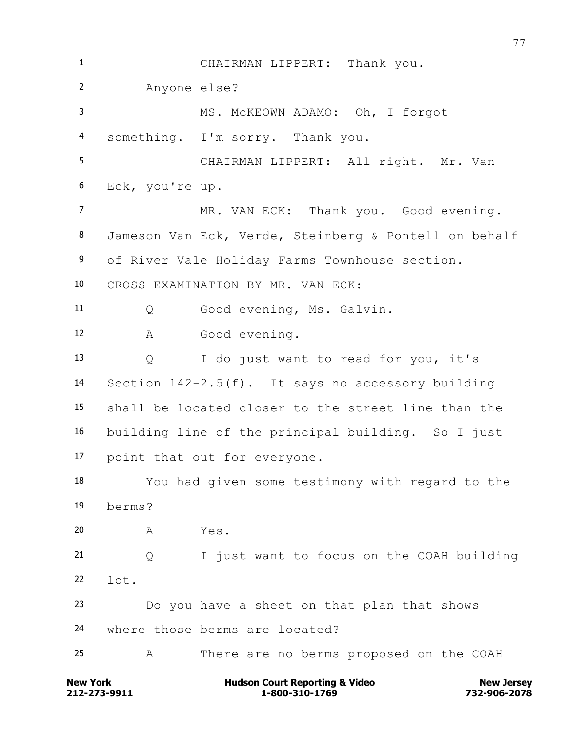CHAIRMAN LIPPERT: Thank you.

Anyone else?

MS. McKEOWN ADAMO: Oh, I forgot something. I'm sorry. Thank you.

CHAIRMAN LIPPERT: All right. Mr. Van Eck, you're up.

MR. VAN ECK: Thank you. Good evening. Jameson Van Eck, Verde, Steinberg & Pontell on behalf of River Vale Holiday Farms Townhouse section.

CROSS-EXAMINATION BY MR. VAN ECK:

Q Good evening, Ms. Galvin.

A Good evening.

Q I do just want to read for you, it's Section 142-2.5(f). It says no accessory building shall be located closer to the street line than the building line of the principal building. So I just point that out for everyone.

You had given some testimony with regard to the berms?

A Yes.

Q I just want to focus on the COAH building lot.

Do you have a sheet on that plan that shows where those berms are located?

A There are no berms proposed on the COAH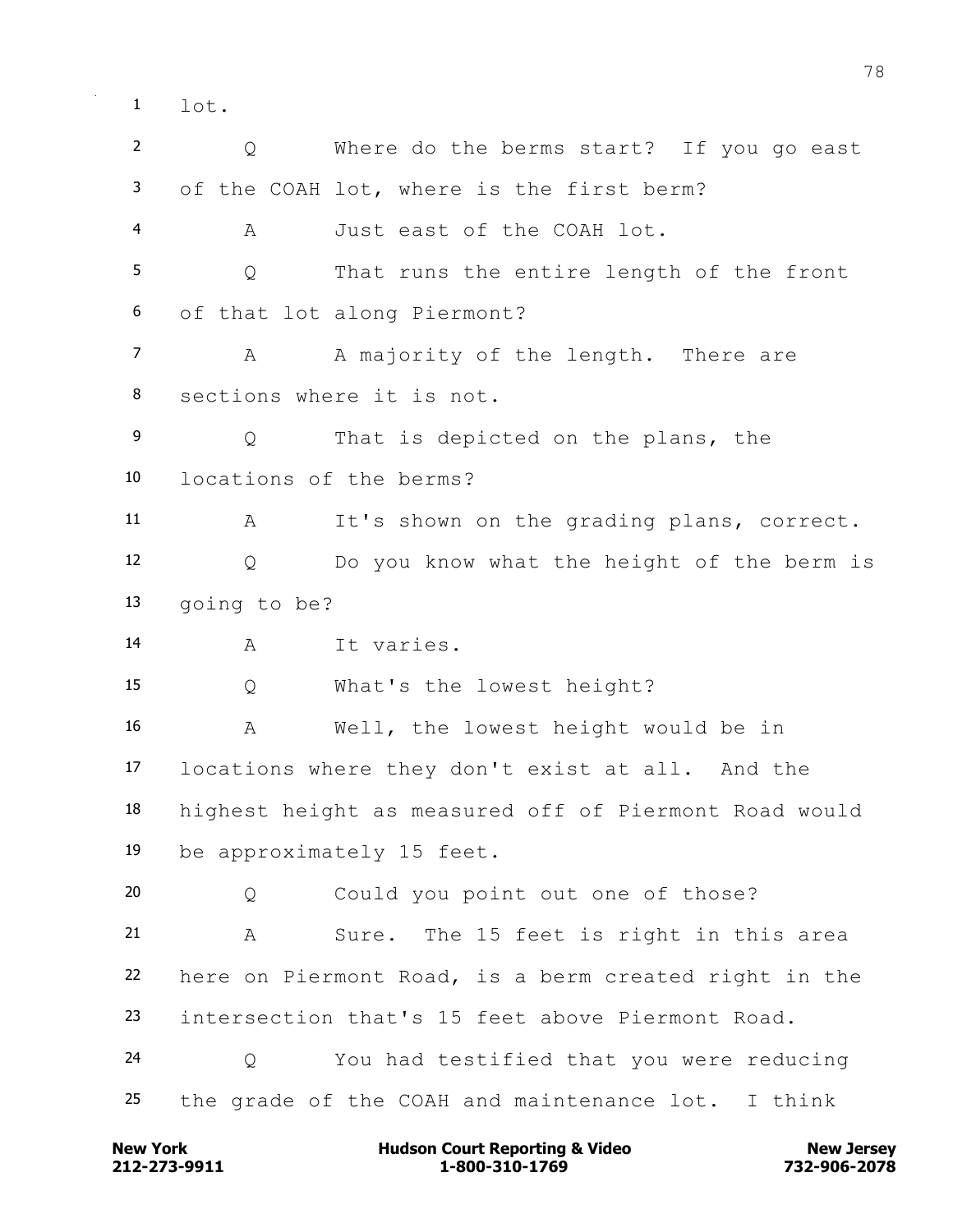1 lot.

2 Q Where do the berms start? If you go east

3 of the COAH lot, where is the first berm?

4 A Just east of the COAH lot.

5 Q That runs the entire length of the front

6 of that lot along Piermont?

7 A A majority of the length. There are

8 sections where it is not.

9 Q That is depicted on the plans, the

10 locations of the berms?

11 A It's shown on the grading plans, correct.

12 Q Do you know what the height of the berm is

13 going to be?

14 A It varies.

15 Q What's the lowest height?

16 A Well, the lowest height would be in

17 locations where they don't exist at all. And the

18 highest height as measured off of Piermont Road would

19 be approximately 15 feet.

20 Q Could you point out one of those?

21 A Sure. The 15 feet is right in this area

22 here on Piermont Road, is a berm created right in the

23 intersection that's 15 feet above Piermont Road.

24 Q You had testified that you were reducing

25 the grade of the COAH and maintenance lot. I think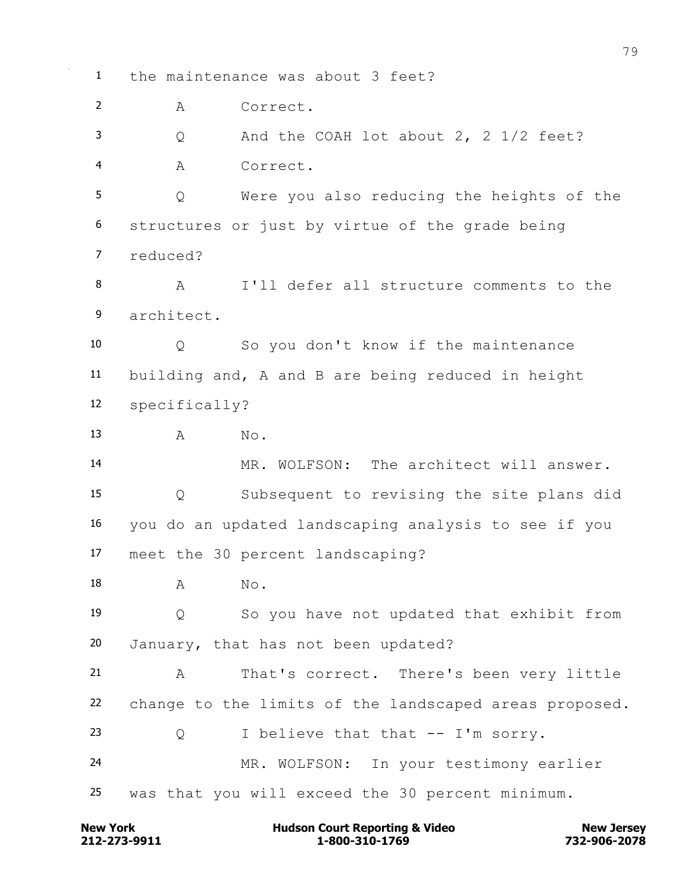1 the maintenance was about 3 feet?

2 A Correct.

3 Q And the COAH lot about 2, 2 1/2 feet?

4 A Correct.

5 Q Were you also reducing the heights of the

6 structures or just by virtue of the grade being

7 reduced?

8 A I'll defer all structure comments to the

9 architect.

10 Q So you don't know if the maintenance

11 building and, A and B are being reduced in height

12 specifically?

13 A No.

14 MR. WOLFSON: The architect will answer.

15 Q Subsequent to revising the site plans did

16 you do an updated landscaping analysis to see if you

17 meet the 30 percent landscaping?

18 A No.

19 Q So you have not updated that exhibit from

20 January, that has not been updated?

21 A That's correct. There's been very little

22 change to the limits of the landscaped areas proposed.

23 Q I believe that that -- I'm sorry.

24 MR. WOLFSON: In your testimony earlier

25 was that you will exceed the 30 percent minimum.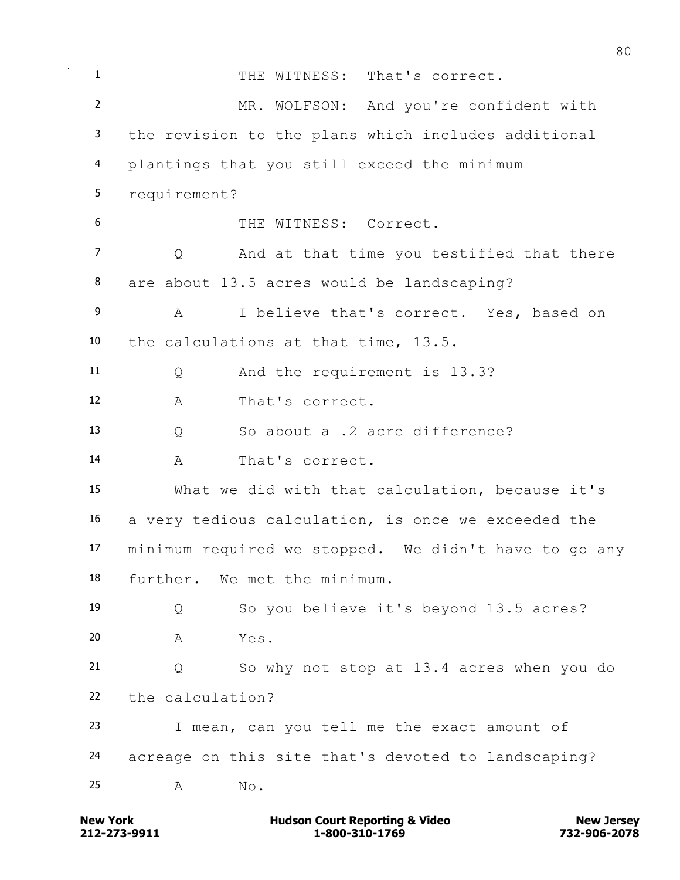THE WITNESS: That's correct.

MR. WOLFSON: And you're confident with the revision to the plans which includes additional plantings that you still exceed the minimum requirement?

THE WITNESS: Correct.

Q And at that time you testified that there are about 13.5 acres would be landscaping?

A I believe that's correct. Yes, based on the calculations at that time, 13.5.

Q And the requirement is 13.3?

A That's correct.

Q So about a .2 acre difference?

A That's correct.

What we did with that calculation, because it's a very tedious calculation, is once we exceeded the minimum required we stopped. We didn't have to go any further. We met the minimum.

Q So you believe it's beyond 13.5 acres?

A Yes.

Q So why not stop at 13.4 acres when you do the calculation?

I mean, can you tell me the exact amount of acreage on this site that's devoted to landscaping?

A No.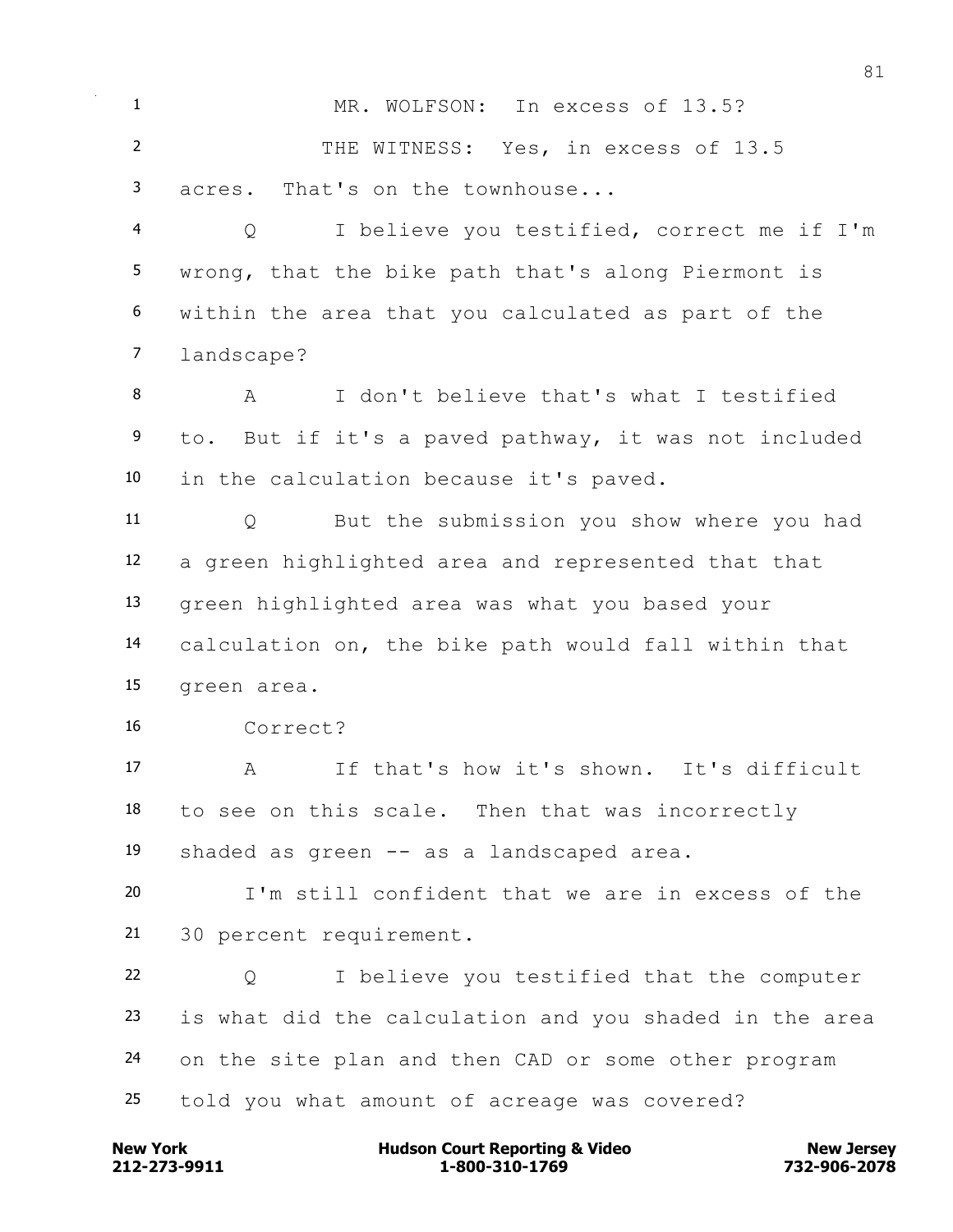MR. WOLFSON: In excess of 13.5?

THE WITNESS: Yes, in excess of 13.5 acres. That's on the townhouse...

Q I believe you testified, correct me if I'm wrong, that the bike path that's along Piermont is within the area that you calculated as part of the landscape?

A I don't believe that's what I testified to. But if it's a paved pathway, it was not included in the calculation because it's paved.

Q But the submission you show where you had a green highlighted area and represented that that green highlighted area was what you based your calculation on, the bike path would fall within that green area.

Correct?

A If that's how it's shown. It's difficult to see on this scale. Then that was incorrectly shaded as green -- as a landscaped area.

I'm still confident that we are in excess of the 30 percent requirement.

Q I believe you testified that the computer is what did the calculation and you shaded in the area on the site plan and then CAD or some other program told you what amount of acreage was covered?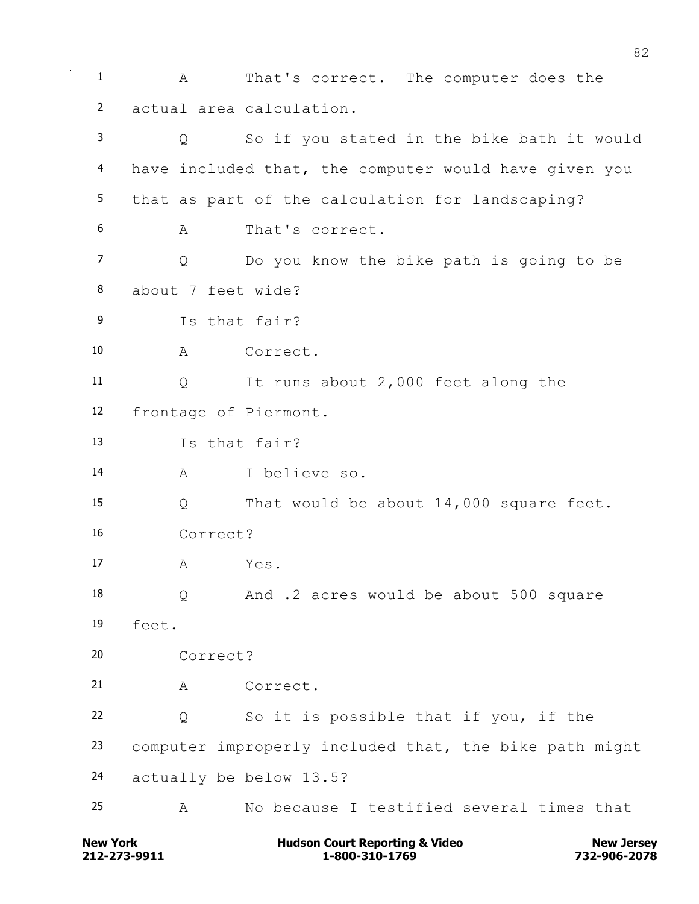1 A That's correct. The computer does the
2 actual area calculation.
3 Q So if you stated in the bike bath it would
4 have included that, the computer would have given you
5 that as part of the calculation for landscaping?
6 A That's correct.
7 Q Do you know the bike path is going to be
8 about 7 feet wide?
9 Is that fair?
10 A Correct.
11 Q It runs about 2,000 feet along the
12 frontage of Piermont.
13 Is that fair?
14 A I believe so.
15 Q That would be about 14,000 square feet.
16 Correct?
17 A Yes.
18 Q And .2 acres would be about 500 square
19 feet.
20 Correct?
21 A Correct.
22 Q So it is possible that if you, if the
23 computer improperly included that, the bike path might
24 actually be below 13.5?
25 A No because I testified several times that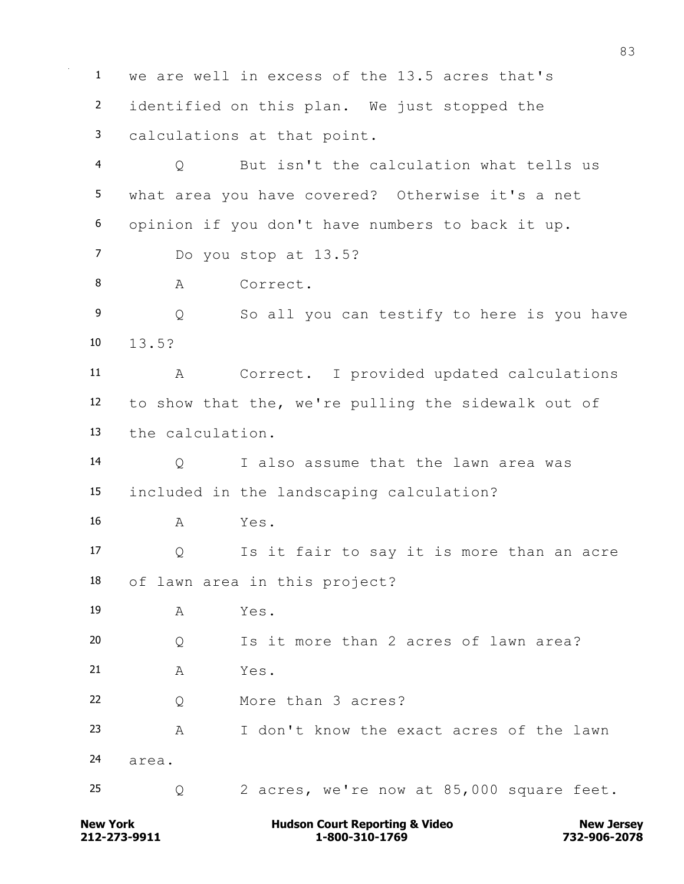we are well in excess of the 13.5 acres that's identified on this plan. We just stopped the calculations at that point.

Q But isn't the calculation what tells us what area you have covered? Otherwise it's a net opinion if you don't have numbers to back it up.

Do you stop at 13.5?

A Correct.

Q So all you can testify to here is you have 13.5?

A Correct. I provided updated calculations to show that the, we're pulling the sidewalk out of the calculation.

Q I also assume that the lawn area was included in the landscaping calculation?

A Yes.

Q Is it fair to say it is more than an acre of lawn area in this project?

A Yes.

Q Is it more than 2 acres of lawn area?

A Yes.

Q More than 3 acres?

A I don't know the exact acres of the lawn area.

Q 2 acres, we're now at 85,000 square feet.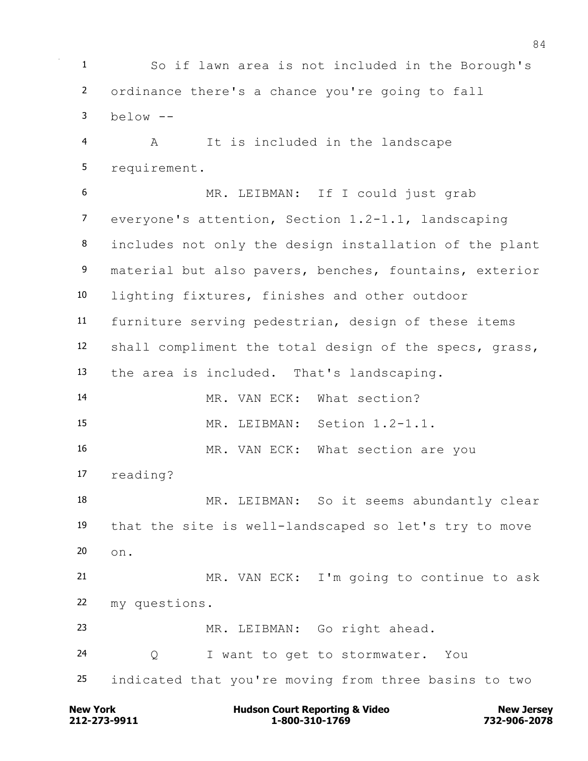1 So if lawn area is not included in the Borough's
2 ordinance there's a chance you're going to fall
3 below --
4 A It is included in the landscape
5 requirement.
6 MR. LEIBMAN: If I could just grab
7 everyone's attention, Section 1.2-1.1, landscaping
8 includes not only the design installation of the plant
9 material but also pavers, benches, fountains, exterior
10 lighting fixtures, finishes and other outdoor
11 furniture serving pedestrian, design of these items
12 shall compliment the total design of the specs, grass,
13 the area is included. That's landscaping.
14 MR. VAN ECK: What section?
15 MR. LEIBMAN: Setion 1.2-1.1.
16 MR. VAN ECK: What section are you
17 reading?
18 MR. LEIBMAN: So it seems abundantly clear
19 that the site is well-landscaped so let's try to move
20 on.
21 MR. VAN ECK: I'm going to continue to ask
22 my questions.
23 MR. LEIBMAN: Go right ahead.
24 Q I want to get to stormwater. You
25 indicated that you're moving from three basins to two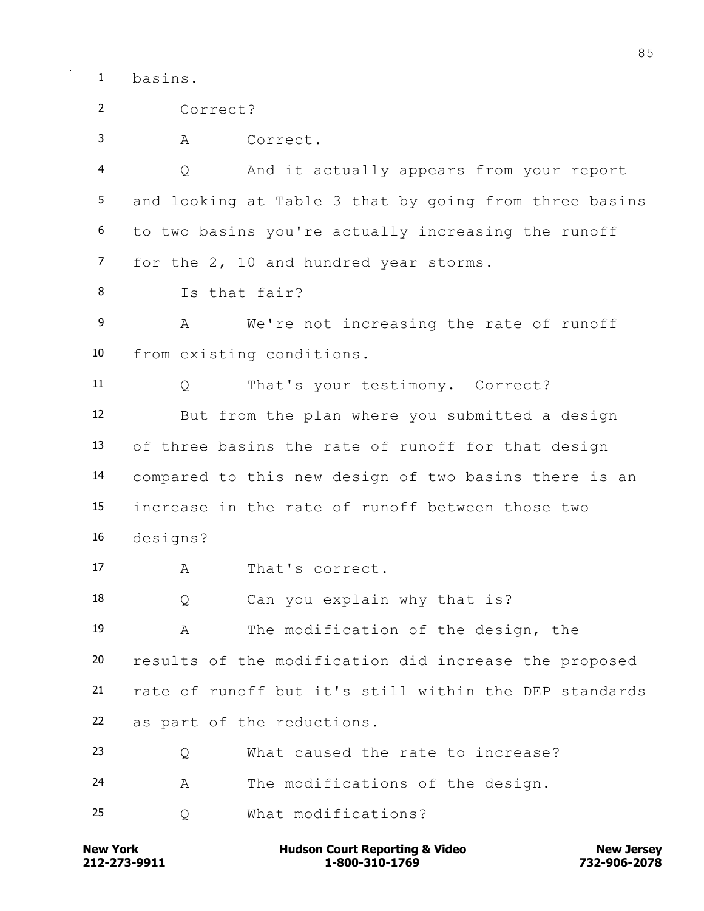basins.

Correct?

A Correct.

Q And it actually appears from your report and looking at Table 3 that by going from three basins to two basins you're actually increasing the runoff for the 2, 10 and hundred year storms.

Is that fair?

A We're not increasing the rate of runoff from existing conditions.

Q That's your testimony. Correct?

But from the plan where you submitted a design of three basins the rate of runoff for that design compared to this new design of two basins there is an increase in the rate of runoff between those two designs?

A That's correct.

Q Can you explain why that is?

A The modification of the design, the results of the modification did increase the proposed rate of runoff but it's still within the DEP standards as part of the reductions.

Q What caused the rate to increase?

A The modifications of the design.

Q What modifications?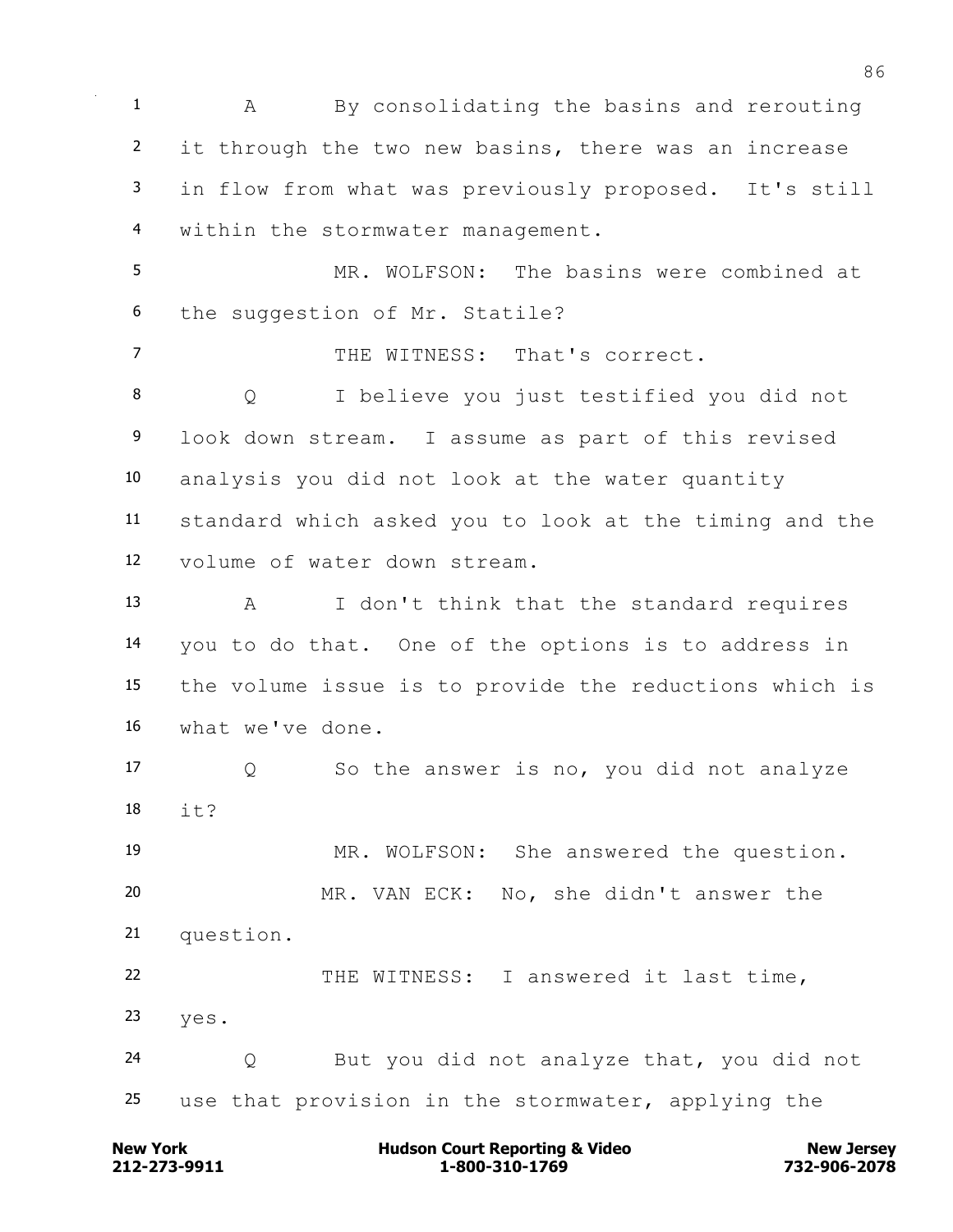1 A By consolidating the basins and rerouting
2 it through the two new basins, there was an increase
3 in flow from what was previously proposed. It's still
4 within the stormwater management.
5 MR. WOLFSON: The basins were combined at
6 the suggestion of Mr. Statile?
7 THE WITNESS: That's correct.
8 Q I believe you just testified you did not
9 look down stream. I assume as part of this revised
10 analysis you did not look at the water quantity
11 standard which asked you to look at the timing and the
12 volume of water down stream.
13 A I don't think that the standard requires
14 you to do that. One of the options is to address in
15 the volume issue is to provide the reductions which is
16 what we've done.
17 Q So the answer is no, you did not analyze
18 it?
19 MR. WOLFSON: She answered the question.
20 MR. VAN ECK: No, she didn't answer the
21 question.
22 THE WITNESS: I answered it last time,
23 yes.
24 Q But you did not analyze that, you did not
25 use that provision in the stormwater, applying the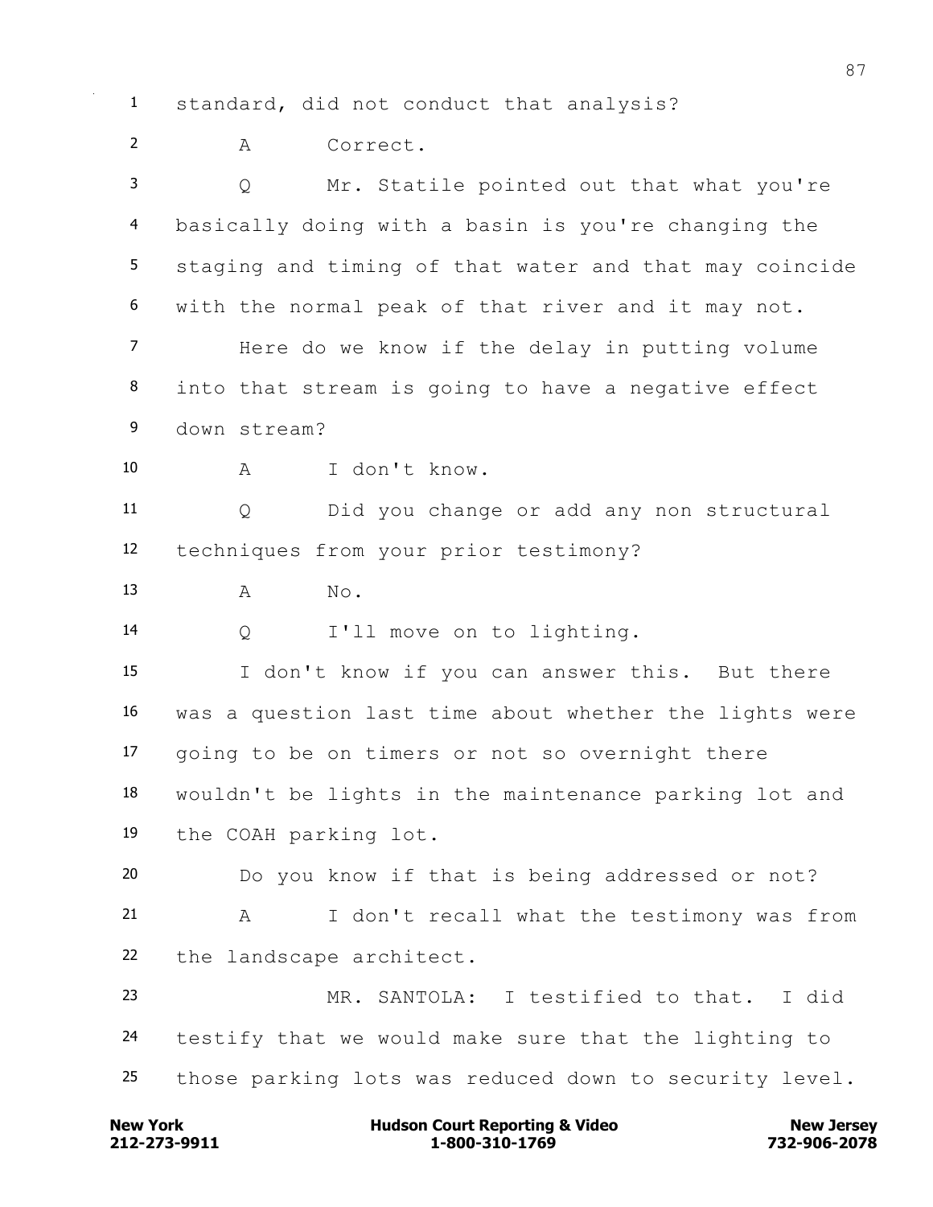standard, did not conduct that analysis?

A Correct.

Q Mr. Statile pointed out that what you're basically doing with a basin is you're changing the staging and timing of that water and that may coincide with the normal peak of that river and it may not.

Here do we know if the delay in putting volume into that stream is going to have a negative effect down stream?

A I don't know.

Q Did you change or add any non structural techniques from your prior testimony?

A No.

Q I'll move on to lighting.

I don't know if you can answer this. But there was a question last time about whether the lights were going to be on timers or not so overnight there wouldn't be lights in the maintenance parking lot and the COAH parking lot.

Do you know if that is being addressed or not?

A I don't recall what the testimony was from the landscape architect.

MR. SANTOLA: I testified to that. I did testify that we would make sure that the lighting to those parking lots was reduced down to security level.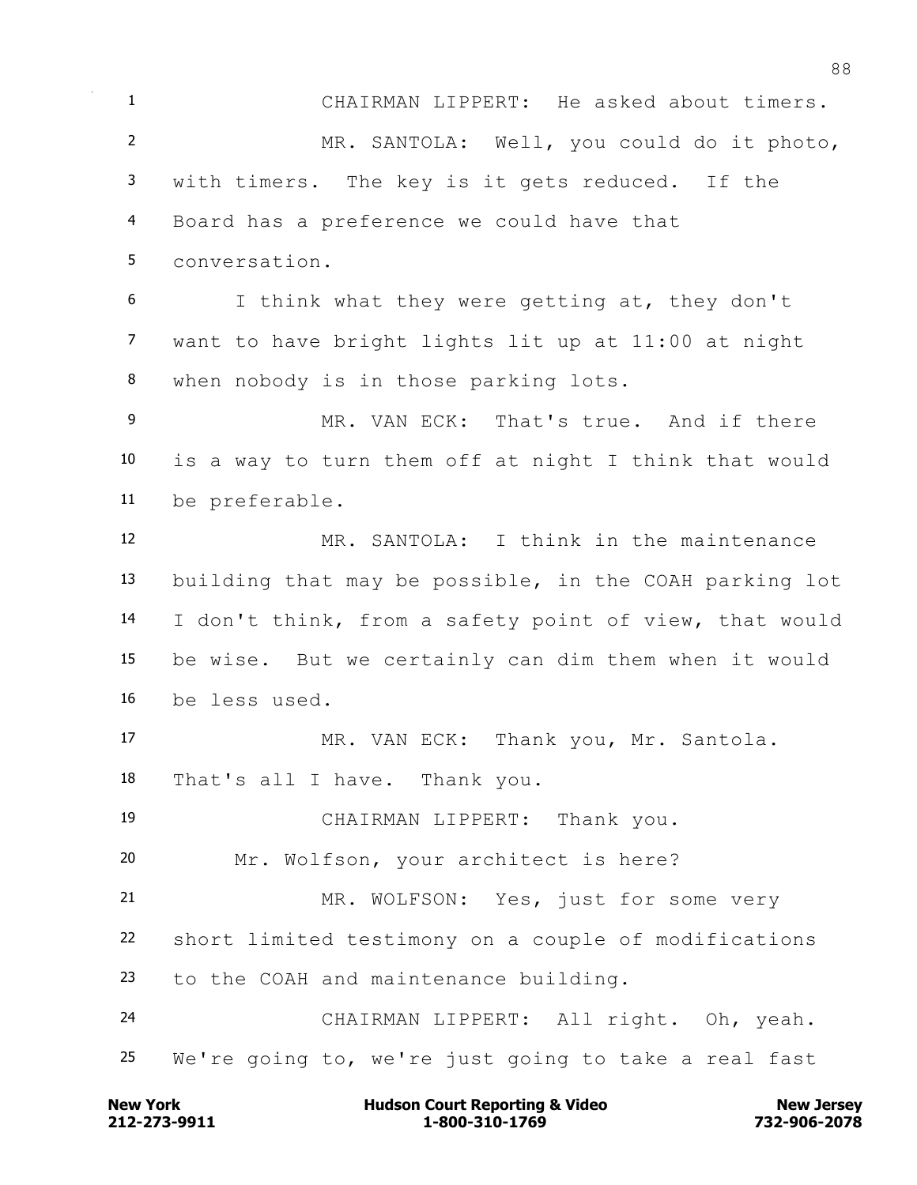CHAIRMAN LIPPERT: He asked about timers.

MR. SANTOLA: Well, you could do it photo, with timers. The key is it gets reduced. If the Board has a preference we could have that conversation.

I think what they were getting at, they don't want to have bright lights lit up at 11:00 at night when nobody is in those parking lots.

MR. VAN ECK: That's true. And if there is a way to turn them off at night I think that would be preferable.

MR. SANTOLA: I think in the maintenance building that may be possible, in the COAH parking lot I don't think, from a safety point of view, that would be wise. But we certainly can dim them when it would be less used.

MR. VAN ECK: Thank you, Mr. Santola. That's all I have. Thank you.

CHAIRMAN LIPPERT: Thank you.

Mr. Wolfson, your architect is here?

MR. WOLFSON: Yes, just for some very short limited testimony on a couple of modifications to the COAH and maintenance building.

CHAIRMAN LIPPERT: All right. Oh, yeah. We're going to, we're just going to take a real fast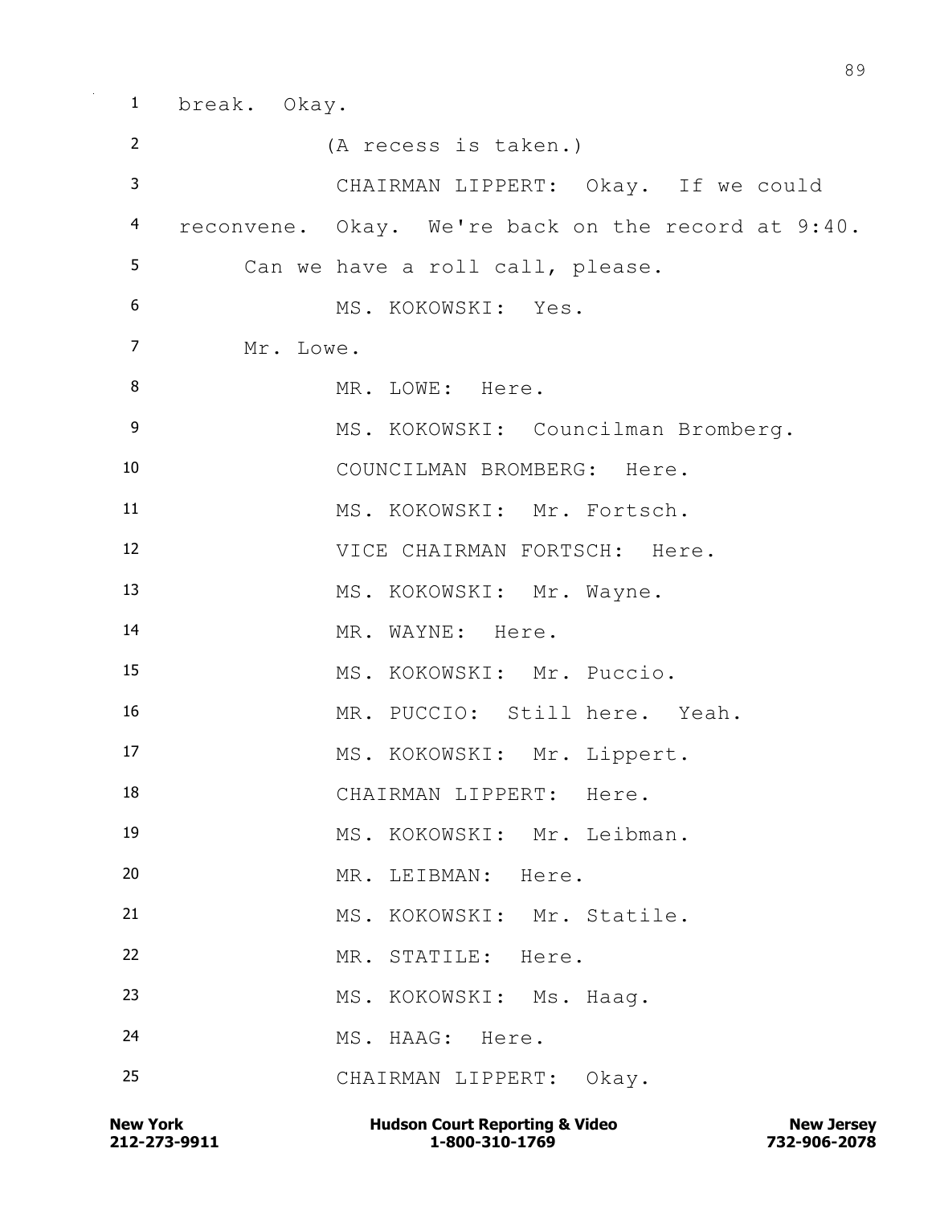1 break. Okay.

2 (A recess is taken.)

3 CHAIRMAN LIPPERT: Okay. If we could

4 reconvene. Okay. We're back on the record at 9:40.

5 Can we have a roll call, please.

6 MS. KOKOWSKI: Yes.

7 Mr. Lowe.

8 MR. LOWE: Here.

9 MS. KOKOWSKI: Councilman Bromberg.

10 COUNCILMAN BROMBERG: Here.

11 MS. KOKOWSKI: Mr. Fortsch.

12 VICE CHAIRMAN FORTSCH: Here.

13 MS. KOKOWSKI: Mr. Wayne.

14 MR. WAYNE: Here.

15 MS. KOKOWSKI: Mr. Puccio.

16 MR. PUCCIO: Still here. Yeah.

17 MS. KOKOWSKI: Mr. Lippert.

18 CHAIRMAN LIPPERT: Here.

19 MS. KOKOWSKI: Mr. Leibman.

20 MR. LEIBMAN: Here.

21 MS. KOKOWSKI: Mr. Statile.

22 MR. STATILE: Here.

23 MS. KOKOWSKI: Ms. Haag.

24 MS. HAAG: Here.

25 CHAIRMAN LIPPERT: Okay.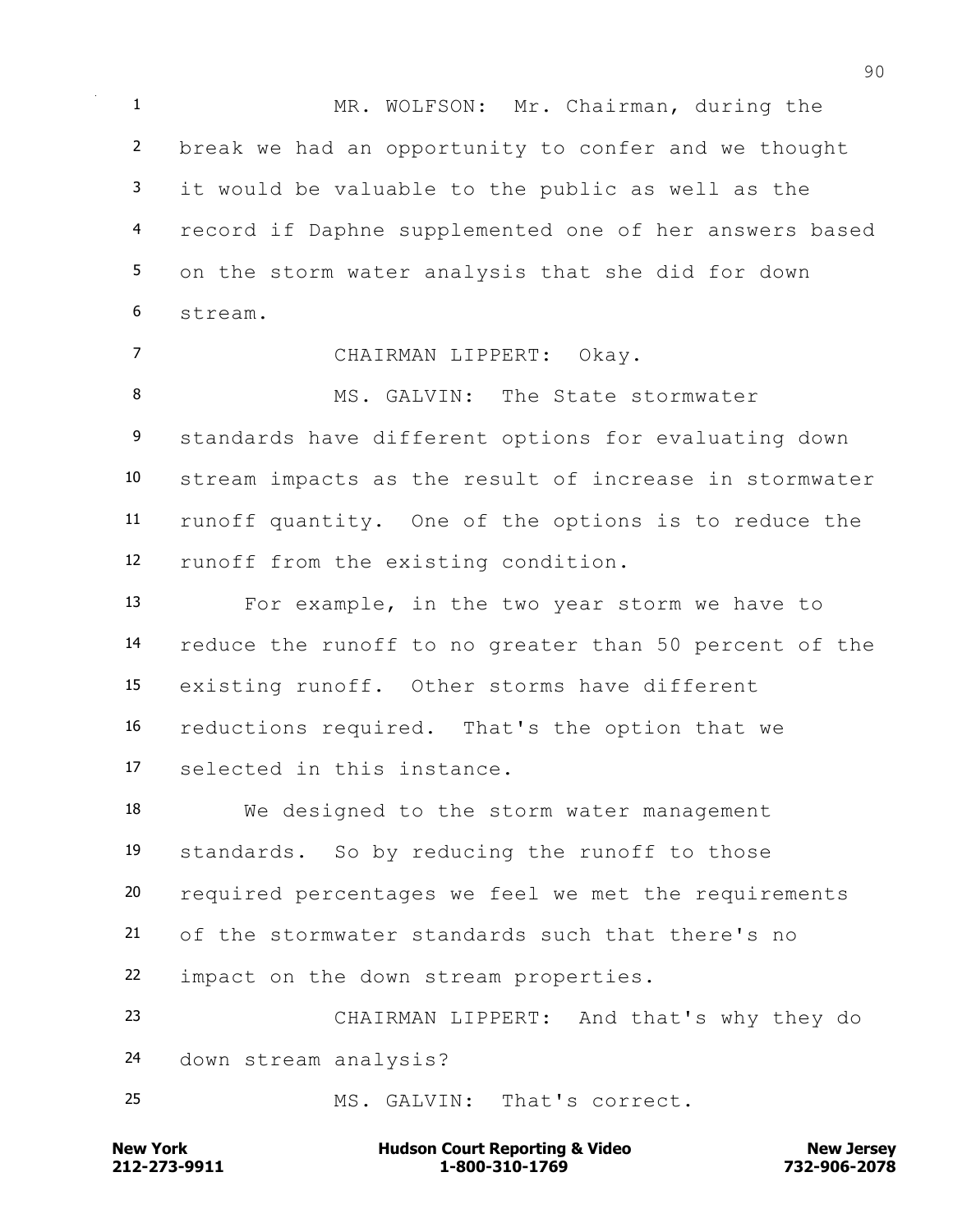MR. WOLFSON: Mr. Chairman, during the break we had an opportunity to confer and we thought it would be valuable to the public as well as the record if Daphne supplemented one of her answers based on the storm water analysis that she did for down stream.

CHAIRMAN LIPPERT: Okay.

MS. GALVIN: The State stormwater standards have different options for evaluating down stream impacts as the result of increase in stormwater runoff quantity. One of the options is to reduce the runoff from the existing condition.

For example, in the two year storm we have to reduce the runoff to no greater than 50 percent of the existing runoff. Other storms have different reductions required. That's the option that we selected in this instance.

We designed to the storm water management standards. So by reducing the runoff to those required percentages we feel we met the requirements of the stormwater standards such that there's no impact on the down stream properties.

CHAIRMAN LIPPERT: And that's why they do down stream analysis?

MS. GALVIN: That's correct.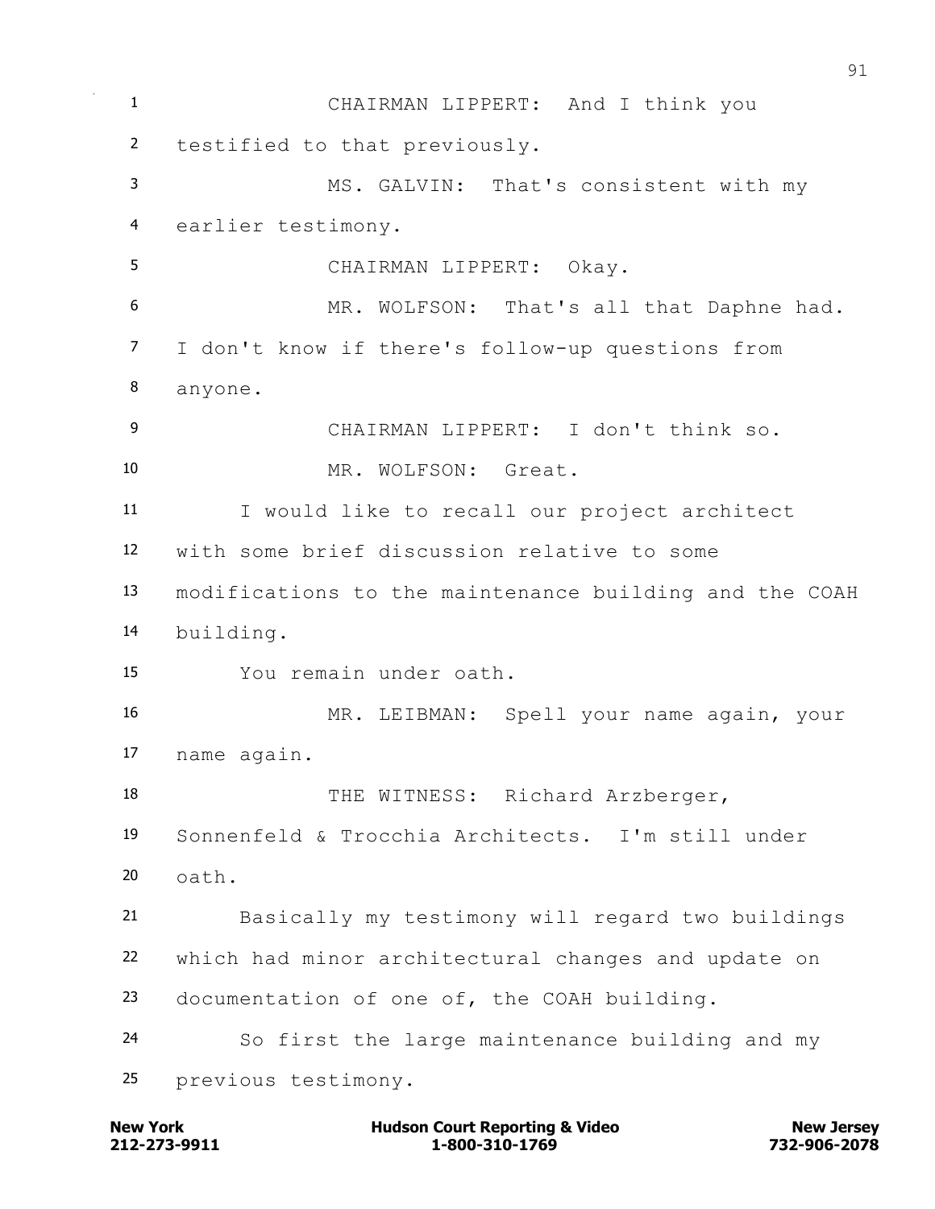1 CHAIRMAN LIPPERT: And I think you
2 testified to that previously.
3 MS. GALVIN: That's consistent with my
4 earlier testimony.
5 CHAIRMAN LIPPERT: Okay.
6 MR. WOLFSON: That's all that Daphne had.
7 I don't know if there's follow-up questions from
8 anyone.
9 CHAIRMAN LIPPERT: I don't think so.
10 MR. WOLFSON: Great.
11 I would like to recall our project architect
12 with some brief discussion relative to some
13 modifications to the maintenance building and the COAH
14 building.
15 You remain under oath.
16 MR. LEIBMAN: Spell your name again, your
17 name again.
18 THE WITNESS: Richard Arzberger,
19 Sonnenfeld & Trocchia Architects. I'm still under
20 oath.
21 Basically my testimony will regard two buildings
22 which had minor architectural changes and update on
23 documentation of one of, the COAH building.
24 So first the large maintenance building and my
25 previous testimony.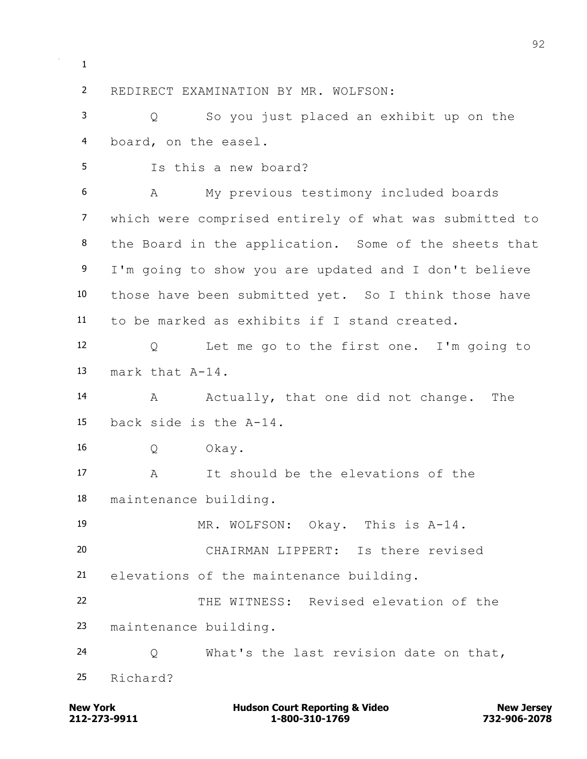1

2 REDIRECT EXAMINATION BY MR. WOLFSON:

3 Q So you just placed an exhibit up on the

4 board, on the easel.

5 Is this a new board?

6 A My previous testimony included boards

7 which were comprised entirely of what was submitted to

8 the Board in the application. Some of the sheets that

9 I'm going to show you are updated and I don't believe

10 those have been submitted yet. So I think those have

11 to be marked as exhibits if I stand created.

12 Q Let me go to the first one. I'm going to

13 mark that A-14.

14 A Actually, that one did not change. The

15 back side is the A-14.

16 Q Okay.

17 A It should be the elevations of the

18 maintenance building.

19 MR. WOLFSON: Okay. This is A-14.

20 CHAIRMAN LIPPERT: Is there revised

21 elevations of the maintenance building.

22 THE WITNESS: Revised elevation of the

23 maintenance building.

24 Q What's the last revision date on that,

25 Richard?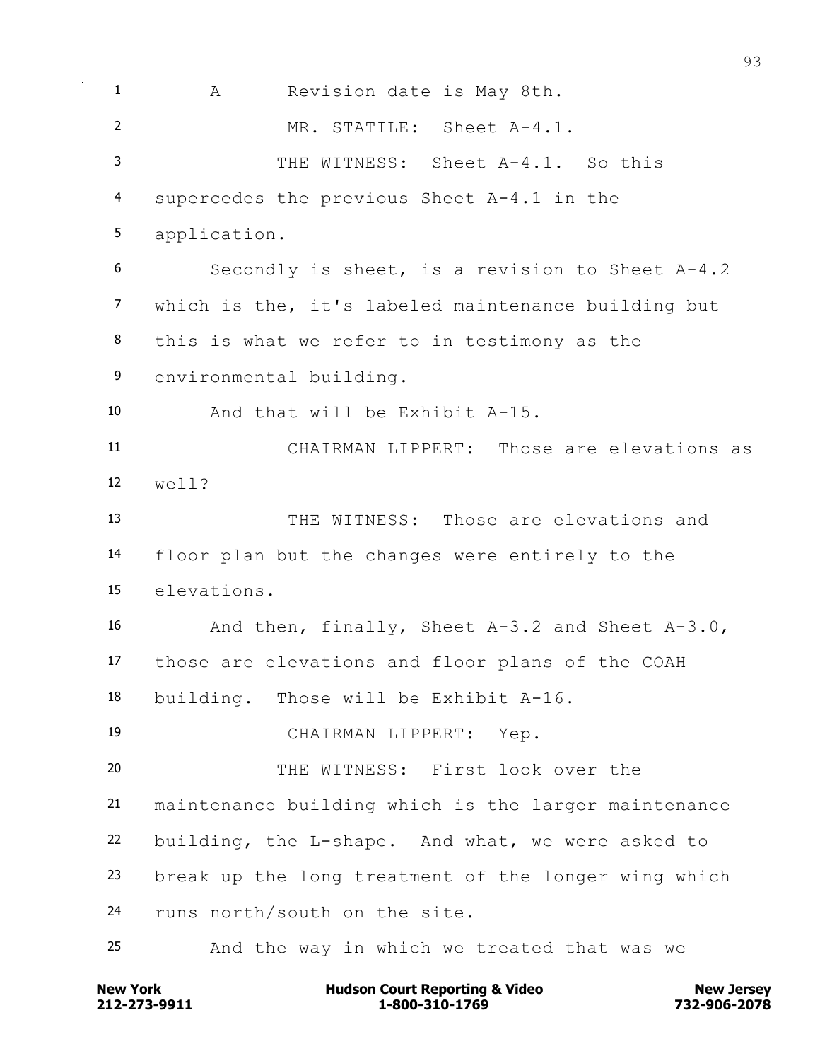1 A Revision date is May 8th.

2 MR. STATILE: Sheet A-4.1.

3 THE WITNESS: Sheet A-4.1. So this

4 supercedes the previous Sheet A-4.1 in the

5 application.

6 Secondly is sheet, is a revision to Sheet A-4.2

7 which is the, it's labeled maintenance building but

8 this is what we refer to in testimony as the

9 environmental building.

10 And that will be Exhibit A-15.

11 CHAIRMAN LIPPERT: Those are elevations as

12 well?

13 THE WITNESS: Those are elevations and

14 floor plan but the changes were entirely to the

15 elevations.

16 And then, finally, Sheet A-3.2 and Sheet A-3.0,

17 those are elevations and floor plans of the COAH

18 building. Those will be Exhibit A-16.

19 CHAIRMAN LIPPERT: Yep.

20 THE WITNESS: First look over the

21 maintenance building which is the larger maintenance

22 building, the L-shape. And what, we were asked to

23 break up the long treatment of the longer wing which

24 runs north/south on the site.

25 And the way in which we treated that was we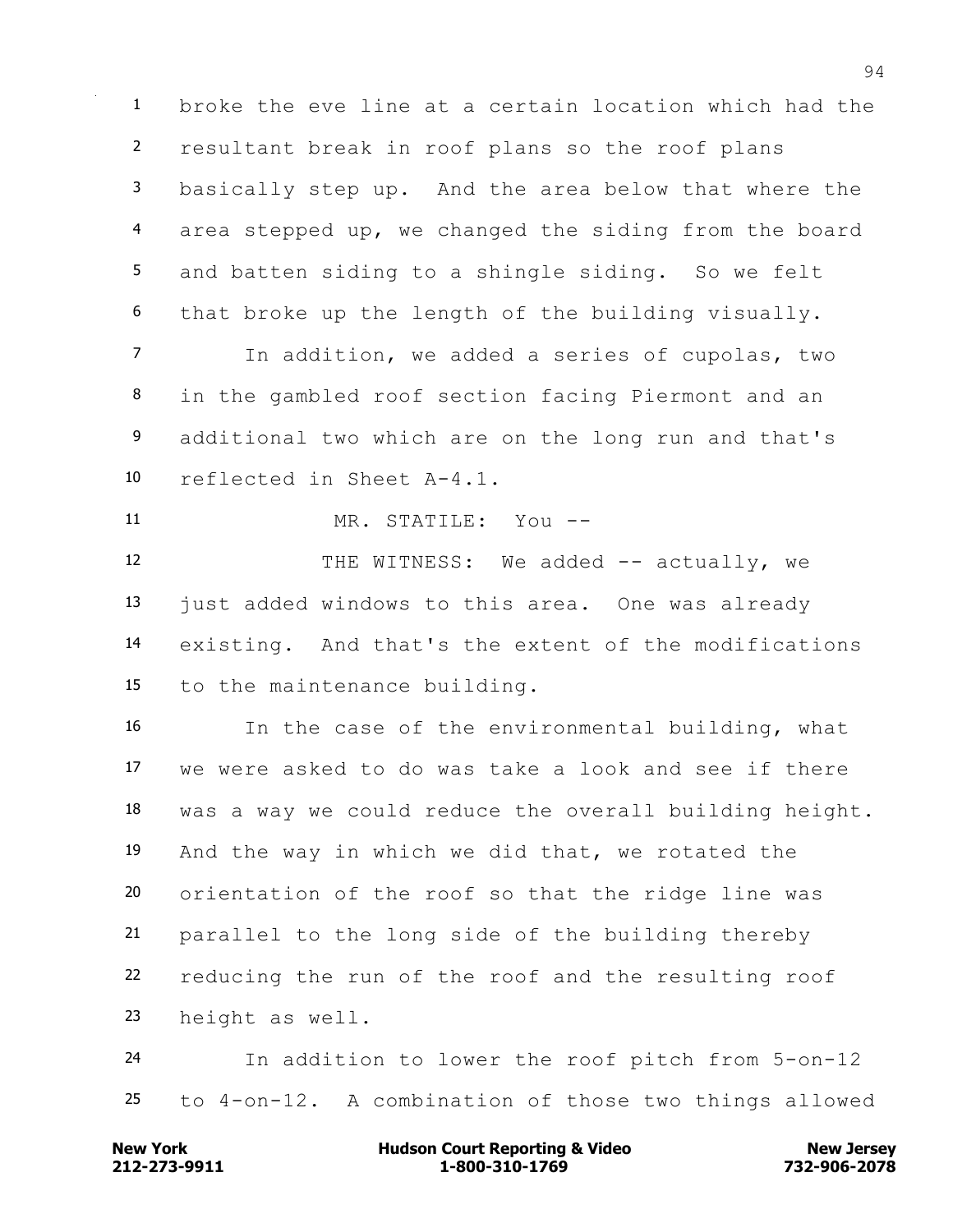broke the eve line at a certain location which had the resultant break in roof plans so the roof plans basically step up. And the area below that where the area stepped up, we changed the siding from the board and batten siding to a shingle siding. So we felt that broke up the length of the building visually.

In addition, we added a series of cupolas, two in the gambled roof section facing Piermont and an additional two which are on the long run and that's reflected in Sheet A-4.1.

MR. STATILE: You --

THE WITNESS: We added -- actually, we just added windows to this area. One was already existing. And that's the extent of the modifications to the maintenance building.

In the case of the environmental building, what we were asked to do was take a look and see if there was a way we could reduce the overall building height. And the way in which we did that, we rotated the orientation of the roof so that the ridge line was parallel to the long side of the building thereby reducing the run of the roof and the resulting roof height as well.

In addition to lower the roof pitch from 5-on-12 to 4-on-12. A combination of those two things allowed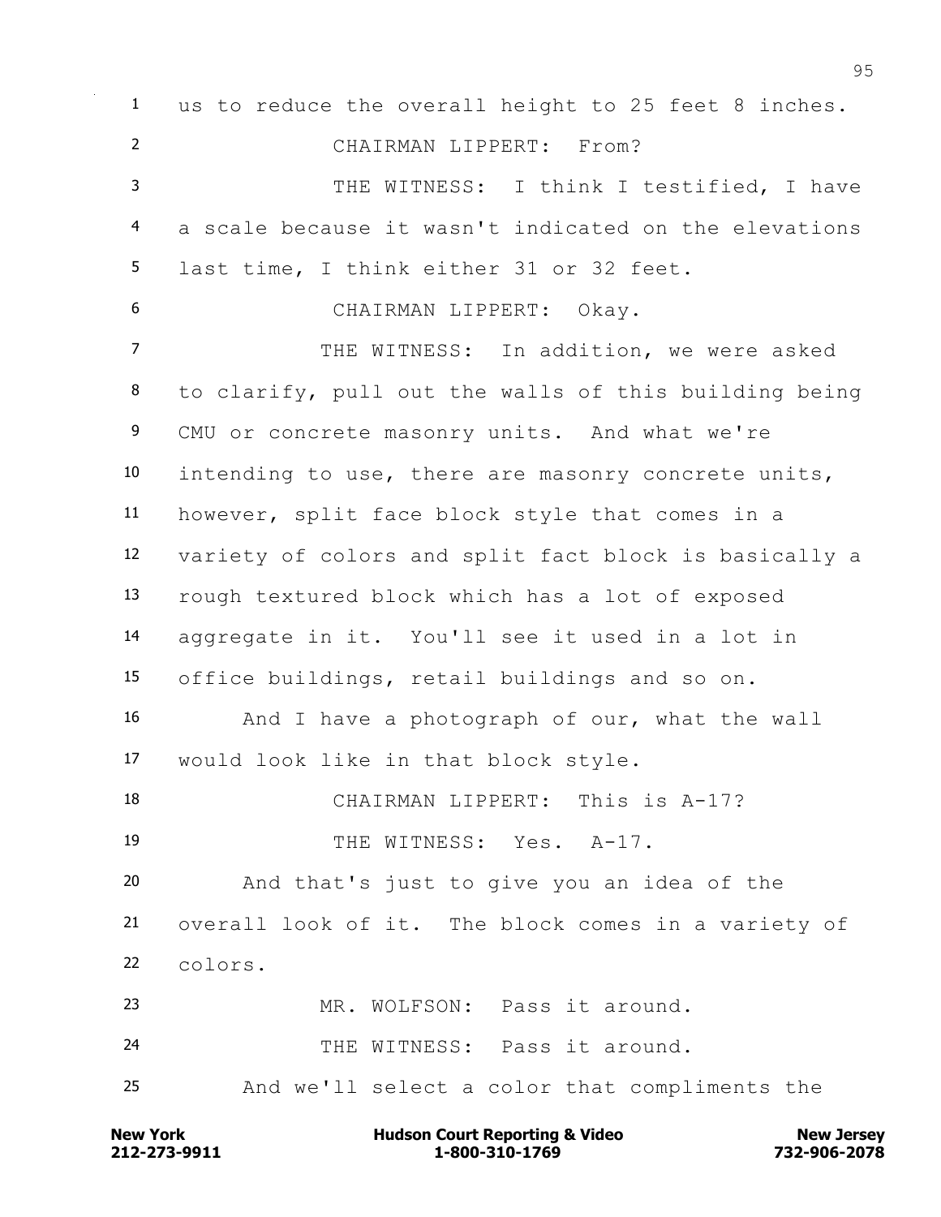1 us to reduce the overall height to 25 feet 8 inches.

2 CHAIRMAN LIPPERT: From?

3 THE WITNESS: I think I testified, I have

4 a scale because it wasn't indicated on the elevations

5 last time, I think either 31 or 32 feet.

6 CHAIRMAN LIPPERT: Okay.

7 THE WITNESS: In addition, we were asked

8 to clarify, pull out the walls of this building being

9 CMU or concrete masonry units. And what we're

10 intending to use, there are masonry concrete units,

11 however, split face block style that comes in a

12 variety of colors and split fact block is basically a

13 rough textured block which has a lot of exposed

14 aggregate in it. You'll see it used in a lot in

15 office buildings, retail buildings and so on.

16 And I have a photograph of our, what the wall

17 would look like in that block style.

18 CHAIRMAN LIPPERT: This is A-17?

19 THE WITNESS: Yes. A-17.

20 And that's just to give you an idea of the

21 overall look of it. The block comes in a variety of

22 colors.

23 MR. WOLFSON: Pass it around.

24 THE WITNESS: Pass it around.

25 And we'll select a color that compliments the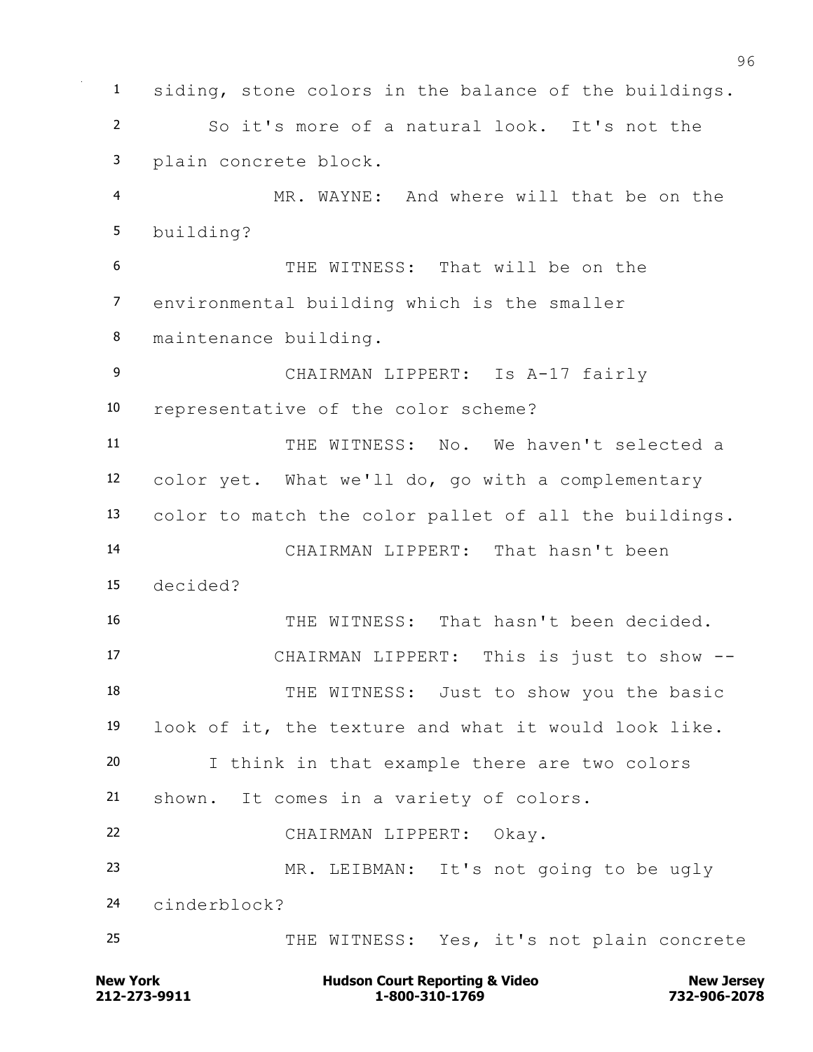siding, stone colors in the balance of the buildings.

So it's more of a natural look. It's not the plain concrete block.

MR. WAYNE: And where will that be on the building?

THE WITNESS: That will be on the environmental building which is the smaller maintenance building.

CHAIRMAN LIPPERT: Is A-17 fairly representative of the color scheme?

THE WITNESS: No. We haven't selected a color yet. What we'll do, go with a complementary color to match the color pallet of all the buildings.

CHAIRMAN LIPPERT: That hasn't been decided?

THE WITNESS: That hasn't been decided.

CHAIRMAN LIPPERT: This is just to show --

THE WITNESS: Just to show you the basic look of it, the texture and what it would look like.

I think in that example there are two colors shown. It comes in a variety of colors.

CHAIRMAN LIPPERT: Okay.

MR. LEIBMAN: It's not going to be ugly cinderblock?

THE WITNESS: Yes, it's not plain concrete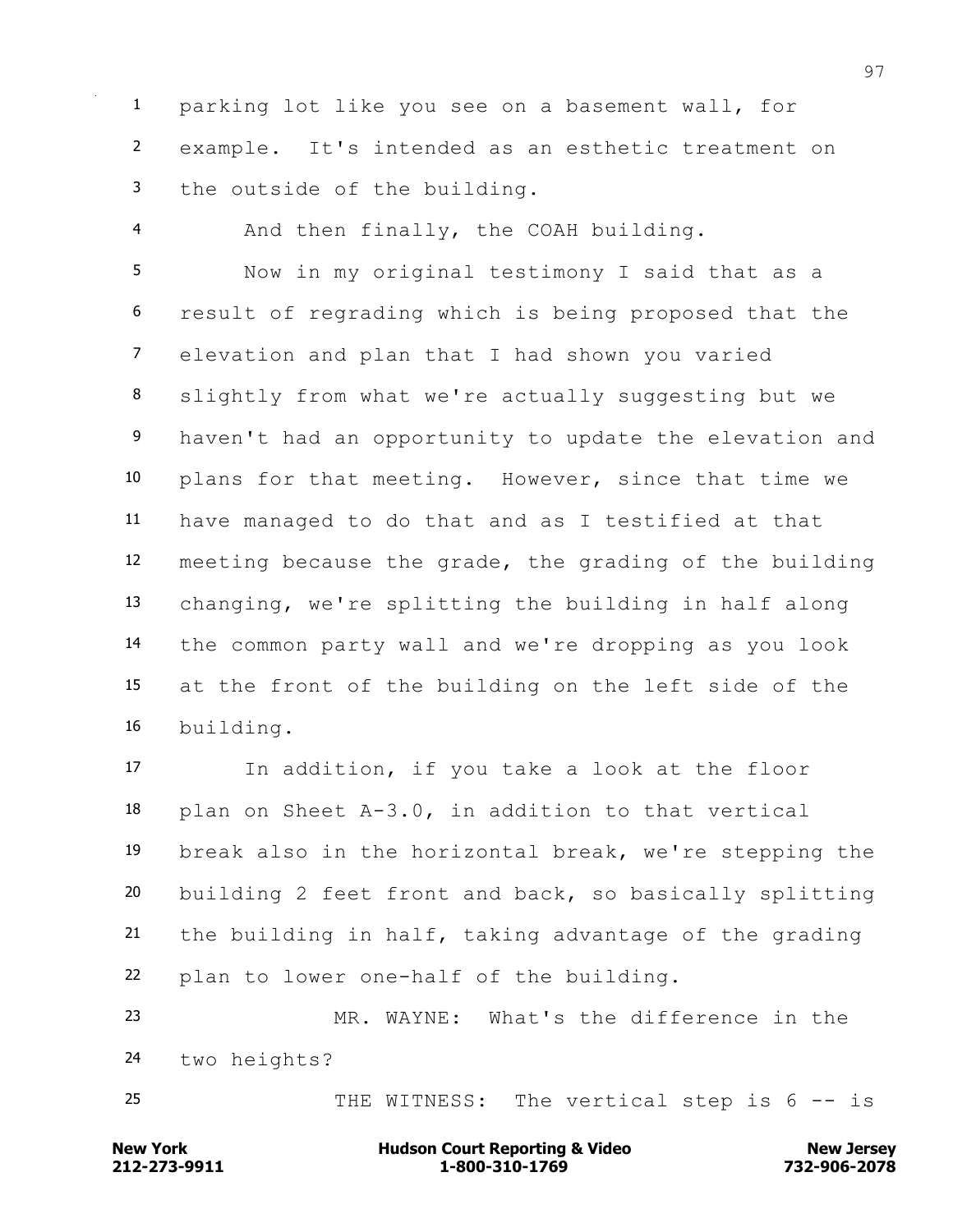parking lot like you see on a basement wall, for example. It's intended as an esthetic treatment on the outside of the building.

And then finally, the COAH building.

Now in my original testimony I said that as a result of regrading which is being proposed that the elevation and plan that I had shown you varied slightly from what we're actually suggesting but we haven't had an opportunity to update the elevation and plans for that meeting. However, since that time we have managed to do that and as I testified at that meeting because the grade, the grading of the building changing, we're splitting the building in half along the common party wall and we're dropping as you look at the front of the building on the left side of the building.

In addition, if you take a look at the floor plan on Sheet A-3.0, in addition to that vertical break also in the horizontal break, we're stepping the building 2 feet front and back, so basically splitting the building in half, taking advantage of the grading plan to lower one-half of the building.

MR. WAYNE: What's the difference in the two heights?

THE WITNESS: The vertical step is 6 -- is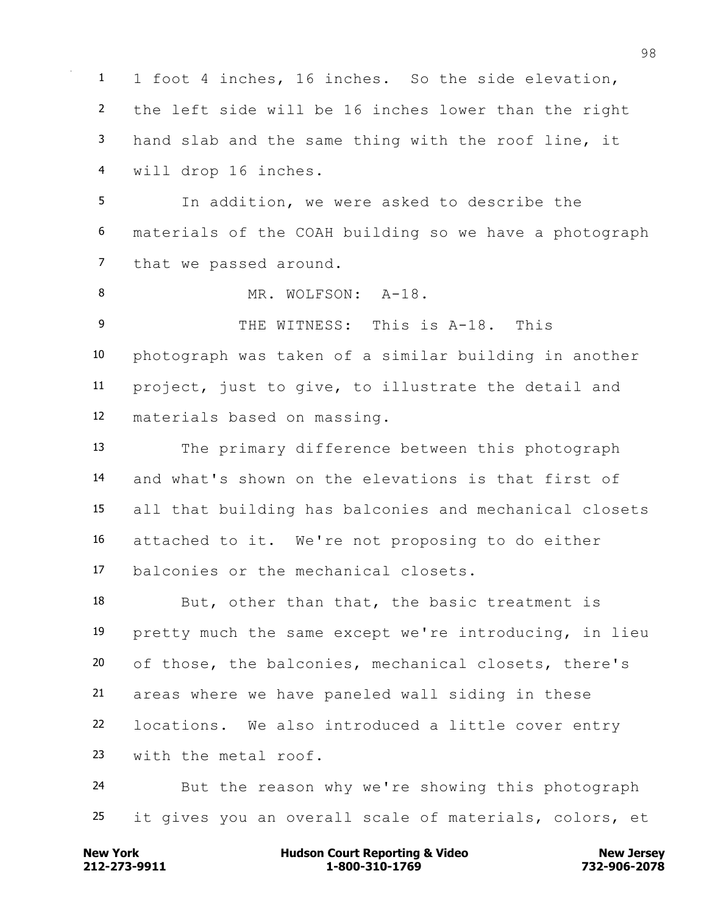1 foot 4 inches, 16 inches. So the side elevation, the left side will be 16 inches lower than the right hand slab and the same thing with the roof line, it will drop 16 inches.

In addition, we were asked to describe the materials of the COAH building so we have a photograph that we passed around.

MR. WOLFSON: A-18.

THE WITNESS: This is A-18. This photograph was taken of a similar building in another project, just to give, to illustrate the detail and materials based on massing.

The primary difference between this photograph and what's shown on the elevations is that first of all that building has balconies and mechanical closets attached to it. We're not proposing to do either balconies or the mechanical closets.

But, other than that, the basic treatment is pretty much the same except we're introducing, in lieu of those, the balconies, mechanical closets, there's areas where we have paneled wall siding in these locations. We also introduced a little cover entry with the metal roof.

But the reason why we're showing this photograph it gives you an overall scale of materials, colors, et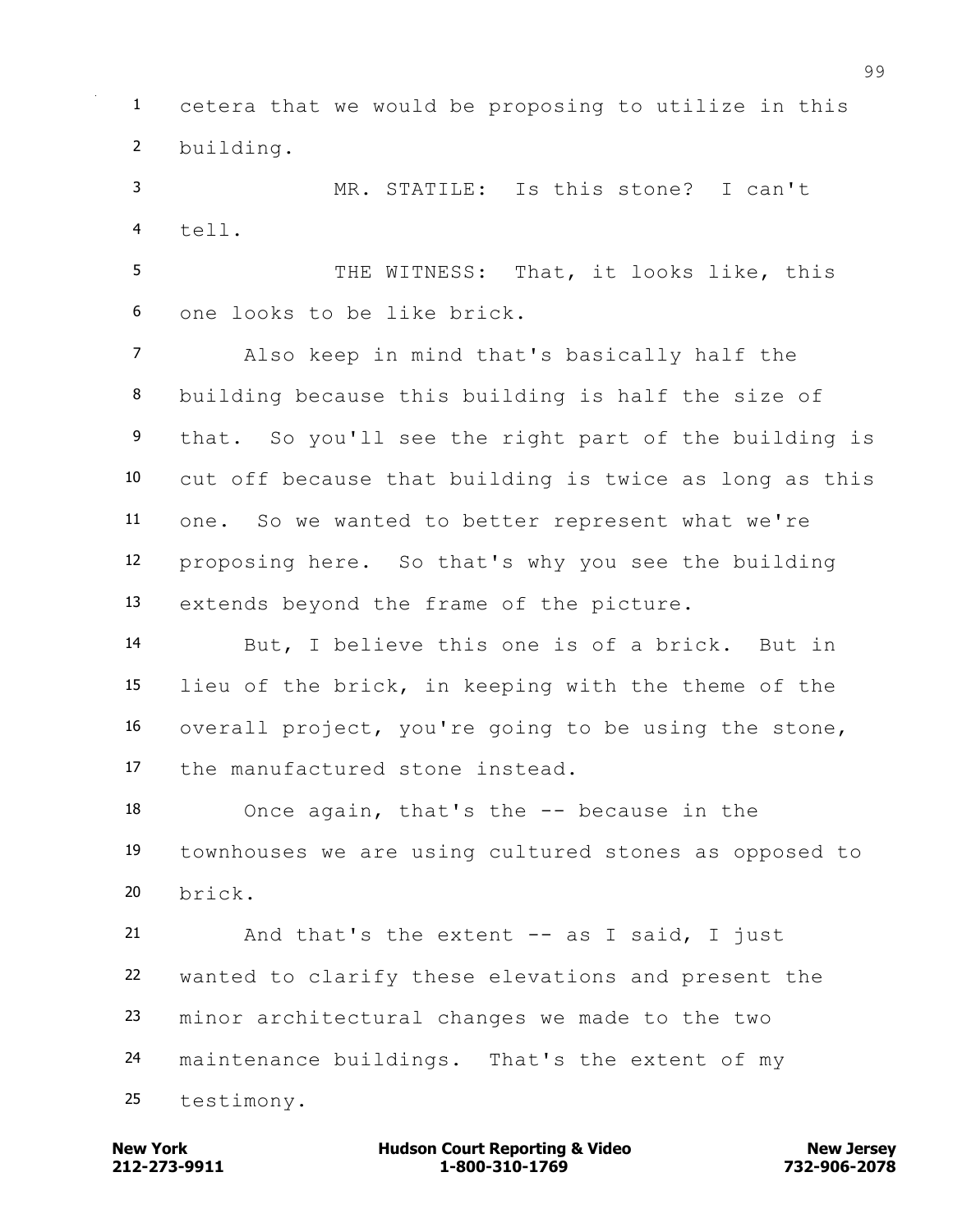1 cetera that we would be proposing to utilize in this
2 building.

3 MR. STATILE: Is this stone? I can't
4 tell.

5 THE WITNESS: That, it looks like, this
6 one looks to be like brick.

7 Also keep in mind that's basically half the
8 building because this building is half the size of
9 that. So you'll see the right part of the building is
10 cut off because that building is twice as long as this
11 one. So we wanted to better represent what we're
12 proposing here. So that's why you see the building
13 extends beyond the frame of the picture.

14 But, I believe this one is of a brick. But in
15 lieu of the brick, in keeping with the theme of the
16 overall project, you're going to be using the stone,
17 the manufactured stone instead.

18 Once again, that's the -- because in the
19 townhouses we are using cultured stones as opposed to
20 brick.

21 And that's the extent -- as I said, I just
22 wanted to clarify these elevations and present the
23 minor architectural changes we made to the two
24 maintenance buildings. That's the extent of my
25 testimony.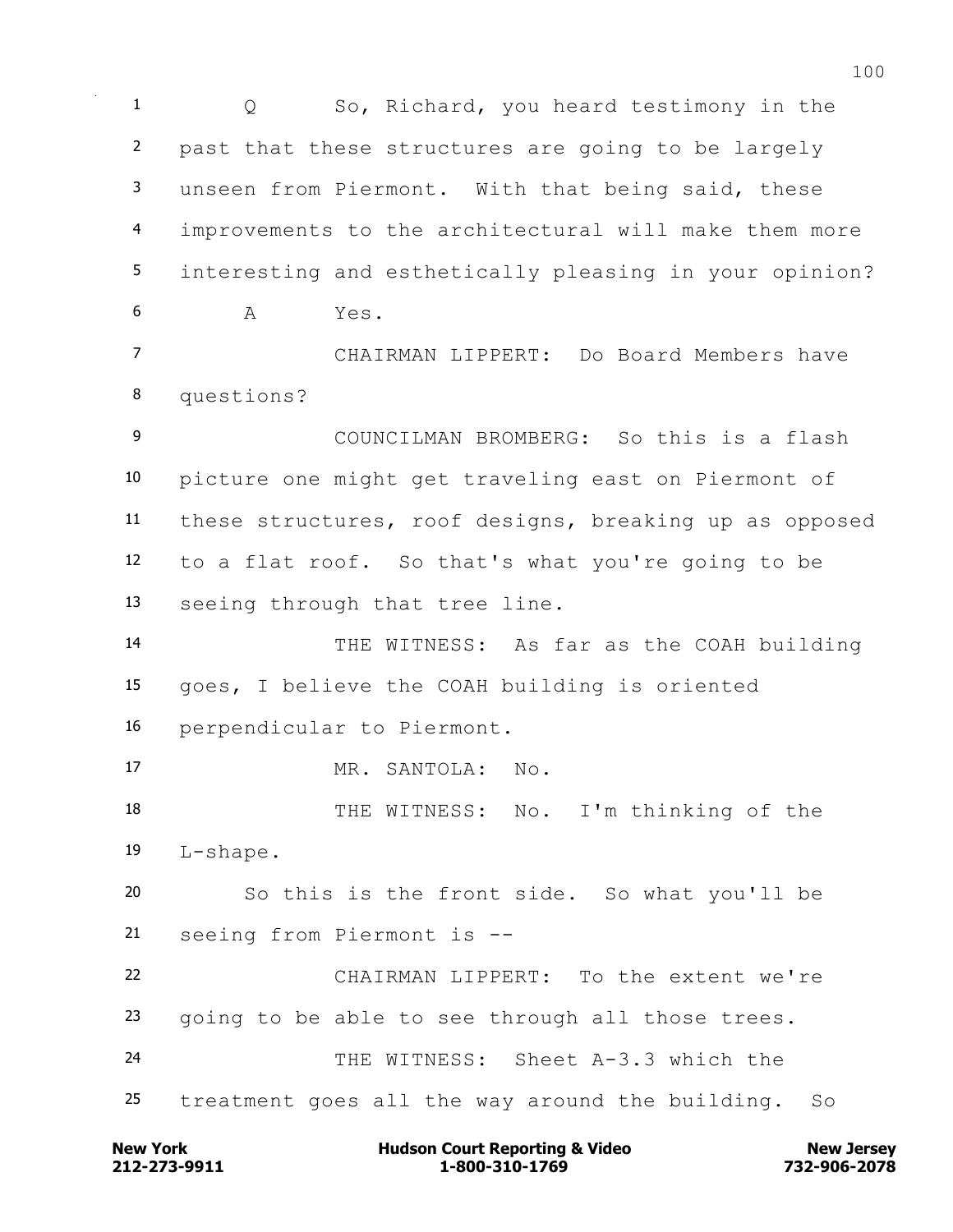Q So, Richard, you heard testimony in the past that these structures are going to be largely unseen from Piermont. With that being said, these improvements to the architectural will make them more interesting and esthetically pleasing in your opinion?

A Yes.

CHAIRMAN LIPPERT: Do Board Members have questions?

COUNCILMAN BROMBERG: So this is a flash picture one might get traveling east on Piermont of these structures, roof designs, breaking up as opposed to a flat roof. So that's what you're going to be seeing through that tree line.

THE WITNESS: As far as the COAH building goes, I believe the COAH building is oriented perpendicular to Piermont.

MR. SANTOLA: No.

THE WITNESS: No. I'm thinking of the L-shape.

So this is the front side. So what you'll be seeing from Piermont is --

CHAIRMAN LIPPERT: To the extent we're going to be able to see through all those trees.

THE WITNESS: Sheet A-3.3 which the treatment goes all the way around the building. So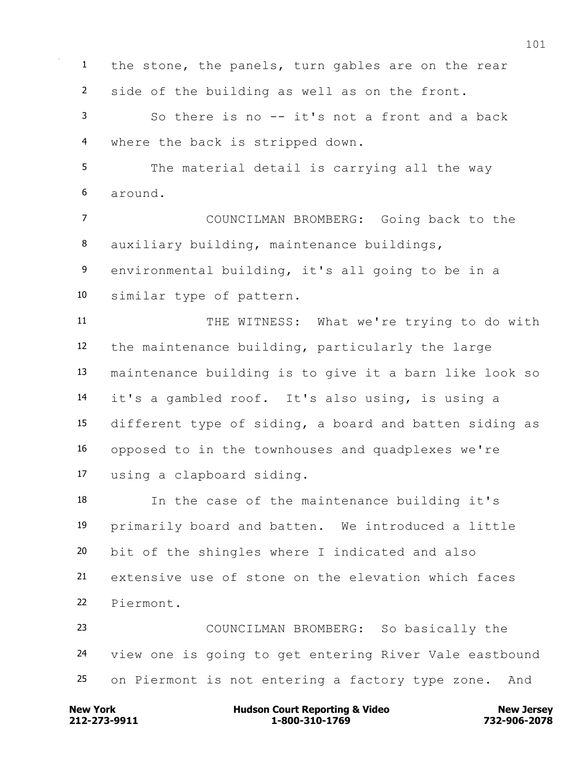the stone, the panels, turn gables are on the rear side of the building as well as on the front.

So there is no -- it's not a front and a back where the back is stripped down.

The material detail is carrying all the way around.

COUNCILMAN BROMBERG: Going back to the auxiliary building, maintenance buildings, environmental building, it's all going to be in a similar type of pattern.

THE WITNESS: What we're trying to do with the maintenance building, particularly the large maintenance building is to give it a barn like look so it's a gambled roof. It's also using, is using a different type of siding, a board and batten siding as opposed to in the townhouses and quadplexes we're using a clapboard siding.

In the case of the maintenance building it's primarily board and batten. We introduced a little bit of the shingles where I indicated and also extensive use of stone on the elevation which faces Piermont.

COUNCILMAN BROMBERG: So basically the view one is going to get entering River Vale eastbound on Piermont is not entering a factory type zone. And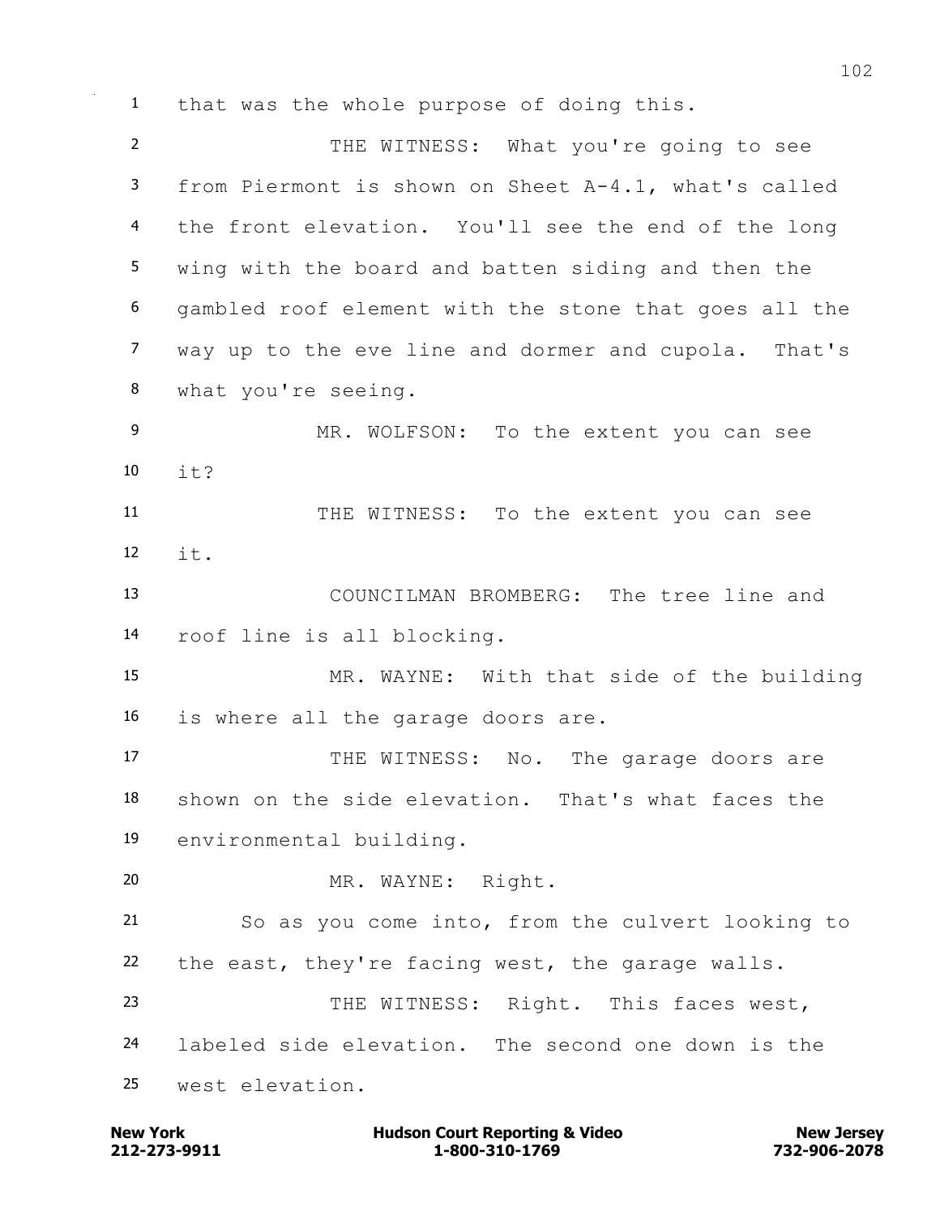that was the whole purpose of doing this.

THE WITNESS: What you're going to see from Piermont is shown on Sheet A-4.1, what's called the front elevation. You'll see the end of the long wing with the board and batten siding and then the gambled roof element with the stone that goes all the way up to the eve line and dormer and cupola. That's what you're seeing.

MR. WOLFSON: To the extent you can see it?

THE WITNESS: To the extent you can see it.

COUNCILMAN BROMBERG: The tree line and roof line is all blocking.

MR. WAYNE: With that side of the building is where all the garage doors are.

THE WITNESS: No. The garage doors are shown on the side elevation. That's what faces the environmental building.

MR. WAYNE: Right.

So as you come into, from the culvert looking to the east, they're facing west, the garage walls.

THE WITNESS: Right. This faces west, labeled side elevation. The second one down is the west elevation.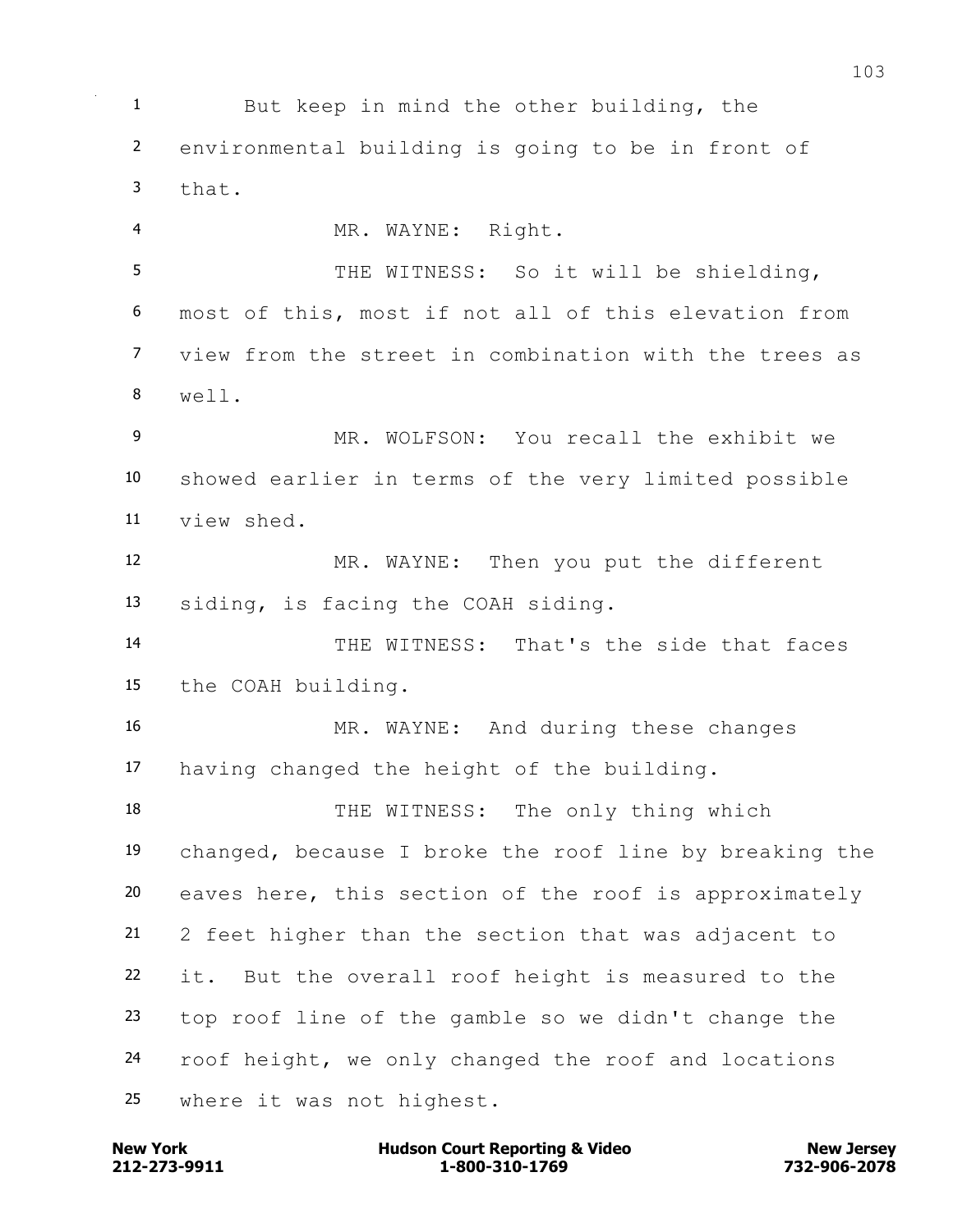1 But keep in mind the other building, the
2 environmental building is going to be in front of
3 that.
4 MR. WAYNE: Right.
5 THE WITNESS: So it will be shielding,
6 most of this, most if not all of this elevation from
7 view from the street in combination with the trees as
8 well.
9 MR. WOLFSON: You recall the exhibit we
10 showed earlier in terms of the very limited possible
11 view shed.
12 MR. WAYNE: Then you put the different
13 siding, is facing the COAH siding.
14 THE WITNESS: That's the side that faces
15 the COAH building.
16 MR. WAYNE: And during these changes
17 having changed the height of the building.
18 THE WITNESS: The only thing which
19 changed, because I broke the roof line by breaking the
20 eaves here, this section of the roof is approximately
21 2 feet higher than the section that was adjacent to
22 it. But the overall roof height is measured to the
23 top roof line of the gamble so we didn't change the
24 roof height, we only changed the roof and locations
25 where it was not highest.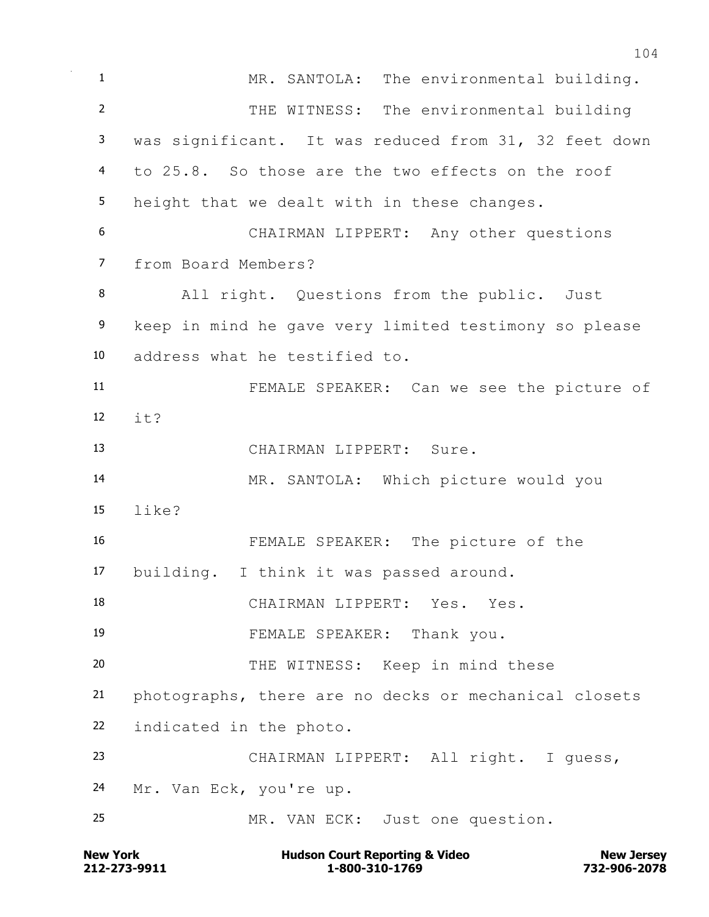MR. SANTOLA: The environmental building.

THE WITNESS: The environmental building was significant. It was reduced from 31, 32 feet down to 25.8. So those are the two effects on the roof height that we dealt with in these changes.

CHAIRMAN LIPPERT: Any other questions from Board Members?

All right. Questions from the public. Just keep in mind he gave very limited testimony so please address what he testified to.

FEMALE SPEAKER: Can we see the picture of it?

CHAIRMAN LIPPERT: Sure.

MR. SANTOLA: Which picture would you like?

FEMALE SPEAKER: The picture of the building. I think it was passed around.

CHAIRMAN LIPPERT: Yes. Yes.

FEMALE SPEAKER: Thank you.

THE WITNESS: Keep in mind these photographs, there are no decks or mechanical closets indicated in the photo.

CHAIRMAN LIPPERT: All right. I guess, Mr. Van Eck, you're up.

MR. VAN ECK: Just one question.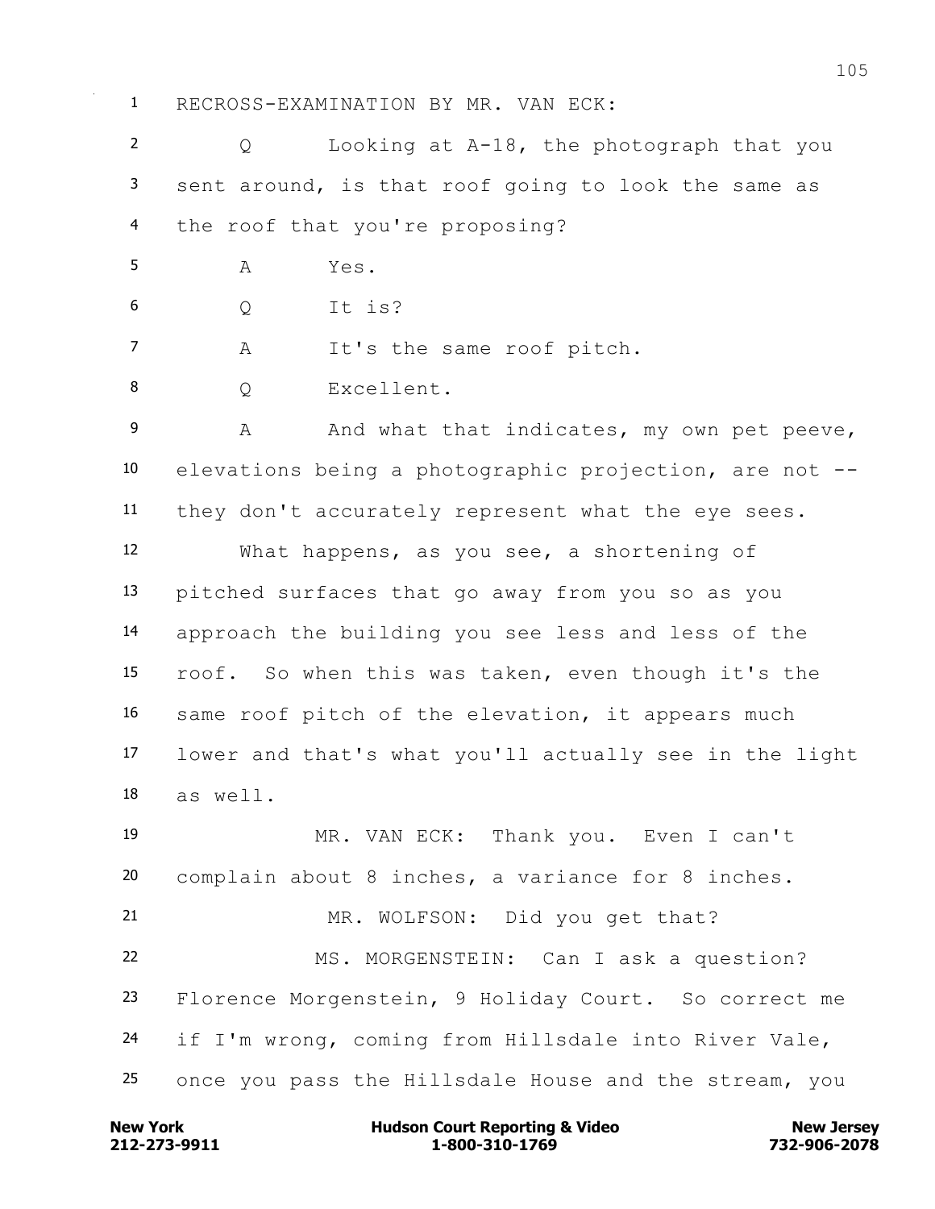RECROSS-EXAMINATION BY MR. VAN ECK:

Q Looking at A-18, the photograph that you sent around, is that roof going to look the same as the roof that you're proposing?

A Yes.

Q It is?

A It's the same roof pitch.

Q Excellent.

A And what that indicates, my own pet peeve, elevations being a photographic projection, are not -- they don't accurately represent what the eye sees.

What happens, as you see, a shortening of pitched surfaces that go away from you so as you approach the building you see less and less of the roof. So when this was taken, even though it's the same roof pitch of the elevation, it appears much lower and that's what you'll actually see in the light as well.

MR. VAN ECK: Thank you. Even I can't complain about 8 inches, a variance for 8 inches.

MR. WOLFSON: Did you get that?

MS. MORGENSTEIN: Can I ask a question? Florence Morgenstein, 9 Holiday Court. So correct me if I'm wrong, coming from Hillsdale into River Vale, once you pass the Hillsdale House and the stream, you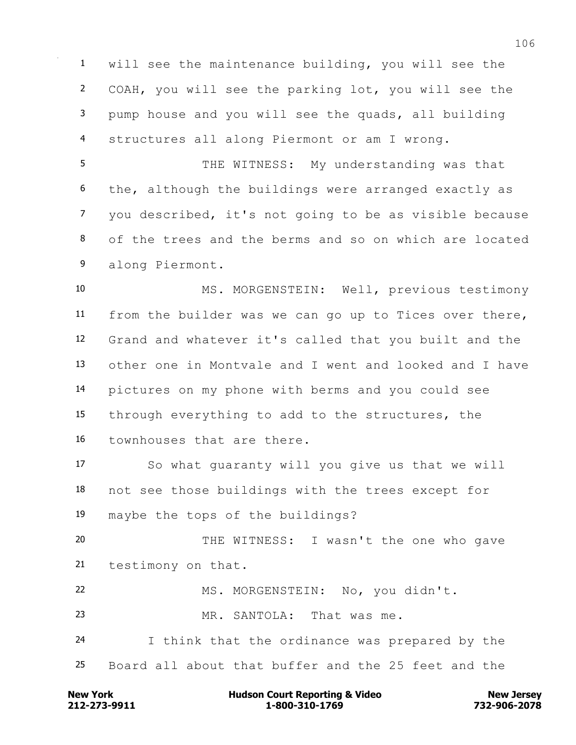will see the maintenance building, you will see the COAH, you will see the parking lot, you will see the pump house and you will see the quads, all building structures all along Piermont or am I wrong.

THE WITNESS: My understanding was that the, although the buildings were arranged exactly as you described, it's not going to be as visible because of the trees and the berms and so on which are located along Piermont.

MS. MORGENSTEIN: Well, previous testimony from the builder was we can go up to Tices over there, Grand and whatever it's called that you built and the other one in Montvale and I went and looked and I have pictures on my phone with berms and you could see through everything to add to the structures, the townhouses that are there.

So what guaranty will you give us that we will not see those buildings with the trees except for maybe the tops of the buildings?

THE WITNESS: I wasn't the one who gave testimony on that.

MS. MORGENSTEIN: No, you didn't.

MR. SANTOLA: That was me.

I think that the ordinance was prepared by the Board all about that buffer and the 25 feet and the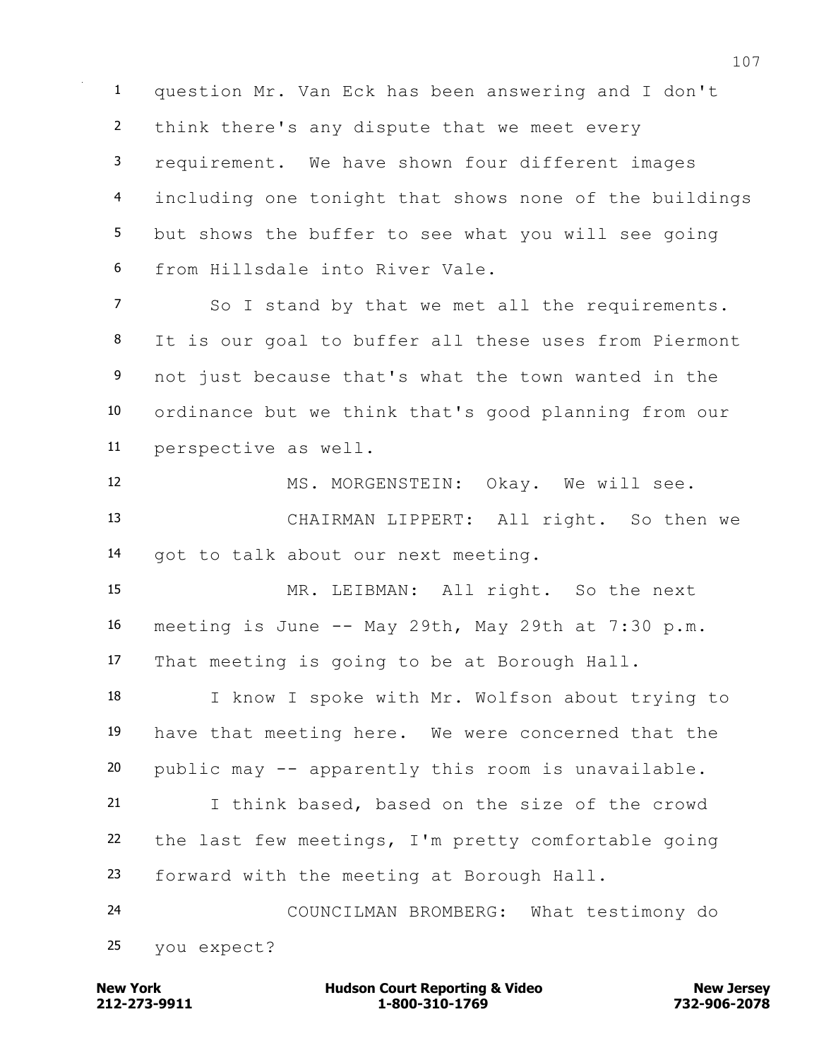question Mr. Van Eck has been answering and I don't think there's any dispute that we meet every requirement. We have shown four different images including one tonight that shows none of the buildings but shows the buffer to see what you will see going from Hillsdale into River Vale.

So I stand by that we met all the requirements. It is our goal to buffer all these uses from Piermont not just because that's what the town wanted in the ordinance but we think that's good planning from our perspective as well.

MS. MORGENSTEIN: Okay. We will see.

CHAIRMAN LIPPERT: All right. So then we got to talk about our next meeting.

MR. LEIBMAN: All right. So the next meeting is June -- May 29th, May 29th at 7:30 p.m. That meeting is going to be at Borough Hall.

I know I spoke with Mr. Wolfson about trying to have that meeting here. We were concerned that the public may -- apparently this room is unavailable.

I think based, based on the size of the crowd the last few meetings, I'm pretty comfortable going forward with the meeting at Borough Hall.

COUNCILMAN BROMBERG: What testimony do you expect?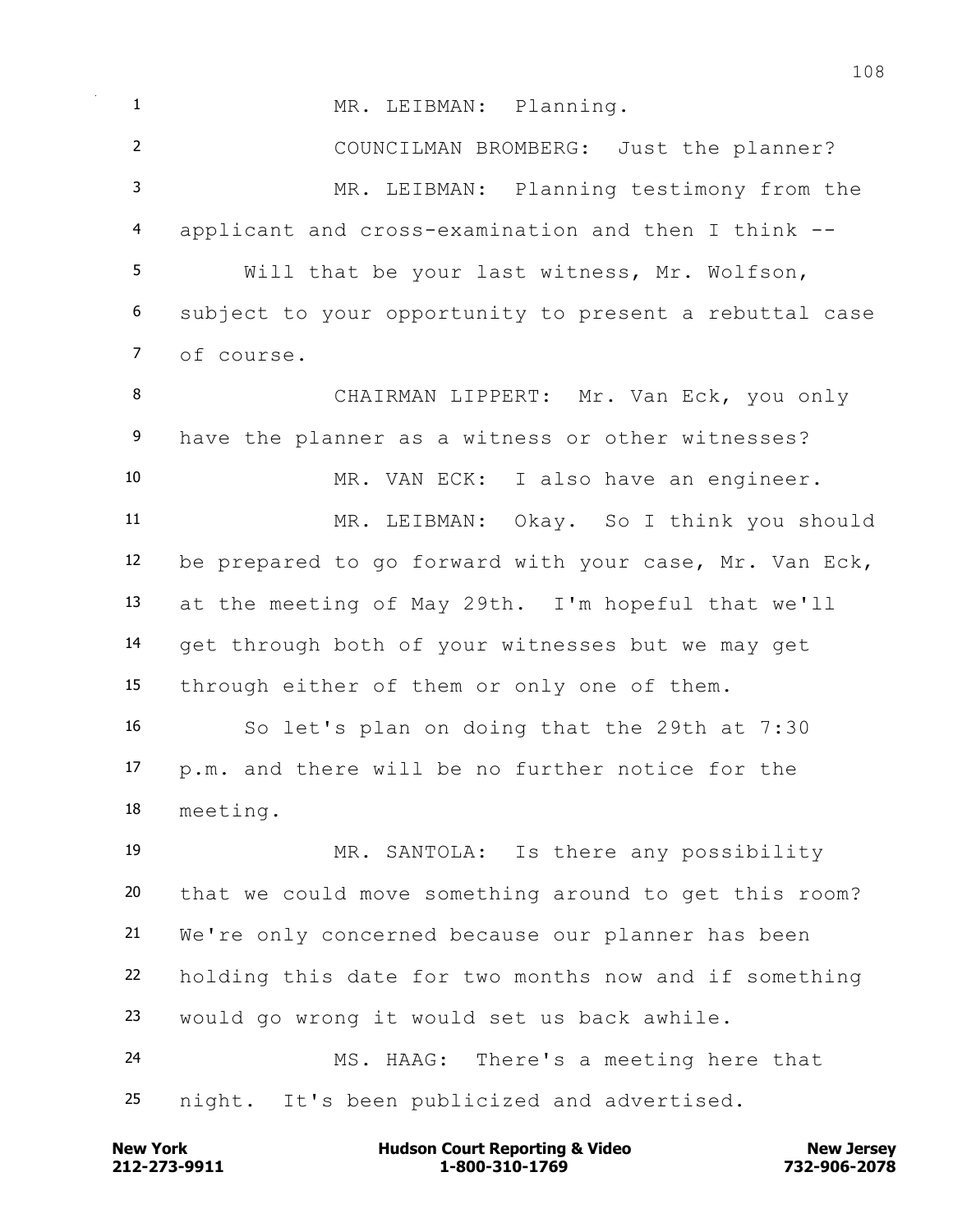MR. LEIBMAN: Planning.

COUNCILMAN BROMBERG: Just the planner?

MR. LEIBMAN: Planning testimony from the applicant and cross-examination and then I think --

Will that be your last witness, Mr. Wolfson, subject to your opportunity to present a rebuttal case of course.

CHAIRMAN LIPPERT: Mr. Van Eck, you only have the planner as a witness or other witnesses?

MR. VAN ECK: I also have an engineer.

MR. LEIBMAN: Okay. So I think you should be prepared to go forward with your case, Mr. Van Eck, at the meeting of May 29th. I'm hopeful that we'll get through both of your witnesses but we may get through either of them or only one of them.

So let's plan on doing that the 29th at 7:30 p.m. and there will be no further notice for the meeting.

MR. SANTOLA: Is there any possibility that we could move something around to get this room? We're only concerned because our planner has been holding this date for two months now and if something would go wrong it would set us back awhile.

MS. HAAG: There's a meeting here that night. It's been publicized and advertised.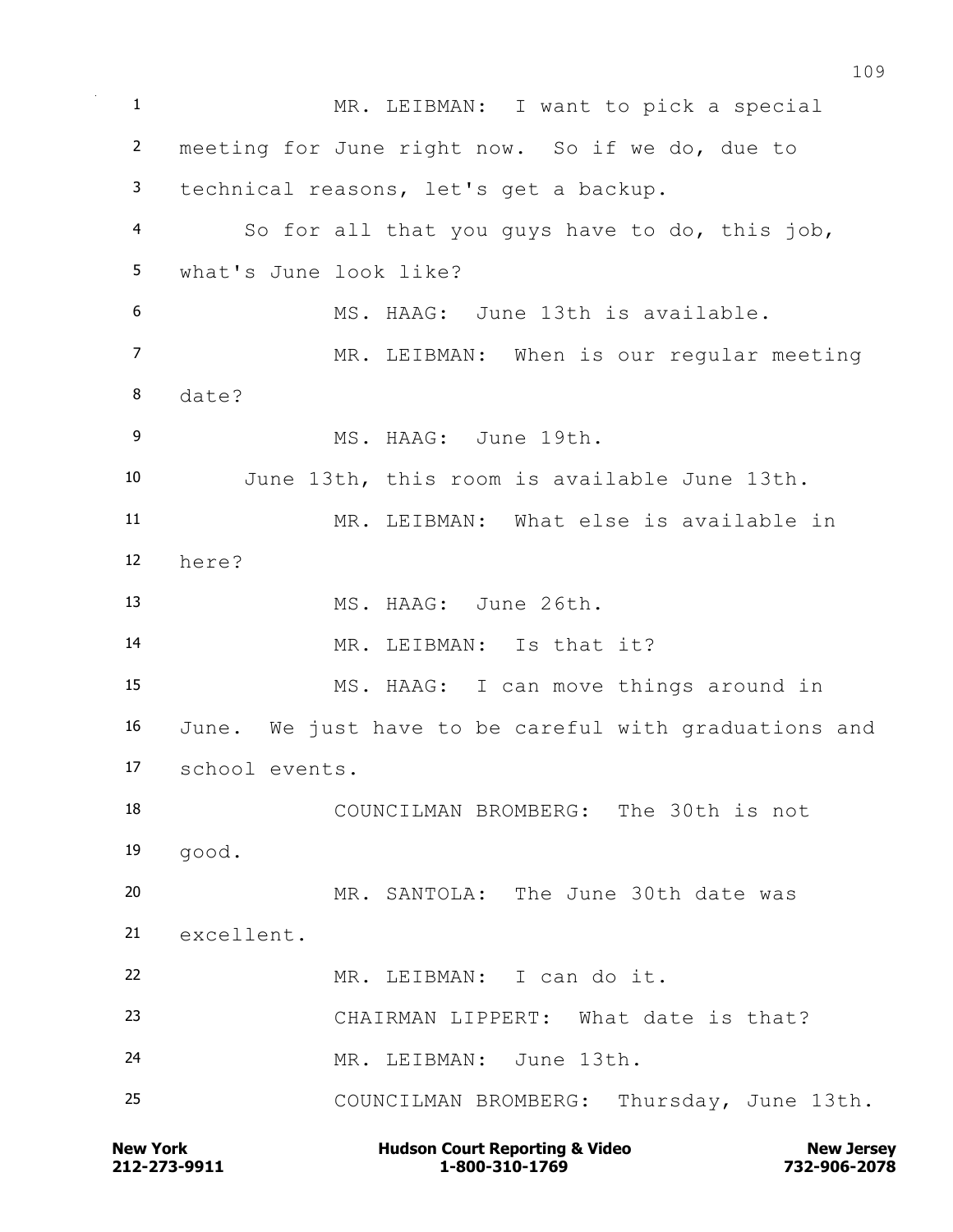1 MR. LEIBMAN: I want to pick a special
2 meeting for June right now. So if we do, due to
3 technical reasons, let's get a backup.
4 So for all that you guys have to do, this job,
5 what's June look like?
6 MS. HAAG: June 13th is available.
7 MR. LEIBMAN: When is our regular meeting
8 date?
9 MS. HAAG: June 19th.
10 June 13th, this room is available June 13th.
11 MR. LEIBMAN: What else is available in
12 here?
13 MS. HAAG: June 26th.
14 MR. LEIBMAN: Is that it?
15 MS. HAAG: I can move things around in
16 June. We just have to be careful with graduations and
17 school events.
18 COUNCILMAN BROMBERG: The 30th is not
19 good.
20 MR. SANTOLA: The June 30th date was
21 excellent.
22 MR. LEIBMAN: I can do it.
23 CHAIRMAN LIPPERT: What date is that?
24 MR. LEIBMAN: June 13th.
25 COUNCILMAN BROMBERG: Thursday, June 13th.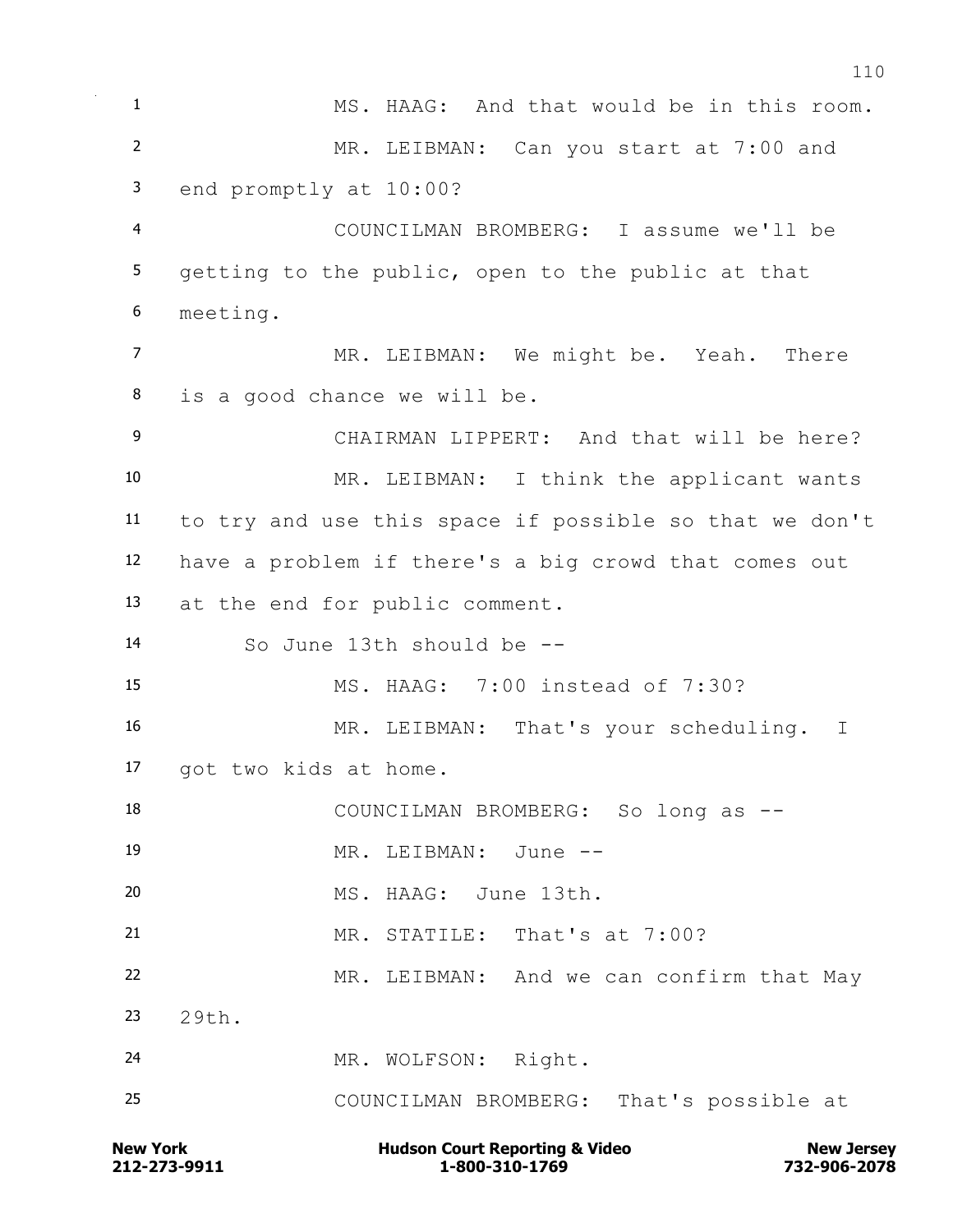MS. HAAG: And that would be in this room.

MR. LEIBMAN: Can you start at 7:00 and end promptly at 10:00?

COUNCILMAN BROMBERG: I assume we'll be getting to the public, open to the public at that meeting.

MR. LEIBMAN: We might be. Yeah. There is a good chance we will be.

CHAIRMAN LIPPERT: And that will be here?

MR. LEIBMAN: I think the applicant wants to try and use this space if possible so that we don't have a problem if there's a big crowd that comes out at the end for public comment.

So June 13th should be --

MS. HAAG: 7:00 instead of 7:30?

MR. LEIBMAN: That's your scheduling. I got two kids at home.

COUNCILMAN BROMBERG: So long as --

MR. LEIBMAN: June --

MS. HAAG: June 13th.

MR. STATILE: That's at 7:00?

MR. LEIBMAN: And we can confirm that May 29th.

MR. WOLFSON: Right.

COUNCILMAN BROMBERG: That's possible at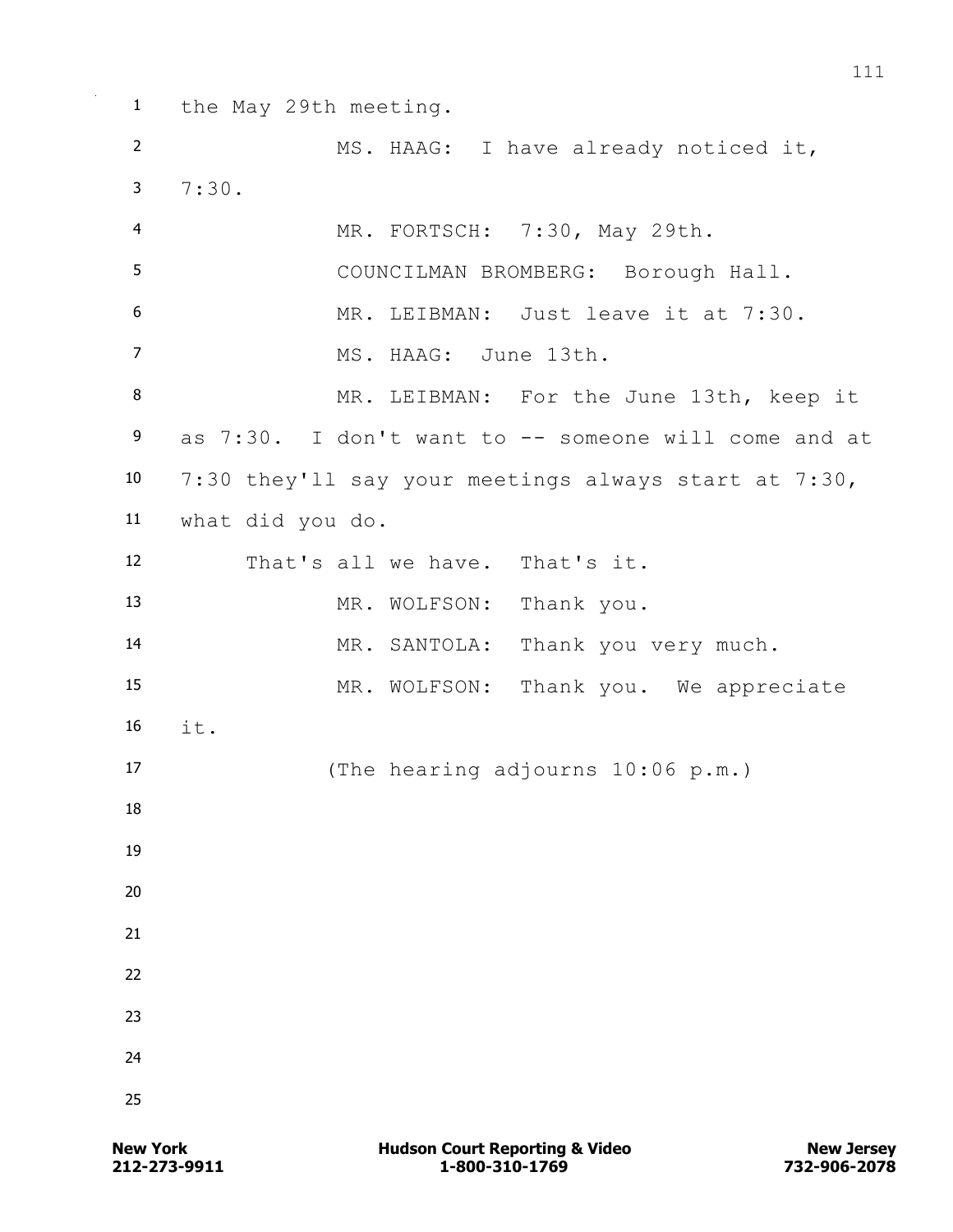1 the May 29th meeting.

2 MS. HAAG: I have already noticed it,

3 7:30.

4 MR. FORTSCH: 7:30, May 29th.

5 COUNCILMAN BROMBERG: Borough Hall.

6 MR. LEIBMAN: Just leave it at 7:30.

7 MS. HAAG: June 13th.

8 MR. LEIBMAN: For the June 13th, keep it

9 as 7:30. I don't want to -- someone will come and at

10 7:30 they'll say your meetings always start at 7:30,

11 what did you do.

12 That's all we have. That's it.

13 MR. WOLFSON: Thank you.

14 MR. SANTOLA: Thank you very much.

15 MR. WOLFSON: Thank you. We appreciate

16 it.

17 (The hearing adjourns 10:06 p.m.)

18

19

20

21

22

23

24

25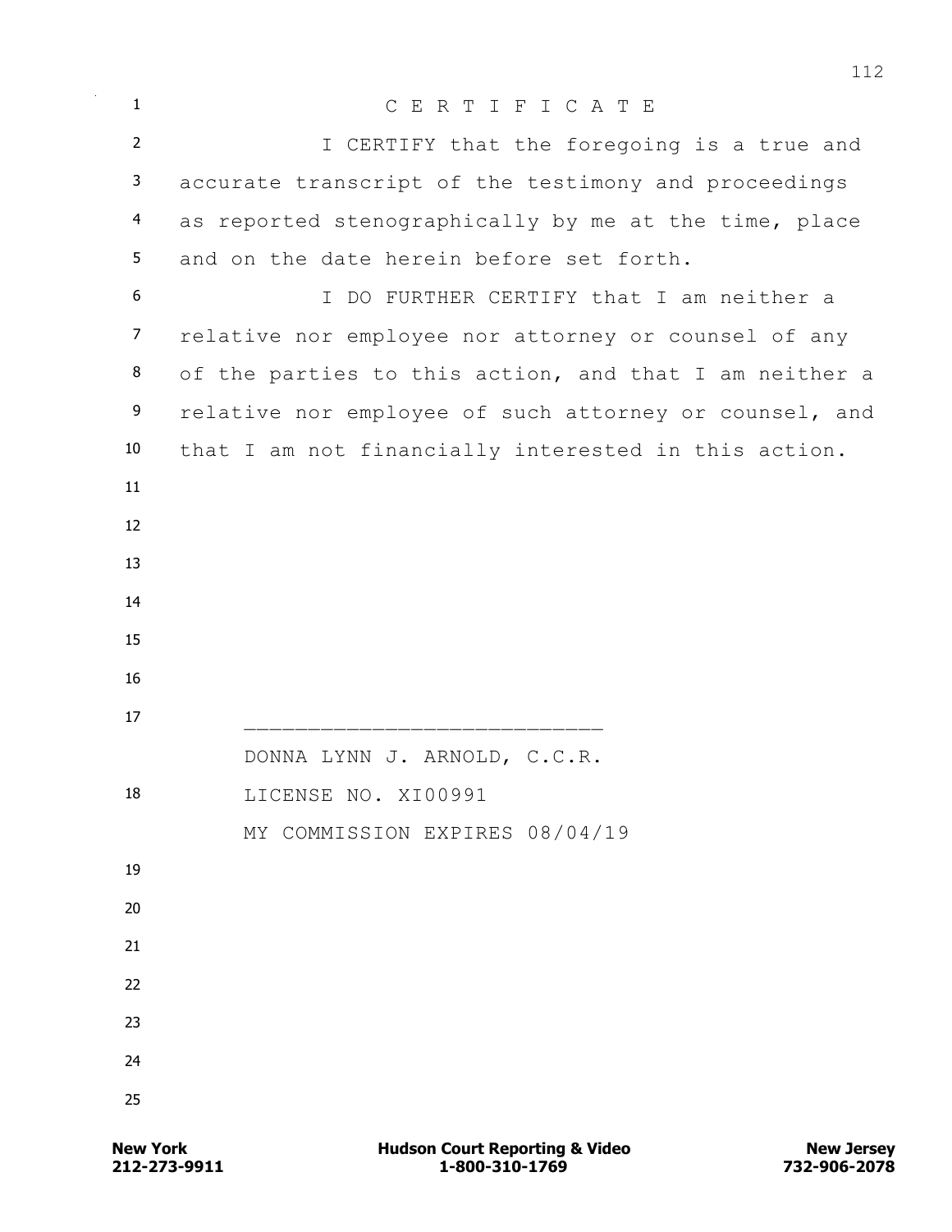# C E R T I F I C A T E

I CERTIFY that the foregoing is a true and accurate transcript of the testimony and proceedings as reported stenographically by me at the time, place and on the date herein before set forth.

I DO FURTHER CERTIFY that I am neither a relative nor employee nor attorney or counsel of any of the parties to this action, and that I am neither a relative nor employee of such attorney or counsel, and that I am not financially interested in this action.

\_\_\_\_\_\_\_\_\_\_\_\_\_\_\_\_\_\_\_\_\_\_\_\_\_\_\_\_

DONNA LYNN J. ARNOLD, C.C.R.

LICENSE NO. XI00991

MY COMMISSION EXPIRES 08/04/19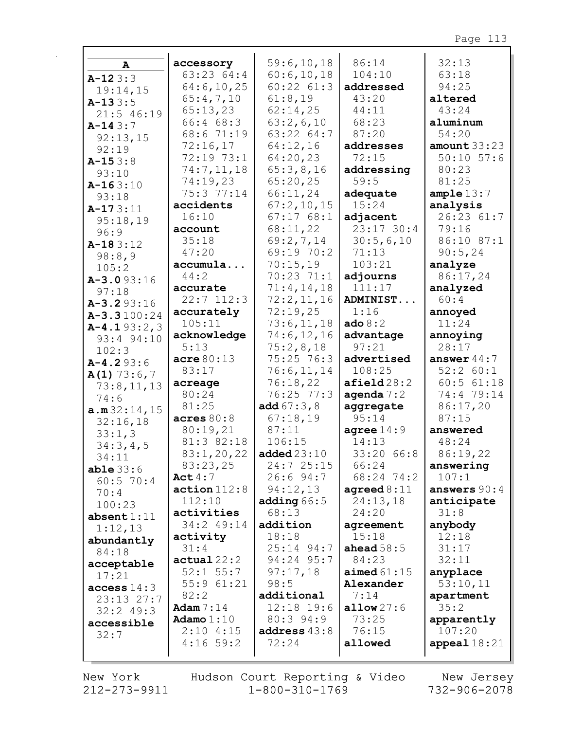## A

**A-12** 3:3 19:14,15
**A-13** 3:5 21:5 46:19
**A-14** 3:7 92:13,15 92:19
**A-15** 3:8 93:10
**A-16** 3:10 93:18
**A-17** 3:11 95:18,19 96:9
**A-18** 3:12 98:8,9 105:2
**A-3.0** 93:16 97:18
**A-3.2** 93:16
**A-3.3** 100:24
**A-4.1** 93:2,3 93:4 94:10 102:3
**A-4.2** 93:6
**A(1)** 73:6,7 73:8,11,13 74:6
**a.m** 32:14,15 32:16,18 33:1,3 34:3,4,5 34:11
**able** 33:6 60:5 70:4 70:4 100:23
**absent** 1:11 1:12,13
**abundantly** 84:18
**acceptable** 17:21
**access** 14:3 23:13 27:7 32:2 49:3
**accessible** 32:7
**accessory** 63:23 64:4 64:6,10,25 65:4,7,10 65:13,23 66:4 68:3 68:6 71:19 72:16,17 72:19 73:1 74:7,11,18 74:19,23 75:3 77:14
**accidents** 16:10
**account** 35:18 47:20
**accumula...** 44:2
**accurate** 22:7 112:3
**accurately** 105:11
**acknowledge** 5:13
**acre** 80:13 83:17
**acreage** 80:24 81:25
**acres** 80:8 80:19,21 81:3 82:18 83:1,20,22 83:23,25
**Act** 4:7
**action** 112:8 112:10
**activities** 34:2 49:14
**activity** 31:4
**actual** 22:2 52:1 55:7 55:9 61:21 82:2
**Adam** 7:14
**Adamo** 1:10 2:10 4:15 4:16 59:2 59:6,10,18 60:6,10,18 60:22 61:3 61:8,19 62:14,25 63:2,6,10 63:22 64:7 64:12,16 64:20,23 65:3,8,16 65:20,25 66:11,24 67:2,10,15 67:17 68:1 68:11,22 69:2,7,14 69:19 70:2 70:15,19 70:23 71:1 71:4,14,18 72:2,11,16 72:19,25 73:6,11,18 74:6,12,16 75:2,8,18 75:25 76:3 76:6,11,14 76:18,22 76:25 77:3
**add** 67:3,8 67:18,19 87:11 106:15
**added** 23:10 24:7 25:15 26:6 94:7 94:12,13
**adding** 66:5 68:13
**addition** 18:18 25:14 94:7 94:24 95:7 97:17,18 98:5
**additional** 12:18 19:6 80:3 94:9
**address** 43:8 72:24 86:14 104:10
**addressed** 43:20 44:11 68:23 87:20
**addresses** 72:15
**addressing** 59:5
**adequate** 15:24
**adjacent** 23:17 30:4 30:5,6,10 71:13 103:21
**adjourns** 111:17
**ADMINIST...** 1:16
**ado** 8:2
**advantage** 97:21
**advertised** 108:25
**afield** 28:2
**agenda** 7:2
**aggregate** 95:14
**agree** 14:9 14:13 33:20 66:8 66:24 68:24 74:2
**agreed** 8:11 24:13,18 24:20
**agreement** 15:18
**ahead** 58:5 84:23
**aimed** 61:15
**Alexander** 7:14
**allow** 27:6 73:25 76:15
**allowed** 32:13 63:18 94:25
**altered** 43:24
**aluminum** 54:20
**amount** 33:23 50:10 57:6 80:23 81:25
**ample** 13:7
**analysis** 26:23 61:7 79:16 86:10 87:1 90:5,24
**analyze** 86:17,24
**analyzed** 60:4
**annoyed** 11:24
**annoying** 28:17
**answer** 44:7 52:2 60:1 60:5 61:18 74:4 79:14 86:17,20 87:15
**answered** 48:24 86:19,22
**answering** 107:1
**answers** 90:4
**anticipate** 31:8
**anybody** 12:18 31:17 32:11
**anyplace** 53:10,11
**apartment** 35:2
**apparently** 107:20
**appeal** 18:21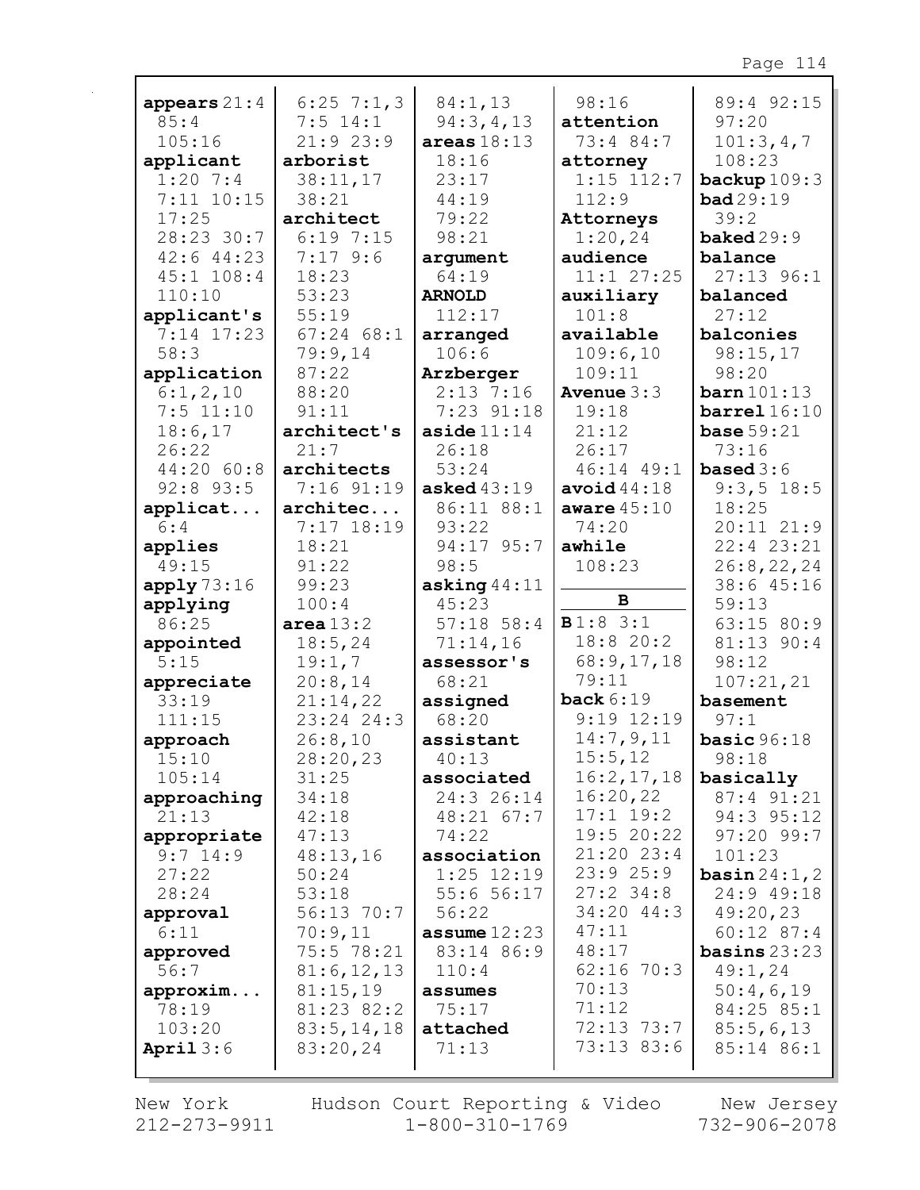**appears** 21:4 85:4 105:16
**applicant** 1:20 7:4 7:11 10:15 17:25 28:23 30:7 42:6 44:23 45:1 108:4 110:10
**applicant's** 7:14 17:23 58:3
**application** 6:1,2,10 7:5 11:10 18:6,17 26:22 44:20 60:8 92:8 93:5
**applicat...** 6:4
**applies** 49:15
**apply** 73:16
**applying** 86:25
**appointed** 5:15
**appreciate** 33:19 111:15
**approach** 15:10 105:14
**approaching** 21:13
**appropriate** 9:7 14:9 27:22 28:24
**approval** 6:11
**approved** 56:7
**approxim...** 78:19 103:20
**April** 3:6 6:25 7:1,3 7:5 14:1 21:9 23:9
**arborist** 38:11,17 38:21
**architect** 6:19 7:15 7:17 9:6 18:23 53:23 55:19 67:24 68:1 79:9,14 87:22 88:20 91:11
**architect's** 21:7
**architects** 7:16 91:19
**architec...** 7:17 18:19 18:21 91:22 99:23 100:4
**area** 13:2 18:5,24 19:1,7 20:8,14 21:14,22 23:24 24:3 26:8,10 28:20,23 31:25 34:18 42:18 47:13 48:13,16 50:24 53:18 56:13 70:7 70:9,11 75:5 78:21 81:6,12,13 81:15,19 81:23 82:2 83:5,14,18 83:20,24 84:1,13 94:3,4,13
**areas** 18:13 18:16 23:17 44:19 79:22 98:21
**argument** 64:19
**ARNOLD** 112:17
**arranged** 106:6
**Arzberger** 2:13 7:16 7:23 91:18
**aside** 11:14 26:18 53:24
**asked** 43:19 86:11 88:1 93:22 94:17 95:7 98:5
**asking** 44:11 45:23 57:18 58:4 71:14,16
**assessor's** 68:21
**assigned** 68:20
**assistant** 40:13
**associated** 24:3 26:14 48:21 67:7 74:22
**association** 1:25 12:19 55:6 56:17 56:22
**assume** 12:23 83:14 86:9 110:4
**assumes** 75:17
**attached** 71:13 98:16
**attention** 73:4 84:7
**attorney** 1:15 112:7 112:9
**Attorneys** 1:20,24
**audience** 11:1 27:25
**auxiliary** 101:8
**available** 109:6,10 109:11
**Avenue** 3:3 19:18 21:12 26:17 46:14 49:1
**avoid** 44:18
**aware** 45:10 74:20
**awhile** 108:23

**B**

**B** 1:8 3:1 18:8 20:2 68:9,17,18 79:11
**back** 6:19 9:19 12:19 14:7,9,11 15:5,12 16:2,17,18 16:20,22 17:1 19:2 19:5 20:22 21:20 23:4 23:9 25:9 27:2 34:8 34:20 44:3 47:11 48:17 62:16 70:3 70:13 71:12 72:13 73:7 73:13 83:6 89:4 92:15 97:20 101:3,4,7 108:23
**backup** 109:3
**bad** 29:19 39:2
**baked** 29:9
**balance** 27:13 96:1
**balanced** 27:12
**balconies** 98:15,17 98:20
**barn** 101:13
**barrel** 16:10
**base** 59:21 73:16
**based** 3:6 9:3,5 18:5 18:25 20:11 21:9 22:4 23:21 26:8,22,24 38:6 45:16 59:13 63:15 80:9 81:13 90:4 98:12 107:21,21
**basement** 97:1
**basic** 96:18 98:18
**basically** 87:4 91:21 94:3 95:12 97:20 99:7 101:23
**basin** 24:1,2 24:9 49:18 49:20,23 60:12 87:4
**basins** 23:23 49:1,24 50:4,6,19 84:25 85:1 85:5,6,13 85:14 86:1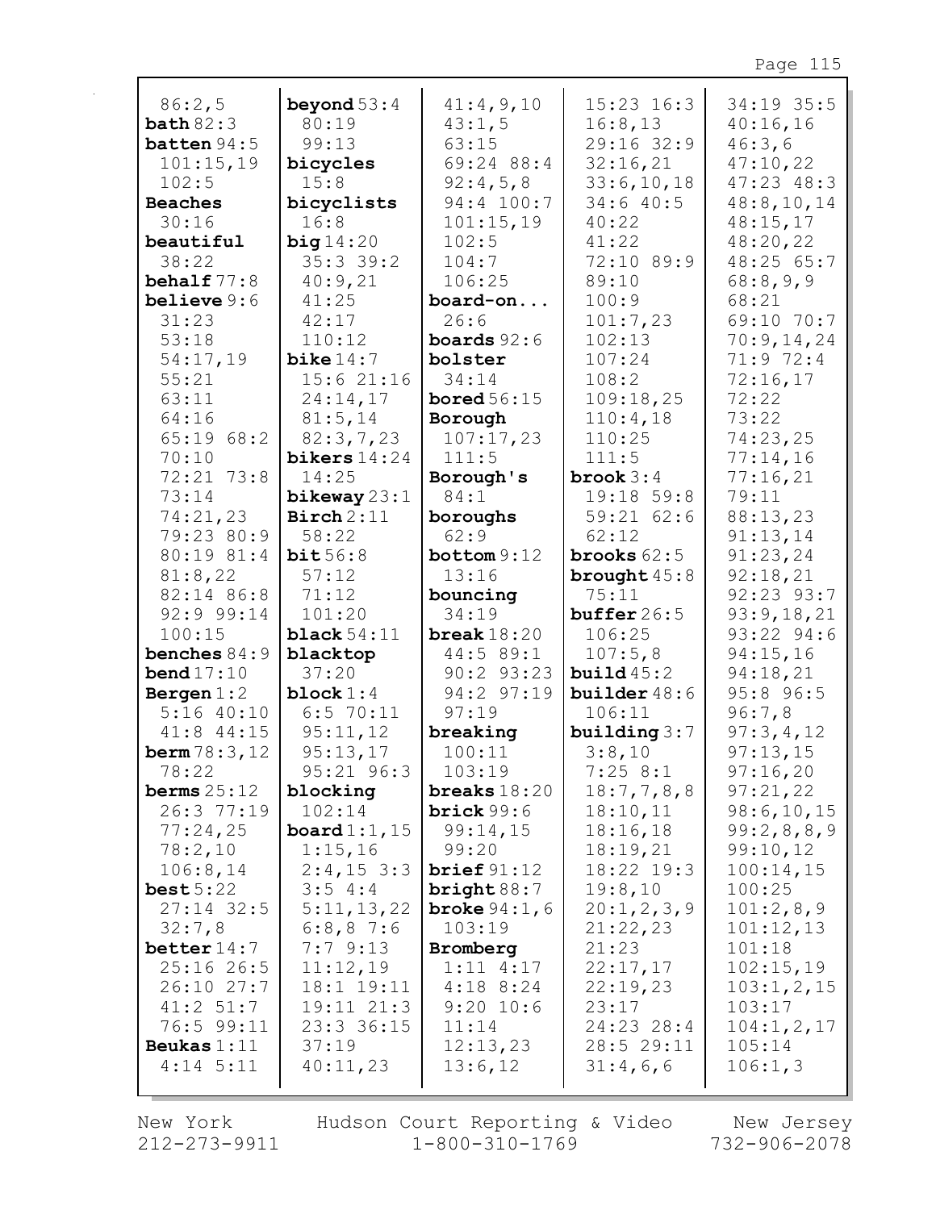86:2,5
**bath** 82:3
**batten** 94:5
101:15,19
102:5
**Beaches**
30:16
**beautiful**
38:22
**behalf** 77:8
**believe** 9:6
31:23
53:18
54:17,19
55:21
63:11
64:16
65:19 68:2
70:10
72:21 73:8
73:14
74:21,23
79:23 80:9
80:19 81:4
81:8,22
82:14 86:8
92:9 99:14
100:15
**benches** 84:9
**bend** 17:10
**Bergen** 1:2
5:16 40:10
41:8 44:15
**berm** 78:3,12
78:22
**berms** 25:12
26:3 77:19
77:24,25
78:2,10
106:8,14
**best** 5:22
27:14 32:5
32:7,8
**better** 14:7
25:16 26:5
26:10 27:7
41:2 51:7
76:5 99:11
**Beukas** 1:11
4:14 5:11

**beyond** 53:4
80:19
99:13
**bicycles**
15:8
**bicyclists**
16:8
**big** 14:20
35:3 39:2
40:9,21
41:25
42:17
110:12
**bike** 14:7
15:6 21:16
24:14,17
81:5,14
82:3,7,23
**bikers** 14:24
14:25
**bikeway** 23:1
**Birch** 2:11
58:22
**bit** 56:8
57:12
71:12
101:20
**black** 54:11
**blacktop**
37:20
**block** 1:4
6:5 70:11
95:11,12
95:13,17
95:21 96:3
**blocking**
102:14
**board** 1:1,15
1:15,16
2:4,15 3:3
3:5 4:4
5:11,13,22
6:8,8 7:6
7:7 9:13
11:12,19
18:1 19:11
19:11 21:3
23:3 36:15
37:19
40:11,23

41:4,9,10
43:1,5
63:15
69:24 88:4
92:4,5,8
94:4 100:7
101:15,19
102:5
104:7
106:25
**board-on...**
26:6
**boards** 92:6
**bolster**
34:14
**bored** 56:15
**Borough**
107:17,23
111:5
**Borough's**
84:1
**boroughs**
62:9
**bottom** 9:12
13:16
**bouncing**
34:19
**break** 18:20
44:5 89:1
90:2 93:23
94:2 97:19
97:19
**breaking**
100:11
103:19
**breaks** 18:20
**brick** 99:6
99:14,15
99:20
**brief** 91:12
**bright** 88:7
**broke** 94:1,6
103:19
**Bromberg**
1:11 4:17
4:18 8:24
9:20 10:6
11:14
12:13,23
13:6,12

15:23 16:3
16:8,13
29:16 32:9
32:16,21
33:6,10,18
34:6 40:5
40:22
41:22
72:10 89:9
89:10
100:9
101:7,23
102:13
107:24
108:2
109:18,25
110:4,18
110:25
111:5
**brook** 3:4
19:18 59:8
59:21 62:6
62:12
**brooks** 62:5
**brought** 45:8
75:11
**buffer** 26:5
106:25
107:5,8
**build** 45:2
**builder** 48:6
106:11
**building** 3:7
3:8,10
7:25 8:1
18:7,7,8,8
18:10,11
18:16,18
18:19,21
18:22 19:3
19:8,10
20:1,2,3,9
21:22,23
21:23
22:17,17
22:19,23
23:17
24:23 28:4
28:5 29:11
31:4,6,6

34:19 35:5
40:16,16
46:3,6
47:10,22
47:23 48:3
48:8,10,14
48:15,17
48:20,22
48:25 65:7
68:8,9,9
68:21
69:10 70:7
70:9,14,24
71:9 72:4
72:16,17
72:22
73:22
74:23,25
77:14,16
77:16,21
79:11
88:13,23
91:13,14
91:23,24
92:18,21
92:23 93:7
93:9,18,21
93:22 94:6
94:15,16
94:18,21
95:8 96:5
96:7,8
97:3,4,12
97:13,15
97:16,20
97:21,22
98:6,10,15
99:2,8,8,9
99:10,12
100:14,15
100:25
101:2,8,9
101:12,13
101:18
102:15,19
103:1,2,15
103:17
104:1,2,17
105:14
106:1,3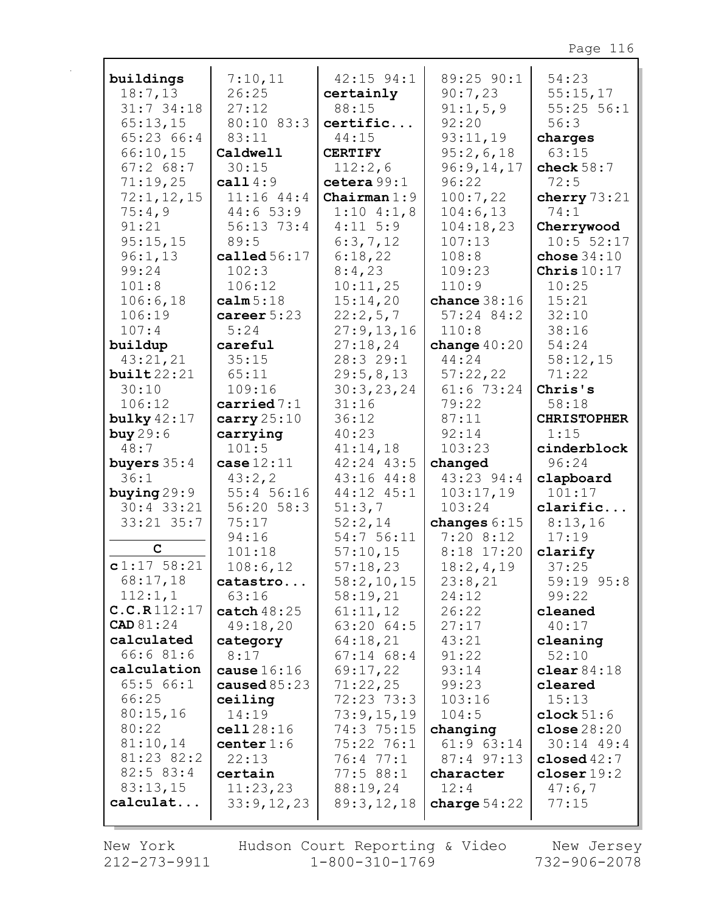**buildings** 18:7,13 31:7 34:18 65:13,15 65:23 66:4 66:10,15 67:2 68:7 71:19,25 72:1,12,15 75:4,9 91:21 95:15,15 96:1,13 99:24 101:8 106:6,18 106:19 107:4
**buildup** 43:21,21
**built** 22:21 30:10 106:12
**bulky** 42:17
**buy** 29:6 48:7
**buyers** 35:4 36:1
**buying** 29:9 30:4 33:21 33:21 35:7

**C**

**c** 1:17 58:21 68:17,18 112:1,1
**C.C.R** 112:17
**CAD** 81:24
**calculated** 66:6 81:6
**calculation** 65:5 66:1 66:25 80:15,16 80:22 81:10,14 81:23 82:2 82:5 83:4 83:13,15
**calculat...** 7:10,11 26:25 27:12 80:10 83:3 83:11
**Caldwell** 30:15
**call** 4:9 11:16 44:4 44:6 53:9 56:13 73:4 89:5
**called** 56:17 102:3 106:12
**calm** 5:18
**career** 5:23 5:24
**careful** 35:15 65:11 109:16
**carried** 7:1
**carry** 25:10
**carrying** 101:5
**case** 12:11 43:2,2 55:4 56:16 56:20 58:3 75:17 94:16 101:18 108:6,12
**catastro...** 63:16
**catch** 48:25 49:18,20
**category** 8:17
**cause** 16:16
**caused** 85:23
**ceiling** 14:19
**cell** 28:16
**center** 1:6 22:13
**certain** 11:23,23 33:9,12,23 42:15 94:1
**certainly** 88:15
**certific...** 44:15
**CERTIFY** 112:2,6
**cetera** 99:1
**Chairman** 1:9 1:10 4:1,8 4:11 5:9 6:3,7,12 6:18,22 8:4,23 10:11,25 15:14,20 22:2,5,7 27:9,13,16 27:18,24 28:3 29:1 29:5,8,13 30:3,23,24 31:16 36:12 40:23 41:14,18 42:24 43:5 43:16 44:8 44:12 45:1 51:3,7 52:2,14 54:7 56:11 57:10,15 57:18,23 58:2,10,15 58:19,21 61:11,12 63:20 64:5 64:18,21 67:14 68:4 69:17,22 71:22,25 72:23 73:3 73:9,15,19 74:3 75:15 75:22 76:1 76:4 77:1 77:5 88:1 88:19,24 89:3,12,18 89:25 90:1 90:7,23 91:1,5,9 92:20 93:11,19 95:2,6,18 96:9,14,17 96:22 100:7,22 104:6,13 104:18,23 107:13 108:8 109:23 110:9
**chance** 38:16 57:24 84:2 110:8
**change** 40:20 44:24 57:22,22 61:6 73:24 79:22 87:11 92:14 103:23
**changed** 43:23 94:4 103:17,19 103:24
**changes** 6:15 7:20 8:12 8:18 17:20 18:2,4,19 23:8,21 24:12 26:22 27:17 43:21 91:22 93:14 99:23 103:16 104:5
**changing** 61:9 63:14 87:4 97:13
**character** 12:4
**charge** 54:22 54:23 55:15,17 55:25 56:1 56:3
**charges** 63:15
**check** 58:7 72:5
**cherry** 73:21 74:1
**Cherrywood** 10:5 52:17
**chose** 34:10
**Chris** 10:17 10:25 15:21 32:10 38:16 54:24 58:12,15 71:22
**Chris's** 58:18
**CHRISTOPHER** 1:15
**cinderblock** 96:24
**clapboard** 101:17
**clarific...** 8:13,16 17:19
**clarify** 37:25 59:19 95:8 99:22
**cleaned** 40:17
**cleaning** 52:10
**clear** 84:18
**cleared** 15:13
**clock** 51:6
**close** 28:20 30:14 49:4
**closed** 42:7
**closer** 19:2 47:6,7 77:15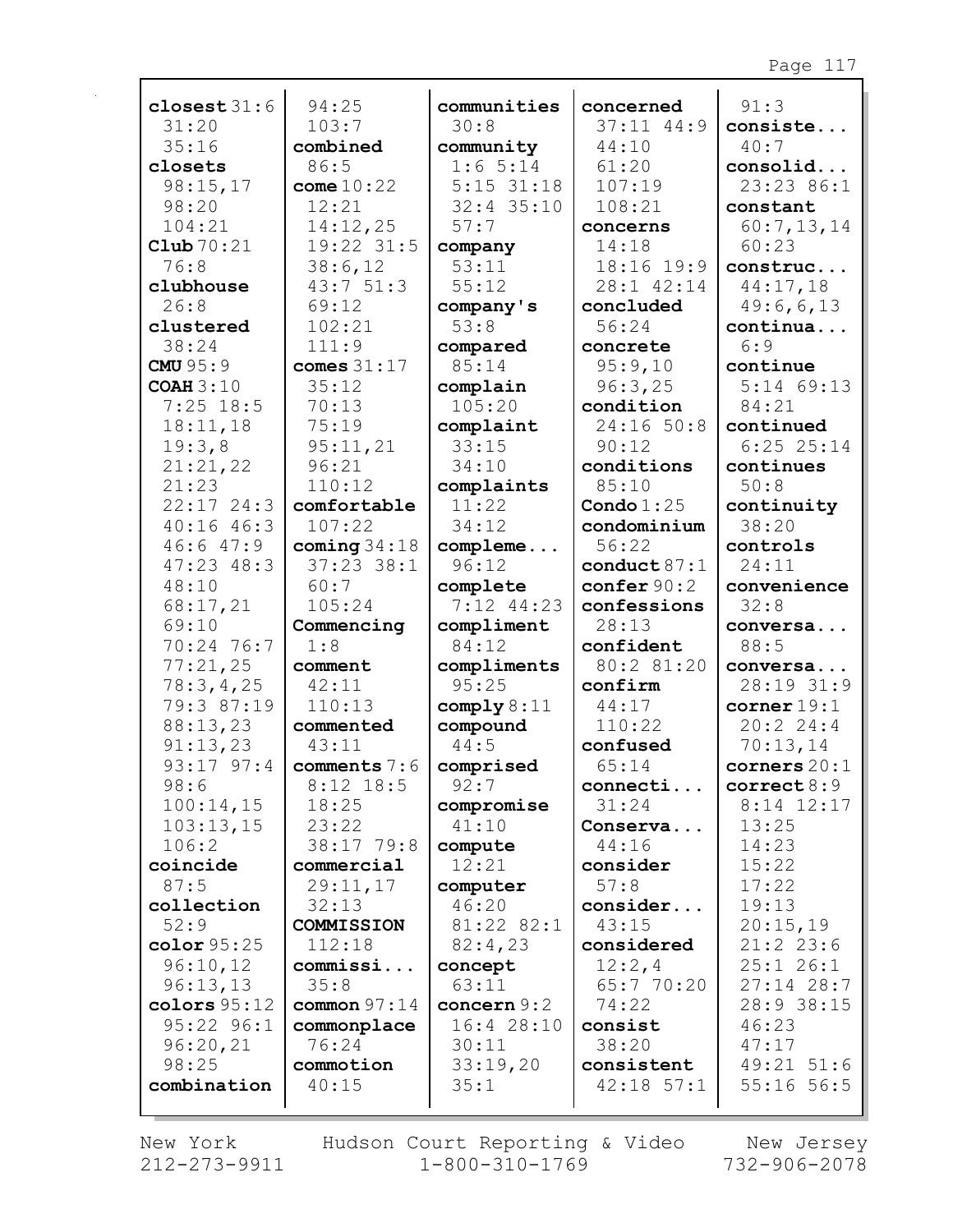**closest** 31:6
31:20
35:16
**closets**
98:15,17
98:20
104:21
**Club** 70:21
76:8
**clubhouse**
26:8
**clustered**
38:24
**CMU** 95:9
**COAH** 3:10
7:25 18:5
18:11,18
19:3,8
21:21,22
21:23
22:17 24:3
40:16 46:3
46:6 47:9
47:23 48:3
48:10
68:17,21
69:10
70:24 76:7
77:21,25
78:3,4,25
79:3 87:19
88:13,23
91:13,23
93:17 97:4
98:6
100:14,15
103:13,15
106:2
**coincide**
87:5
**collection**
52:9
**color** 95:25
96:10,12
96:13,13
**colors** 95:12
95:22 96:1
96:20,21
98:25
**combination**
94:25
103:7
**combined**
86:5
**come** 10:22
12:21
14:12,25
19:22 31:5
38:6,12
43:7 51:3
69:12
102:21
111:9
**comes** 31:17
35:12
70:13
75:19
95:11,21
96:21
110:12
**comfortable**
107:22
**coming** 34:18
37:23 38:1
60:7
105:24
**Commencing**
1:8
**comment**
42:11
110:13
**commented**
43:11
**comments** 7:6
8:12 18:5
18:25
23:22
38:17 79:8
**commercial**
29:11,17
32:13
**COMMISSION**
112:18
**commissi...**
35:8
**common** 97:14
**commonplace**
76:24
**commotion**
40:15
**communities**
30:8
**community**
1:6 5:14
5:15 31:18
32:4 35:10
57:7
**company**
53:11
55:12
**company's**
53:8
**compared**
85:14
**complain**
105:20
**complaint**
33:15
34:10
**complaints**
11:22
34:12
**compleme...**
96:12
**complete**
7:12 44:23
**compliment**
84:12
**compliments**
95:25
**comply** 8:11
**compound**
44:5
**comprised**
92:7
**compromise**
41:10
**compute**
12:21
**computer**
46:20
81:22 82:1
82:4,23
**concept**
63:11
**concern** 9:2
16:4 28:10
30:11
33:19,20
35:1
**concerned**
37:11 44:9
44:10
61:20
107:19
108:21
**concerns**
14:18
18:16 19:9
28:1 42:14
**concluded**
56:24
**concrete**
95:9,10
96:3,25
**condition**
24:16 50:8
90:12
**conditions**
85:10
**Condo** 1:25
**condominium**
56:22
**conduct** 87:1
**confer** 90:2
**confessions**
28:13
**confident**
80:2 81:20
**confirm**
44:17
110:22
**confused**
65:14
**connecti...**
31:24
**Conserva...**
44:16
**consider**
57:8
**consider...**
43:15
**considered**
12:2,4
65:7 70:20
74:22
**consist**
38:20
**consistent**
42:18 57:1
91:3
**consiste...**
40:7
**consolid...**
23:23 86:1
**constant**
60:7,13,14
60:23
**construc...**
44:17,18
49:6,6,13
**continua...**
6:9
**continue**
5:14 69:13
84:21
**continued**
6:25 25:14
**continues**
50:8
**continuity**
38:20
**controls**
24:11
**convenience**
32:8
**conversa...**
88:5
**conversa...**
28:19 31:9
**corner** 19:1
20:2 24:4
70:13,14
**corners** 20:1
**correct** 8:9
8:14 12:17
13:25
14:23
15:22
17:22
19:13
20:15,19
21:2 23:6
25:1 26:1
27:14 28:7
28:9 38:15
46:23
47:17
49:21 51:6
55:16 56:5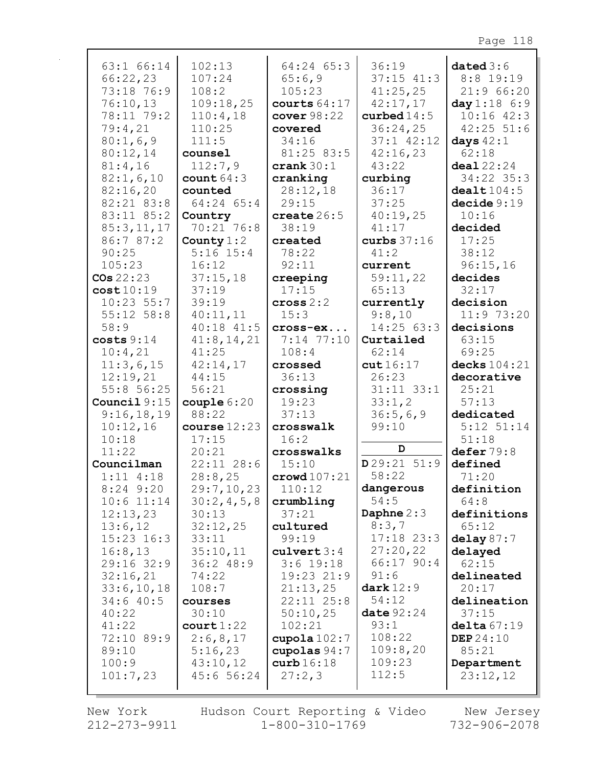63:1 66:14
66:22,23
73:18 76:9
76:10,13
78:11 79:2
79:4,21
80:1,6,9
80:12,14
81:4,16
82:1,6,10
82:16,20
82:21 83:8
83:11 85:2
85:3,11,17
86:7 87:2
90:25
105:23

**COs** 22:23

**cost** 10:19
10:23 55:7
55:12 58:8
58:9

**costs** 9:14
10:4,21
11:3,6,15
12:19,21
55:8 56:25

**Council** 9:15
9:16,18,19
10:12,16
10:18
11:22

**Councilman**
1:11 4:18
8:24 9:20
10:6 11:14
12:13,23
13:6,12
15:23 16:3
16:8,13
29:16 32:9
32:16,21
33:6,10,18
34:6 40:5
40:22
41:22
72:10 89:9
89:10
100:9
101:7,23

102:13
107:24
108:2
109:18,25
110:4,18
110:25
111:5

**counsel**
112:7,9

**count** 64:3

**counted**
64:24 65:4

**Country**
70:21 76:8

**County** 1:2
5:16 15:4
16:12
37:15,18
37:19
39:19
40:11,11
40:18 41:5
41:8,14,21
41:25
42:14,17
44:15
56:21

**couple** 6:20
88:22

**course** 12:23
17:15
20:21
22:11 28:6
28:8,25
29:7,10,23
30:2,4,5,8
30:13
32:12,25
33:11
35:10,11
36:2 48:9
74:22
108:7

**courses**
30:10

**court** 1:22
2:6,8,17
5:16,23
43:10,12
45:6 56:24

64:24 65:3
65:6,9
105:23

**courts** 64:17

**cover** 98:22

**covered**
34:16
81:25 83:5

**crank** 30:1

**cranking**
28:12,18
29:15

**create** 26:5
38:19

**created**
78:22
92:11

**creeping**
17:15

**cross** 2:2
15:3

**cross-ex...**
7:14 77:10
108:4

**crossed**
36:13

**crossing**
19:23
37:13

**crosswalk**
16:2

**crosswalks**
15:10

**crowd** 107:21
110:12

**crumbling**
37:21

**cultured**
99:19

**culvert** 3:4
3:6 19:18
19:23 21:9
21:13,25
22:11 25:8
50:10,25
102:21

**cupola** 102:7

**cupolas** 94:7

**curb** 16:18
27:2,3

36:19
37:15 41:3
41:25,25
42:17,17

**curbed** 14:5
36:24,25
37:1 42:12
42:16,23
43:22

**curbing**
36:17
37:25
40:19,25
41:17

**curbs** 37:16
41:2

**current**
59:11,22
65:13

**currently**
9:8,10
14:25 63:3

**Curtailed**
62:14

**cut** 16:17
26:23
31:11 33:1
33:1,2
36:5,6,9
99:10

## D

**D** 29:21 51:9
58:22

**dangerous**
54:5

**Daphne** 2:3
8:3,7
17:18 23:3
27:20,22
66:17 90:4
91:6

**dark** 12:9
54:12

**date** 92:24
93:1
108:22
109:8,20
109:23
112:5

**dated** 3:6
8:8 19:19
21:9 66:20

**day** 1:18 6:9
10:16 42:3
42:25 51:6

**days** 42:1
62:18

**deal** 22:24
34:22 35:3

**dealt** 104:5

**decide** 9:19
10:16

**decided**
17:25
38:12
96:15,16

**decides**
32:17

**decision**
11:9 73:20

**decisions**
63:15
69:25

**decks** 104:21

**decorative**
25:21
57:13

**dedicated**
5:12 51:14
51:18

**defer** 79:8

**defined**
71:20

**definition**
64:8

**definitions**
65:12

**delay** 87:7

**delayed**
62:15

**delineated**
20:17

**delineation**
37:15

**delta** 67:19

**DEP** 24:10
85:21

**Department**
23:12,12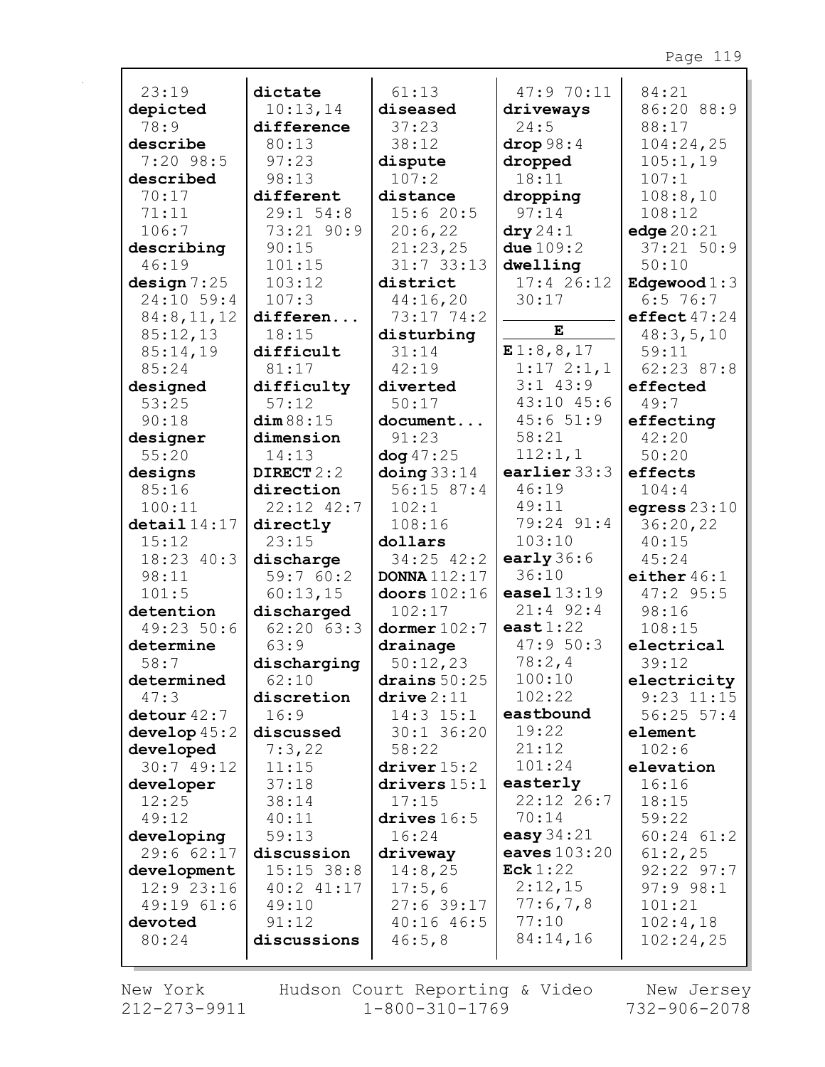23:19
**depicted** 78:9
**describe** 7:20 98:5
**described** 70:17 71:11 106:7
**describing** 46:19
**design** 7:25 24:10 59:4 84:8,11,12 85:12,13 85:14,19 85:24
**designed** 53:25 90:18
**designer** 55:20
**designs** 85:16 100:11
**detail** 14:17 15:12 18:23 40:3 98:11 101:5
**detention** 49:23 50:6
**determine** 58:7
**determined** 47:3
**detour** 42:7
**develop** 45:2
**developed** 30:7 49:12
**developer** 12:25 49:12
**developing** 29:6 62:17
**development** 12:9 23:16 49:19 61:6
**devoted** 80:24

**dictate** 10:13,14
**difference** 80:13 97:23 98:13
**different** 29:1 54:8 73:21 90:9 90:15 101:15 103:12 107:3
**differen...** 18:15
**difficult** 81:17
**difficulty** 57:12
**dim** 88:15
**dimension** 14:13
**DIRECT** 2:2
**direction** 22:12 42:7
**directly** 23:15
**discharge** 59:7 60:2 60:13,15
**discharged** 62:20 63:3 63:9
**discharging** 62:10
**discretion** 16:9
**discussed** 7:3,22 11:15 37:18 38:14 40:11 59:13
**discussion** 15:15 38:8 40:2 41:17 49:10 91:12
**discussions**

61:13
**diseased** 37:23 38:12
**dispute** 107:2
**distance** 15:6 20:5 20:6,22 21:23,25 31:7 33:13
**district** 44:16,20 73:17 74:2
**disturbing** 31:14 42:19
**diverted** 50:17
**document...** 91:23
**dog** 47:25
**doing** 33:14 56:15 87:4 102:1 108:16
**dollars** 34:25 42:2
**DONNA** 112:17
**doors** 102:16 102:17
**dormer** 102:7
**drainage** 50:12,23
**drains** 50:25
**drive** 2:11 14:3 15:1 30:1 36:20 58:22
**driver** 15:2
**drivers** 15:1 17:15
**drives** 16:5 16:24
**driveway** 14:8,25 17:5,6 27:6 39:17 40:16 46:5 46:5,8

47:9 70:11
**driveways** 24:5
**drop** 98:4
**dropped** 18:11
**dropping** 97:14
**dry** 24:1
**due** 109:2
**dwelling** 17:4 26:12 30:17

**E**

**E** 1:8,8,17 1:17 2:1,1 3:1 43:9 43:10 45:6 45:6 51:9 58:21 112:1,1
**earlier** 33:3 46:19 49:11 79:24 91:4 103:10
**early** 36:6 36:10
**easel** 13:19 21:4 92:4
**east** 1:22 47:9 50:3 78:2,4 100:10 102:22
**eastbound** 19:22 21:12 101:24
**easterly** 22:12 26:7 70:14
**easy** 34:21
**eaves** 103:20
**Eck** 1:22 2:12,15 77:6,7,8 77:10 84:14,16

84:21 86:20 88:9 88:17 104:24,25 105:1,19 107:1 108:8,10 108:12
**edge** 20:21 37:21 50:9 50:10
**Edgewood** 1:3 6:5 76:7
**effect** 47:24 48:3,5,10 59:11 62:23 87:8
**effected** 49:7
**effecting** 42:20 50:20
**effects** 104:4
**egress** 23:10 36:20,22 40:15 45:24
**either** 46:1 47:2 95:5 98:16 108:15
**electrical** 39:12
**electricity** 9:23 11:15 56:25 57:4
**element** 102:6
**elevation** 16:16 18:15 59:22 60:24 61:2 61:2,25 92:22 97:7 97:9 98:1 101:21 102:4,18 102:24,25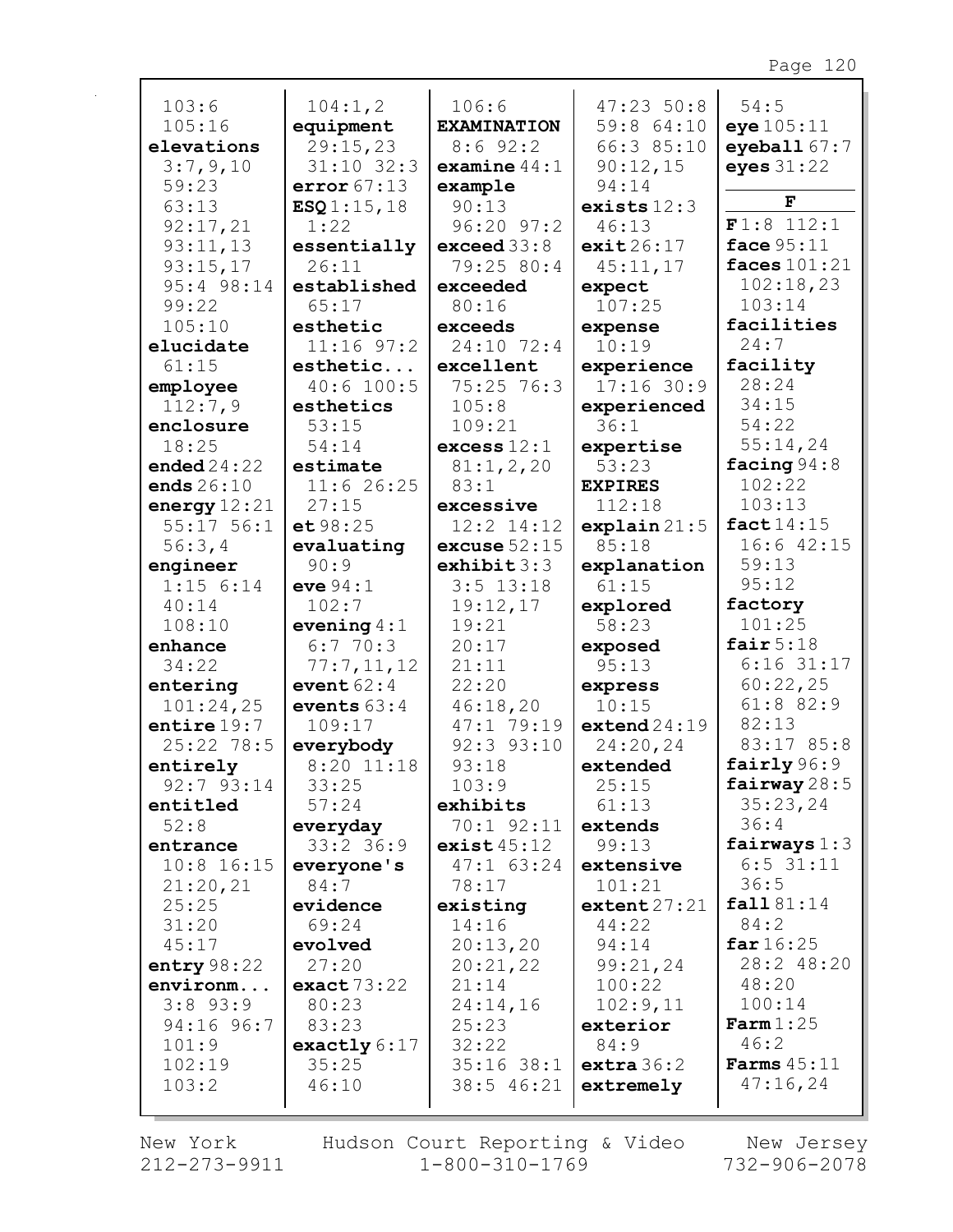103:6
105:16
**elevations** 3:7,9,10 59:23 63:13 92:17,21 93:11,13 93:15,17 95:4 98:14 99:22 105:10
**elucidate** 61:15
**employee** 112:7,9
**enclosure** 18:25
**ended** 24:22
**ends** 26:10
**energy** 12:21 55:17 56:1 56:3,4
**engineer** 1:15 6:14 40:14 108:10
**enhance** 34:22
**entering** 101:24,25
**entire** 19:7 25:22 78:5
**entirely** 92:7 93:14
**entitled** 52:8
**entrance** 10:8 16:15 21:20,21 25:25 31:20 45:17
**entry** 98:22
**environm...** 3:8 93:9 94:16 96:7 101:9 102:19 103:2

104:1,2
**equipment** 29:15,23 31:10 32:3
**error** 67:13
**ESQ** 1:15,18 1:22
**essentially** 26:11
**established** 65:17
**esthetic** 11:16 97:2
**esthetic...** 40:6 100:5
**esthetics** 53:15 54:14
**estimate** 11:6 26:25 27:15
**et** 98:25
**evaluating** 90:9
**eve** 94:1 102:7
**evening** 4:1 6:7 70:3 77:7,11,12
**event** 62:4
**events** 63:4 109:17
**everybody** 8:20 11:18 33:25 57:24
**everyday** 33:2 36:9
**everyone's** 84:7
**evidence** 69:24
**evolved** 27:20
**exact** 73:22 80:23 83:23
**exactly** 6:17 35:25 46:10

106:6
**EXAMINATION** 8:6 92:2
**examine** 44:1
**example** 90:13 96:20 97:2
**exceed** 33:8 79:25 80:4
**exceeded** 80:16
**exceeds** 24:10 72:4
**excellent** 75:25 76:3 105:8 109:21
**excess** 12:1 81:1,2,20 83:1
**excessive** 12:2 14:12
**excuse** 52:15
**exhibit** 3:3 3:5 13:18 19:12,17 19:21 20:17 21:11 22:20 46:18,20 47:1 79:19 92:3 93:10 93:18 103:9
**exhibits** 70:1 92:11
**exist** 45:12 47:1 63:24 78:17
**existing** 14:16 20:13,20 20:21,22 21:14 24:14,16 25:23 32:22 35:16 38:1 38:5 46:21

47:23 50:8 59:8 64:10 66:3 85:10 90:12,15 94:14
**exists** 12:3 46:13
**exit** 26:17 45:11,17
**expect** 107:25
**expense** 10:19
**experience** 17:16 30:9
**experienced** 36:1
**expertise** 53:23
**EXPIRES** 112:18
**explain** 21:5 85:18
**explanation** 61:15
**explored** 58:23
**exposed** 95:13
**express** 10:15
**extend** 24:19 24:20,24
**extended** 25:15 61:13
**extends** 99:13
**extensive** 101:21
**extent** 27:21 44:22 94:14 99:21,24 100:22 102:9,11
**exterior** 84:9
**extra** 36:2
**extremely**

54:5
**eye** 105:11
**eyeball** 67:7
**eyes** 31:22

**F**

**F** 1:8 112:1
**face** 95:11
**faces** 101:21 102:18,23 103:14
**facilities** 24:7
**facility** 28:24 34:15 54:22 55:14,24
**facing** 94:8 102:22 103:13
**fact** 14:15 16:6 42:15 59:13 95:12
**factory** 101:25
**fair** 5:18 6:16 31:17 60:22,25 61:8 82:9 82:13 83:17 85:8
**fairly** 96:9
**fairway** 28:5 35:23,24 36:4
**fairways** 1:3 6:5 31:11 36:5
**fall** 81:14 84:2
**far** 16:25 28:2 48:20 48:20 100:14
**Farm** 1:25 46:2
**Farms** 45:11 47:16,24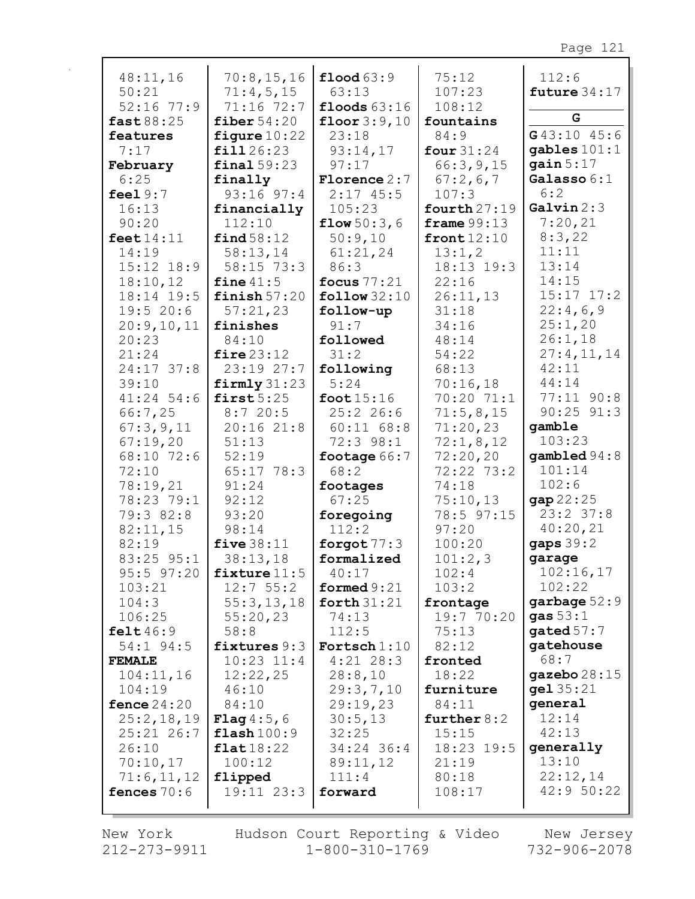48:11,16
50:21
52:16 77:9
**fast** 88:25
**features**
7:17
**February**
6:25
**feel** 9:7
16:13
90:20
**feet** 14:11
14:19
15:12 18:9
18:10,12
18:14 19:5
19:5 20:6
20:9,10,11
20:23
21:24
24:17 37:8
39:10
41:24 54:6
66:7,25
67:3,9,11
67:19,20
68:10 72:6
72:10
78:19,21
78:23 79:1
79:3 82:8
82:11,15
82:19
83:25 95:1
95:5 97:20
103:21
104:3
106:25
**felt** 46:9
54:1 94:5
**FEMALE**
104:11,16
104:19
**fence** 24:20
25:2,18,19
25:21 26:7
26:10
70:10,17
71:6,11,12
**fences** 70:6
70:8,15,16
71:4,5,15
71:16 72:7
**fiber** 54:20
**figure** 10:22
**fill** 26:23
**final** 59:23
**finally**
93:16 97:4
**financially**
112:10
**find** 58:12
58:13,14
58:15 73:3
**fine** 41:5
**finish** 57:20
57:21,23
**finishes**
84:10
**fire** 23:12
23:19 27:7
**firmly** 31:23
**first** 5:25
8:7 20:5
20:16 21:8
51:13
52:19
65:17 78:3
91:24
92:12
93:20
98:14
**five** 38:11
38:13,18
**fixture** 11:5
12:7 55:2
55:3,13,18
55:20,23
58:8
**fixtures** 9:3
10:23 11:4
12:22,25
46:10
84:10
**Flag** 4:5,6
**flash** 100:9
**flat** 18:22
100:12
**flipped**
19:11 23:3
**flood** 63:9
63:13
**floods** 63:16
**floor** 3:9,10
23:18
93:14,17
97:17
**Florence** 2:7
2:17 45:5
105:23
**flow** 50:3,6
50:9,10
61:21,24
86:3
**focus** 77:21
**follow** 32:10
**follow-up**
91:7
**followed**
31:2
**following**
5:24
**foot** 15:16
25:2 26:6
60:11 68:8
72:3 98:1
**footage** 66:7
68:2
**footages**
67:25
**foregoing**
112:2
**forgot** 77:3
**formalized**
40:17
**formed** 9:21
**forth** 31:21
74:13
112:5
**Fortsch** 1:10
4:21 28:3
28:8,10
29:3,7,10
29:19,23
30:5,13
32:25
34:24 36:4
89:11,12
111:4
**forward**
75:12
107:23
108:12
**fountains**
84:9
**four** 31:24
66:3,9,15
67:2,6,7
107:3
**fourth** 27:19
**frame** 99:13
**front** 12:10
13:1,2
18:13 19:3
22:16
26:11,13
31:18
34:16
48:14
54:22
68:13
70:16,18
70:20 71:1
71:5,8,15
71:20,23
72:1,8,12
72:20,20
72:22 73:2
74:18
75:10,13
78:5 97:15
97:20
100:20
101:2,3
102:4
103:2
**frontage**
19:7 70:20
75:13
82:12
**fronted**
18:22
**furniture**
84:11
**further** 8:2
15:15
18:23 19:5
21:19
80:18
108:17
112:6
**future** 34:17

## G

**G** 43:10 45:6
**gables** 101:1
**gain** 5:17
**Galasso** 6:1
6:2
**Galvin** 2:3
7:20,21
8:3,22
11:11
13:14
14:15
15:17 17:2
22:4,6,9
25:1,20
26:1,18
27:4,11,14
42:11
44:14
77:11 90:8
90:25 91:3
**gamble**
103:23
**gambled** 94:8
101:14
102:6
**gap** 22:25
23:2 37:8
40:20,21
**gaps** 39:2
**garage**
102:16,17
102:22
**garbage** 52:9
**gas** 53:1
**gated** 57:7
**gatehouse**
68:7
**gazebo** 28:15
**gel** 35:21
**general**
12:14
42:13
**generally**
13:10
22:12,14
42:9 50:22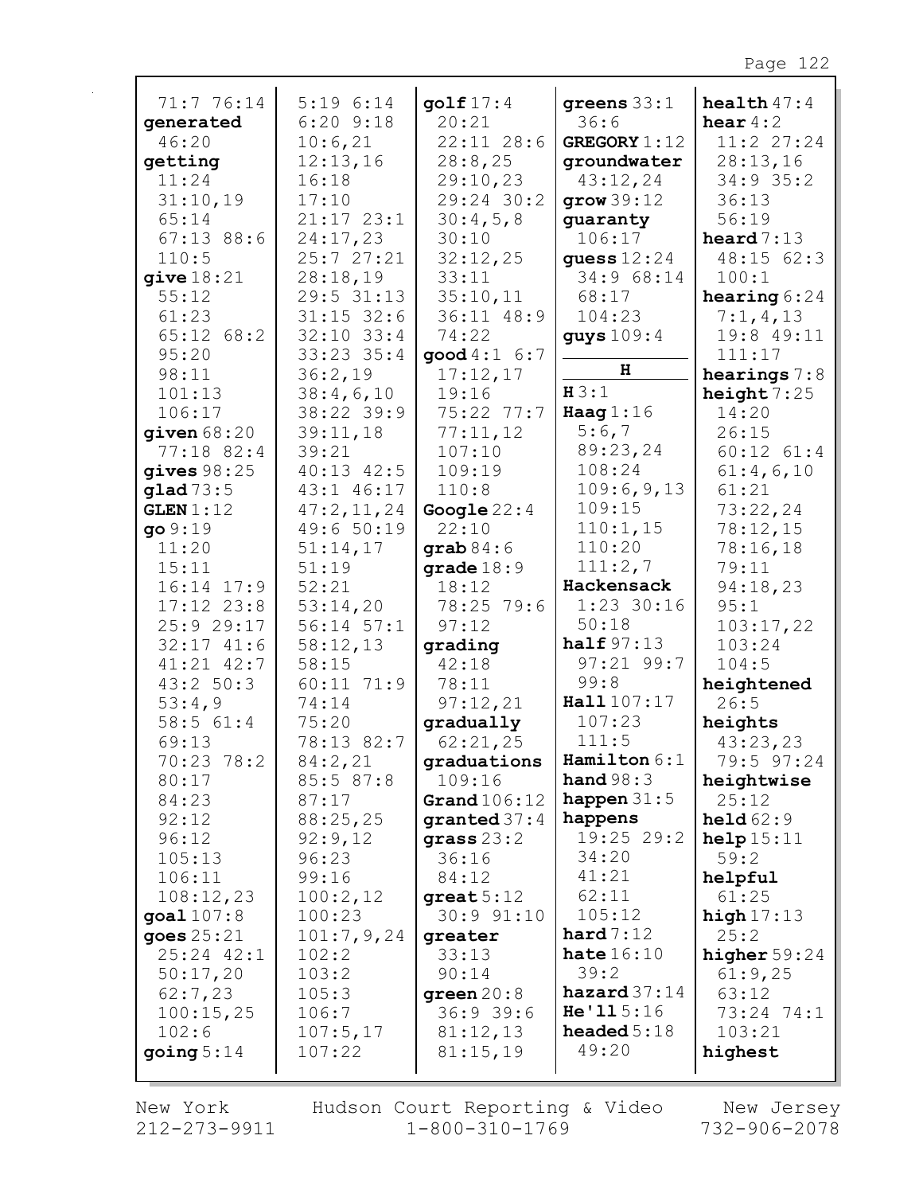71:7 76:14
**generated** 46:20
**getting** 11:24 31:10,19 65:14 67:13 88:6 110:5
**give** 18:21 55:12 61:23 65:12 68:2 95:20 98:11 101:13 106:17
**given** 68:20 77:18 82:4
**gives** 98:25
**glad** 73:5
**GLEN** 1:12
**go** 9:19 11:20 15:11 16:14 17:9 17:12 23:8 25:9 29:17 32:17 41:6 41:21 42:7 43:2 50:3 53:4,9 58:5 61:4 69:13 70:23 78:2 80:17 84:23 92:12 96:12 105:13 106:11 108:12,23
**goal** 107:8
**goes** 25:21 25:24 42:1 50:17,20 62:7,23 100:15,25 102:6
**going** 5:14 5:19 6:14 6:20 9:18 10:6,21 12:13,16 16:18 17:10 21:17 23:1 24:17,23 25:7 27:21 28:18,19 29:5 31:13 31:15 32:6 32:10 33:4 33:23 35:4 36:2,19 38:4,6,10 38:22 39:9 39:11,18 39:21 40:13 42:5 43:1 46:17 47:2,11,24 49:6 50:19 51:14,17 51:19 52:21 53:14,20 56:14 57:1 58:12,13 58:15 60:11 71:9 74:14 75:20 78:13 82:7 84:2,21 85:5 87:8 87:17 88:25,25 92:9,12 96:23 99:16 100:2,12 100:23 101:7,9,24 102:2 103:2 105:3 106:7 107:5,17 107:22
**golf** 17:4 20:21 22:11 28:6 28:8,25 29:10,23 29:24 30:2 30:4,5,8 30:10 32:12,25 33:11 35:10,11 36:11 48:9 74:22
**good** 4:1 6:7 17:12,17 19:16 75:22 77:7 77:11,12 107:10 109:19 110:8
**Google** 22:4 22:10
**grab** 84:6
**grade** 18:9 18:12 78:25 79:6 97:12
**grading** 42:18 78:11 97:12,21
**gradually** 62:21,25
**graduations** 109:16
**Grand** 106:12
**granted** 37:4
**grass** 23:2 36:16 84:12
**great** 5:12 30:9 91:10
**greater** 33:13 90:14
**green** 20:8 36:9 39:6 81:12,13 81:15,19
**greens** 33:1 36:6
**GREGORY** 1:12
**groundwater** 43:12,24
**grow** 39:12
**guaranty** 106:17
**guess** 12:24 34:9 68:14 68:17 104:23
**guys** 109:4

**H**

**H** 3:1
**Haag** 1:16 5:6,7 89:23,24 108:24 109:6,9,13 109:15 110:1,15 110:20 111:2,7
**Hackensack** 1:23 30:16 50:18
**half** 97:13 97:21 99:7 99:8
**Hall** 107:17 107:23 111:5
**Hamilton** 6:1
**hand** 98:3
**happen** 31:5
**happens** 19:25 29:2 34:20 41:21 62:11 105:12
**hard** 7:12
**hate** 16:10 39:2
**hazard** 37:14
**He'll** 5:16
**headed** 5:18 49:20
**health** 47:4
**hear** 4:2 11:2 27:24 28:13,16 34:9 35:2 36:13 56:19
**heard** 7:13 48:15 62:3 100:1
**hearing** 6:24 7:1,4,13 19:8 49:11 111:17
**hearings** 7:8
**height** 7:25 14:20 26:15 60:12 61:4 61:4,6,10 61:21 73:22,24 78:12,15 78:16,18 79:11 94:18,23 95:1 103:17,22 103:24 104:5
**heightened** 26:5
**heights** 43:23,23 79:5 97:24
**heightwise** 25:12
**held** 62:9
**help** 15:11 59:2
**helpful** 61:25
**high** 17:13 25:2
**higher** 59:24 61:9,25 63:12 73:24 74:1 103:21
**highest**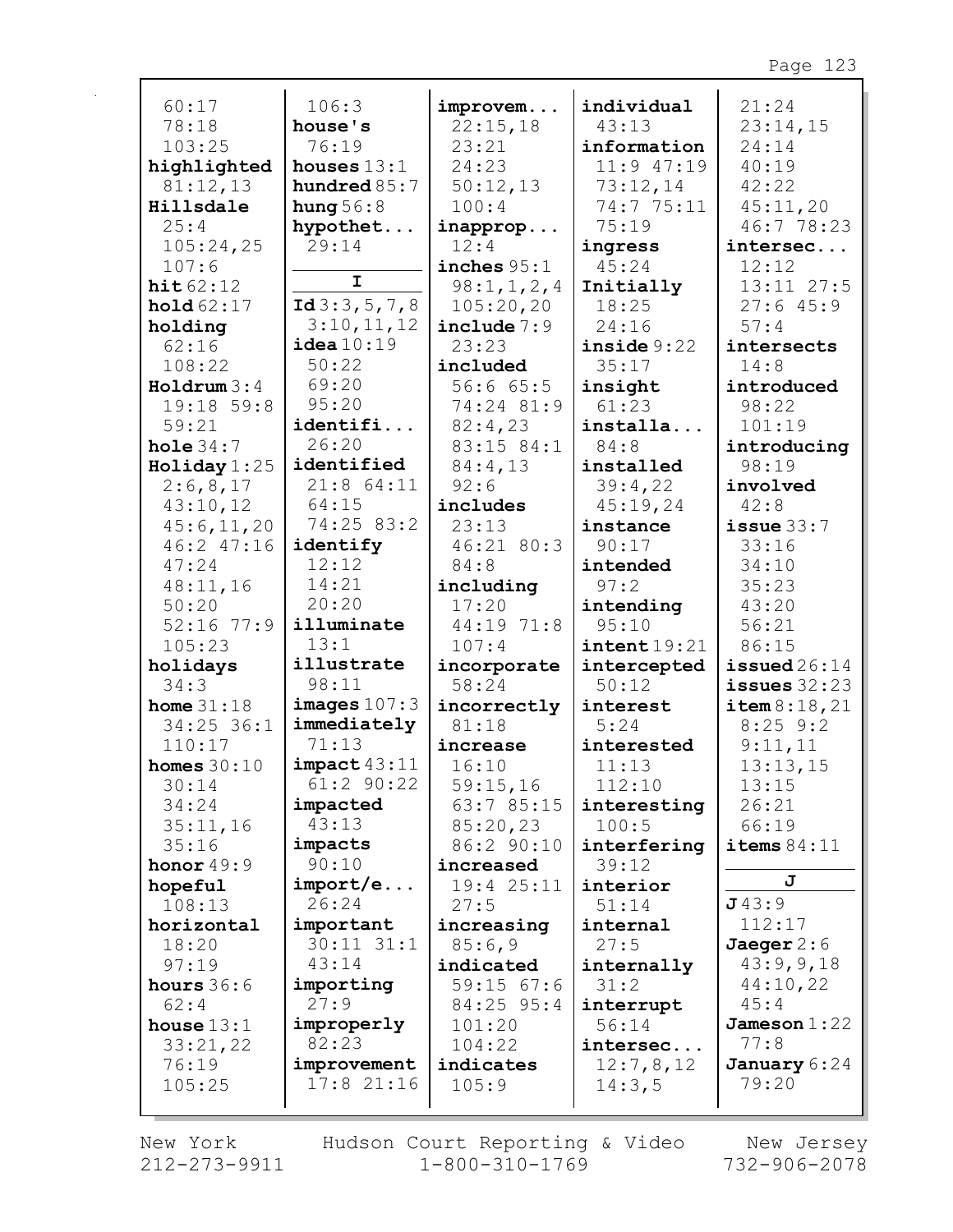60:17
78:18
103:25
**highlighted** 81:12,13
**Hillsdale** 25:4
105:24,25
107:6
**hit** 62:12
**hold** 62:17
**holding** 62:16
108:22
**Holdrum** 3:4
19:18 59:8
59:21
**hole** 34:7
**Holiday** 1:25
2:6,8,17
43:10,12
45:6,11,20
46:2 47:16
47:24
48:11,16
50:20
52:16 77:9
105:23
**holidays** 34:3
**home** 31:18
34:25 36:1
110:17
**homes** 30:10
30:14
34:24
35:11,16
35:16
**honor** 49:9
**hopeful** 108:13
**horizontal** 18:20
97:19
**hours** 36:6
62:4
**house** 13:1
33:21,22
76:19
105:25
106:3
**house's** 76:19
**houses** 13:1
**hundred** 85:7
**hung** 56:8
**hypothet...** 29:14

## I

**Id** 3:3,5,7,8
3:10,11,12
**idea** 10:19
50:22
69:20
95:20
**identifi...** 26:20
**identified** 21:8 64:11
64:15
74:25 83:2
**identify** 12:12
14:21
20:20
**illuminate** 13:1
**illustrate** 98:11
**images** 107:3
**immediately** 71:13
**impact** 43:11
61:2 90:22
**impacted** 43:13
**impacts** 90:10
**import/e...** 26:24
**important** 30:11 31:1
43:14
**importing** 27:9
**improperly** 82:23
**improvement** 17:8 21:16
**improvem...** 22:15,18
23:21
24:23
50:12,13
100:4
**inapprop...** 12:4
**inches** 95:1
98:1,1,2,4
105:20,20
**include** 7:9
23:23
**included** 56:6 65:5
74:24 81:9
82:4,23
83:15 84:1
84:4,13
92:6
**includes** 23:13
46:21 80:3
84:8
**including** 17:20
44:19 71:8
107:4
**incorporate** 58:24
**incorrectly** 81:18
**increase** 16:10
59:15,16
63:7 85:15
85:20,23
86:2 90:10
**increased** 19:4 25:11
27:5
**increasing** 85:6,9
**indicated** 59:15 67:6
84:25 95:4
101:20
104:22
**indicates** 105:9
**individual** 43:13
**information** 11:9 47:19
73:12,14
74:7 75:11
75:19
**ingress** 45:24
**Initially** 18:25
24:16
**inside** 9:22
35:17
**insight** 61:23
**installa...** 84:8
**installed** 39:4,22
45:19,24
**instance** 90:17
**intended** 97:2
**intending** 95:10
**intent** 19:21
**intercepted** 50:12
**interest** 5:24
**interested** 11:13
112:10
**interesting** 100:5
**interfering** 39:12
**interior** 51:14
**internal** 27:5
**internally** 31:2
**interrupt** 56:14
**intersec...** 12:7,8,12
14:3,5
21:24
23:14,15
24:14
40:19
42:22
45:11,20
46:7 78:23
**intersec...** 12:12
13:11 27:5
27:6 45:9
57:4
**intersects** 14:8
**introduced** 98:22
101:19
**introducing** 98:19
**involved** 42:8
**issue** 33:7
33:16
34:10
35:23
43:20
56:21
86:15
**issued** 26:14
**issues** 32:23
**item** 8:18,21
8:25 9:2
9:11,11
13:13,15
13:15
26:21
66:19
**items** 84:11

## J

**J** 43:9
112:17
**Jaeger** 2:6
43:9,9,18
44:10,22
45:4
**Jameson** 1:22
77:8
**January** 6:24
79:20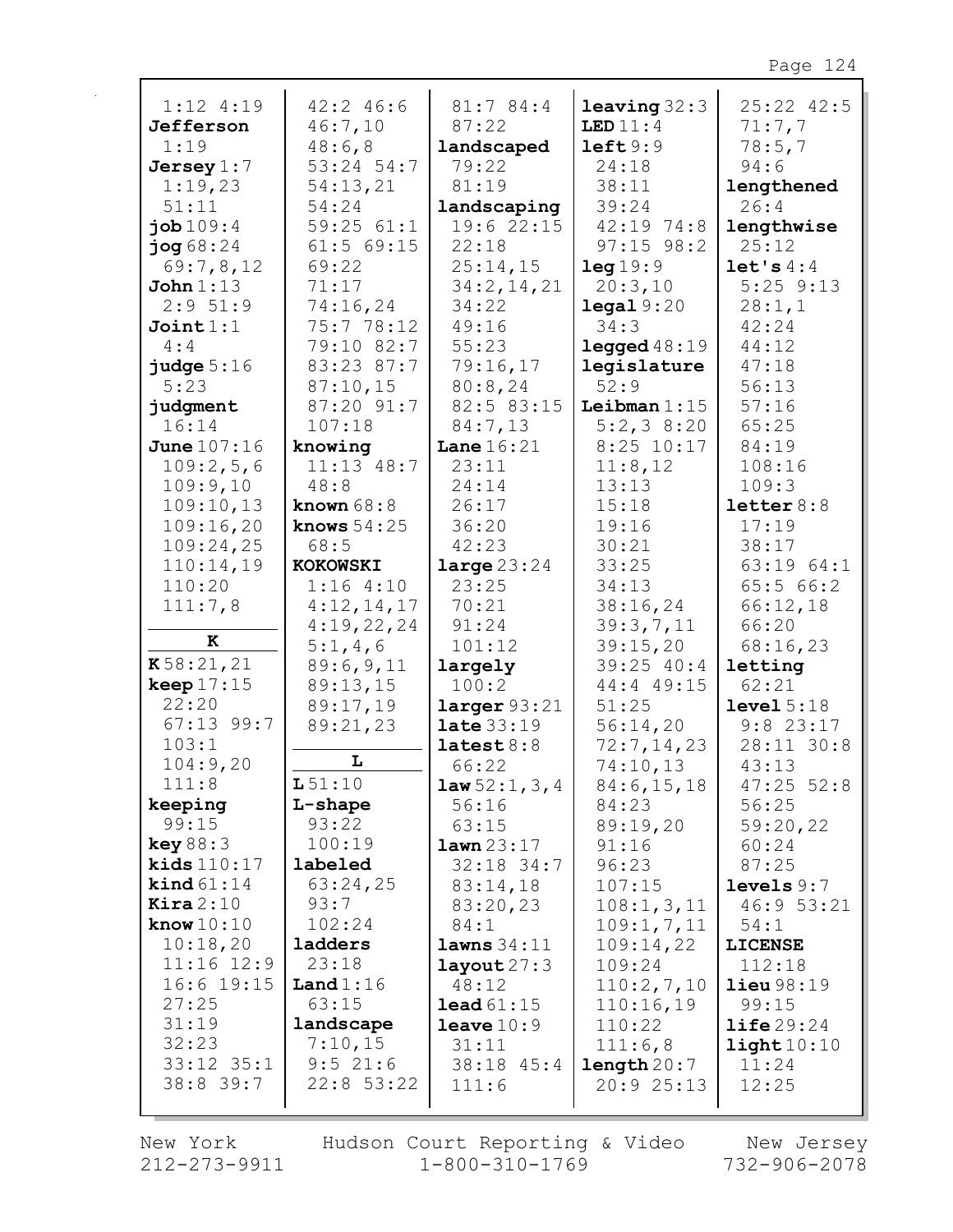1:12 4:19
**Jefferson** 1:19
**Jersey** 1:7 1:19,23 51:11
**job** 109:4
**jog** 68:24 69:7,8,12
**John** 1:13 2:9 51:9
**Joint** 1:1 4:4
**judge** 5:16 5:23
**judgment** 16:14
**June** 107:16 109:2,5,6 109:9,10 109:10,13 109:16,20 109:24,25 110:14,19 110:20 111:7,8

**K**

**K** 58:21,21
**keep** 17:15 22:20 67:13 99:7 103:1 104:9,20 111:8
**keeping** 99:15
**key** 88:3
**kids** 110:17
**kind** 61:14
**Kira** 2:10
**know** 10:10 10:18,20 11:16 12:9 16:6 19:15 27:25 31:19 32:23 33:12 35:1 38:8 39:7 42:2 46:6 46:7,10 48:6,8 53:24 54:7 54:13,21 54:24 59:25 61:1 61:5 69:15 69:22 71:17 74:16,24 75:7 78:12 79:10 82:7 83:23 87:7 87:10,15 87:20 91:7 107:18
**knowing** 11:13 48:7 48:8
**known** 68:8
**knows** 54:25 68:5
**KOKOWSKI** 1:16 4:10 4:12,14,17 4:19,22,24 5:1,4,6 89:6,9,11 89:13,15 89:17,19 89:21,23

**L**

**L** 51:10
**L-shape** 93:22 100:19
**labeled** 63:24,25 93:7 102:24
**ladders** 23:18
**Land** 1:16 63:15
**landscape** 7:10,15 9:5 21:6 22:8 53:22 81:7 84:4 87:22
**landscaped** 79:22 81:19
**landscaping** 19:6 22:15 22:18 25:14,15 34:2,14,21 34:22 49:16 55:23 79:16,17 80:8,24 82:5 83:15 84:7,13
**Lane** 16:21 23:11 24:14 26:17 36:20 42:23
**large** 23:24 23:25 70:21 91:24 101:12
**largely** 100:2
**larger** 93:21
**late** 33:19
**latest** 8:8 66:22
**law** 52:1,3,4 56:16 63:15
**lawn** 23:17 32:18 34:7 83:14,18 83:20,23 84:1
**lawns** 34:11
**layout** 27:3 48:12
**lead** 61:15
**leave** 10:9 31:11 38:18 45:4 111:6
**leaving** 32:3
**LED** 11:4
**left** 9:9 24:18 38:11 39:24 42:19 74:8 97:15 98:2
**leg** 19:9 20:3,10
**legal** 9:20 34:3
**legged** 48:19
**legislature** 52:9
**Leibman** 1:15 5:2,3 8:20 8:25 10:17 11:8,12 13:13 15:18 19:16 30:21 33:25 34:13 38:16,24 39:3,7,11 39:15,20 39:25 40:4 44:4 49:15 51:25 56:14,20 72:7,14,23 74:10,13 84:6,15,18 84:23 89:19,20 91:16 96:23 107:15 108:1,3,11 109:1,7,11 109:14,22 109:24 110:2,7,10 110:16,19 110:22 111:6,8
**length** 20:7 20:9 25:13 25:22 42:5 71:7,7 78:5,7 94:6
**lengthened** 26:4
**lengthwise** 25:12
**let's** 4:4 5:25 9:13 28:1,1 42:24 44:12 47:18 56:13 57:16 65:25 84:19 108:16 109:3
**letter** 8:8 17:19 38:17 63:19 64:1 65:5 66:2 66:12,18 66:20 68:16,23
**letting** 62:21
**level** 5:18 9:8 23:17 28:11 30:8 43:13 47:25 52:8 56:25 59:20,22 60:24 87:25
**levels** 9:7 46:9 53:21 54:1
**LICENSE** 112:18
**lieu** 98:19 99:15
**life** 29:24
**light** 10:10 11:24 12:25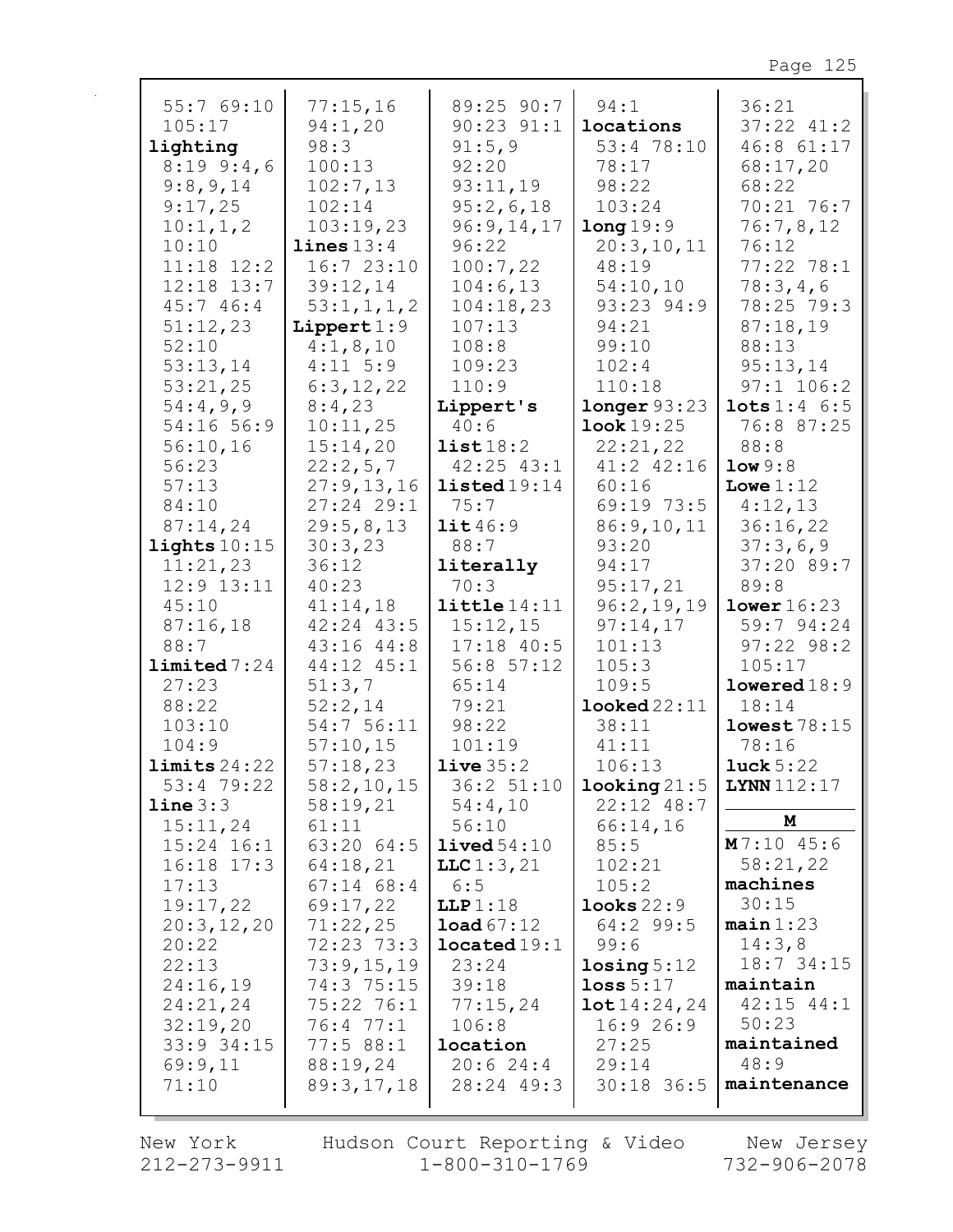55:7 69:10
105:17
**lighting**
8:19 9:4,6
9:8,9,14
9:17,25
10:1,1,2
10:10
11:18 12:2
12:18 13:7
45:7 46:4
51:12,23
52:10
53:13,14
53:21,25
54:4,9,9
54:16 56:9
56:10,16
56:23
57:13
84:10
87:14,24
**lights** 10:15
11:21,23
12:9 13:11
45:10
87:16,18
88:7
**limited** 7:24
27:23
88:22
103:10
104:9
**limits** 24:22
53:4 79:22
**line** 3:3
15:11,24
15:24 16:1
16:18 17:3
17:13
19:17,22
20:3,12,20
20:22
22:13
24:16,19
24:21,24
32:19,20
33:9 34:15
69:9,11
71:10

77:15,16
94:1,20
98:3
100:13
102:7,13
102:14
103:19,23
**lines** 13:4
16:7 23:10
39:12,14
53:1,1,1,2
**Lippert** 1:9
4:1,8,10
4:11 5:9
6:3,12,22
8:4,23
10:11,25
15:14,20
22:2,5,7
27:9,13,16
27:24 29:1
29:5,8,13
30:3,23
36:12
40:23
41:14,18
42:24 43:5
43:16 44:8
44:12 45:1
51:3,7
52:2,14
54:7 56:11
57:10,15
57:18,23
58:2,10,15
58:19,21
61:11
63:20 64:5
64:18,21
67:14 68:4
69:17,22
71:22,25
72:23 73:3
73:9,15,19
74:3 75:15
75:22 76:1
76:4 77:1
77:5 88:1
88:19,24
89:3,17,18

89:25 90:7
90:23 91:1
91:5,9
92:20
93:11,19
95:2,6,18
96:9,14,17
96:22
100:7,22
104:6,13
104:18,23
107:13
108:8
109:23
110:9
**Lippert's**
40:6
**list** 18:2
42:25 43:1
**listed** 19:14
75:7
**lit** 46:9
88:7
**literally**
70:3
**little** 14:11
15:12,15
17:18 40:5
56:8 57:12
65:14
79:21
98:22
101:19
**live** 35:2
36:2 51:10
54:4,10
56:10
**lived** 54:10
**LLC** 1:3,21
6:5
**LLP** 1:18
**load** 67:12
**located** 19:1
23:24
39:18
77:15,24
106:8
**location**
20:6 24:4
28:24 49:3

94:1
**locations**
53:4 78:10
78:17
98:22
103:24
**long** 19:9
20:3,10,11
48:19
54:10,10
93:23 94:9
94:21
99:10
102:4
110:18
**longer** 93:23
**look** 19:25
22:21,22
41:2 42:16
60:16
69:19 73:5
86:9,10,11
93:20
94:17
95:17,21
96:2,19,19
97:14,17
101:13
105:3
109:5
**looked** 22:11
38:11
41:11
106:13
**looking** 21:5
22:12 48:7
66:14,16
85:5
102:21
105:2
**looks** 22:9
64:2 99:5
99:6
**losing** 5:12
**loss** 5:17
**lot** 14:24,24
16:9 26:9
27:25
29:14
30:18 36:5

36:21
37:22 41:2
46:8 61:17
68:17,20
68:22
70:21 76:7
76:7,8,12
76:12
77:22 78:1
78:3,4,6
78:25 79:3
87:18,19
88:13
95:13,14
97:1 106:2
**lots** 1:4 6:5
76:8 87:25
88:8
**low** 9:8
**Lowe** 1:12
4:12,13
36:16,22
37:3,6,9
37:20 89:7
89:8
**lower** 16:23
59:7 94:24
97:22 98:2
105:17
**lowered** 18:9
18:14
**lowest** 78:15
78:16
**luck** 5:22
**LYNN** 112:17

**M**

**M** 7:10 45:6
58:21,22
**machines**
30:15
**main** 1:23
14:3,8
18:7 34:15
**maintain**
42:15 44:1
50:23
**maintained**
48:9
**maintenance**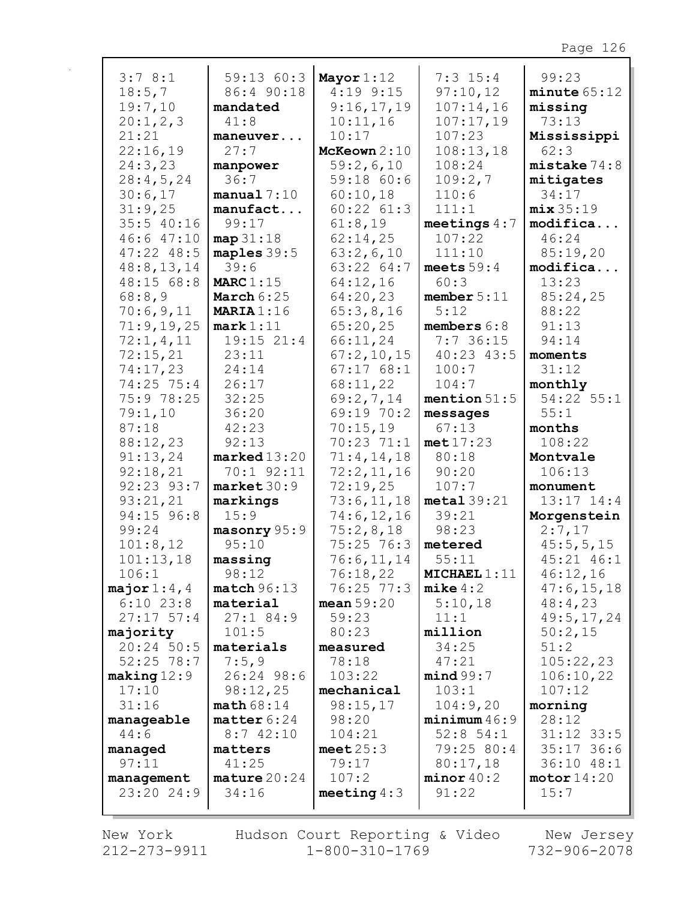3:7 8:1
18:5,7
19:7,10
20:1,2,3
21:21
22:16,19
24:3,23
28:4,5,24
30:6,17
31:9,25
35:5 40:16
46:6 47:10
47:22 48:5
48:8,13,14
48:15 68:8
68:8,9
70:6,9,11
71:9,19,25
72:1,4,11
72:15,21
74:17,23
74:25 75:4
75:9 78:25
79:1,10
87:18
88:12,23
91:13,24
92:18,21
92:23 93:7
93:21,21
94:15 96:8
99:24
101:8,12
101:13,18
106:1

**major** 1:4,4
6:10 23:8
27:17 57:4

**majority**
20:24 50:5
52:25 78:7

**making** 12:9
17:10
31:16

**manageable**
44:6

**managed**
97:11

**management**
23:20 24:9
59:13 60:3
86:4 90:18

**mandated**
41:8

**maneuver...**
27:7

**manpower**
36:7

**manual** 7:10

**manufact...**
99:17

**map** 31:18

**maples** 39:5
39:6

**MARC** 1:15

**March** 6:25

**MARIA** 1:16

**mark** 1:11
19:15 21:4
23:11
24:14
26:17
32:25
36:20
42:23
92:13

**marked** 13:20
70:1 92:11

**market** 30:9

**markings**
15:9

**masonry** 95:9
95:10

**massing**
98:12

**match** 96:13

**material**
27:1 84:9
101:5

**materials**
7:5,9
26:24 98:6
98:12,25

**math** 68:14

**matter** 6:24
8:7 42:10

**matters**
41:25

**mature** 20:24
34:16

**Mayor** 1:12
4:19 9:15
9:16,17,19
10:11,16
10:17

**McKeown** 2:10
59:2,6,10
59:18 60:6
60:10,18
60:22 61:3
61:8,19
62:14,25
63:2,6,10
63:22 64:7
64:12,16
64:20,23
65:3,8,16
65:20,25
66:11,24
67:2,10,15
67:17 68:1
68:11,22
69:2,7,14
69:19 70:2
70:15,19
70:23 71:1
71:4,14,18
72:2,11,16
72:19,25
73:6,11,18
74:6,12,16
75:2,8,18
75:25 76:3
76:6,11,14
76:18,22
76:25 77:3

**mean** 59:20
59:23
80:23

**measured**
78:18
103:22

**mechanical**
98:15,17
98:20
104:21

**meet** 25:3
79:17
107:2

**meeting** 4:3
7:3 15:4
97:10,12
107:14,16
107:17,19
107:23
108:13,18
108:24
109:2,7
110:6
111:1

**meetings** 4:7
107:22
111:10

**meets** 59:4
60:3

**member** 5:11
5:12

**members** 6:8
7:7 36:15
40:23 43:5
100:7
104:7

**mention** 51:5

**messages**
67:13

**met** 17:23
80:18
90:20
107:7

**metal** 39:21
39:21
98:23

**metered**
55:11

**MICHAEL** 1:11

**mike** 4:2
5:10,18
11:1

**million**
34:25
47:21

**mind** 99:7
103:1
104:9,20

**minimum** 46:9
52:8 54:1
79:25 80:4
80:17,18

**minor** 40:2
91:22
99:23

**minute** 65:12

**missing**
73:13

**Mississippi**
62:3

**mistake** 74:8

**mitigates**
34:17

**mix** 35:19

**modifica...**
46:24
85:19,20

**modifica...**
13:23
85:24,25
88:22
91:13
94:14

**moments**
31:12

**monthly**
54:22 55:1
55:1

**months**
108:22

**Montvale**
106:13

**monument**
13:17 14:4

**Morgenstein**
2:7,17
45:5,5,15
45:21 46:1
46:12,16
47:6,15,18
48:4,23
49:5,17,24
50:2,15
51:2
105:22,23
106:10,22
107:12

**morning**
28:12
31:12 33:5
35:17 36:6
36:10 48:1

**motor** 14:20
15:7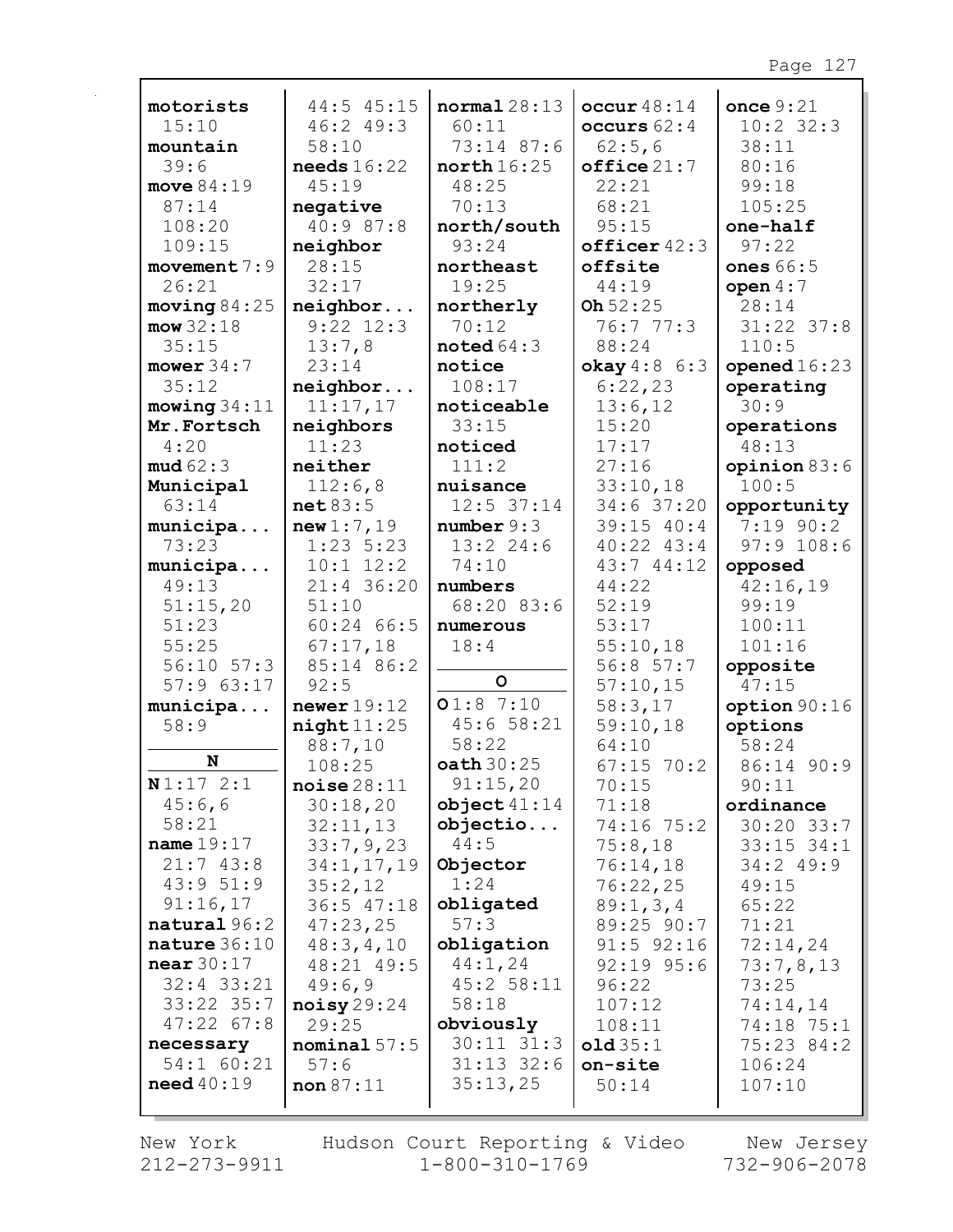**motorists** 15:10
**mountain** 39:6
**move** 84:19 87:14 108:20 109:15
**movement** 7:9 26:21
**moving** 84:25
**mow** 32:18 35:15
**mower** 34:7 35:12
**mowing** 34:11
**Mr.Fortsch** 4:20
**mud** 62:3
**Municipal** 63:14
**municipa...** 73:23
**municipa...** 49:13 51:15,20 51:23 55:25 56:10 57:3 57:9 63:17
**municipa...** 58:9

**N**

**N** 1:17 2:1 45:6,6 58:21
**name** 19:17 21:7 43:8 43:9 51:9 91:16,17
**natural** 96:2
**nature** 36:10
**near** 30:17 32:4 33:21 33:22 35:7 47:22 67:8
**necessary** 54:1 60:21
**need** 40:19 44:5 45:15 46:2 49:3 58:10
**needs** 16:22 45:19
**negative** 40:9 87:8
**neighbor** 28:15 32:17
**neighbor...** 9:22 12:3 13:7,8 23:14
**neighbor...** 11:17,17
**neighbors** 11:23
**neither** 112:6,8
**net** 83:5
**new** 1:7,19 1:23 5:23 10:1 12:2 21:4 36:20 51:10 60:24 66:5 67:17,18 85:14 86:2 92:5
**newer** 19:12
**night** 11:25 88:7,10 108:25
**noise** 28:11 30:18,20 32:11,13 33:7,9,23 34:1,17,19 35:2,12 36:5 47:18 47:23,25 48:3,4,10 48:21 49:5 49:6,9
**noisy** 29:24 29:25
**nominal** 57:5 57:6
**non** 87:11
**normal** 28:13 60:11 73:14 87:6
**north** 16:25 48:25 70:13
**north/south** 93:24
**northeast** 19:25
**northerly** 70:12
**noted** 64:3
**notice** 108:17
**noticeable** 33:15
**noticed** 111:2
**nuisance** 12:5 37:14
**number** 9:3 13:2 24:6 74:10
**numbers** 68:20 83:6
**numerous** 18:4

**O**

**O** 1:8 7:10 45:6 58:21 58:22
**oath** 30:25 91:15,20
**object** 41:14
**objectio...** 44:5
**Objector** 1:24
**obligated** 57:3
**obligation** 44:1,24 45:2 58:11 58:18
**obviously** 30:11 31:3 31:13 32:6 35:13,25
**occur** 48:14
**occurs** 62:4 62:5,6
**office** 21:7 22:21 68:21 95:15
**officer** 42:3
**offsite** 44:19
**Oh** 52:25 76:7 77:3 88:24
**okay** 4:8 6:3 6:22,23 13:6,12 15:20 17:17 27:16 33:10,18 34:6 37:20 39:15 40:4 40:22 43:4 43:7 44:12 44:22 52:19 53:17 55:10,18 56:8 57:7 57:10,15 58:3,17 59:10,18 64:10 67:15 70:2 70:15 71:18 74:16 75:2 75:8,18 76:14,18 76:22,25 89:1,3,4 89:25 90:7 91:5 92:16 92:19 95:6 96:22 107:12 108:11
**old** 35:1
**on-site** 50:14
**once** 9:21 10:2 32:3 38:11 80:16 99:18 105:25
**one-half** 97:22
**ones** 66:5
**open** 4:7 28:14 31:22 37:8 110:5
**opened** 16:23
**operating** 30:9
**operations** 48:13
**opinion** 83:6 100:5
**opportunity** 7:19 90:2 97:9 108:6
**opposed** 42:16,19 99:19 100:11 101:16
**opposite** 47:15
**option** 90:16
**options** 58:24 86:14 90:9 90:11
**ordinance** 30:20 33:7 33:15 34:1 34:2 49:9 49:15 65:22 71:21 72:14,24 73:7,8,13 73:25 74:14,14 74:18 75:1 75:23 84:2 106:24 107:10

New York 212-273-9911 | Hudson Court Reporting & Video 1-800-310-1769 | New Jersey 732-906-2078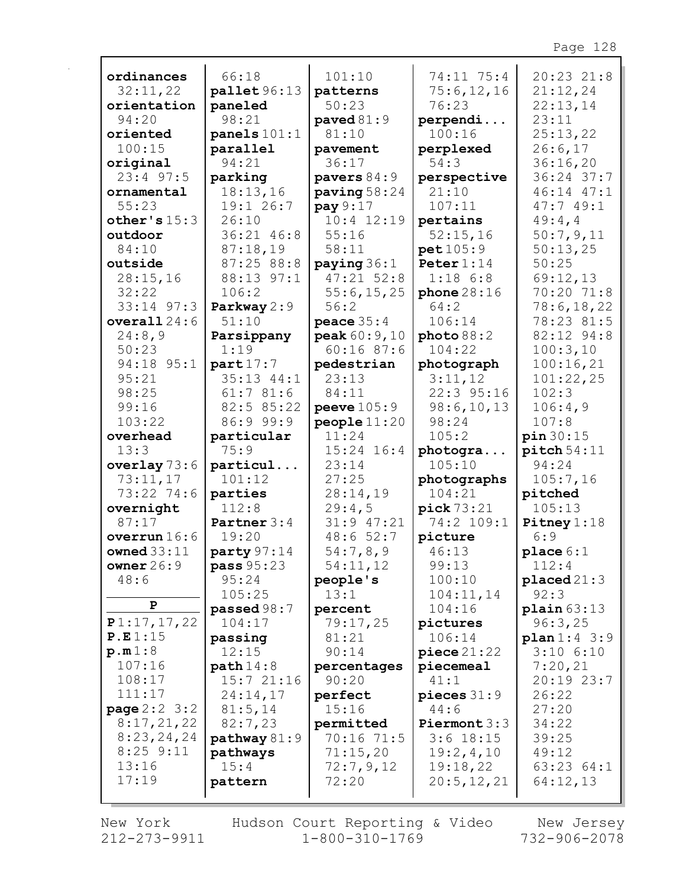**ordinances** 32:11,22
**orientation** 94:20
**oriented** 100:15
**original** 23:4 97:5
**ornamental** 55:23
**other's** 15:3
**outdoor** 84:10
**outside** 28:15,16 32:22 33:14 97:3
**overall** 24:6 24:8,9 50:23 94:18 95:1 95:21 98:25 99:16 103:22
**overhead** 13:3
**overlay** 73:6 73:11,17 73:22 74:6
**overnight** 87:17
**overrun** 16:6
**owned** 33:11
**owner** 26:9 48:6

**P**

**P** 1:17,17,22
**P.E** 1:15
**p.m** 1:8 107:16 108:17 111:17
**page** 2:2 3:2 8:17,21,22 8:23,24,24 8:25 9:11 13:16 17:19 66:18
**pallet** 96:13
**paneled** 98:21
**panels** 101:1
**parallel** 94:21
**parking** 18:13,16 19:1 26:7 26:10 36:21 46:8 87:18,19 87:25 88:8 88:13 97:1 106:2
**Parkway** 2:9 51:10
**Parsippany** 1:19
**part** 17:7 35:13 44:1 61:7 81:6 82:5 85:22 86:9 99:9
**particular** 75:9
**particul...** 101:12
**parties** 112:8
**Partner** 3:4 19:20
**party** 97:14
**pass** 95:23 95:24 105:25
**passed** 98:7 104:17
**passing** 12:15
**path** 14:8 15:7 21:16 24:14,17 81:5,14 82:7,23
**pathway** 81:9
**pathways** 15:4
**pattern** 101:10
**patterns** 50:23
**paved** 81:9 81:10
**pavement** 36:17
**pavers** 84:9
**paving** 58:24
**pay** 9:17 10:4 12:19 55:16 58:11
**paying** 36:1 47:21 52:8 55:6,15,25 56:2
**peace** 35:4
**peak** 60:9,10 60:16 87:6
**pedestrian** 23:13 84:11
**peeve** 105:9
**people** 11:20 11:24 15:24 16:4 23:14 27:25 28:14,19 29:4,5 31:9 47:21 48:6 52:7 54:7,8,9 54:11,12
**people's** 13:1
**percent** 79:17,25 81:21 90:14
**percentages** 90:20
**perfect** 15:16
**permitted** 70:16 71:5 71:15,20 72:7,9,12 72:20 74:11 75:4 75:6,12,16 76:23
**perpendi...** 100:16
**perplexed** 54:3
**perspective** 21:10 107:11
**pertains** 52:15,16
**pet** 105:9
**Peter** 1:14 1:18 6:8
**phone** 28:16 64:2 106:14
**photo** 88:2 104:22
**photograph** 3:11,12 22:3 95:16 98:6,10,13 98:24 105:2
**photogra...** 105:10
**photographs** 104:21
**pick** 73:21 74:2 109:1
**picture** 46:13 99:13 100:10 104:11,14 104:16
**pictures** 106:14
**piece** 21:22
**piecemeal** 41:1
**pieces** 31:9 44:6
**Piermont** 3:3 3:6 18:15 19:2,4,10 19:18,22 20:5,12,21 20:23 21:8 21:12,24 22:13,14 23:11 25:13,22 26:6,17 36:16,20 36:24 37:7 46:14 47:1 47:7 49:1 49:4,4 50:7,9,11 50:13,25 50:25 69:12,13 70:20 71:8 78:6,18,22 78:23 81:5 82:12 94:8 100:3,10 100:16,21 101:22,25 102:3 106:4,9 107:8
**pin** 30:15
**pitch** 54:11 94:24 105:7,16
**pitched** 105:13
**Pitney** 1:18 6:9
**place** 6:1 112:4
**placed** 21:3 92:3
**plain** 63:13 96:3,25
**plan** 1:4 3:9 3:10 6:10 7:20,21 20:19 23:7 26:22 27:20 34:22 39:25 49:12 63:23 64:1 64:12,13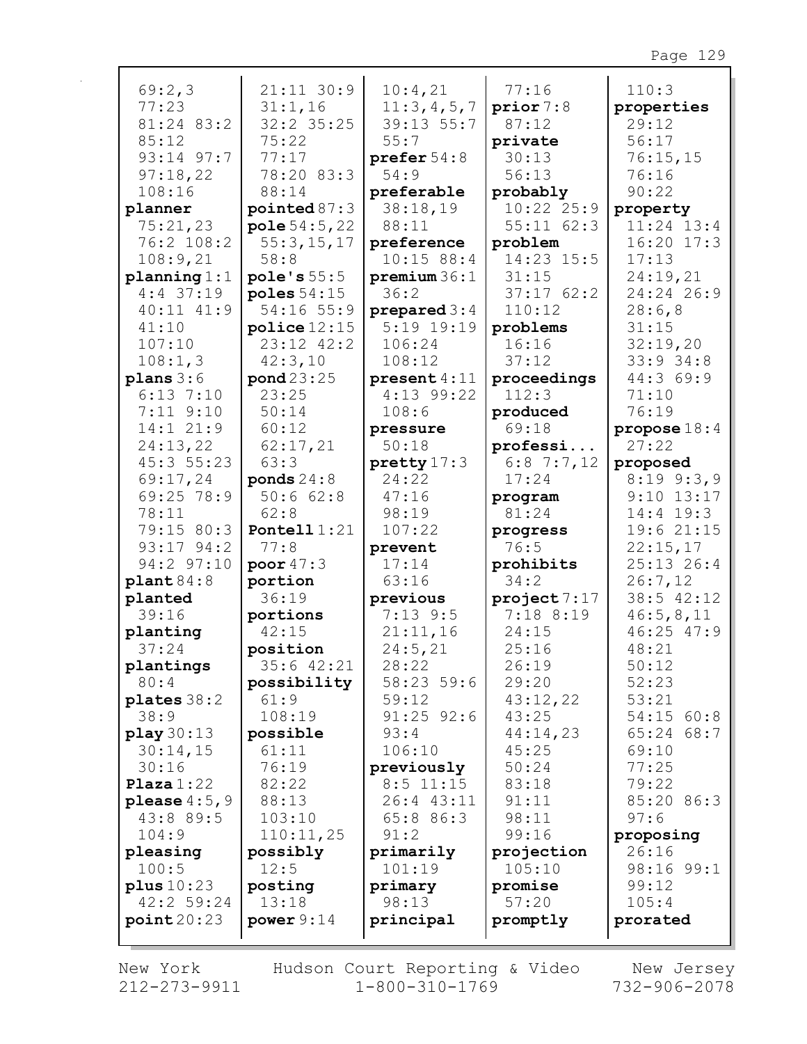69:2,3
77:23
81:24 83:2
85:12
93:14 97:7
97:18,22
108:16
**planner**
75:21,23
76:2 108:2
108:9,21
**planning** 1:1
4:4 37:19
40:11 41:9
41:10
107:10
108:1,3
**plans** 3:6
6:13 7:10
7:11 9:10
14:1 21:9
24:13,22
45:3 55:23
69:17,24
69:25 78:9
78:11
79:15 80:3
93:17 94:2
94:2 97:10
**plant** 84:8
**planted**
39:16
**planting**
37:24
**plantings**
80:4
**plates** 38:2
38:9
**play** 30:13
30:14,15
30:16
**Plaza** 1:22
**please** 4:5,9
43:8 89:5
104:9
**pleasing**
100:5
**plus** 10:23
42:2 59:24
**point** 20:23

21:11 30:9
31:1,16
32:2 35:25
75:22
77:17
78:20 83:3
88:14
**pointed** 87:3
**pole** 54:5,22
55:3,15,17
58:8
**pole's** 55:5
**poles** 54:15
54:16 55:9
**police** 12:15
23:12 42:2
42:3,10
**pond** 23:25
23:25
50:14
60:12
62:17,21
63:3
**ponds** 24:8
50:6 62:8
62:8
**Pontell** 1:21
77:8
**poor** 47:3
**portion**
36:19
**portions**
42:15
**position**
35:6 42:21
**possibility**
61:9
108:19
**possible**
61:11
76:19
82:22
88:13
103:10
110:11,25
**possibly**
12:5
**posting**
13:18
**power** 9:14

10:4,21
11:3,4,5,7
39:13 55:7
55:7
**prefer** 54:8
54:9
**preferable**
38:18,19
88:11
**preference**
10:15 88:4
**premium** 36:1
36:2
**prepared** 3:4
5:19 19:19
106:24
108:12
**present** 4:11
4:13 99:22
108:6
**pressure**
50:18
**pretty** 17:3
24:22
47:16
98:19
107:22
**prevent**
17:14
63:16
**previous**
7:13 9:5
21:11,16
24:5,21
28:22
58:23 59:6
59:12
91:25 92:6
93:4
106:10
**previously**
8:5 11:15
26:4 43:11
65:8 86:3
91:2
**primarily**
101:19
**primary**
98:13
**principal**

77:16
**prior** 7:8
87:12
**private**
30:13
56:13
**probably**
10:22 25:9
55:11 62:3
**problem**
14:23 15:5
31:15
37:17 62:2
110:12
**problems**
16:16
37:12
**proceedings**
112:3
**produced**
69:18
**professi...**
6:8 7:7,12
17:24
**program**
81:24
**progress**
76:5
**prohibits**
34:2
**project** 7:17
7:18 8:19
24:15
25:16
26:19
29:20
43:12,22
43:25
44:14,23
45:25
50:24
83:18
91:11
98:11
99:16
**projection**
105:10
**promise**
57:20
**promptly**

110:3
**properties**
29:12
56:17
76:15,15
76:16
90:22
**property**
11:24 13:4
16:20 17:3
17:13
24:19,21
24:24 26:9
28:6,8
31:15
32:19,20
33:9 34:8
44:3 69:9
71:10
76:19
**propose** 18:4
27:22
**proposed**
8:19 9:3,9
9:10 13:17
14:4 19:3
19:6 21:15
22:15,17
25:13 26:4
26:7,12
38:5 42:12
46:5,8,11
46:25 47:9
48:21
50:12
52:23
53:21
54:15 60:8
65:24 68:7
69:10
77:25
79:22
85:20 86:3
97:6
**proposing**
26:16
98:16 99:1
99:12
105:4
**prorated**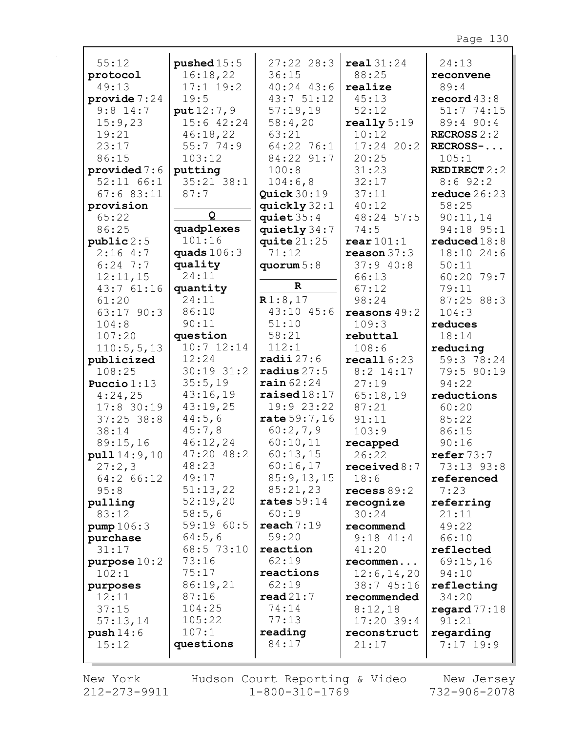55:12
**protocol** 49:13
**provide** 7:24 9:8 14:7 15:9,23 19:21 23:17 86:15
**provided** 7:6 52:11 66:1 67:6 83:11
**provision** 65:22 86:25
**public** 2:5 2:16 4:7 6:24 7:7 12:11,15 43:7 61:16 61:20 63:17 90:3 104:8 107:20 110:5,5,13
**publicized** 108:25
**Puccio** 1:13 4:24,25 17:8 30:19 37:25 38:8 38:14 89:15,16
**pull** 14:9,10 27:2,3 64:2 66:12 95:8
**pulling** 83:12
**pump** 106:3
**purchase** 31:17
**purpose** 10:2 102:1
**purposes** 12:11 37:15 57:13,14
**push** 14:6 15:12
**pushed** 15:5 16:18,22 17:1 19:2 19:5
**put** 12:7,9 15:6 42:24 46:18,22 55:7 74:9 103:12
**putting** 35:21 38:1 87:7

**Q**

**quadplexes** 101:16
**quads** 106:3
**quality** 24:11
**quantity** 24:11 86:10 90:11
**question** 10:7 12:14 12:24 30:19 31:2 35:5,19 43:16,19 43:19,25 44:5,6 45:7,8 46:12,24 47:20 48:2 48:23 49:17 51:13,22 52:19,20 58:5,6 59:19 60:5 64:5,6 68:5 73:10 73:16 75:17 86:19,21 87:16 104:25 105:22 107:1
**questions** 27:22 28:3 36:15 40:24 43:6 43:7 51:12 57:19,19 58:4,20 63:21 64:22 76:1 84:22 91:7 100:8 104:6,8
**Quick** 30:19
**quickly** 32:1
**quiet** 35:4
**quietly** 34:7
**quite** 21:25 71:12
**quorum** 5:8

**R**

**R** 1:8,17 43:10 45:6 51:10 58:21 112:1
**radii** 27:6
**radius** 27:5
**rain** 62:24
**raised** 18:17 19:9 23:22
**rate** 59:7,16 60:2,7,9 60:10,11 60:13,15 60:16,17 85:9,13,15 85:21,23
**rates** 59:14 60:19
**reach** 7:19 59:20
**reaction** 62:19
**reactions** 62:19
**read** 21:7 74:14 77:13
**reading** 84:17
**real** 31:24 88:25
**realize** 45:13 52:12
**really** 5:19 10:12 17:24 20:2 20:25 31:23 32:17 37:11 40:12 48:24 57:5 74:5
**rear** 101:1
**reason** 37:3 37:9 40:8 66:13 67:12 98:24
**reasons** 49:2 109:3
**rebuttal** 108:6
**recall** 6:23 8:2 14:17 27:19 65:18,19 87:21 91:11 103:9
**recapped** 26:22
**received** 8:7 18:6
**recess** 89:2
**recognize** 30:24
**recommend** 9:18 41:4 41:20
**recommen...** 12:6,14,20 38:7 45:16
**recommended** 8:12,18 17:20 39:4
**reconstruct** 21:17
24:13
**reconvene** 89:4
**record** 43:8 51:7 74:15 89:4 90:4
**RECROSS** 2:2
**RECROSS-...** 105:1
**REDIRECT** 2:2 8:6 92:2
**reduce** 26:23 58:25 90:11,14 94:18 95:1
**reduced** 18:8 18:10 24:6 50:11 60:20 79:7 79:11 87:25 88:3 104:3
**reduces** 18:14
**reducing** 59:3 78:24 79:5 90:19 94:22
**reductions** 60:20 85:22 86:15 90:16
**refer** 73:7 73:13 93:8
**referenced** 7:23
**referring** 21:11 49:22 66:10
**reflected** 69:15,16 94:10
**reflecting** 34:20
**regard** 77:18 91:21
**regarding** 7:17 19:9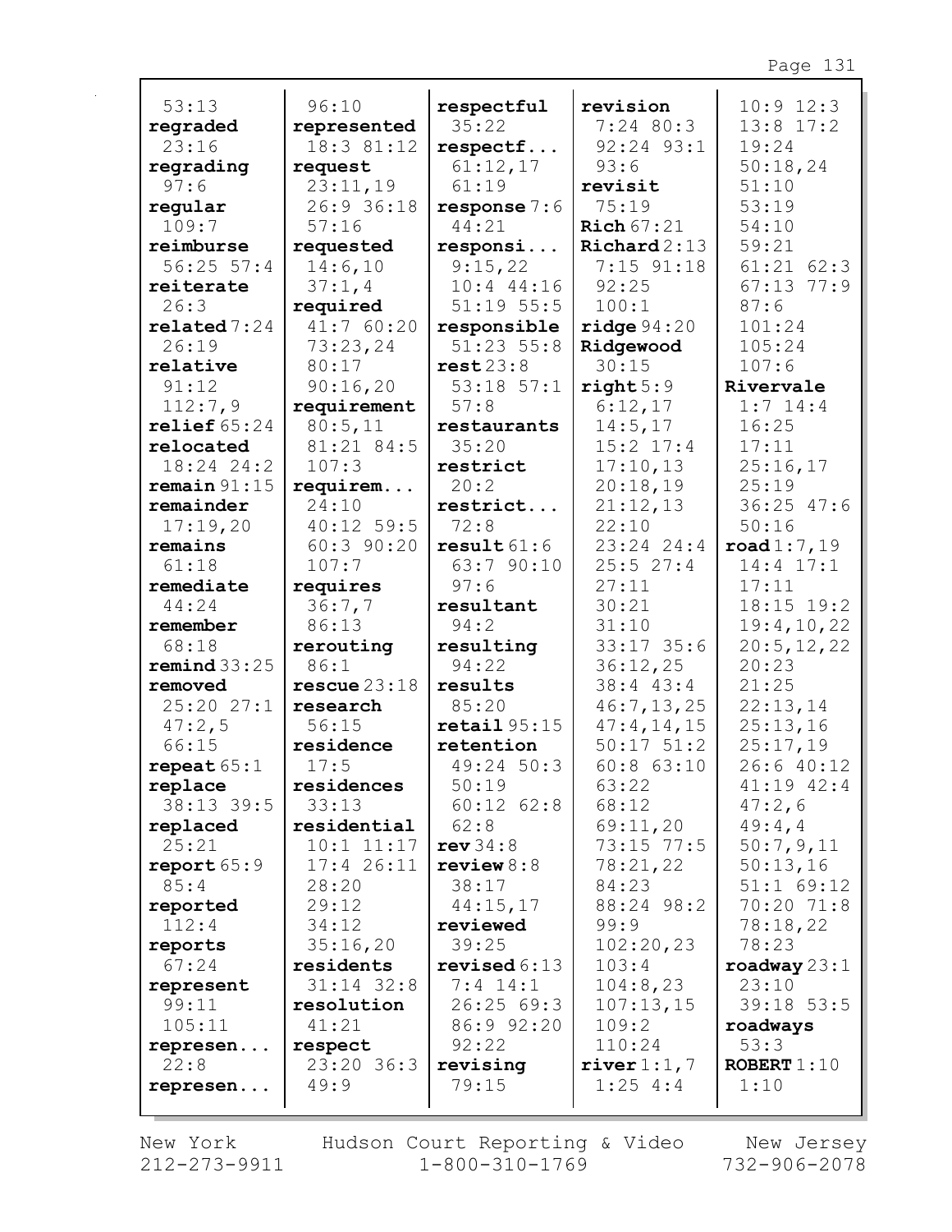53:13
**regraded** 23:16
**regrading** 97:6
**regular** 109:7
**reimburse** 56:25 57:4
**reiterate** 26:3
**related** 7:24 26:19
**relative** 91:12 112:7,9
**relief** 65:24
**relocated** 18:24 24:2
**remain** 91:15
**remainder** 17:19,20
**remains** 61:18
**remediate** 44:24
**remember** 68:18
**remind** 33:25
**removed** 25:20 27:1 47:2,5 66:15
**repeat** 65:1
**replace** 38:13 39:5
**replaced** 25:21
**report** 65:9 85:4
**reported** 112:4
**reports** 67:24
**represent** 99:11 105:11
**represen...** 22:8
**represen...** 96:10
**represented** 18:3 81:12
**request** 23:11,19 26:9 36:18 57:16
**requested** 14:6,10 37:1,4
**required** 41:7 60:20 73:23,24 80:17 90:16,20
**requirement** 80:5,11 81:21 84:5 107:3
**requirem...** 24:10 40:12 59:5 60:3 90:20 107:7
**requires** 36:7,7 86:13
**rerouting** 86:1
**rescue** 23:18
**research** 56:15
**residence** 17:5
**residences** 33:13
**residential** 10:1 11:17 17:4 26:11 28:20 29:12 34:12 35:16,20
**residents** 31:14 32:8
**resolution** 41:21
**respect** 23:20 36:3 49:9
**respectful** 35:22
**respectf...** 61:12,17 61:19
**response** 7:6 44:21
**responsi...** 9:15,22 10:4 44:16 51:19 55:5
**responsible** 51:23 55:8
**rest** 23:8 53:18 57:1 57:8
**restaurants** 35:20
**restrict** 20:2
**restrict...** 72:8
**result** 61:6 63:7 90:10 97:6
**resultant** 94:2
**resulting** 94:22
**results** 85:20
**retail** 95:15
**retention** 49:24 50:3 50:19 60:12 62:8 62:8
**rev** 34:8
**review** 8:8 38:17 44:15,17
**reviewed** 39:25
**revised** 6:13 7:4 14:1 26:25 69:3 86:9 92:20 92:22
**revising** 79:15
**revision** 7:24 80:3 92:24 93:1 93:6
**revisit** 75:19
**Rich** 67:21
**Richard** 2:13 7:15 91:18 92:25 100:1
**ridge** 94:20
**Ridgewood** 30:15
**right** 5:9 6:12,17 14:5,17 15:2 17:4 17:10,13 20:18,19 21:12,13 22:10 23:24 24:4 25:5 27:4 27:11 30:21 31:10 33:17 35:6 36:12,25 38:4 43:4 46:7,13,25 47:4,14,15 50:17 51:2 60:8 63:10 63:22 68:12 69:11,20 73:15 77:5 78:21,22 84:23 88:24 98:2 99:9 102:20,23 103:4 104:8,23 107:13,15 109:2 110:24
**river** 1:1,7 1:25 4:4
10:9 12:3 13:8 17:2 19:24 50:18,24 51:10 53:19 54:10 59:21 61:21 62:3 67:13 77:9 87:6 101:24 105:24 107:6
**Rivervale** 1:7 14:4 16:25 17:11 25:16,17 25:19 36:25 47:6 50:16
**road** 1:7,19 14:4 17:1 17:11 18:15 19:2 19:4,10,22 20:5,12,22 20:23 21:25 22:13,14 25:13,16 25:17,19 26:6 40:12 41:19 42:4 47:2,6 49:4,4 50:7,9,11 50:13,16 51:1 69:12 70:20 71:8 78:18,22 78:23
**roadway** 23:1 23:10 39:18 53:5
**roadways** 53:3
**ROBERT** 1:10 1:10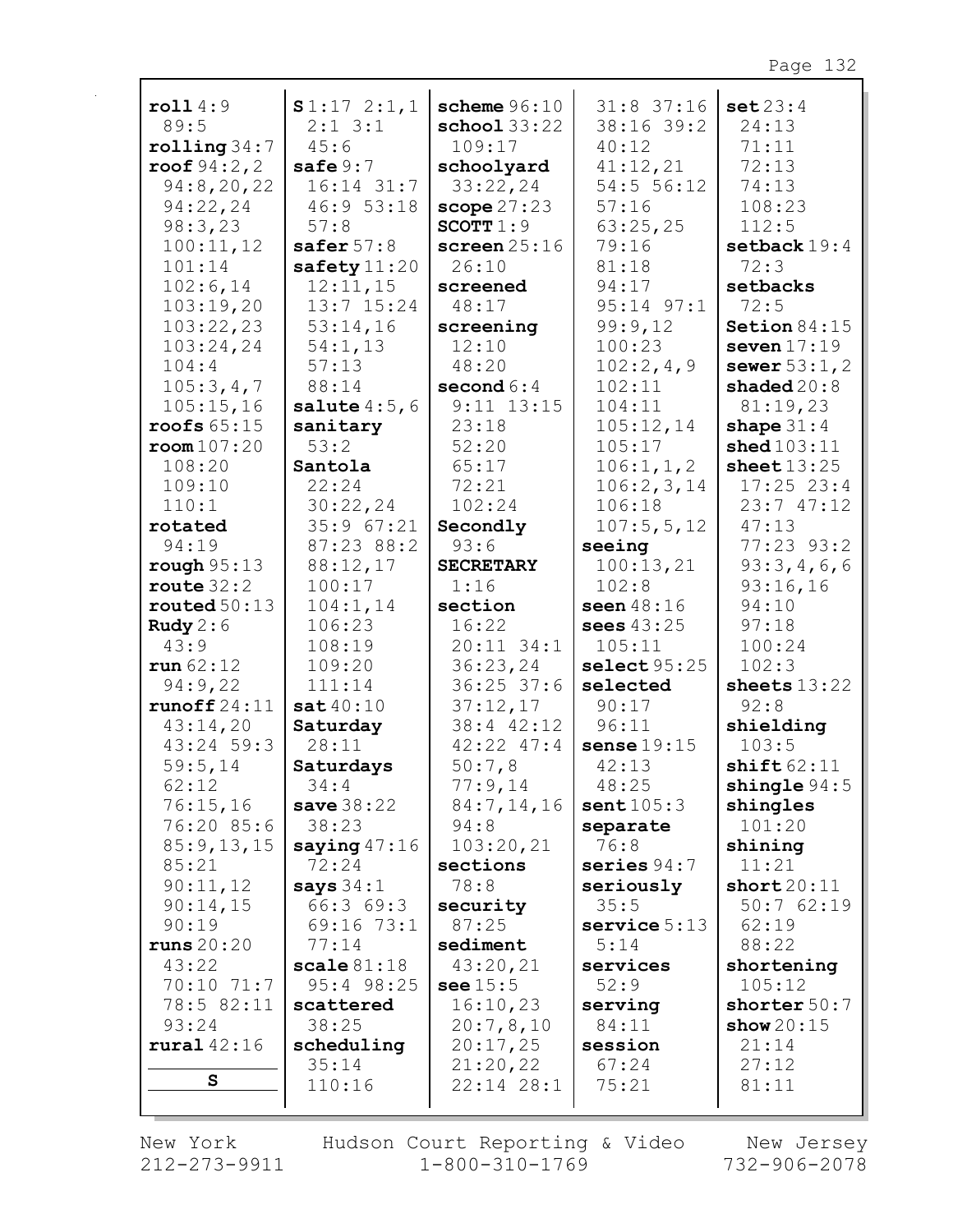**roll** 4:9 89:5
**rolling** 34:7
**roof** 94:2,2 94:8,20,22 94:22,24 98:3,23 100:11,12 101:14 102:6,14 103:19,20 103:22,23 103:24,24 104:4 105:3,4,7 105:15,16
**roofs** 65:15
**room** 107:20 108:20 109:10 110:1
**rotated** 94:19
**rough** 95:13
**route** 32:2
**routed** 50:13
**Rudy** 2:6 43:9
**run** 62:12 94:9,22
**runoff** 24:11 43:14,20 43:24 59:3 59:5,14 62:12 76:15,16 76:20 85:6 85:9,13,15 85:21 90:11,12 90:14,15 90:19
**runs** 20:20 43:22 70:10 71:7 78:5 82:11 93:24
**rural** 42:16

**S**

**S** 1:17 2:1,1 2:1 3:1 45:6
**safe** 9:7 16:14 31:7 46:9 53:18 57:8
**safer** 57:8
**safety** 11:20 12:11,15 13:7 15:24 53:14,16 54:1,13 57:13 88:14
**salute** 4:5,6
**sanitary** 53:2
**Santola** 22:24 30:22,24 35:9 67:21 87:23 88:2 88:12,17 100:17 104:1,14 106:23 108:19 109:20 111:14
**sat** 40:10
**Saturday** 28:11
**Saturdays** 34:4
**save** 38:22 38:23
**saying** 47:16 72:24
**says** 34:1 66:3 69:3 69:16 73:1 77:14
**scale** 81:18 95:4 98:25
**scattered** 38:25
**scheduling** 35:14 110:16
**scheme** 96:10
**school** 33:22 109:17
**schoolyard** 33:22,24
**scope** 27:23
**SCOTT** 1:9
**screen** 25:16 26:10
**screened** 48:17
**screening** 12:10 48:20
**second** 6:4 9:11 13:15 23:18 52:20 65:17 72:21 102:24
**Secondly** 93:6
**SECRETARY** 1:16
**section** 16:22 20:11 34:1 36:23,24 36:25 37:6 37:12,17 38:4 42:12 42:22 47:4 50:7,8 77:9,14 84:7,14,16 94:8 103:20,21
**sections** 78:8
**security** 87:25
**sediment** 43:20,21
**see** 15:5 16:10,23 20:7,8,10 20:17,25 21:20,22 22:14 28:1 31:8 37:16 38:16 39:2 40:12 41:12,21 54:5 56:12 57:16 63:25,25 79:16 81:18 94:17 95:14 97:1 99:9,12 100:23 102:2,4,9 102:11 104:11 105:12,14 105:17 106:1,1,2 106:2,3,14 106:18 107:5,5,12
**seeing** 100:13,21 102:8
**seen** 48:16
**sees** 43:25 105:11
**select** 95:25
**selected** 90:17 96:11
**sense** 19:15 42:13 48:25
**sent** 105:3
**separate** 76:8
**series** 94:7
**seriously** 35:5
**service** 5:13 5:14
**services** 52:9
**serving** 84:11
**session** 67:24 75:21
**set** 23:4 24:13 71:11 72:13 74:13 108:23 112:5
**setback** 19:4 72:3
**setbacks** 72:5
**Setion** 84:15
**seven** 17:19
**sewer** 53:1,2
**shaded** 20:8 81:19,23
**shape** 31:4
**shed** 103:11
**sheet** 13:25 17:25 23:4 23:7 47:12 47:13 77:23 93:2 93:3,4,6,6 93:16,16 94:10 97:18 100:24 102:3
**sheets** 13:22 92:8
**shielding** 103:5
**shift** 62:11
**shingle** 94:5
**shingles** 101:20
**shining** 11:21
**short** 20:11 50:7 62:19 62:19 88:22
**shortening** 105:12
**shorter** 50:7
**show** 20:15 21:14 27:12 81:11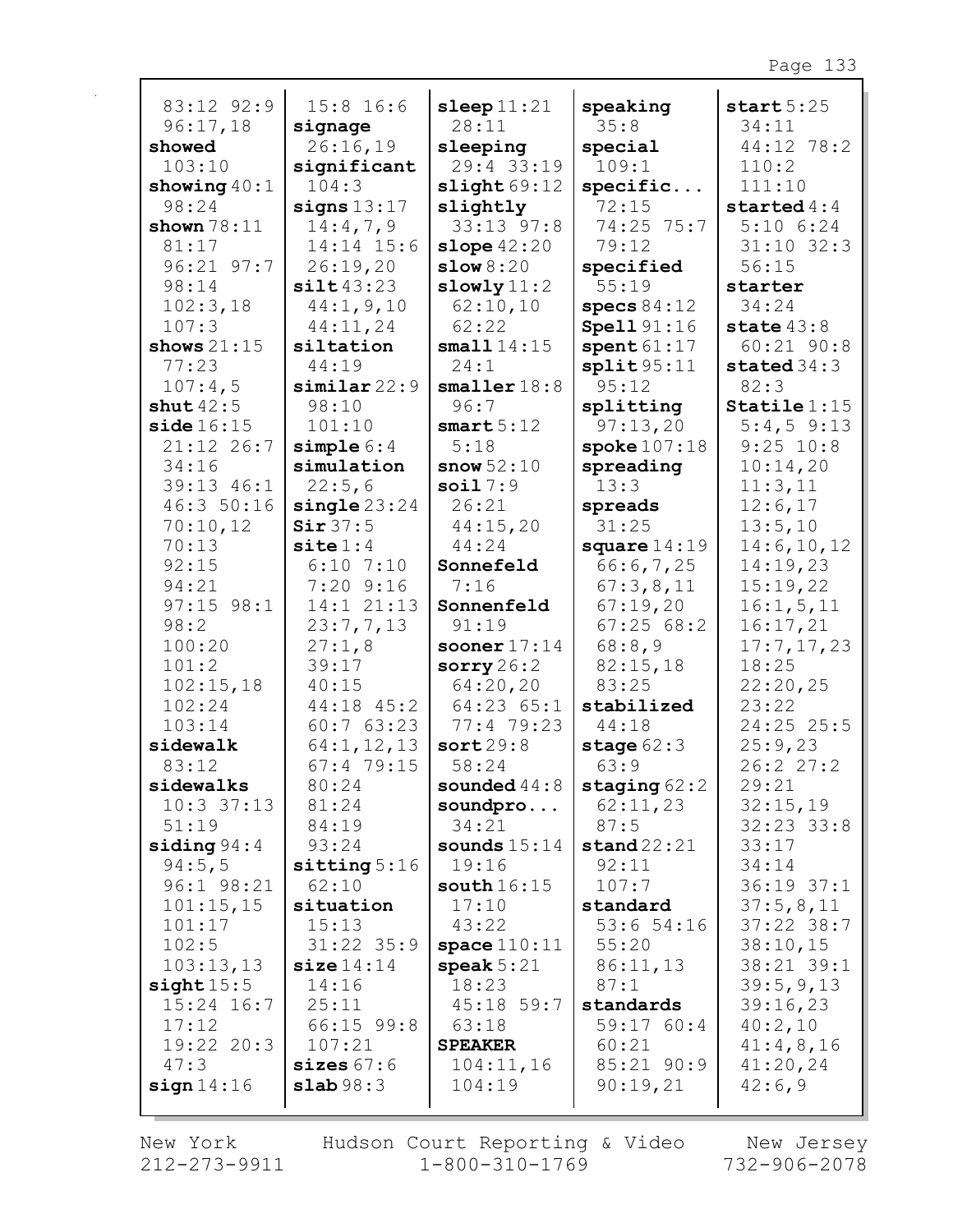83:12 92:9
96:17,18
**showed**
103:10
**showing** 40:1
98:24
**shown** 78:11
81:17
96:21 97:7
98:14
102:3,18
107:3
**shows** 21:15
77:23
107:4,5
**shut** 42:5
**side** 16:15
21:12 26:7
34:16
39:13 46:1
46:3 50:16
70:10,12
70:13
92:15
94:21
97:15 98:1
98:2
100:20
101:2
102:15,18
102:24
103:14
**sidewalk**
83:12
**sidewalks**
10:3 37:13
51:19
**siding** 94:4
94:5,5
96:1 98:21
101:15,15
101:17
102:5
103:13,13
**sight** 15:5
15:24 16:7
17:12
19:22 20:3
47:3
**sign** 14:16

15:8 16:6
**signage**
26:16,19
**significant**
104:3
**signs** 13:17
14:4,7,9
14:14 15:6
26:19,20
**silt** 43:23
44:1,9,10
44:11,24
**siltation**
44:19
**similar** 22:9
98:10
101:10
**simple** 6:4
**simulation**
22:5,6
**single** 23:24
**Sir** 37:5
**site** 1:4
6:10 7:10
7:20 9:16
14:1 21:13
23:7,7,13
27:1,8
39:17
40:15
44:18 45:2
60:7 63:23
64:1,12,13
67:4 79:15
80:24
81:24
84:19
93:24
**sitting** 5:16
62:10
**situation**
15:13
31:22 35:9
**size** 14:14
14:16
25:11
66:15 99:8
107:21
**sizes** 67:6
**slab** 98:3

**sleep** 11:21
28:11
**sleeping**
29:4 33:19
**slight** 69:12
**slightly**
33:13 97:8
**slope** 42:20
**slow** 8:20
**slowly** 11:2
62:10,10
62:22
**small** 14:15
24:1
**smaller** 18:8
96:7
**smart** 5:12
5:18
**snow** 52:10
**soil** 7:9
26:21
44:15,20
44:24
**Sonnefeld**
7:16
**Sonnenfeld**
91:19
**sooner** 17:14
**sorry** 26:2
64:20,20
64:23 65:1
77:4 79:23
**sort** 29:8
58:24
**sounded** 44:8
**soundpro...**
34:21
**sounds** 15:14
19:16
**south** 16:15
17:10
43:22
**space** 110:11
**speak** 5:21
18:23
45:18 59:7
63:18
**SPEAKER**
104:11,16
104:19

**speaking**
35:8
**special**
109:1
**specific...**
72:15
74:25 75:7
79:12
**specified**
55:19
**specs** 84:12
**Spell** 91:16
**spent** 61:17
**split** 95:11
95:12
**splitting**
97:13,20
**spoke** 107:18
**spreading**
13:3
**spreads**
31:25
**square** 14:19
66:6,7,25
67:3,8,11
67:19,20
67:25 68:2
68:8,9
82:15,18
83:25
**stabilized**
44:18
**stage** 62:3
63:9
**staging** 62:2
62:11,23
87:5
**stand** 22:21
92:11
107:7
**standard**
53:6 54:16
55:20
86:11,13
87:1
**standards**
59:17 60:4
60:21
85:21 90:9
90:19,21

**start** 5:25
34:11
44:12 78:2
110:2
111:10
**started** 4:4
5:10 6:24
31:10 32:3
56:15
**starter**
34:24
**state** 43:8
60:21 90:8
**stated** 34:3
82:3
**Statile** 1:15
5:4,5 9:13
9:25 10:8
10:14,20
11:3,11
12:6,17
13:5,10
14:6,10,12
14:19,23
15:19,22
16:1,5,11
16:17,21
17:7,17,23
18:25
22:20,25
23:22
24:25 25:5
25:9,23
26:2 27:2
29:21
32:15,19
32:23 33:8
33:17
34:14
36:19 37:1
37:5,8,11
37:22 38:7
38:10,15
38:21 39:1
39:5,9,13
39:16,23
40:2,10
41:4,8,16
41:20,24
42:6,9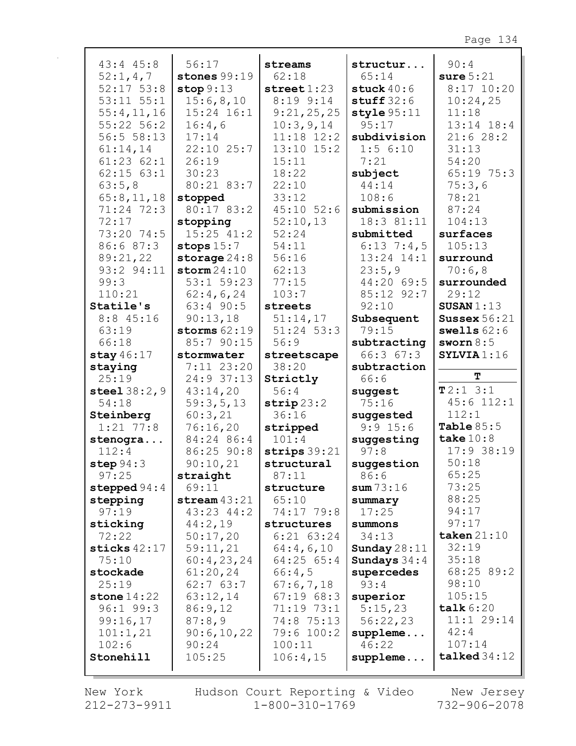43:4 45:8
52:1,4,7
52:17 53:8
53:11 55:1
55:4,11,16
55:22 56:2
56:5 58:13
61:14,14
61:23 62:1
62:15 63:1
63:5,8
65:8,11,18
71:24 72:3
72:17
73:20 74:5
86:6 87:3
89:21,22
93:2 94:11
99:3
110:21

**Statile's** 8:8 45:16 63:19 66:18

**stay** 46:17

**staying** 25:19

**steel** 38:2,9 54:18

**Steinberg** 1:21 77:8

**stenogra...** 112:4

**step** 94:3 97:25

**stepped** 94:4

**stepping** 97:19

**sticking** 72:22

**sticks** 42:17 75:10

**stockade** 25:19

**stone** 14:22 96:1 99:3 99:16,17 101:1,21 102:6

**Stonehill** 56:17

**stones** 99:19

**stop** 9:13 15:6,8,10 15:24 16:1 16:4,6 17:14 22:10 25:7 26:19 30:23 80:21 83:7

**stopped** 80:17 83:2

**stopping** 15:25 41:2

**stops** 15:7

**storage** 24:8

**storm** 24:10 53:1 59:23 62:4,6,24 63:4 90:5 90:13,18

**storms** 62:19 85:7 90:15

**stormwater** 7:11 23:20 24:9 37:13 43:14,20 59:3,5,13 60:3,21 76:16,20 84:24 86:4 86:25 90:8 90:10,21

**straight** 69:11

**stream** 43:21 43:23 44:2 44:2,19 50:17,20 59:11,21 60:4,23,24 61:20,24 62:7 63:7 63:12,14 86:9,12 87:8,9 90:6,10,22 90:24 105:25

**streams** 62:18

**street** 1:23 8:19 9:14 9:21,25,25 10:3,9,14 11:18 12:2 13:10 15:2 15:11 18:22 22:10 33:12 45:10 52:6 52:10,13 52:24 54:11 56:16 62:13 77:15 103:7

**streets** 51:14,17 51:24 53:3 56:9

**streetscape** 38:20

**Strictly** 56:4

**strip** 23:2 36:16

**stripped** 101:4

**strips** 39:21

**structural** 87:11

**structure** 65:10 74:17 79:8

**structures** 6:21 63:24 64:4,6,10 64:25 65:4 66:4,5 67:6,7,18 67:19 68:3 71:19 73:1 74:8 75:13 79:6 100:2 100:11 106:4,15

**structur...** 65:14

**stuck** 40:6

**stuff** 32:6

**style** 95:11 95:17

**subdivision** 1:5 6:10 7:21

**subject** 44:14 108:6

**submission** 18:3 81:11

**submitted** 6:13 7:4,5 13:24 14:1 23:5,9 44:20 69:5 85:12 92:7 92:10

**Subsequent** 79:15

**subtracting** 66:3 67:3

**subtraction** 66:6

**suggest** 75:16

**suggested** 9:9 15:6

**suggesting** 97:8

**suggestion** 86:6

**sum** 73:16

**summary** 17:25

**summons** 34:13

**Sunday** 28:11

**Sundays** 34:4

**supercedes** 93:4

**superior** 5:15,23 56:22,23

**suppleme...** 46:22

**suppleme...** 90:4

**sure** 5:21 8:17 10:20 10:24,25 11:18 13:14 18:4 21:6 28:2 31:13 54:20 65:19 75:3 75:3,6 78:21 87:24 104:13

**surfaces** 105:13

**surround** 70:6,8

**surrounded** 29:12

**SUSAN** 1:13

**Sussex** 56:21

**swells** 62:6

**sworn** 8:5

**SYLVIA** 1:16

**T**

**T** 2:1 3:1 45:6 112:1 112:1

**Table** 85:5

**take** 10:8 17:9 38:19 50:18 65:25 73:25 88:25 94:17 97:17

**taken** 21:10 32:19 35:18 68:25 89:2 98:10 105:15

**talk** 6:20 11:1 29:14 42:4 107:14

**talked** 34:12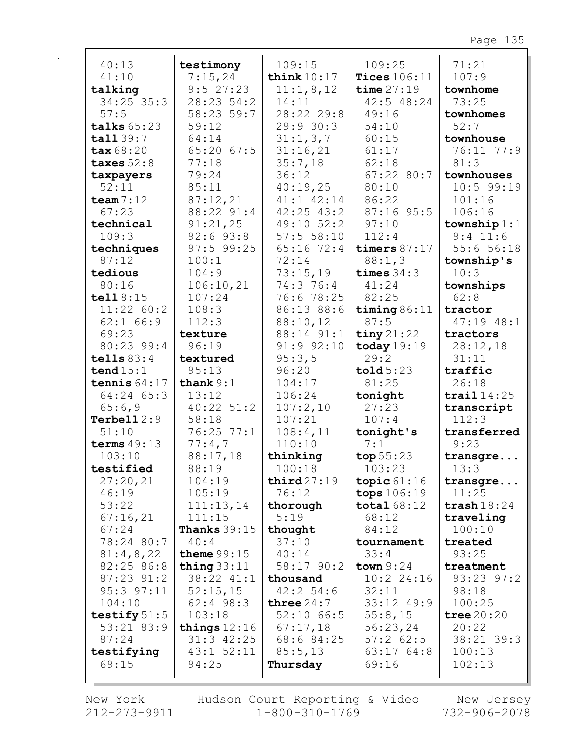40:13
41:10
**talking** 34:25 35:3 57:5
**talks** 65:23
**tall** 39:7
**tax** 68:20
**taxes** 52:8
**taxpayers** 52:11
**team** 7:12 67:23
**technical** 109:3
**techniques** 87:12
**tedious** 80:16
**tell** 8:15 11:22 60:2 62:1 66:9 69:23 80:23 99:4
**tells** 83:4
**tend** 15:1
**tennis** 64:17 64:24 65:3 65:6,9
**Terbell** 2:9 51:10
**terms** 49:13 103:10
**testified** 27:20,21 46:19 53:22 67:16,21 67:24 78:24 80:7 81:4,8,22 82:25 86:8 87:23 91:2 95:3 97:11 104:10
**testify** 51:5 53:21 83:9 87:24
**testifying** 69:15

**testimony** 7:15,24 9:5 27:23 28:23 54:2 58:23 59:7 59:12 64:14 65:20 67:5 77:18 79:24 85:11 87:12,21 88:22 91:4 91:21,25 92:6 93:8 97:5 99:25 100:1 104:9 106:10,21 107:24 108:3 112:3
**texture** 96:19
**textured** 95:13
**thank** 9:1 13:12 40:22 51:2 58:18 76:25 77:1 77:4,7 88:17,18 88:19 104:19 105:19 111:13,14 111:15
**Thanks** 39:15 40:4
**theme** 99:15
**thing** 33:11 38:22 41:1 52:15,15 62:4 98:3 103:18
**things** 12:16 31:3 42:25 43:1 52:11 94:25

109:15
**think** 10:17 11:1,8,12 14:11 28:22 29:8 29:9 30:3 31:1,3,7 31:16,21 35:7,18 36:12 40:19,25 41:1 42:14 42:25 43:2 49:10 52:2 57:5 58:10 65:16 72:4 72:14 73:15,19 74:3 76:4 76:6 78:25 86:13 88:6 88:10,12 88:14 91:1 91:9 92:10 95:3,5 96:20 104:17 106:24 107:2,10 107:21 108:4,11 110:10
**thinking** 100:18
**third** 27:19 76:12
**thorough** 5:19
**thought** 37:10 40:14 58:17 90:2
**thousand** 42:2 54:6
**three** 24:7 52:10 66:5 67:17,18 68:6 84:25 85:5,13
**Thursday**

109:25
**Tices** 106:11
**time** 27:19 42:5 48:24 49:16 54:10 60:15 61:17 62:18 67:22 80:7 80:10 86:22 87:16 95:5 97:10 112:4
**timers** 87:17 88:1,3
**times** 34:3 41:24 82:25
**timing** 86:11 87:5
**tiny** 21:22
**today** 19:19 29:2
**told** 5:23 81:25
**tonight** 27:23 107:4
**tonight's** 7:1
**top** 55:23 103:23
**topic** 61:16
**tops** 106:19
**total** 68:12 68:12 84:12
**tournament** 33:4
**town** 9:24 10:2 24:16 32:11 33:12 49:9 55:8,15 56:23,24 57:2 62:5 63:17 64:8 69:16

71:21 107:9
**townhome** 73:25
**townhomes** 52:7
**townhouse** 76:11 77:9 81:3
**townhouses** 10:5 99:19 101:16 106:16
**township** 1:1 9:4 11:6 55:6 56:18
**township's** 10:3
**townships** 62:8
**tractor** 47:19 48:1
**tractors** 28:12,18 31:11
**traffic** 26:18
**trail** 14:25
**transcript** 112:3
**transferred** 9:23
**transgre...** 13:3
**transgre...** 11:25
**trash** 18:24
**traveling** 100:10
**treated** 93:25
**treatment** 93:23 97:2 98:18 100:25
**tree** 20:20 20:22 38:21 39:3 100:13 102:13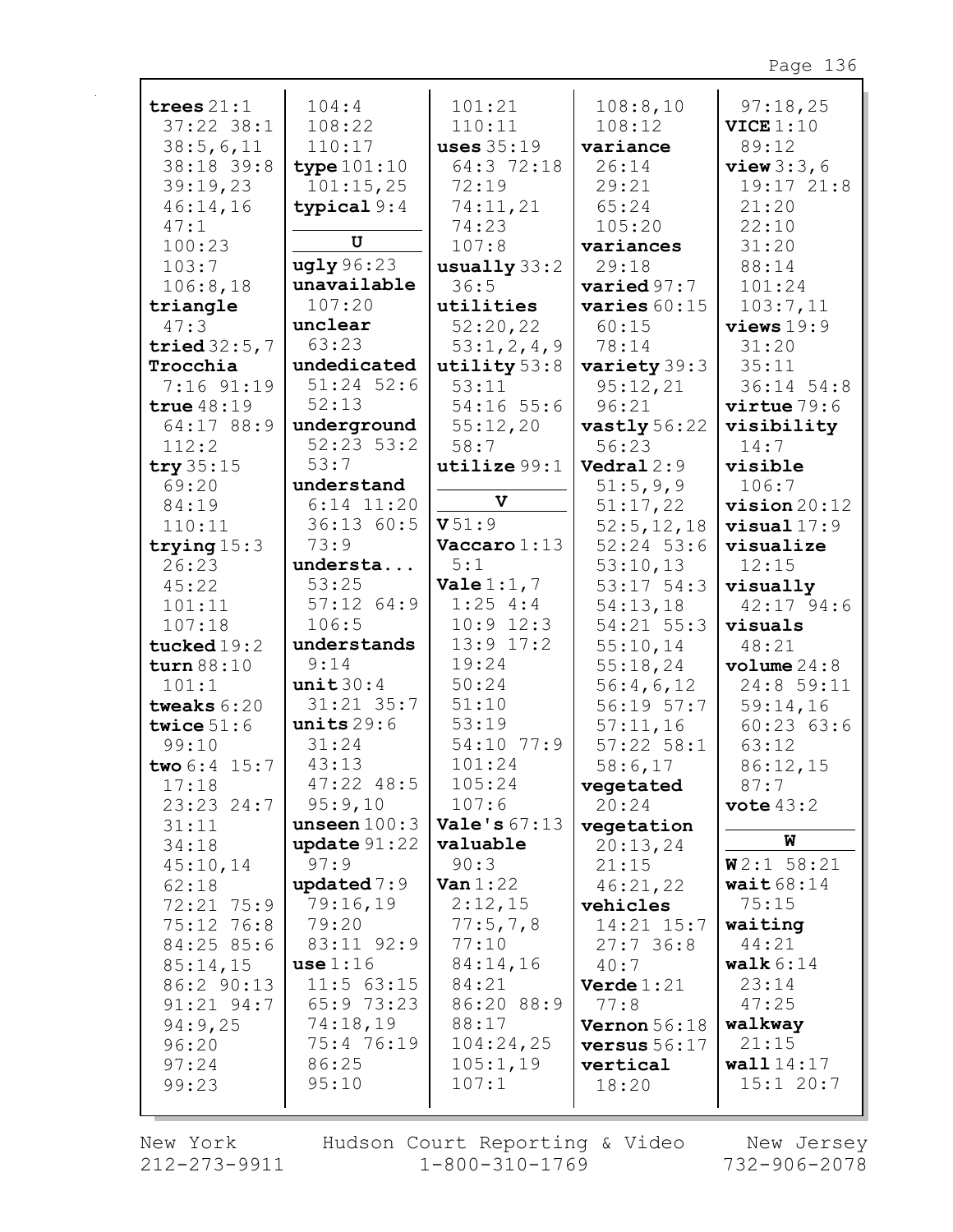**trees** 21:1 37:22 38:1 38:5,6,11 38:18 39:8 39:19,23 46:14,16 47:1 100:23 103:7 106:8,18
**triangle** 47:3
**tried** 32:5,7
**Trocchia** 7:16 91:19
**true** 48:19 64:17 88:9 112:2
**try** 35:15 69:20 84:19 110:11
**trying** 15:3 26:23 45:22 101:11 107:18
**tucked** 19:2
**turn** 88:10 101:1
**tweaks** 6:20
**twice** 51:6 99:10
**two** 6:4 15:7 17:18 23:23 24:7 31:11 34:18 45:10,14 62:18 72:21 75:9 75:12 76:8 84:25 85:6 85:14,15 86:2 90:13 91:21 94:7 94:9,25 96:20 97:24 99:23 104:4 108:22 110:17
**type** 101:10 101:15,25
**typical** 9:4

## U

**ugly** 96:23
**unavailable** 107:20
**unclear** 63:23
**undedicated** 51:24 52:6 52:13
**underground** 52:23 53:2 53:7
**understand** 6:14 11:20 36:13 60:5 73:9
**understa...** 53:25 57:12 64:9 106:5
**understands** 9:14
**unit** 30:4 31:21 35:7
**units** 29:6 31:24 43:13 47:22 48:5 95:9,10
**unseen** 100:3
**update** 91:22 97:9
**updated** 7:9 79:16,19 79:20 83:11 92:9
**use** 1:16 11:5 63:15 65:9 73:23 74:18,19 75:4 76:19 86:25 95:10 101:21 110:11
**uses** 35:19 64:3 72:18 72:19 74:11,21 74:23 107:8
**usually** 33:2 36:5
**utilities** 52:20,22 53:1,2,4,9
**utility** 53:8 53:11 54:16 55:6 55:12,20 58:7
**utilize** 99:1

## V

**V** 51:9
**Vaccaro** 1:13 5:1
**Vale** 1:1,7 1:25 4:4 10:9 12:3 13:9 17:2 19:24 50:24 51:10 53:19 54:10 77:9 101:24 105:24 107:6
**Vale's** 67:13
**valuable** 90:3
**Van** 1:22 2:12,15 77:5,7,8 77:10 84:14,16 84:21 86:20 88:9 88:17 104:24,25 105:1,19 107:1 108:8,10 108:12
**variance** 26:14 29:21 65:24 105:20
**variances** 29:18
**varied** 97:7
**varies** 60:15 60:15 78:14
**variety** 39:3 95:12,21 96:21
**vastly** 56:22 56:23
**Vedral** 2:9 51:5,9,9 51:17,22 52:5,12,18 52:24 53:6 53:10,13 53:17 54:3 54:13,18 54:21 55:3 55:10,14 55:18,24 56:4,6,12 56:19 57:7 57:11,16 57:22 58:1 58:6,17
**vegetated** 20:24
**vegetation** 20:13,24 21:15 46:21,22
**vehicles** 14:21 15:7 27:7 36:8 40:7
**Verde** 1:21 77:8
**Vernon** 56:18
**versus** 56:17
**vertical** 18:20 97:18,25
**VICE** 1:10 89:12
**view** 3:3,6 19:17 21:8 21:20 22:10 31:20 88:14 101:24 103:7,11
**views** 19:9 31:20 35:11 36:14 54:8
**virtue** 79:6
**visibility** 14:7
**visible** 106:7
**vision** 20:12
**visual** 17:9
**visualize** 12:15
**visually** 42:17 94:6
**visuals** 48:21
**volume** 24:8 24:8 59:11 59:14,16 60:23 63:6 63:12 86:12,15 87:7
**vote** 43:2

## W

**W** 2:1 58:21
**wait** 68:14 75:15
**waiting** 44:21
**walk** 6:14 23:14 47:25
**walkway** 21:15
**wall** 14:17 15:1 20:7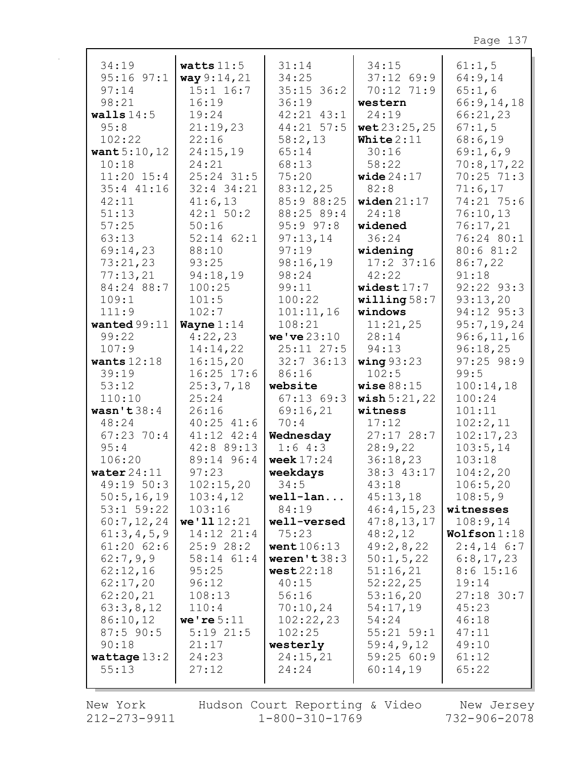34:19
95:16 97:1
97:14
98:21
**walls** 14:5
95:8
102:22
**want** 5:10,12
10:18
11:20 15:4
35:4 41:16
42:11
51:13
57:25
63:13
69:14,23
73:21,23
77:13,21
84:24 88:7
109:1
111:9
**wanted** 99:11
99:22
107:9
**wants** 12:18
39:19
53:12
110:10
**wasn't** 38:4
48:24
67:23 70:4
95:4
106:20
**water** 24:11
49:19 50:3
50:5,16,19
53:1 59:22
60:7,12,24
61:3,4,5,9
61:20 62:6
62:7,9,9
62:12,16
62:17,20
62:20,21
63:3,8,12
86:10,12
87:5 90:5
90:18
**wattage** 13:2
55:13

**watts** 11:5
**way** 9:14,21
15:1 16:7
16:19
19:24
21:19,23
22:16
24:15,19
24:21
25:24 31:5
32:4 34:21
41:6,13
42:1 50:2
50:16
52:14 62:1
88:10
93:25
94:18,19
100:25
101:5
102:7
**Wayne** 1:14
4:22,23
14:14,22
16:15,20
16:25 17:6
25:3,7,18
25:24
26:16
40:25 41:6
41:12 42:4
42:8 89:13
89:14 96:4
97:23
102:15,20
103:4,12
103:16
**we'll** 12:21
14:12 21:4
25:9 28:2
58:14 61:4
95:25
96:12
108:13
110:4
**we're** 5:11
5:19 21:5
21:17
24:23
27:12

31:14
34:25
35:15 36:2
36:19
42:21 43:1
44:21 57:5
58:2,13
65:14
68:13
75:20
83:12,25
85:9 88:25
88:25 89:4
95:9 97:8
97:13,14
97:19
98:16,19
98:24
99:11
100:22
101:11,16
108:21
**we've** 23:10
25:11 27:5
32:7 36:13
86:16
**website**
67:13 69:3
69:16,21
70:4
**Wednesday**
1:6 4:3
**week** 17:24
**weekdays**
34:5
**well-lan...**
84:19
**well-versed**
75:23
**went** 106:13
**weren't** 38:3
**west** 22:18
40:15
56:16
70:10,24
102:22,23
102:25
**westerly**
24:15,21
24:24

34:15
37:12 69:9
70:12 71:9
**western**
24:19
**wet** 23:25,25
**White** 2:11
30:16
58:22
**wide** 24:17
82:8
**widen** 21:17
24:18
**widened**
36:24
**widening**
17:2 37:16
42:22
**widest** 17:7
**willing** 58:7
**windows**
11:21,25
28:14
94:13
**wing** 93:23
102:5
**wise** 88:15
**wish** 5:21,22
**witness**
17:12
27:17 28:7
28:9,22
36:18,23
38:3 43:17
43:18
45:13,18
46:4,15,23
47:8,13,17
48:2,12
49:2,8,22
50:1,5,22
51:16,21
52:22,25
53:16,20
54:17,19
54:24
55:21 59:1
59:4,9,12
59:25 60:9
60:14,19

61:1,5
64:9,14
65:1,6
66:9,14,18
66:21,23
67:1,5
68:6,19
69:1,6,9
70:8,17,22
70:25 71:3
71:6,17
74:21 75:6
76:10,13
76:17,21
76:24 80:1
80:6 81:2
86:7,22
91:18
92:22 93:3
93:13,20
94:12 95:3
95:7,19,24
96:6,11,16
96:18,25
97:25 98:9
99:5
100:14,18
100:24
101:11
102:2,11
102:17,23
103:5,14
103:18
104:2,20
106:5,20
108:5,9
**witnesses**
108:9,14
**Wolfson** 1:18
2:4,14 6:7
6:8,17,23
8:6 15:16
19:14
27:18 30:7
45:23
46:18
47:11
49:10
61:12
65:22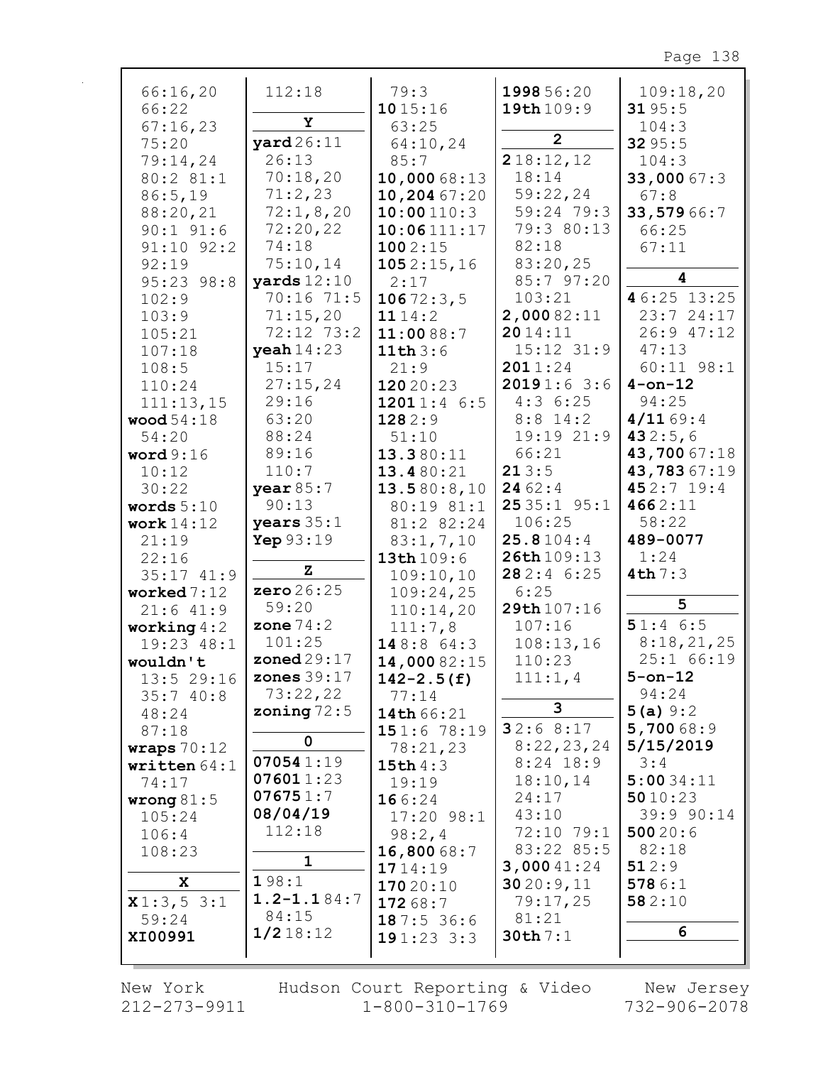66:16,20
66:22
67:16,23
75:20
79:14,24
80:2 81:1
86:5,19
88:20,21
90:1 91:6
91:10 92:2
92:19
95:23 98:8
102:9
103:9
105:21
107:18
108:5
110:24
111:13,15
**wood** 54:18
54:20
**word** 9:16
10:12
30:22
**words** 5:10
**work** 14:12
21:19
22:16
35:17 41:9
**worked** 7:12
21:6 41:9
**working** 4:2
19:23 48:1
**wouldn't**
13:5 29:16
35:7 40:8
48:24
87:18
**wraps** 70:12
**written** 64:1
74:17
**wrong** 81:5
105:24
106:4
108:23

**X**

**X** 1:3,5 3:1
59:24
**XI00991**
112:18

**Y**

**yard** 26:11
26:13
70:18,20
71:2,23
72:1,8,20
72:20,22
74:18
75:10,14
**yards** 12:10
70:16 71:5
71:15,20
72:12 73:2
**yeah** 14:23
15:17
27:15,24
29:16
63:20
88:24
89:16
110:7
**year** 85:7
90:13
**years** 35:1
**Yep** 93:19

**Z**

**zero** 26:25
59:20
**zone** 74:2
101:25
**zoned** 29:17
**zones** 39:17
73:22,22
**zoning** 72:5

**0**

**07054** 1:19
**07601** 1:23
**07675** 1:7
**08/04/19**
112:18

**1**

**1** 98:1
**1.2-1.1** 84:7
84:15
**1/2** 18:12
79:3
**10** 15:16
63:25
64:10,24
85:7
**10,000** 68:13
**10,204** 67:20
**10:00** 110:3
**10:06** 111:17
**100** 2:15
**105** 2:15,16
2:17
**1067** 2:3,5
**11** 14:2
**11:00** 88:7
**11th** 3:6
21:9
**120** 20:23
**1201** 1:4 6:5
**128** 2:9
51:10
**13.3** 80:11
**13.4** 80:21
**13.5** 80:8,10
80:19 81:1
81:2 82:24
83:1,7,10
**13th** 109:6
109:10,10
109:24,25
110:14,20
111:7,8
**14** 8:8 64:3
**14,000** 82:15
**142-2.5(f)**
77:14
**14th** 66:21
**15** 1:6 78:19
78:21,23
**15th** 4:3
19:19
**16** 6:24
17:20 98:1
98:2,4
**16,800** 68:7
**17** 14:19
**170** 20:10
**172** 68:7
**18** 7:5 36:6
**19** 1:23 3:3
**1998** 56:20
**19th** 109:9

**2**

**2** 18:12,12
18:14
59:22,24
59:24 79:3
79:3 80:13
82:18
83:20,25
85:7 97:20
103:21
**2,000** 82:11
**20** 14:11
15:12 31:9
**201** 1:24
**2019** 1:6 3:6
4:3 6:25
8:8 14:2
19:19 21:9
66:21
**21** 3:5
**24** 62:4
**25** 35:1 95:1
106:25
**25.8** 104:4
**26th** 109:13
**28** 2:4 6:25
6:25
**29th** 107:16
107:16
108:13,16
110:23
111:1,4

**3**

**3** 2:6 8:17
8:22,23,24
8:24 18:9
18:10,14
24:17
43:10
72:10 79:1
83:22 85:5
**3,000** 41:24
**30** 20:9,11
79:17,25
81:21
**30th** 7:1
109:18,20
**31** 95:5
104:3
**32** 95:5
104:3
**33,000** 67:3
67:8
**33,579** 66:7
66:25
67:11

**4**

**4** 6:25 13:25
23:7 24:17
26:9 47:12
47:13
60:11 98:1
**4-on-12**
94:25
**4/11** 69:4
**43** 2:5,6
**43,700** 67:18
**43,783** 67:19
**45** 2:7 19:4
**466** 2:11
58:22
**489-0077**
1:24
**4th** 7:3

**5**

**5** 1:4 6:5
8:18,21,25
25:1 66:19
**5-on-12**
94:24
**5(a)** 9:2
**5,700** 68:9
**5/15/2019**
3:4
**5:00** 34:11
**50** 10:23
39:9 90:14
**500** 20:6
82:18
**51** 2:9
**578** 6:1
**58** 2:10

**6**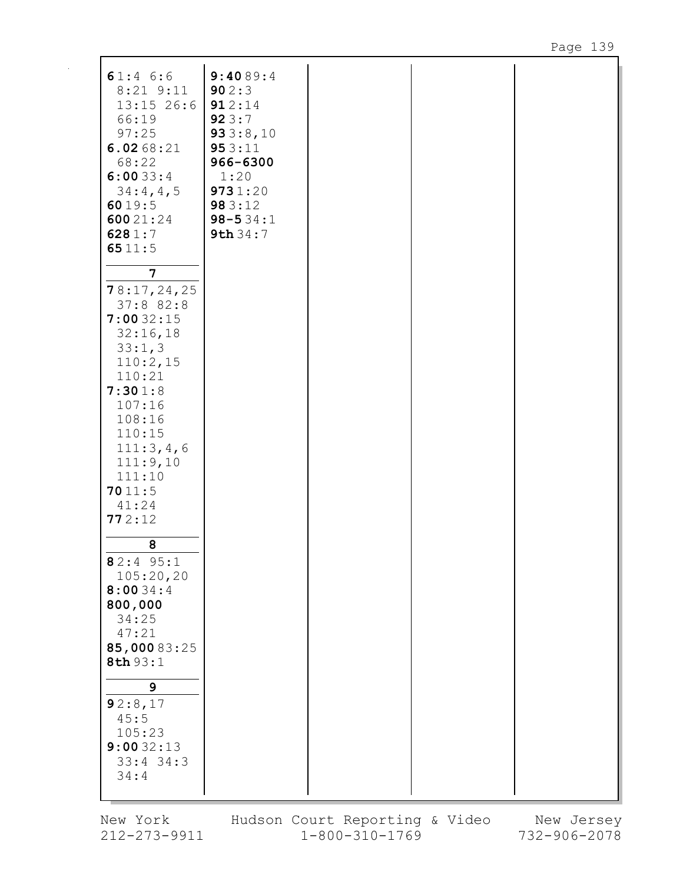**6** 1:4 6:6 8:21 9:11 13:15 26:6 66:19 97:25
**6.02** 68:21 68:22
**6:00** 33:4 34:4,4,5
**60** 19:5
**600** 21:24
**628** 1:7
**65** 11:5

### 7

**7** 8:17,24,25 37:8 82:8
**7:00** 32:15 32:16,18 33:1,3 110:2,15 110:21
**7:30** 1:8 107:16 108:16 110:15 111:3,4,6 111:9,10 111:10
**70** 11:5 41:24
**77** 2:12

### 8

**8** 2:4 95:1 105:20,20
**8:00** 34:4
**800,000** 34:25 47:21
**85,000** 83:25
**8th** 93:1

### 9

**9** 2:8,17 45:5 105:23
**9:00** 32:13 33:4 34:3 34:4
**9:40** 89:4
**90** 2:3
**91** 2:14
**92** 3:7
**93** 3:8,10
**95** 3:11
**966-6300** 1:20
**973** 1:20
**98** 3:12
**98-5** 34:1
**9th** 34:7